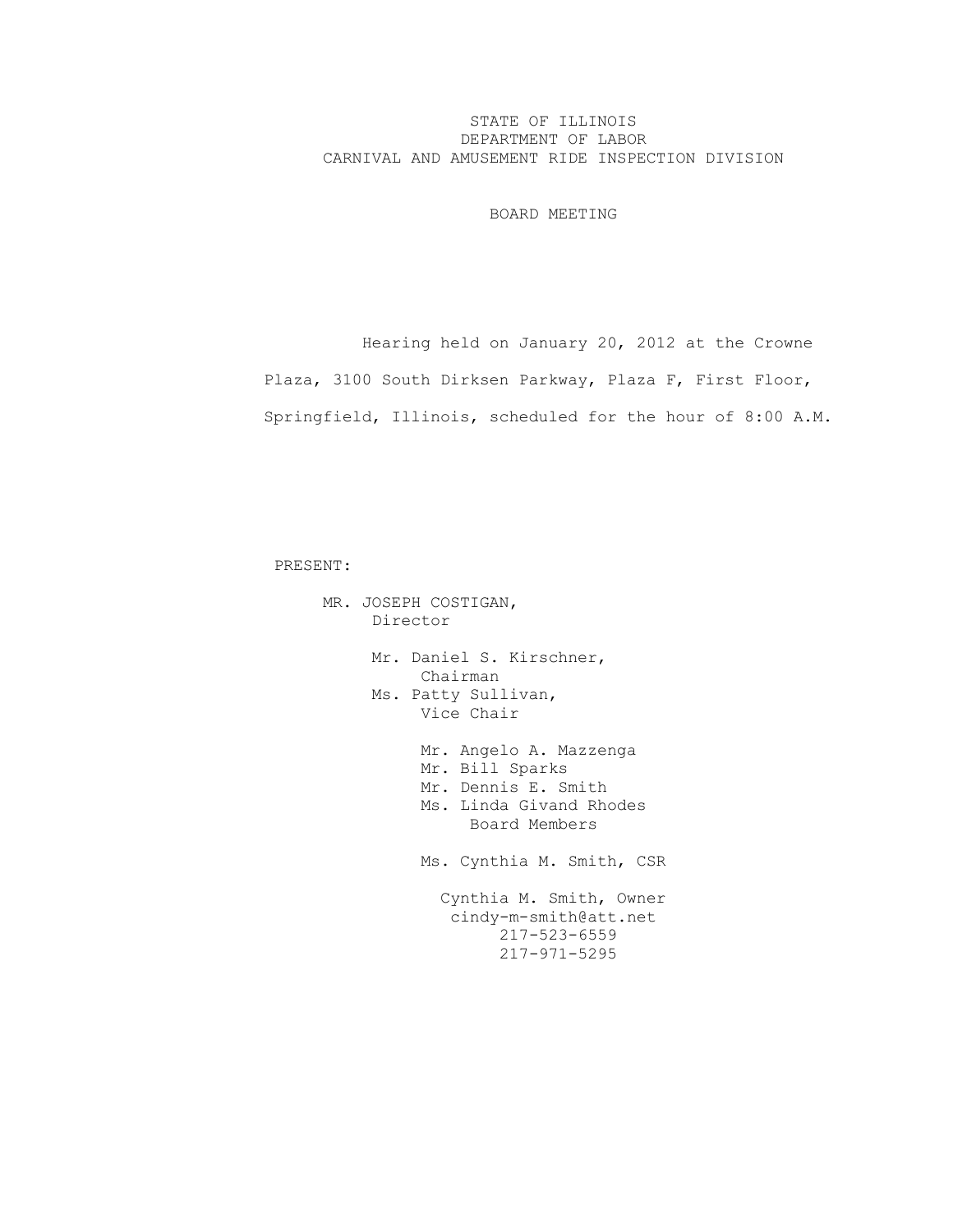STATE OF ILLINOIS
DEPARTMENT OF LABOR
CARNIVAL AND AMUSEMENT RIDE INSPECTION DIVISION

BOARD MEETING

Hearing held on January 20, 2012 at the Crowne Plaza, 3100 South Dirksen Parkway, Plaza F, First Floor, Springfield, Illinois, scheduled for the hour of 8:00 A.M.

PRESENT:

MR. JOSEPH COSTIGAN,
Director

Mr. Daniel S. Kirschner,
Chairman

Ms. Patty Sullivan,
Vice Chair

Mr. Angelo A. Mazzenga
Mr. Bill Sparks
Mr. Dennis E. Smith
Ms. Linda Givand Rhodes
Board Members

Ms. Cynthia M. Smith, CSR

Cynthia M. Smith, Owner
cindy-m-smith@att.net
217-523-6559
217-971-5295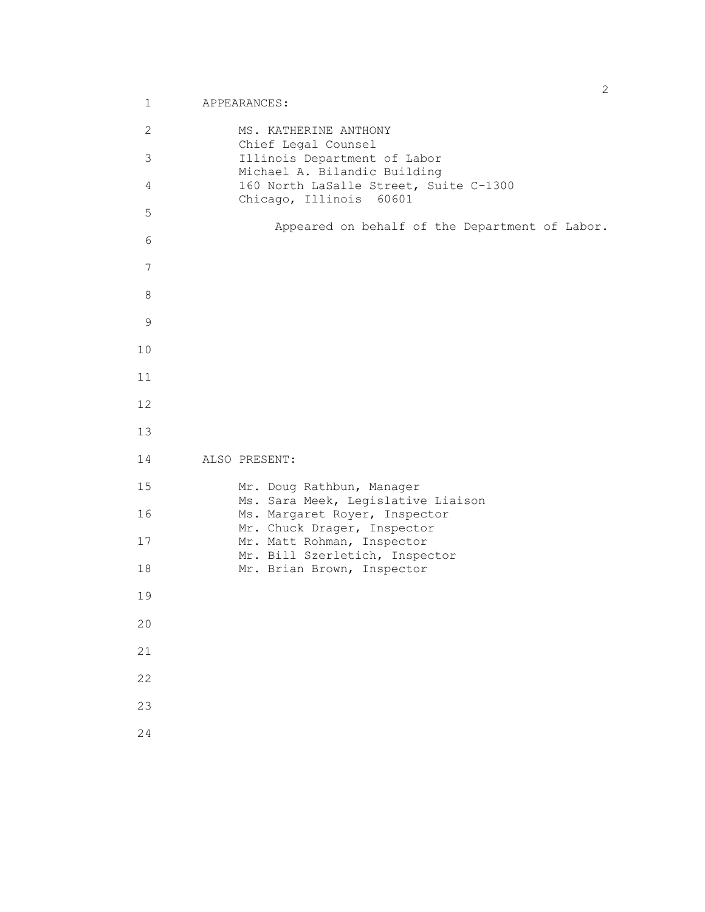APPEARANCES:

MS. KATHERINE ANTHONY
Chief Legal Counsel
Illinois Department of Labor
Michael A. Bilandic Building
160 North LaSalle Street, Suite C-1300
Chicago, Illinois 60601

Appeared on behalf of the Department of Labor.

ALSO PRESENT:

Mr. Doug Rathbun, Manager
Ms. Sara Meek, Legislative Liaison
Ms. Margaret Royer, Inspector
Mr. Chuck Drager, Inspector
Mr. Matt Rohman, Inspector
Mr. Bill Szerletich, Inspector
Mr. Brian Brown, Inspector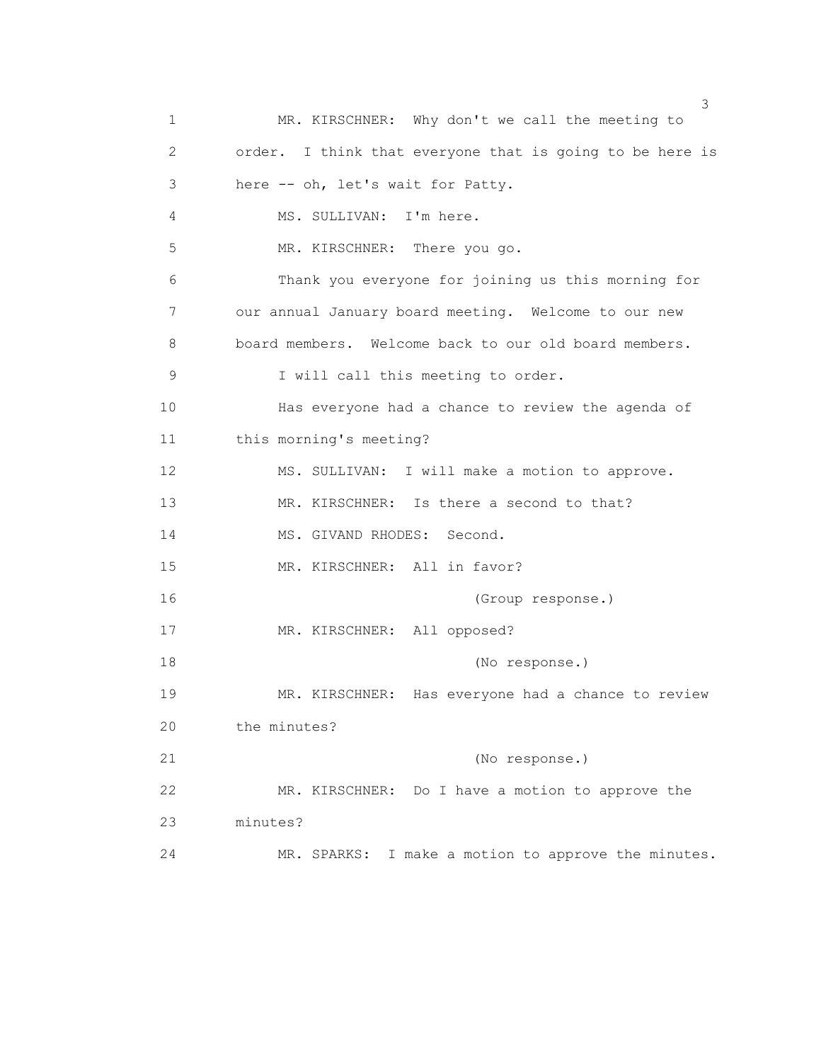MR. KIRSCHNER: Why don't we call the meeting to order. I think that everyone that is going to be here is here -- oh, let's wait for Patty.

MS. SULLIVAN: I'm here.

MR. KIRSCHNER: There you go.

Thank you everyone for joining us this morning for our annual January board meeting. Welcome to our new board members. Welcome back to our old board members.

I will call this meeting to order.

Has everyone had a chance to review the agenda of this morning's meeting?

MS. SULLIVAN: I will make a motion to approve.

MR. KIRSCHNER: Is there a second to that?

MS. GIVAND RHODES: Second.

MR. KIRSCHNER: All in favor?

(Group response.)

MR. KIRSCHNER: All opposed?

(No response.)

MR. KIRSCHNER: Has everyone had a chance to review the minutes?

(No response.)

MR. KIRSCHNER: Do I have a motion to approve the minutes?

MR. SPARKS: I make a motion to approve the minutes.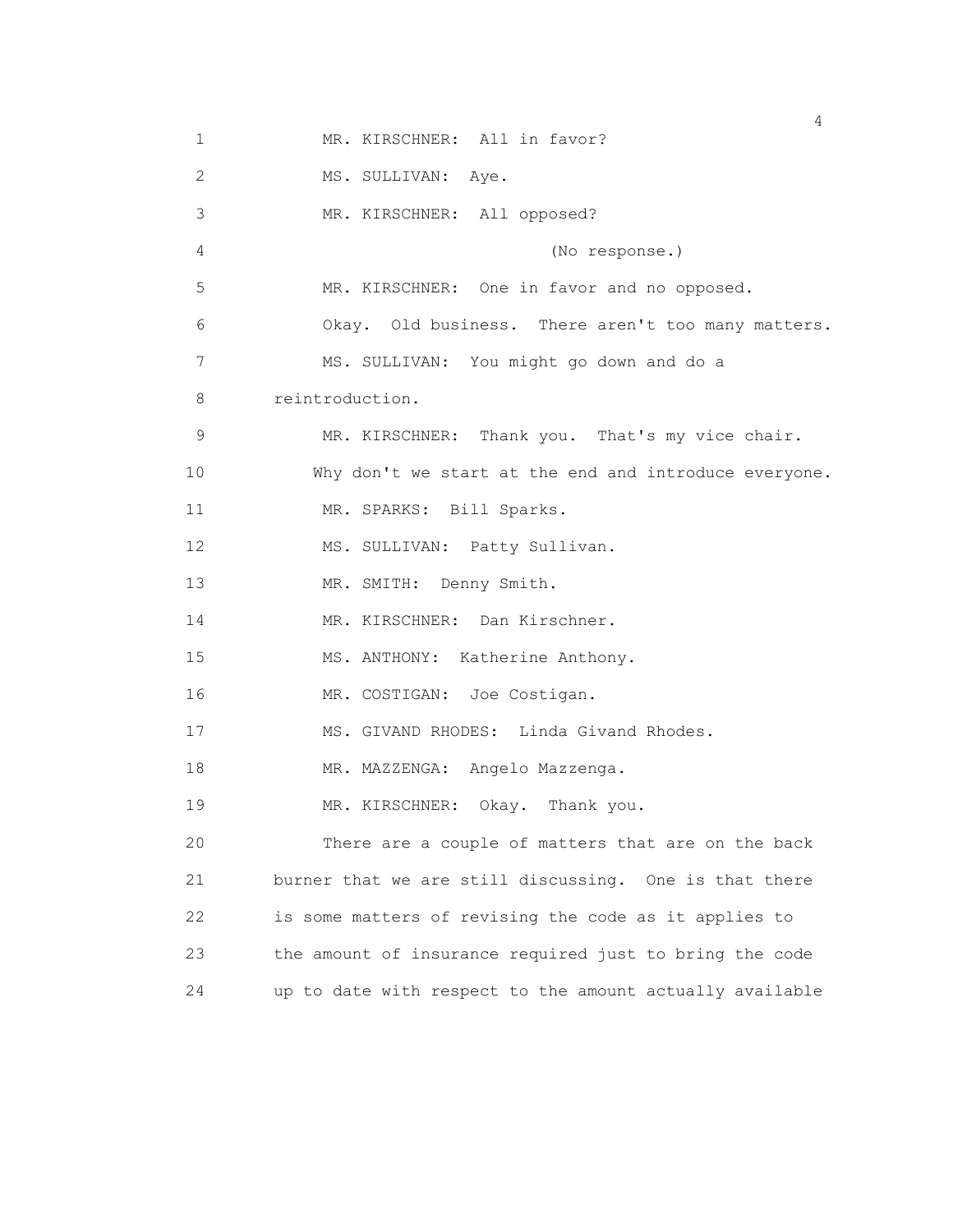MR. KIRSCHNER: All in favor?

MS. SULLIVAN: Aye.

MR. KIRSCHNER: All opposed?

(No response.)

MR. KIRSCHNER: One in favor and no opposed.

Okay. Old business. There aren't too many matters.

MS. SULLIVAN: You might go down and do a reintroduction.

MR. KIRSCHNER: Thank you. That's my vice chair.

Why don't we start at the end and introduce everyone.

MR. SPARKS: Bill Sparks.

MS. SULLIVAN: Patty Sullivan.

MR. SMITH: Denny Smith.

MR. KIRSCHNER: Dan Kirschner.

MS. ANTHONY: Katherine Anthony.

MR. COSTIGAN: Joe Costigan.

MS. GIVAND RHODES: Linda Givand Rhodes.

MR. MAZZENGA: Angelo Mazzenga.

MR. KIRSCHNER: Okay. Thank you.

There are a couple of matters that are on the back burner that we are still discussing. One is that there is some matters of revising the code as it applies to the amount of insurance required just to bring the code up to date with respect to the amount actually available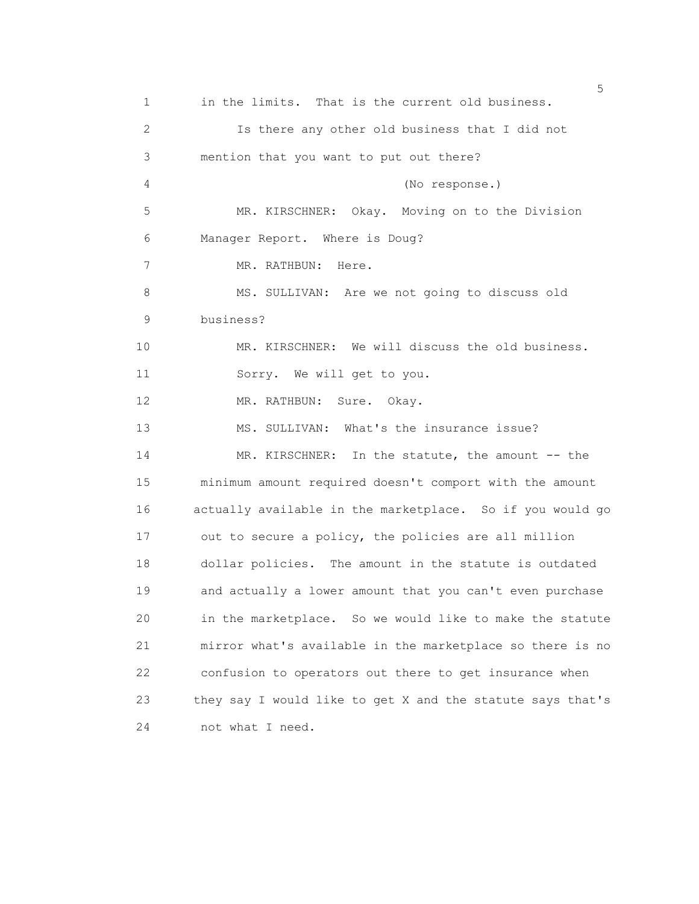1 in the limits. That is the current old business.

2 Is there any other old business that I did not

3 mention that you want to put out there?

4 (No response.)

5 MR. KIRSCHNER: Okay. Moving on to the Division

6 Manager Report. Where is Doug?

7 MR. RATHBUN: Here.

8 MS. SULLIVAN: Are we not going to discuss old

9 business?

10 MR. KIRSCHNER: We will discuss the old business.

11 Sorry. We will get to you.

12 MR. RATHBUN: Sure. Okay.

13 MS. SULLIVAN: What's the insurance issue?

14 MR. KIRSCHNER: In the statute, the amount -- the

15 minimum amount required doesn't comport with the amount

16 actually available in the marketplace. So if you would go

17 out to secure a policy, the policies are all million

18 dollar policies. The amount in the statute is outdated

19 and actually a lower amount that you can't even purchase

20 in the marketplace. So we would like to make the statute

21 mirror what's available in the marketplace so there is no

22 confusion to operators out there to get insurance when

23 they say I would like to get X and the statute says that's

24 not what I need.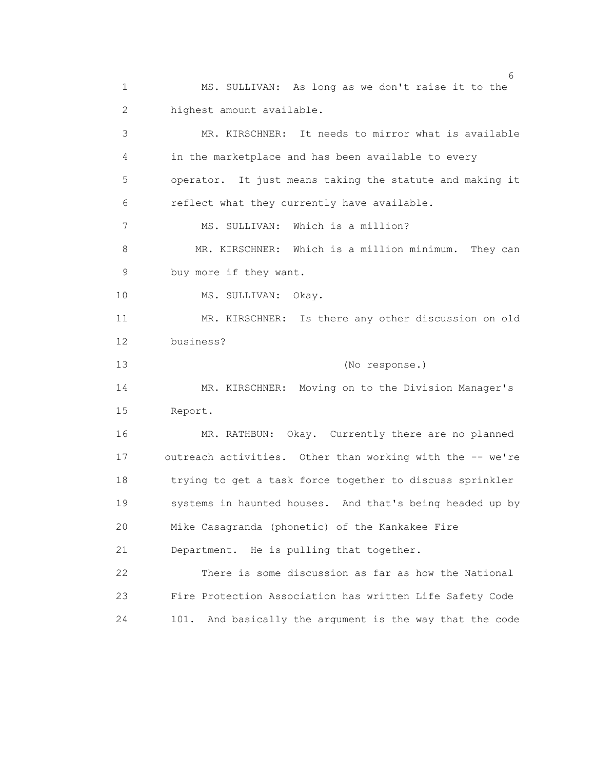MS. SULLIVAN: As long as we don't raise it to the highest amount available.

MR. KIRSCHNER: It needs to mirror what is available in the marketplace and has been available to every operator. It just means taking the statute and making it reflect what they currently have available.

MS. SULLIVAN: Which is a million?

MR. KIRSCHNER: Which is a million minimum. They can buy more if they want.

MS. SULLIVAN: Okay.

MR. KIRSCHNER: Is there any other discussion on old business?

(No response.)

MR. KIRSCHNER: Moving on to the Division Manager's Report.

MR. RATHBUN: Okay. Currently there are no planned outreach activities. Other than working with the -- we're trying to get a task force together to discuss sprinkler systems in haunted houses. And that's being headed up by Mike Casagranda (phonetic) of the Kankakee Fire Department. He is pulling that together.

There is some discussion as far as how the National Fire Protection Association has written Life Safety Code 101. And basically the argument is the way that the code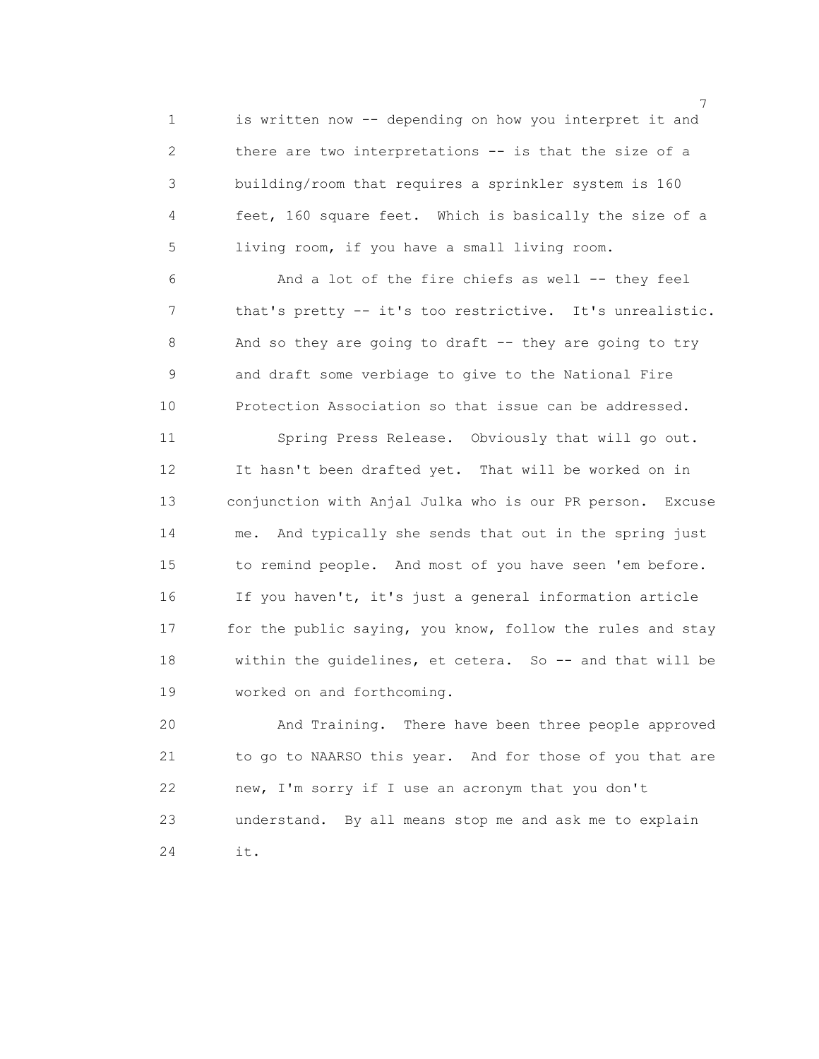is written now -- depending on how you interpret it and there are two interpretations -- is that the size of a building/room that requires a sprinkler system is 160 feet, 160 square feet. Which is basically the size of a living room, if you have a small living room.

And a lot of the fire chiefs as well -- they feel that's pretty -- it's too restrictive. It's unrealistic. And so they are going to draft -- they are going to try and draft some verbiage to give to the National Fire Protection Association so that issue can be addressed.

Spring Press Release. Obviously that will go out. It hasn't been drafted yet. That will be worked on in conjunction with Anjal Julka who is our PR person. Excuse me. And typically she sends that out in the spring just to remind people. And most of you have seen 'em before. If you haven't, it's just a general information article for the public saying, you know, follow the rules and stay within the guidelines, et cetera. So -- and that will be worked on and forthcoming.

And Training. There have been three people approved to go to NAARSO this year. And for those of you that are new, I'm sorry if I use an acronym that you don't understand. By all means stop me and ask me to explain it.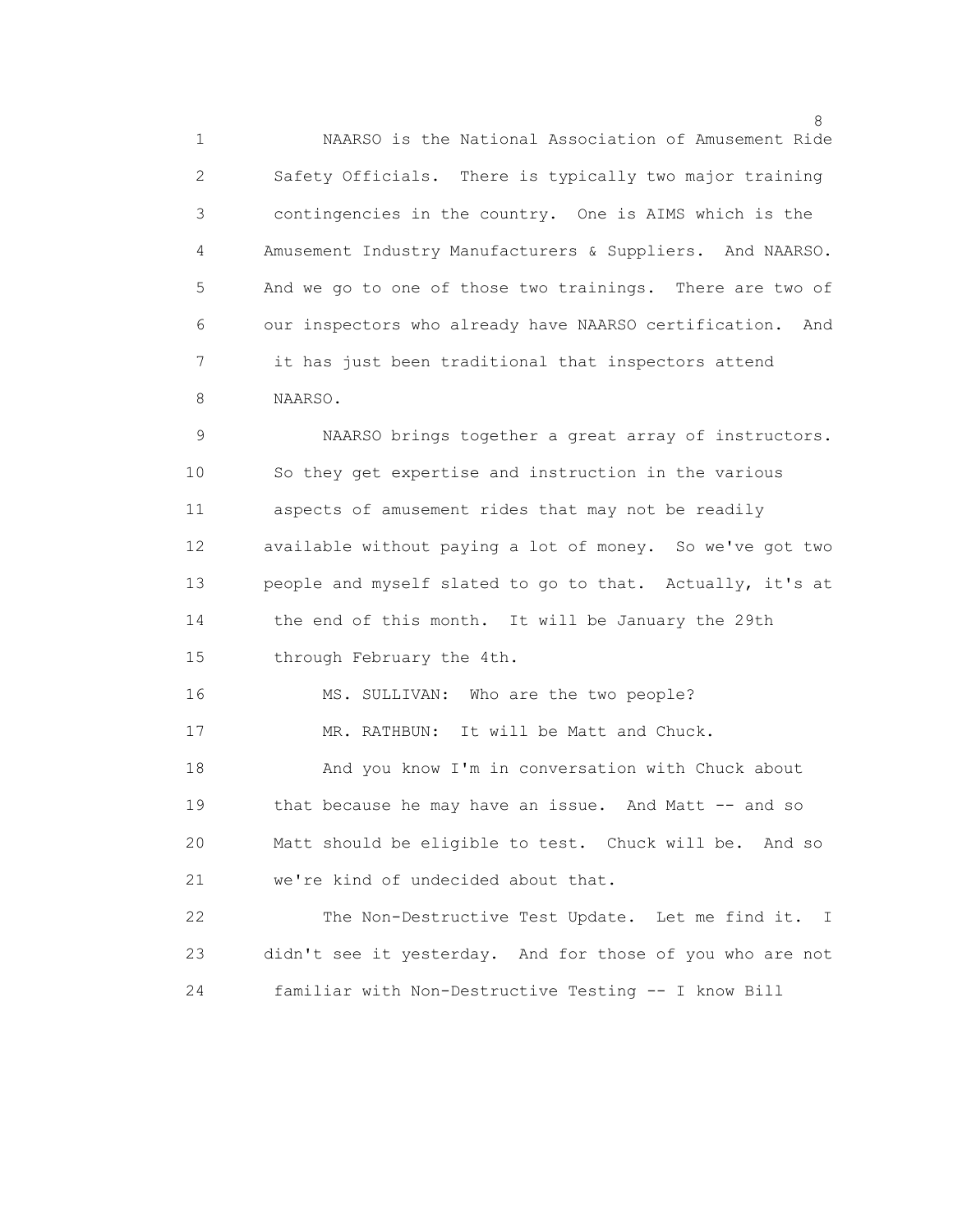NAARSO is the National Association of Amusement Ride Safety Officials. There is typically two major training contingencies in the country. One is AIMS which is the Amusement Industry Manufacturers & Suppliers. And NAARSO. And we go to one of those two trainings. There are two of our inspectors who already have NAARSO certification. And it has just been traditional that inspectors attend NAARSO.

NAARSO brings together a great array of instructors. So they get expertise and instruction in the various aspects of amusement rides that may not be readily available without paying a lot of money. So we've got two people and myself slated to go to that. Actually, it's at the end of this month. It will be January the 29th through February the 4th.

MS. SULLIVAN: Who are the two people?

MR. RATHBUN: It will be Matt and Chuck.

And you know I'm in conversation with Chuck about that because he may have an issue. And Matt -- and so Matt should be eligible to test. Chuck will be. And so we're kind of undecided about that.

The Non-Destructive Test Update. Let me find it. I didn't see it yesterday. And for those of you who are not familiar with Non-Destructive Testing -- I know Bill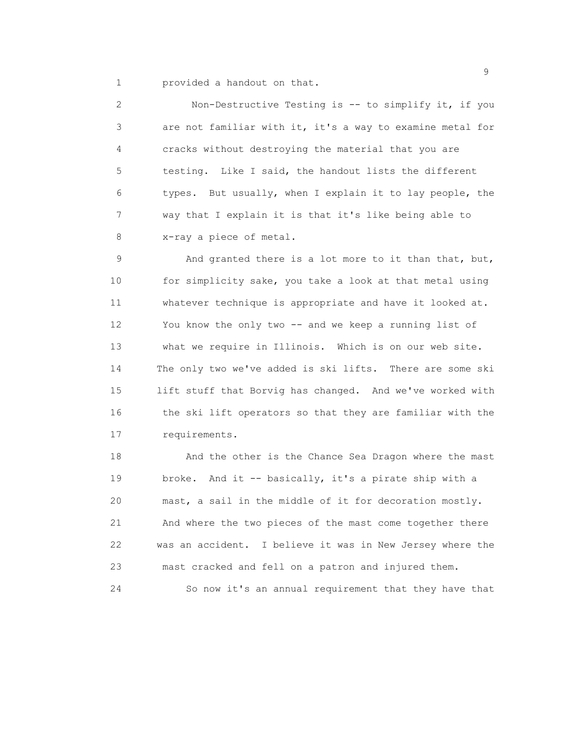provided a handout on that.

Non-Destructive Testing is -- to simplify it, if you are not familiar with it, it's a way to examine metal for cracks without destroying the material that you are testing. Like I said, the handout lists the different types. But usually, when I explain it to lay people, the way that I explain it is that it's like being able to x-ray a piece of metal.

And granted there is a lot more to it than that, but, for simplicity sake, you take a look at that metal using whatever technique is appropriate and have it looked at. You know the only two -- and we keep a running list of what we require in Illinois. Which is on our web site. The only two we've added is ski lifts. There are some ski lift stuff that Borvig has changed. And we've worked with the ski lift operators so that they are familiar with the requirements.

And the other is the Chance Sea Dragon where the mast broke. And it -- basically, it's a pirate ship with a mast, a sail in the middle of it for decoration mostly. And where the two pieces of the mast come together there was an accident. I believe it was in New Jersey where the mast cracked and fell on a patron and injured them.

So now it's an annual requirement that they have that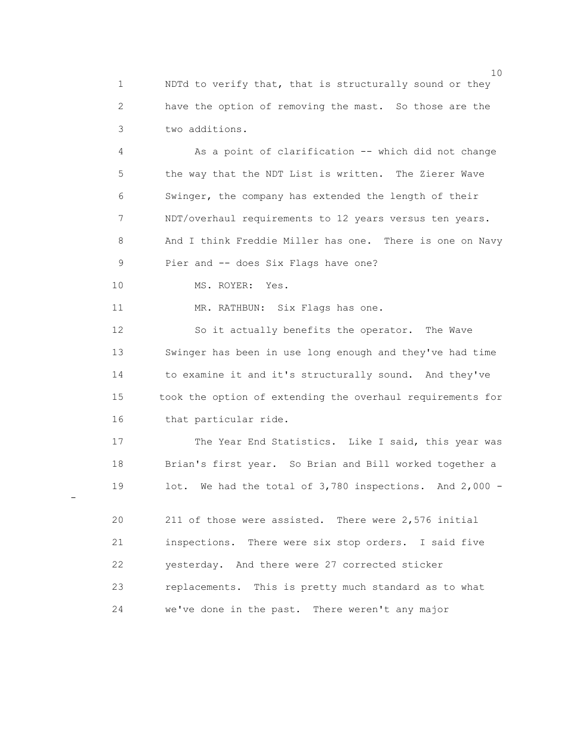NDTd to verify that, that is structurally sound or they have the option of removing the mast. So those are the two additions.

As a point of clarification -- which did not change the way that the NDT List is written. The Zierer Wave Swinger, the company has extended the length of their NDT/overhaul requirements to 12 years versus ten years. And I think Freddie Miller has one. There is one on Navy Pier and -- does Six Flags have one?

MS. ROYER: Yes.

MR. RATHBUN: Six Flags has one.

So it actually benefits the operator. The Wave Swinger has been in use long enough and they've had time to examine it and it's structurally sound. And they've took the option of extending the overhaul requirements for that particular ride.

The Year End Statistics. Like I said, this year was Brian's first year. So Brian and Bill worked together a lot. We had the total of 3,780 inspections. And 2,000 - 211 of those were assisted. There were 2,576 initial inspections. There were six stop orders. I said five yesterday. And there were 27 corrected sticker replacements. This is pretty much standard as to what we've done in the past. There weren't any major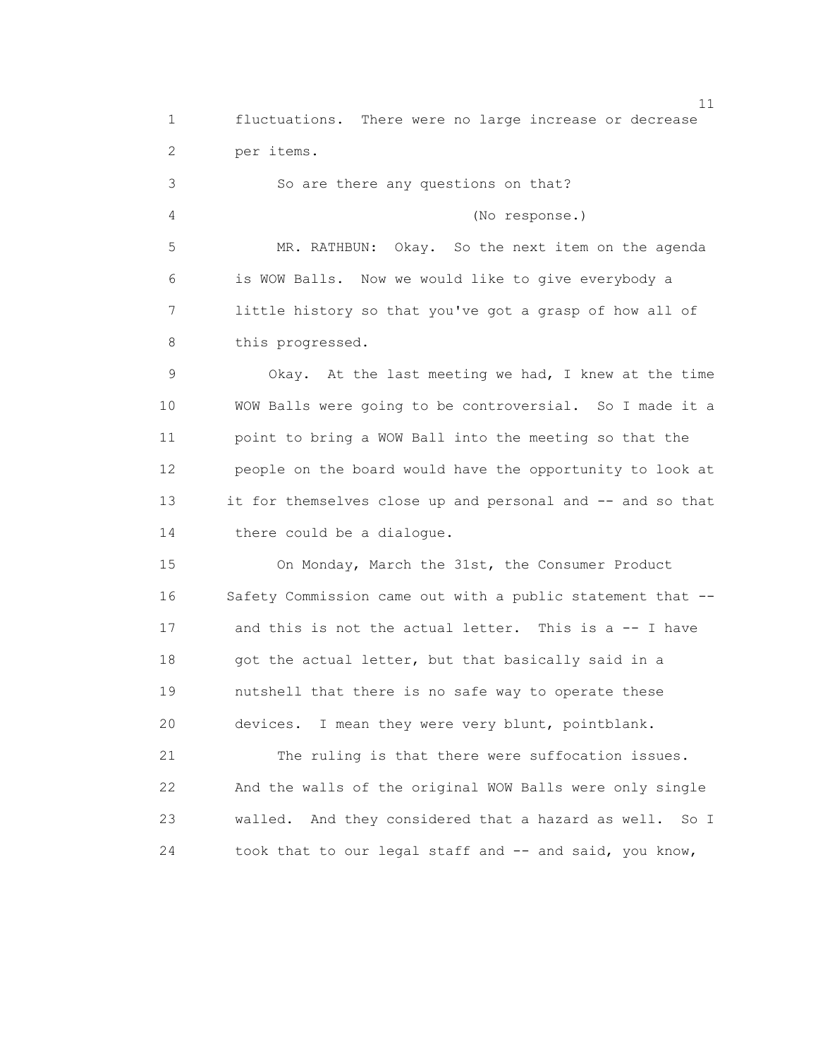fluctuations. There were no large increase or decrease per items.

So are there any questions on that?

(No response.)

MR. RATHBUN: Okay. So the next item on the agenda is WOW Balls. Now we would like to give everybody a little history so that you've got a grasp of how all of this progressed.

Okay. At the last meeting we had, I knew at the time WOW Balls were going to be controversial. So I made it a point to bring a WOW Ball into the meeting so that the people on the board would have the opportunity to look at it for themselves close up and personal and -- and so that there could be a dialogue.

On Monday, March the 31st, the Consumer Product Safety Commission came out with a public statement that -- and this is not the actual letter. This is a -- I have got the actual letter, but that basically said in a nutshell that there is no safe way to operate these devices. I mean they were very blunt, pointblank.

The ruling is that there were suffocation issues. And the walls of the original WOW Balls were only single walled. And they considered that a hazard as well. So I took that to our legal staff and -- and said, you know,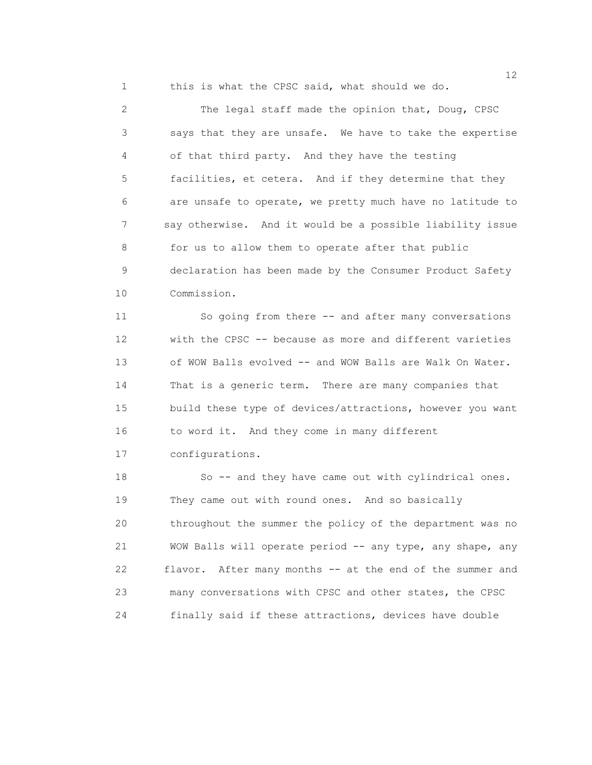this is what the CPSC said, what should we do.

The legal staff made the opinion that, Doug, CPSC says that they are unsafe. We have to take the expertise of that third party. And they have the testing facilities, et cetera. And if they determine that they are unsafe to operate, we pretty much have no latitude to say otherwise. And it would be a possible liability issue for us to allow them to operate after that public declaration has been made by the Consumer Product Safety Commission.

So going from there -- and after many conversations with the CPSC -- because as more and different varieties of WOW Balls evolved -- and WOW Balls are Walk On Water. That is a generic term. There are many companies that build these type of devices/attractions, however you want to word it. And they come in many different configurations.

So -- and they have came out with cylindrical ones. They came out with round ones. And so basically throughout the summer the policy of the department was no WOW Balls will operate period -- any type, any shape, any flavor. After many months -- at the end of the summer and many conversations with CPSC and other states, the CPSC finally said if these attractions, devices have double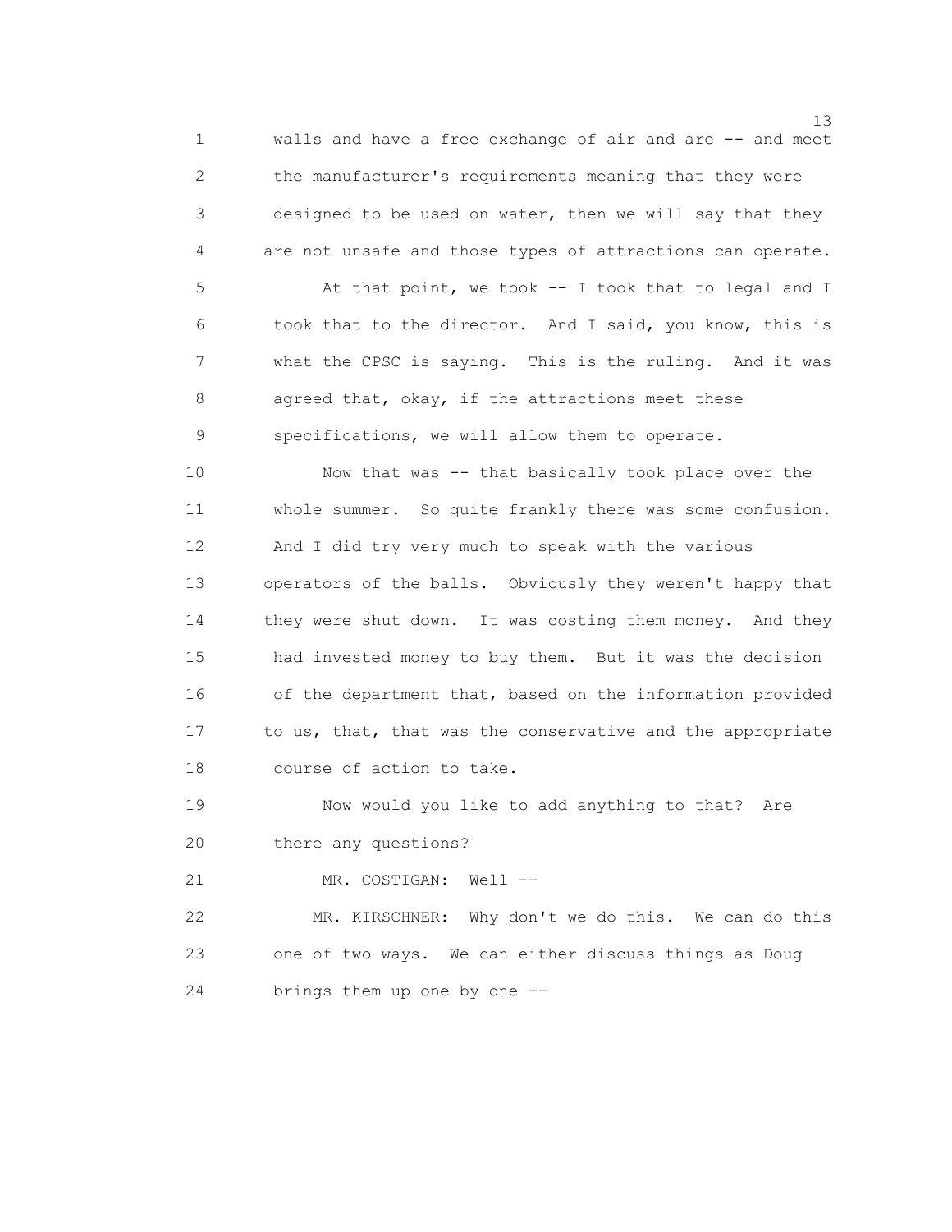walls and have a free exchange of air and are -- and meet the manufacturer's requirements meaning that they were designed to be used on water, then we will say that they are not unsafe and those types of attractions can operate.

At that point, we took -- I took that to legal and I took that to the director. And I said, you know, this is what the CPSC is saying. This is the ruling. And it was agreed that, okay, if the attractions meet these specifications, we will allow them to operate.

Now that was -- that basically took place over the whole summer. So quite frankly there was some confusion. And I did try very much to speak with the various operators of the balls. Obviously they weren't happy that they were shut down. It was costing them money. And they had invested money to buy them. But it was the decision of the department that, based on the information provided to us, that, that was the conservative and the appropriate course of action to take.

Now would you like to add anything to that? Are there any questions?

MR. COSTIGAN: Well --

MR. KIRSCHNER: Why don't we do this. We can do this one of two ways. We can either discuss things as Doug brings them up one by one --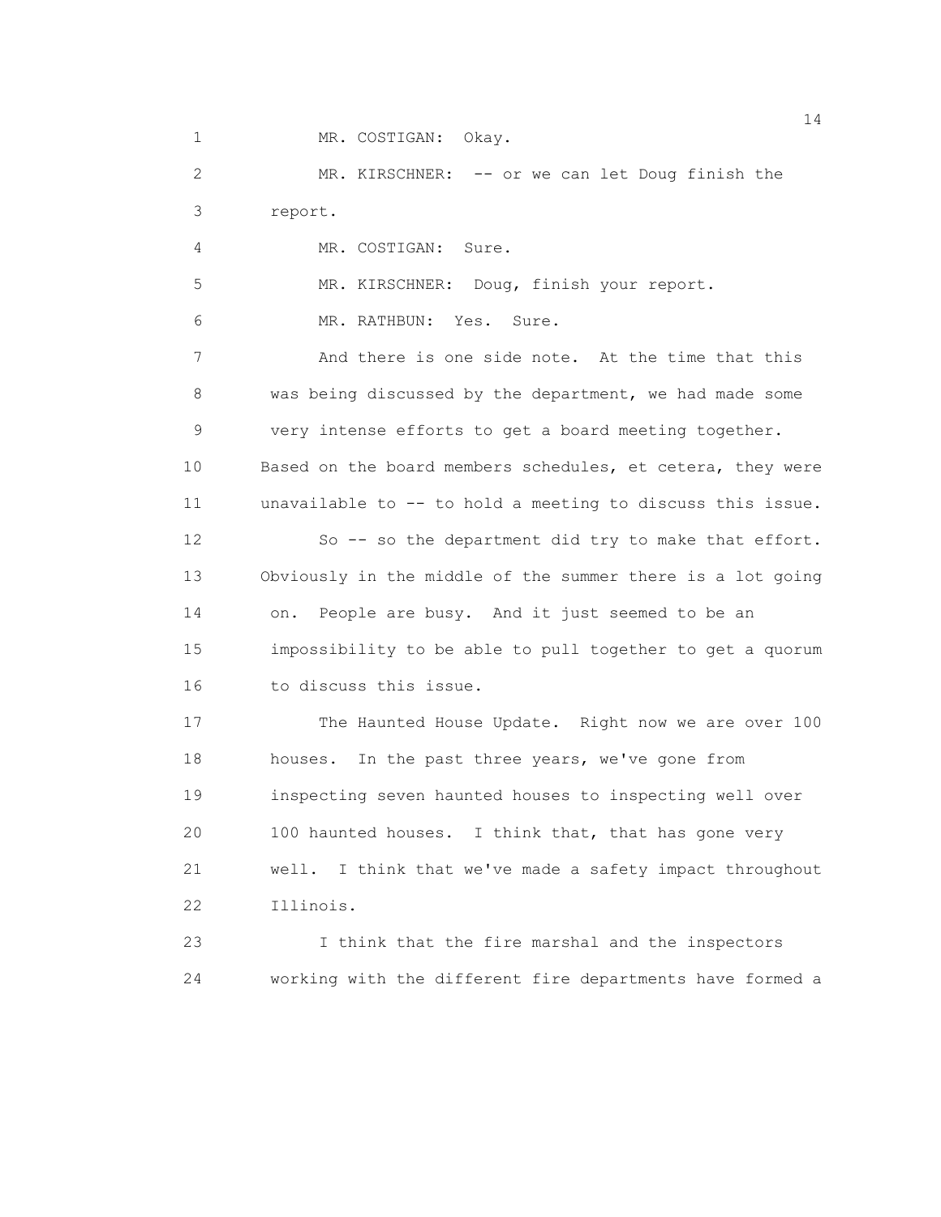MR. COSTIGAN: Okay.

MR. KIRSCHNER: -- or we can let Doug finish the report.

MR. COSTIGAN: Sure.

MR. KIRSCHNER: Doug, finish your report.

MR. RATHBUN: Yes. Sure.

And there is one side note. At the time that this was being discussed by the department, we had made some very intense efforts to get a board meeting together. Based on the board members schedules, et cetera, they were unavailable to -- to hold a meeting to discuss this issue.

So -- so the department did try to make that effort. Obviously in the middle of the summer there is a lot going on. People are busy. And it just seemed to be an impossibility to be able to pull together to get a quorum to discuss this issue.

The Haunted House Update. Right now we are over 100 houses. In the past three years, we've gone from inspecting seven haunted houses to inspecting well over 100 haunted houses. I think that, that has gone very well. I think that we've made a safety impact throughout Illinois.

I think that the fire marshal and the inspectors working with the different fire departments have formed a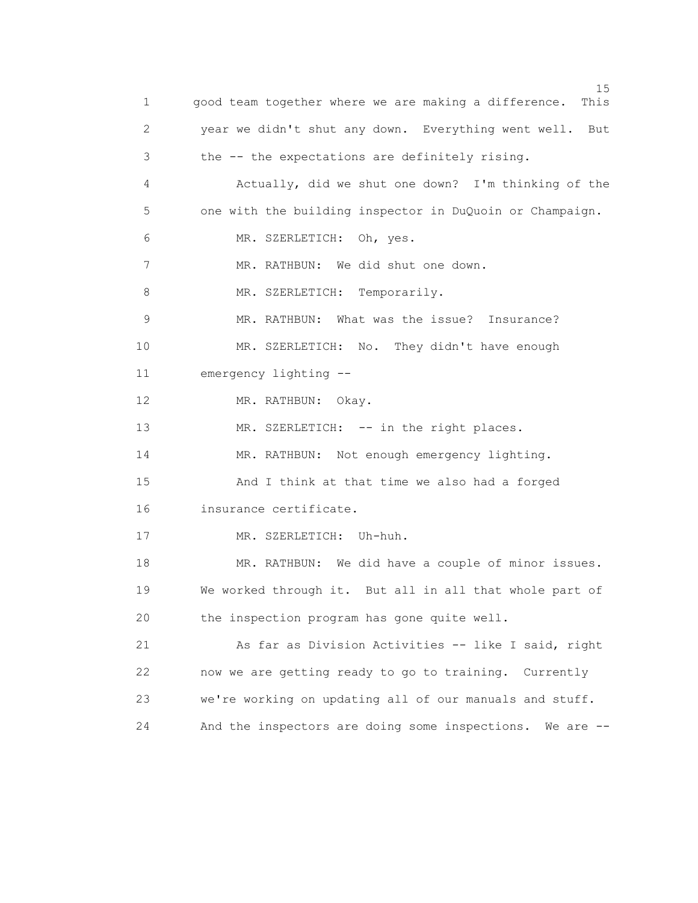good team together where we are making a difference. This year we didn't shut any down. Everything went well. But the -- the expectations are definitely rising.

Actually, did we shut one down? I'm thinking of the one with the building inspector in DuQuoin or Champaign.

MR. SZERLETICH: Oh, yes.

MR. RATHBUN: We did shut one down.

MR. SZERLETICH: Temporarily.

MR. RATHBUN: What was the issue? Insurance?

MR. SZERLETICH: No. They didn't have enough emergency lighting --

MR. RATHBUN: Okay.

MR. SZERLETICH: -- in the right places.

MR. RATHBUN: Not enough emergency lighting.

And I think at that time we also had a forged insurance certificate.

MR. SZERLETICH: Uh-huh.

MR. RATHBUN: We did have a couple of minor issues. We worked through it. But all in all that whole part of the inspection program has gone quite well.

As far as Division Activities -- like I said, right now we are getting ready to go to training. Currently we're working on updating all of our manuals and stuff. And the inspectors are doing some inspections. We are --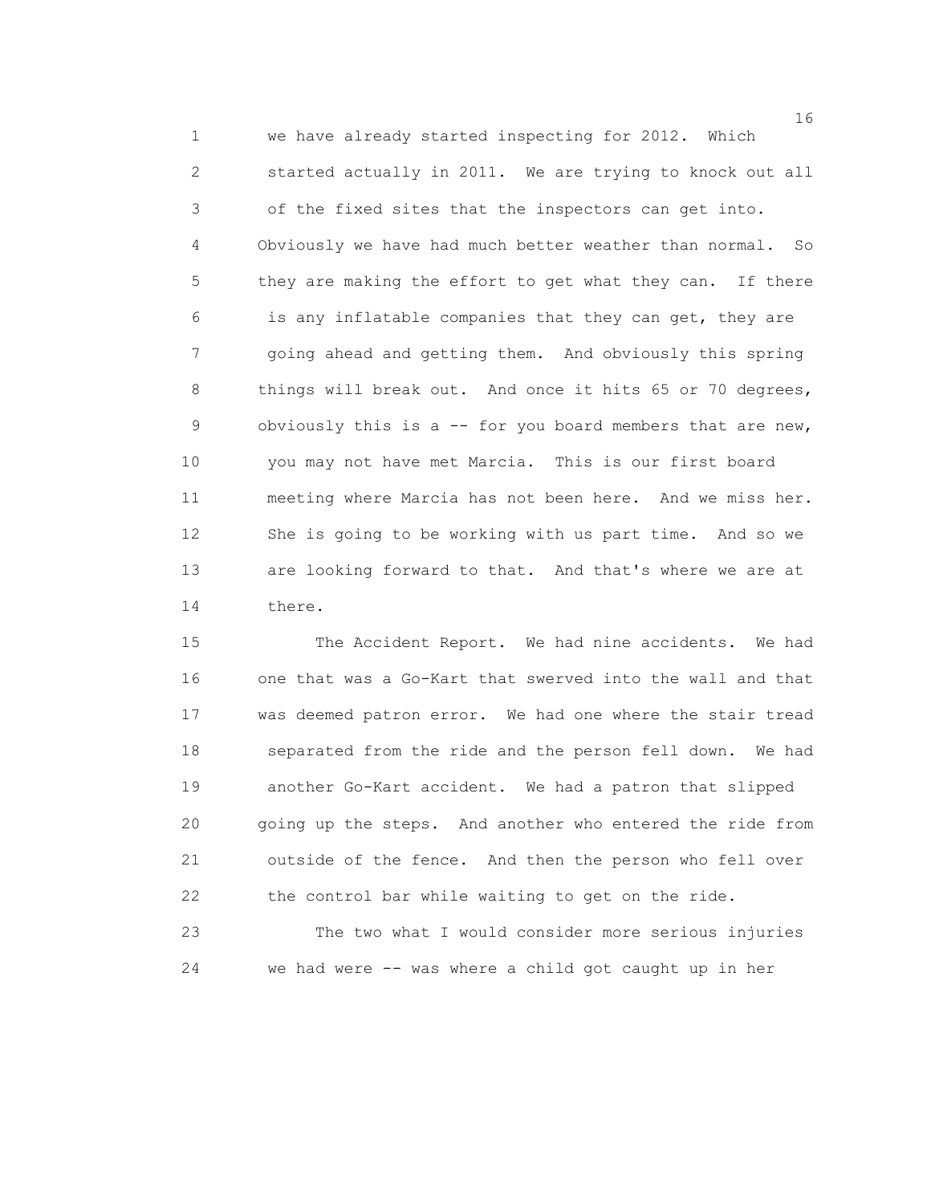we have already started inspecting for 2012. Which started actually in 2011. We are trying to knock out all of the fixed sites that the inspectors can get into. Obviously we have had much better weather than normal. So they are making the effort to get what they can. If there is any inflatable companies that they can get, they are going ahead and getting them. And obviously this spring things will break out. And once it hits 65 or 70 degrees, obviously this is a -- for you board members that are new, you may not have met Marcia. This is our first board meeting where Marcia has not been here. And we miss her. She is going to be working with us part time. And so we are looking forward to that. And that's where we are at there.

The Accident Report. We had nine accidents. We had one that was a Go-Kart that swerved into the wall and that was deemed patron error. We had one where the stair tread separated from the ride and the person fell down. We had another Go-Kart accident. We had a patron that slipped going up the steps. And another who entered the ride from outside of the fence. And then the person who fell over the control bar while waiting to get on the ride.

The two what I would consider more serious injuries we had were -- was where a child got caught up in her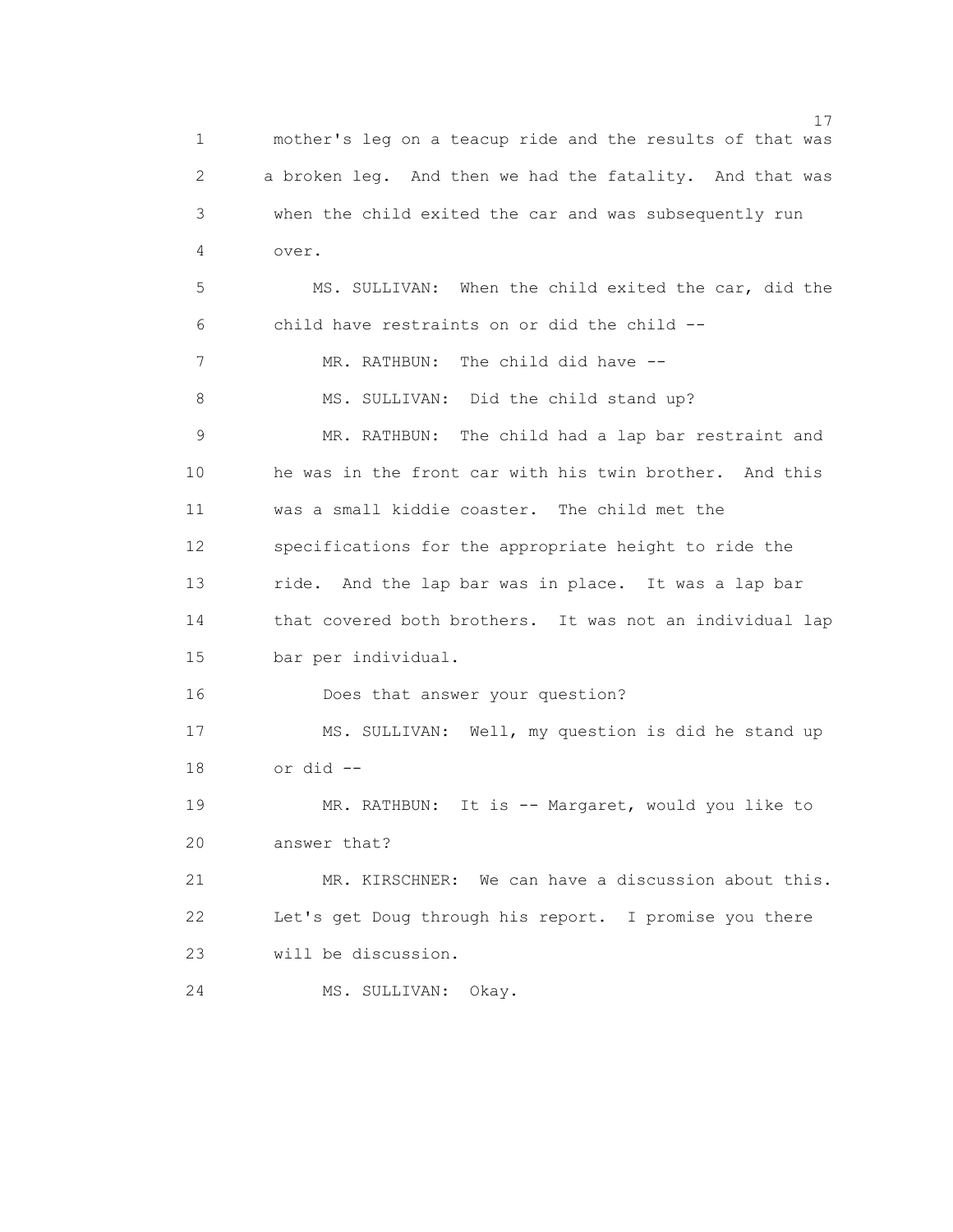mother's leg on a teacup ride and the results of that was a broken leg. And then we had the fatality. And that was when the child exited the car and was subsequently run over.

MS. SULLIVAN: When the child exited the car, did the child have restraints on or did the child --

MR. RATHBUN: The child did have --

MS. SULLIVAN: Did the child stand up?

MR. RATHBUN: The child had a lap bar restraint and he was in the front car with his twin brother. And this was a small kiddie coaster. The child met the specifications for the appropriate height to ride the ride. And the lap bar was in place. It was a lap bar that covered both brothers. It was not an individual lap bar per individual.

Does that answer your question?

MS. SULLIVAN: Well, my question is did he stand up or did --

MR. RATHBUN: It is -- Margaret, would you like to answer that?

MR. KIRSCHNER: We can have a discussion about this. Let's get Doug through his report. I promise you there will be discussion.

MS. SULLIVAN: Okay.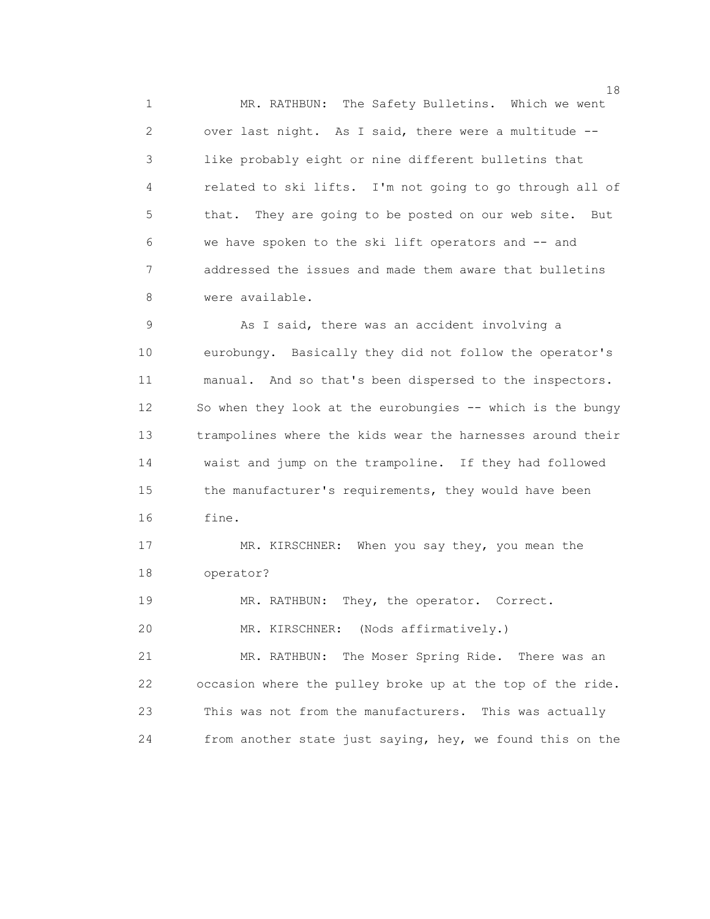MR. RATHBUN: The Safety Bulletins. Which we went over last night. As I said, there were a multitude -- like probably eight or nine different bulletins that related to ski lifts. I'm not going to go through all of that. They are going to be posted on our web site. But we have spoken to the ski lift operators and -- and addressed the issues and made them aware that bulletins were available.

As I said, there was an accident involving a eurobungy. Basically they did not follow the operator's manual. And so that's been dispersed to the inspectors. So when they look at the eurobungies -- which is the bungy trampolines where the kids wear the harnesses around their waist and jump on the trampoline. If they had followed the manufacturer's requirements, they would have been fine.

MR. KIRSCHNER: When you say they, you mean the operator?

MR. RATHBUN: They, the operator. Correct.

MR. KIRSCHNER: (Nods affirmatively.)

MR. RATHBUN: The Moser Spring Ride. There was an occasion where the pulley broke up at the top of the ride. This was not from the manufacturers. This was actually from another state just saying, hey, we found this on the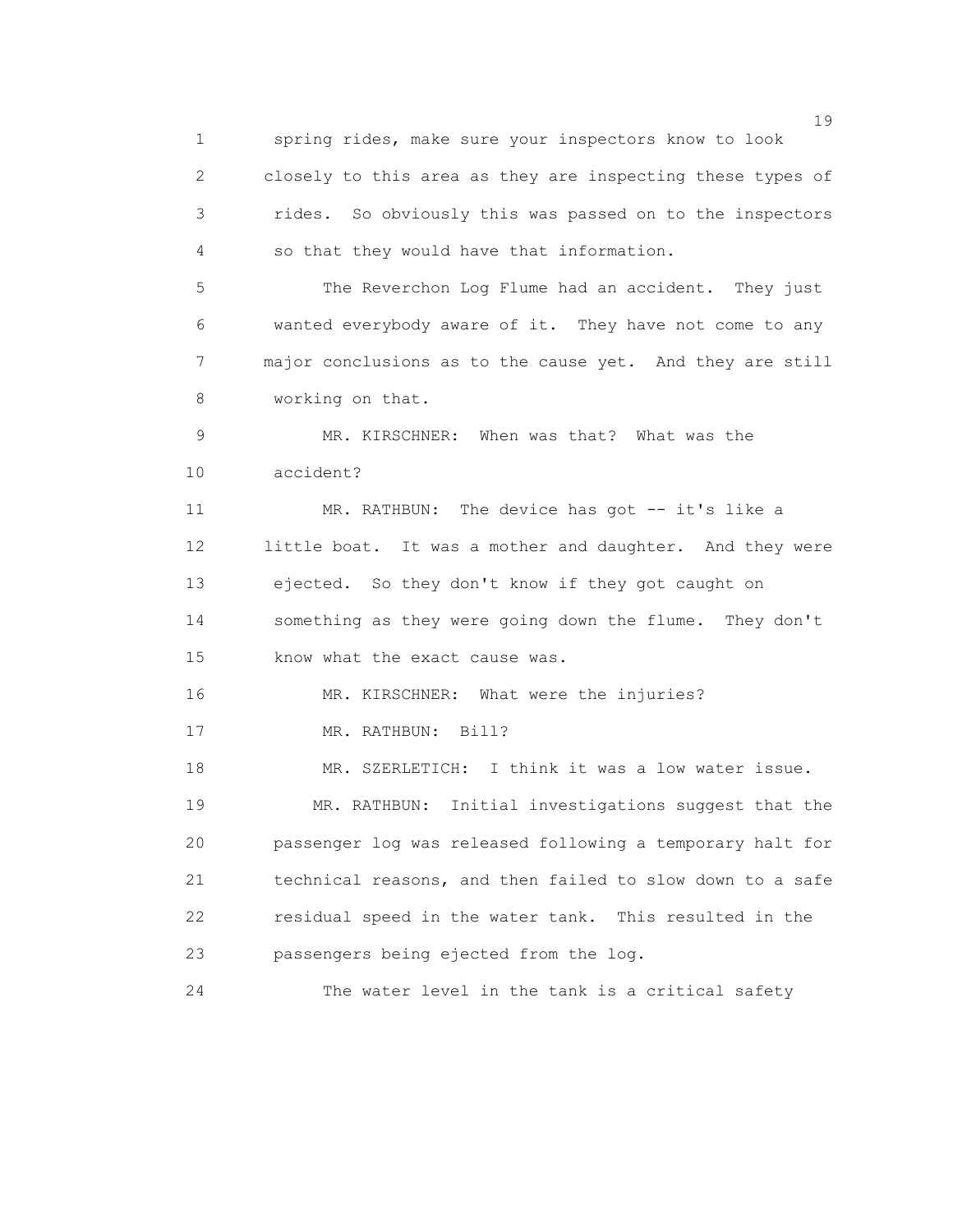spring rides, make sure your inspectors know to look closely to this area as they are inspecting these types of rides. So obviously this was passed on to the inspectors so that they would have that information.

The Reverchon Log Flume had an accident. They just wanted everybody aware of it. They have not come to any major conclusions as to the cause yet. And they are still working on that.

MR. KIRSCHNER: When was that? What was the accident?

MR. RATHBUN: The device has got -- it's like a little boat. It was a mother and daughter. And they were ejected. So they don't know if they got caught on something as they were going down the flume. They don't know what the exact cause was.

MR. KIRSCHNER: What were the injuries?

MR. RATHBUN: Bill?

MR. SZERLETICH: I think it was a low water issue.

MR. RATHBUN: Initial investigations suggest that the passenger log was released following a temporary halt for technical reasons, and then failed to slow down to a safe residual speed in the water tank. This resulted in the passengers being ejected from the log.

The water level in the tank is a critical safety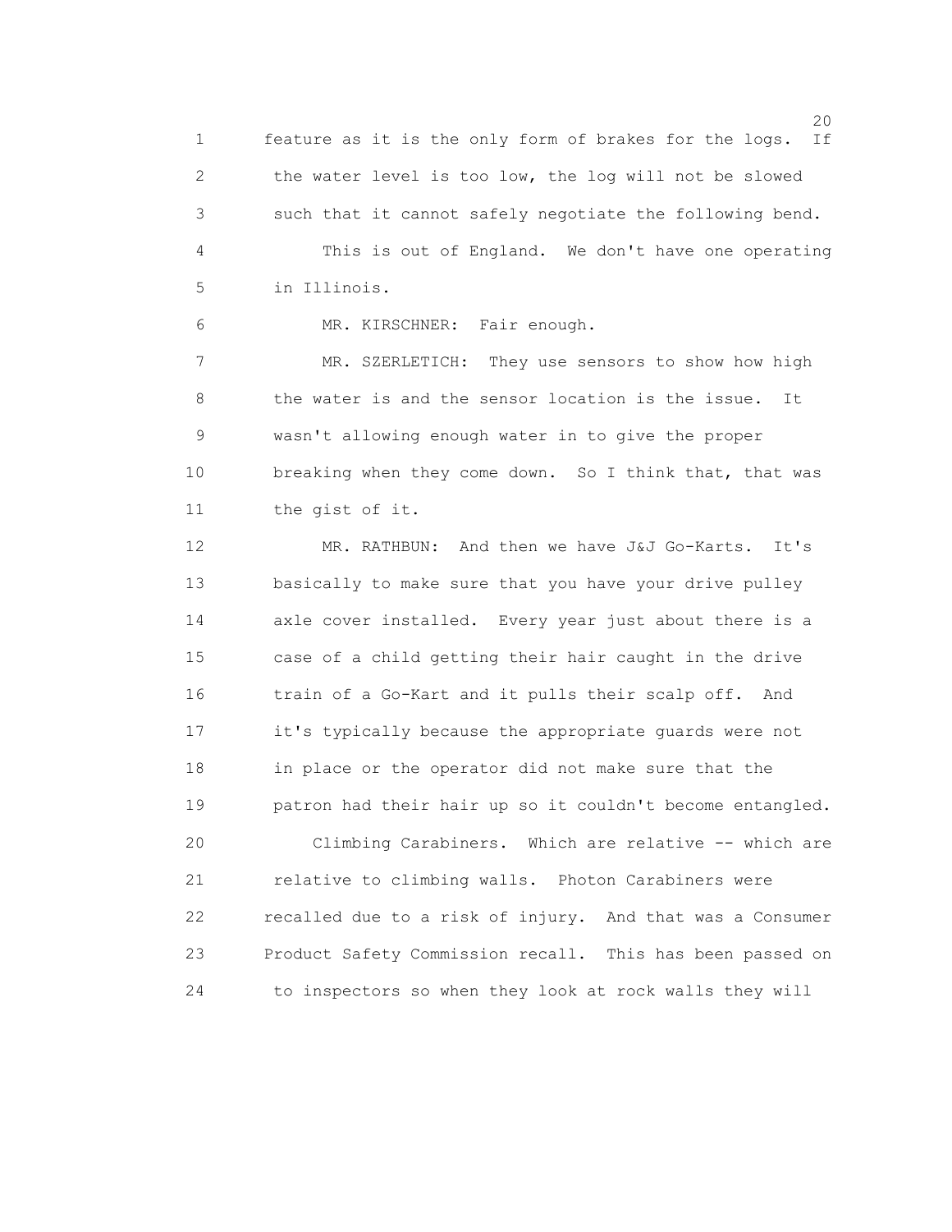feature as it is the only form of brakes for the logs. If the water level is too low, the log will not be slowed such that it cannot safely negotiate the following bend.

This is out of England. We don't have one operating in Illinois.

MR. KIRSCHNER: Fair enough.

MR. SZERLETICH: They use sensors to show how high the water is and the sensor location is the issue. It wasn't allowing enough water in to give the proper breaking when they come down. So I think that, that was the gist of it.

MR. RATHBUN: And then we have J&J Go-Karts. It's basically to make sure that you have your drive pulley axle cover installed. Every year just about there is a case of a child getting their hair caught in the drive train of a Go-Kart and it pulls their scalp off. And it's typically because the appropriate guards were not in place or the operator did not make sure that the patron had their hair up so it couldn't become entangled.

Climbing Carabiners. Which are relative -- which are relative to climbing walls. Photon Carabiners were recalled due to a risk of injury. And that was a Consumer Product Safety Commission recall. This has been passed on to inspectors so when they look at rock walls they will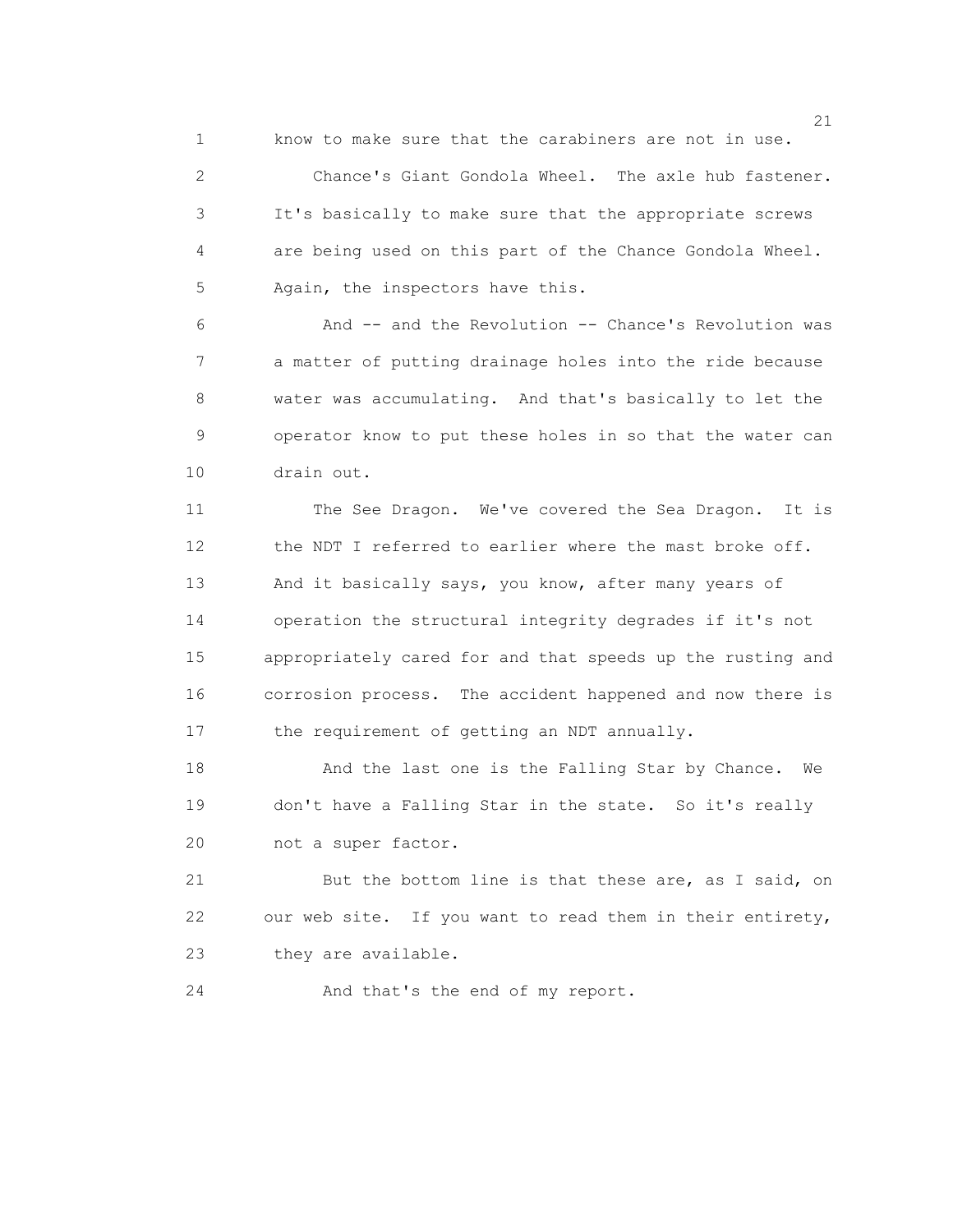know to make sure that the carabiners are not in use.

Chance's Giant Gondola Wheel. The axle hub fastener. It's basically to make sure that the appropriate screws are being used on this part of the Chance Gondola Wheel. Again, the inspectors have this.

And -- and the Revolution -- Chance's Revolution was a matter of putting drainage holes into the ride because water was accumulating. And that's basically to let the operator know to put these holes in so that the water can drain out.

The See Dragon. We've covered the Sea Dragon. It is the NDT I referred to earlier where the mast broke off. And it basically says, you know, after many years of operation the structural integrity degrades if it's not appropriately cared for and that speeds up the rusting and corrosion process. The accident happened and now there is the requirement of getting an NDT annually.

And the last one is the Falling Star by Chance. We don't have a Falling Star in the state. So it's really not a super factor.

But the bottom line is that these are, as I said, on our web site. If you want to read them in their entirety, they are available.

And that's the end of my report.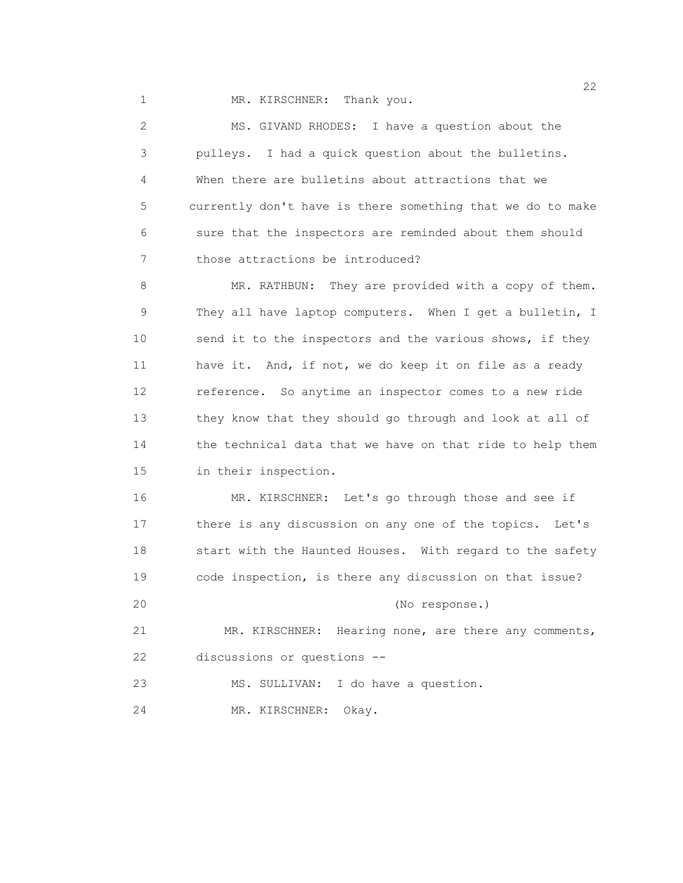MR. KIRSCHNER: Thank you.

MS. GIVAND RHODES: I have a question about the pulleys. I had a quick question about the bulletins. When there are bulletins about attractions that we currently don't have is there something that we do to make sure that the inspectors are reminded about them should those attractions be introduced?

MR. RATHBUN: They are provided with a copy of them. They all have laptop computers. When I get a bulletin, I send it to the inspectors and the various shows, if they have it. And, if not, we do keep it on file as a ready reference. So anytime an inspector comes to a new ride they know that they should go through and look at all of the technical data that we have on that ride to help them in their inspection.

MR. KIRSCHNER: Let's go through those and see if there is any discussion on any one of the topics. Let's start with the Haunted Houses. With regard to the safety code inspection, is there any discussion on that issue?

(No response.)

MR. KIRSCHNER: Hearing none, are there any comments, discussions or questions --

MS. SULLIVAN: I do have a question.

MR. KIRSCHNER: Okay.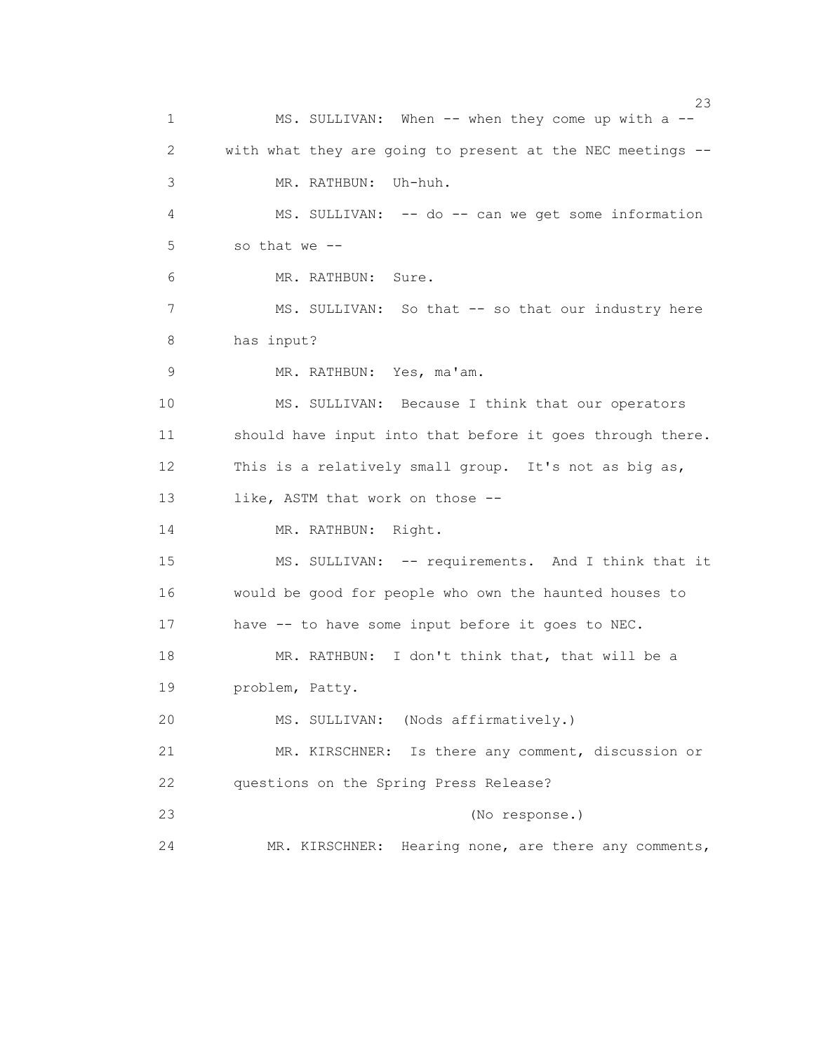1 MS. SULLIVAN: When -- when they come up with a --
2 with what they are going to present at the NEC meetings --
3 MR. RATHBUN: Uh-huh.
4 MS. SULLIVAN: -- do -- can we get some information
5 so that we --
6 MR. RATHBUN: Sure.
7 MS. SULLIVAN: So that -- so that our industry here
8 has input?
9 MR. RATHBUN: Yes, ma'am.
10 MS. SULLIVAN: Because I think that our operators
11 should have input into that before it goes through there.
12 This is a relatively small group. It's not as big as,
13 like, ASTM that work on those --
14 MR. RATHBUN: Right.
15 MS. SULLIVAN: -- requirements. And I think that it
16 would be good for people who own the haunted houses to
17 have -- to have some input before it goes to NEC.
18 MR. RATHBUN: I don't think that, that will be a
19 problem, Patty.
20 MS. SULLIVAN: (Nods affirmatively.)
21 MR. KIRSCHNER: Is there any comment, discussion or
22 questions on the Spring Press Release?
23 (No response.)
24 MR. KIRSCHNER: Hearing none, are there any comments,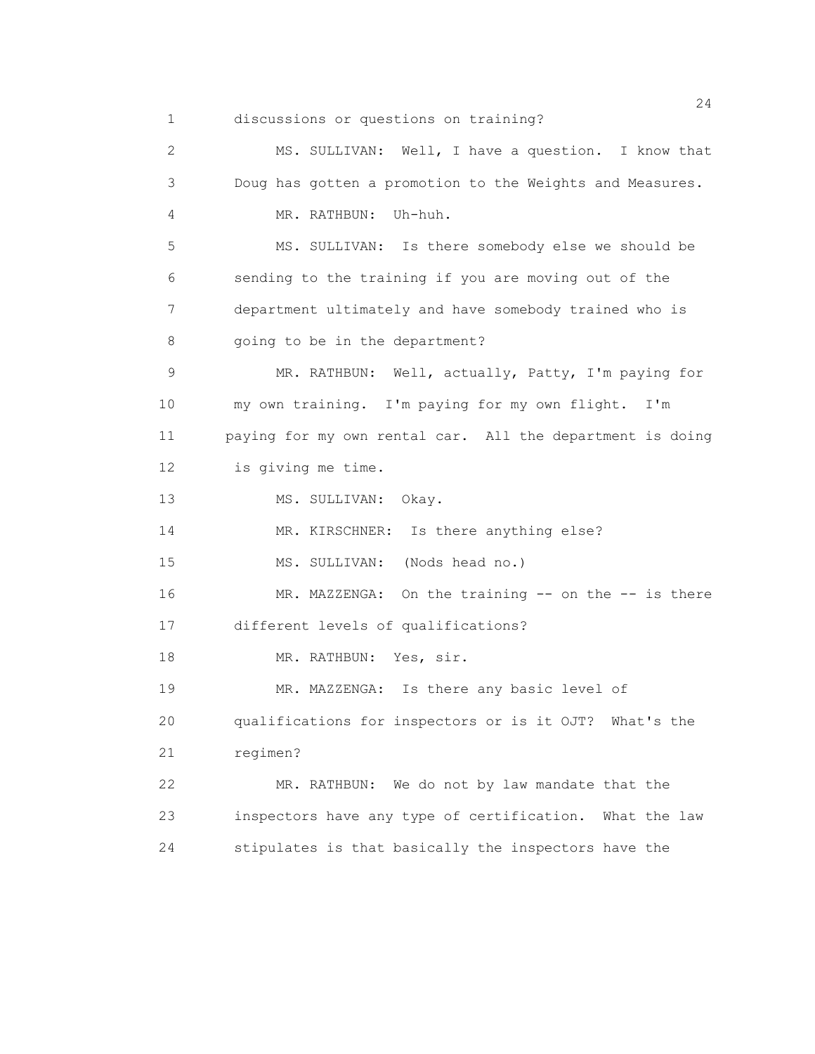discussions or questions on training?

MS. SULLIVAN: Well, I have a question. I know that Doug has gotten a promotion to the Weights and Measures.

MR. RATHBUN: Uh-huh.

MS. SULLIVAN: Is there somebody else we should be sending to the training if you are moving out of the department ultimately and have somebody trained who is going to be in the department?

MR. RATHBUN: Well, actually, Patty, I'm paying for my own training. I'm paying for my own flight. I'm paying for my own rental car. All the department is doing is giving me time.

MS. SULLIVAN: Okay.

MR. KIRSCHNER: Is there anything else?

MS. SULLIVAN: (Nods head no.)

MR. MAZZENGA: On the training -- on the -- is there different levels of qualifications?

MR. RATHBUN: Yes, sir.

MR. MAZZENGA: Is there any basic level of qualifications for inspectors or is it OJT? What's the regimen?

MR. RATHBUN: We do not by law mandate that the inspectors have any type of certification. What the law stipulates is that basically the inspectors have the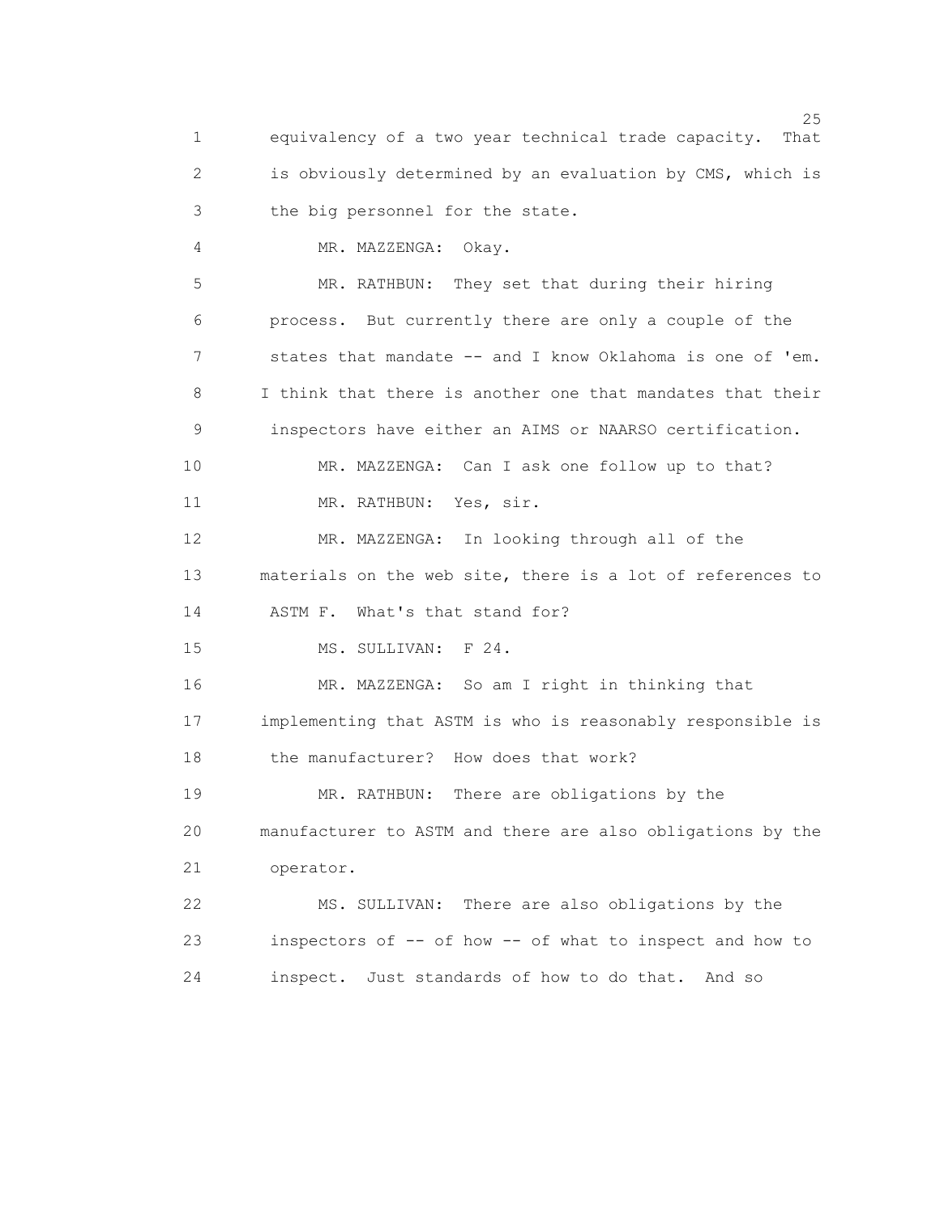equivalency of a two year technical trade capacity. That is obviously determined by an evaluation by CMS, which is the big personnel for the state.

MR. MAZZENGA: Okay.

MR. RATHBUN: They set that during their hiring process. But currently there are only a couple of the states that mandate -- and I know Oklahoma is one of 'em. I think that there is another one that mandates that their inspectors have either an AIMS or NAARSO certification.

MR. MAZZENGA: Can I ask one follow up to that?

MR. RATHBUN: Yes, sir.

MR. MAZZENGA: In looking through all of the materials on the web site, there is a lot of references to ASTM F. What's that stand for?

MS. SULLIVAN: F 24.

MR. MAZZENGA: So am I right in thinking that implementing that ASTM is who is reasonably responsible is the manufacturer? How does that work?

MR. RATHBUN: There are obligations by the manufacturer to ASTM and there are also obligations by the operator.

MS. SULLIVAN: There are also obligations by the inspectors of -- of how -- of what to inspect and how to inspect. Just standards of how to do that. And so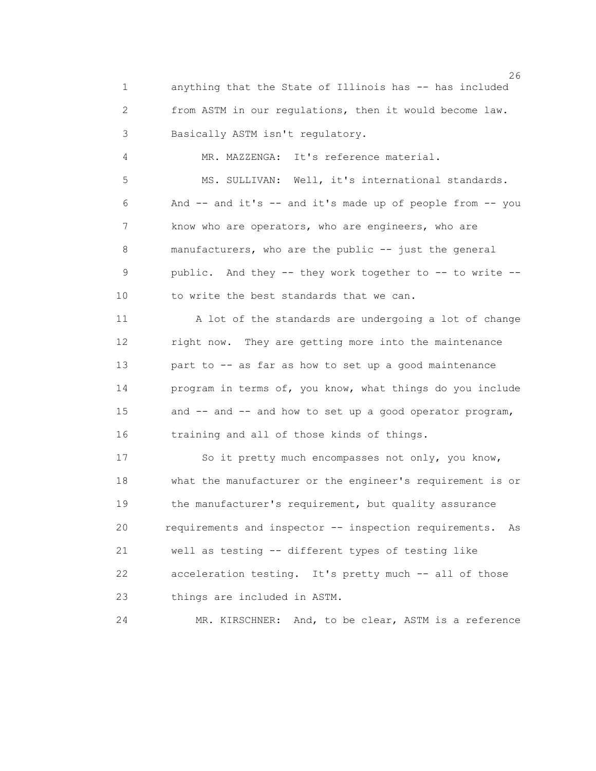anything that the State of Illinois has -- has included from ASTM in our regulations, then it would become law. Basically ASTM isn't regulatory.

MR. MAZZENGA: It's reference material.

MS. SULLIVAN: Well, it's international standards. And -- and it's -- and it's made up of people from -- you know who are operators, who are engineers, who are manufacturers, who are the public -- just the general public. And they -- they work together to -- to write -- to write the best standards that we can.

A lot of the standards are undergoing a lot of change right now. They are getting more into the maintenance part to -- as far as how to set up a good maintenance program in terms of, you know, what things do you include and -- and -- and how to set up a good operator program, training and all of those kinds of things.

So it pretty much encompasses not only, you know, what the manufacturer or the engineer's requirement is or the manufacturer's requirement, but quality assurance requirements and inspector -- inspection requirements. As well as testing -- different types of testing like acceleration testing. It's pretty much -- all of those things are included in ASTM.

MR. KIRSCHNER: And, to be clear, ASTM is a reference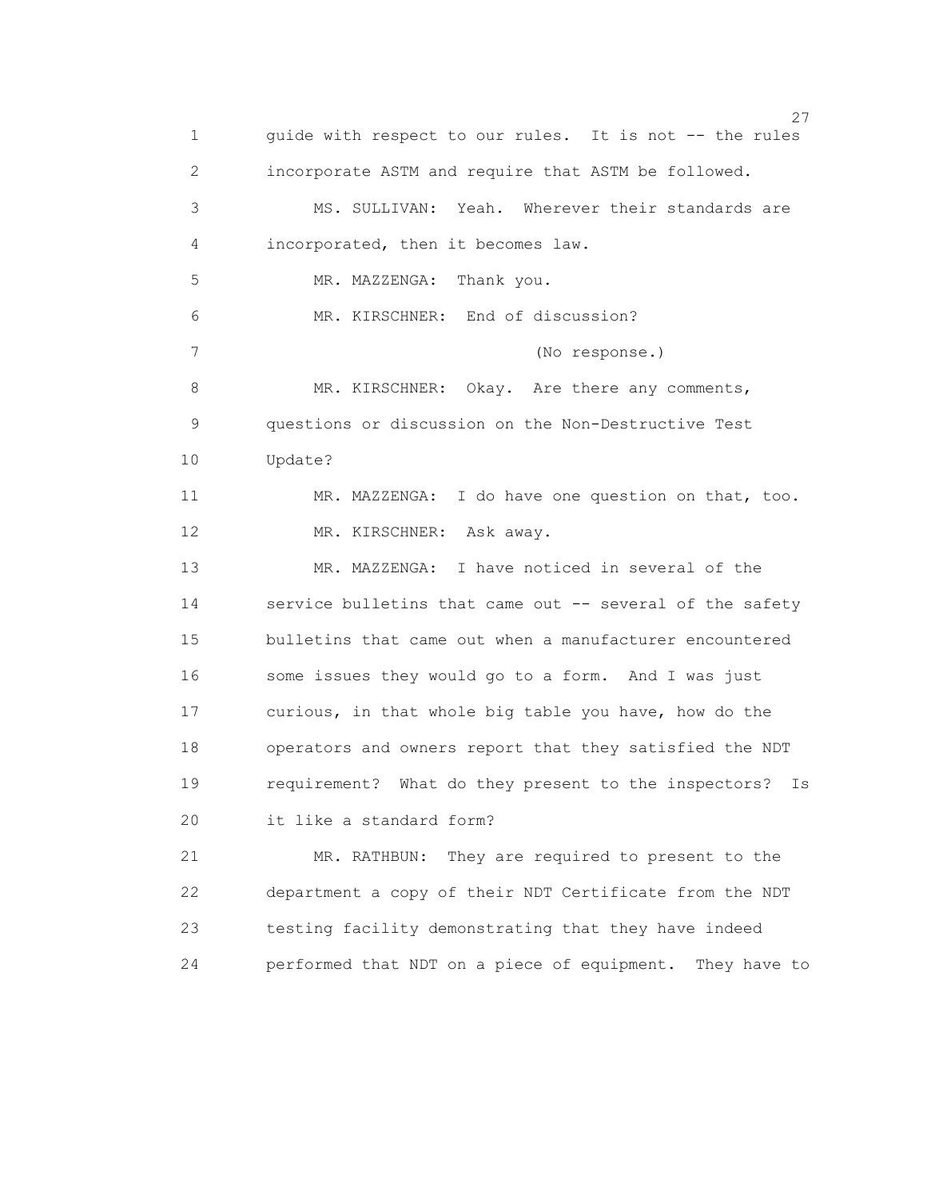guide with respect to our rules. It is not -- the rules incorporate ASTM and require that ASTM be followed.

MS. SULLIVAN: Yeah. Wherever their standards are incorporated, then it becomes law.

MR. MAZZENGA: Thank you.

MR. KIRSCHNER: End of discussion?

(No response.)

MR. KIRSCHNER: Okay. Are there any comments, questions or discussion on the Non-Destructive Test Update?

MR. MAZZENGA: I do have one question on that, too.

MR. KIRSCHNER: Ask away.

MR. MAZZENGA: I have noticed in several of the service bulletins that came out -- several of the safety bulletins that came out when a manufacturer encountered some issues they would go to a form. And I was just curious, in that whole big table you have, how do the operators and owners report that they satisfied the NDT requirement? What do they present to the inspectors? Is it like a standard form?

MR. RATHBUN: They are required to present to the department a copy of their NDT Certificate from the NDT testing facility demonstrating that they have indeed performed that NDT on a piece of equipment. They have to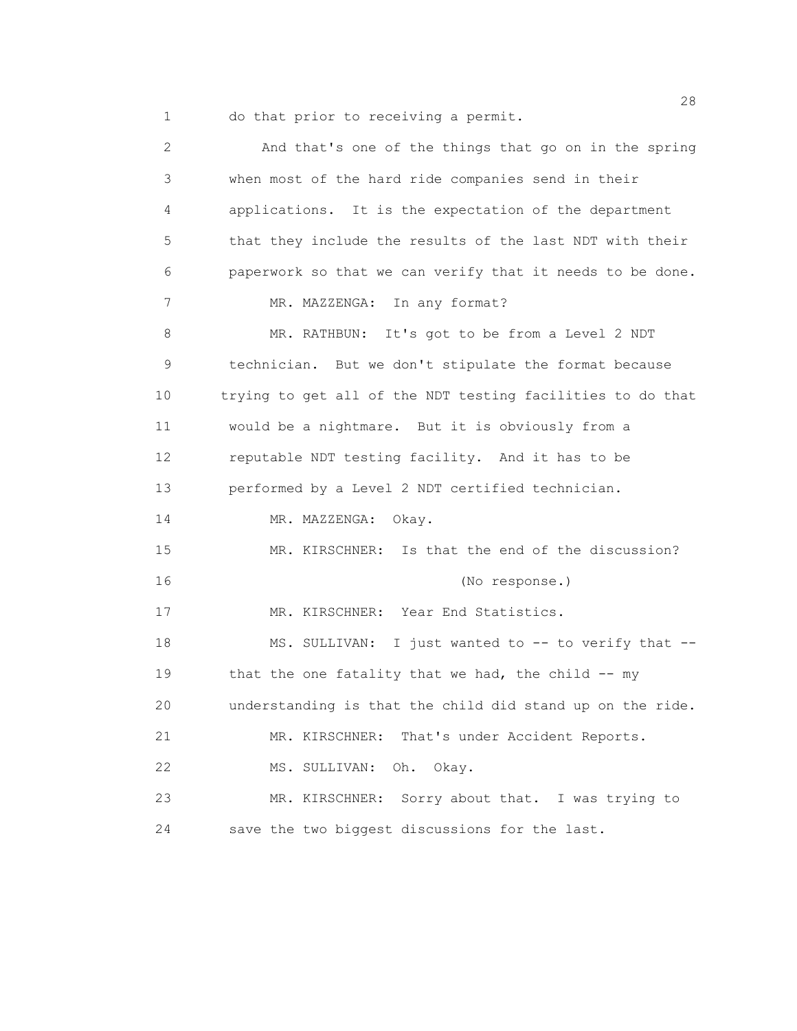do that prior to receiving a permit.

And that's one of the things that go on in the spring when most of the hard ride companies send in their applications. It is the expectation of the department that they include the results of the last NDT with their paperwork so that we can verify that it needs to be done.

MR. MAZZENGA: In any format?

MR. RATHBUN: It's got to be from a Level 2 NDT technician. But we don't stipulate the format because trying to get all of the NDT testing facilities to do that would be a nightmare. But it is obviously from a reputable NDT testing facility. And it has to be performed by a Level 2 NDT certified technician.

MR. MAZZENGA: Okay.

MR. KIRSCHNER: Is that the end of the discussion?

(No response.)

MR. KIRSCHNER: Year End Statistics.

MS. SULLIVAN: I just wanted to -- to verify that -- that the one fatality that we had, the child -- my understanding is that the child did stand up on the ride.

MR. KIRSCHNER: That's under Accident Reports.

MS. SULLIVAN: Oh. Okay.

MR. KIRSCHNER: Sorry about that. I was trying to save the two biggest discussions for the last.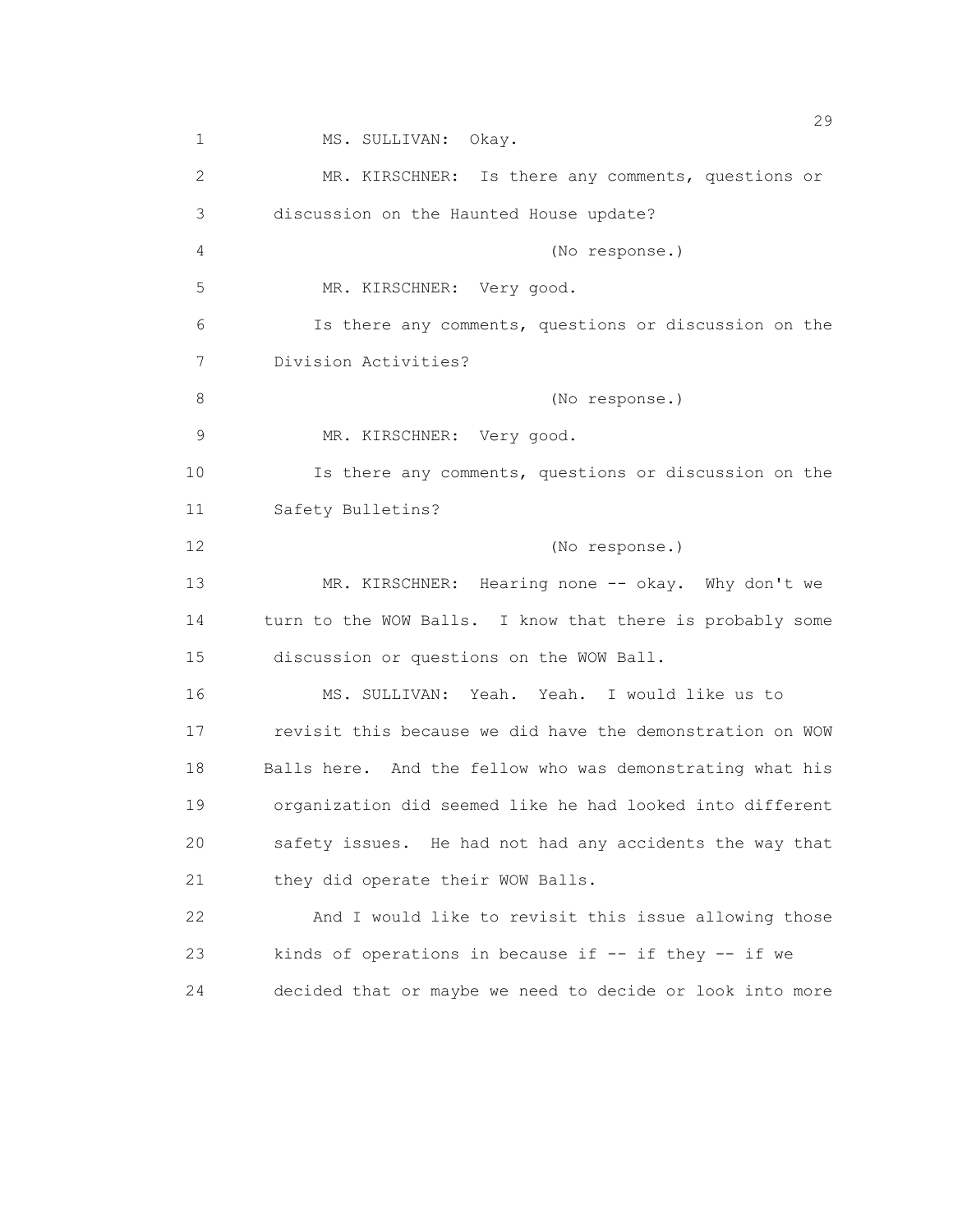MS. SULLIVAN: Okay.

MR. KIRSCHNER: Is there any comments, questions or discussion on the Haunted House update?

(No response.)

MR. KIRSCHNER: Very good.

Is there any comments, questions or discussion on the Division Activities?

(No response.)

MR. KIRSCHNER: Very good.

Is there any comments, questions or discussion on the Safety Bulletins?

(No response.)

MR. KIRSCHNER: Hearing none -- okay. Why don't we turn to the WOW Balls. I know that there is probably some discussion or questions on the WOW Ball.

MS. SULLIVAN: Yeah. Yeah. I would like us to revisit this because we did have the demonstration on WOW Balls here. And the fellow who was demonstrating what his organization did seemed like he had looked into different safety issues. He had not had any accidents the way that they did operate their WOW Balls.

And I would like to revisit this issue allowing those kinds of operations in because if -- if they -- if we decided that or maybe we need to decide or look into more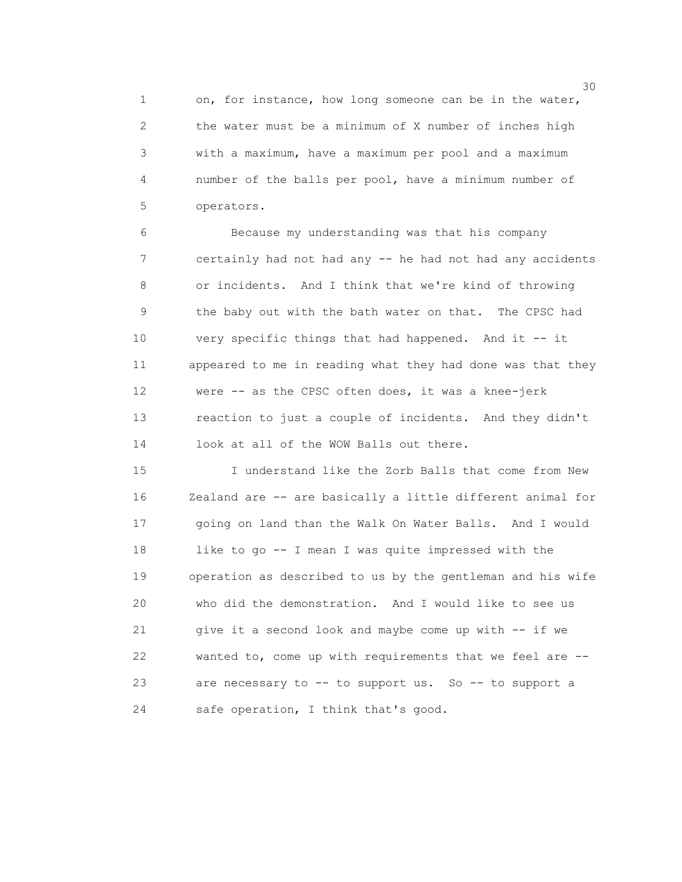on, for instance, how long someone can be in the water, the water must be a minimum of X number of inches high with a maximum, have a maximum per pool and a maximum number of the balls per pool, have a minimum number of operators.

Because my understanding was that his company certainly had not had any -- he had not had any accidents or incidents. And I think that we're kind of throwing the baby out with the bath water on that. The CPSC had very specific things that had happened. And it -- it appeared to me in reading what they had done was that they were -- as the CPSC often does, it was a knee-jerk reaction to just a couple of incidents. And they didn't look at all of the WOW Balls out there.

I understand like the Zorb Balls that come from New Zealand are -- are basically a little different animal for going on land than the Walk On Water Balls. And I would like to go -- I mean I was quite impressed with the operation as described to us by the gentleman and his wife who did the demonstration. And I would like to see us give it a second look and maybe come up with -- if we wanted to, come up with requirements that we feel are -- are necessary to -- to support us. So -- to support a safe operation, I think that's good.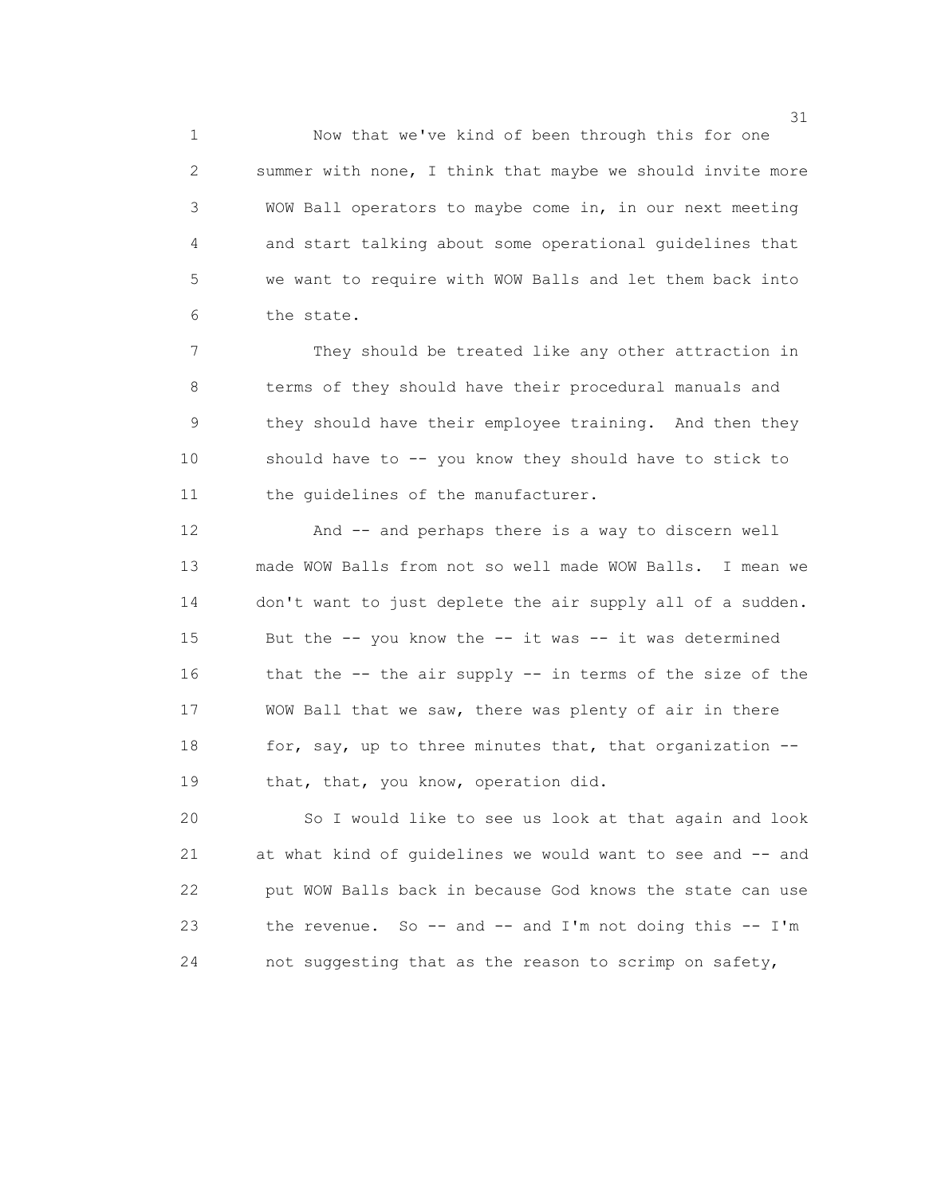Now that we've kind of been through this for one summer with none, I think that maybe we should invite more WOW Ball operators to maybe come in, in our next meeting and start talking about some operational guidelines that we want to require with WOW Balls and let them back into the state.

They should be treated like any other attraction in terms of they should have their procedural manuals and they should have their employee training. And then they should have to -- you know they should have to stick to the guidelines of the manufacturer.

And -- and perhaps there is a way to discern well made WOW Balls from not so well made WOW Balls. I mean we don't want to just deplete the air supply all of a sudden. But the -- you know the -- it was -- it was determined that the -- the air supply -- in terms of the size of the WOW Ball that we saw, there was plenty of air in there for, say, up to three minutes that, that organization -- that, that, you know, operation did.

So I would like to see us look at that again and look at what kind of guidelines we would want to see and -- and put WOW Balls back in because God knows the state can use the revenue. So -- and -- and I'm not doing this -- I'm not suggesting that as the reason to scrimp on safety,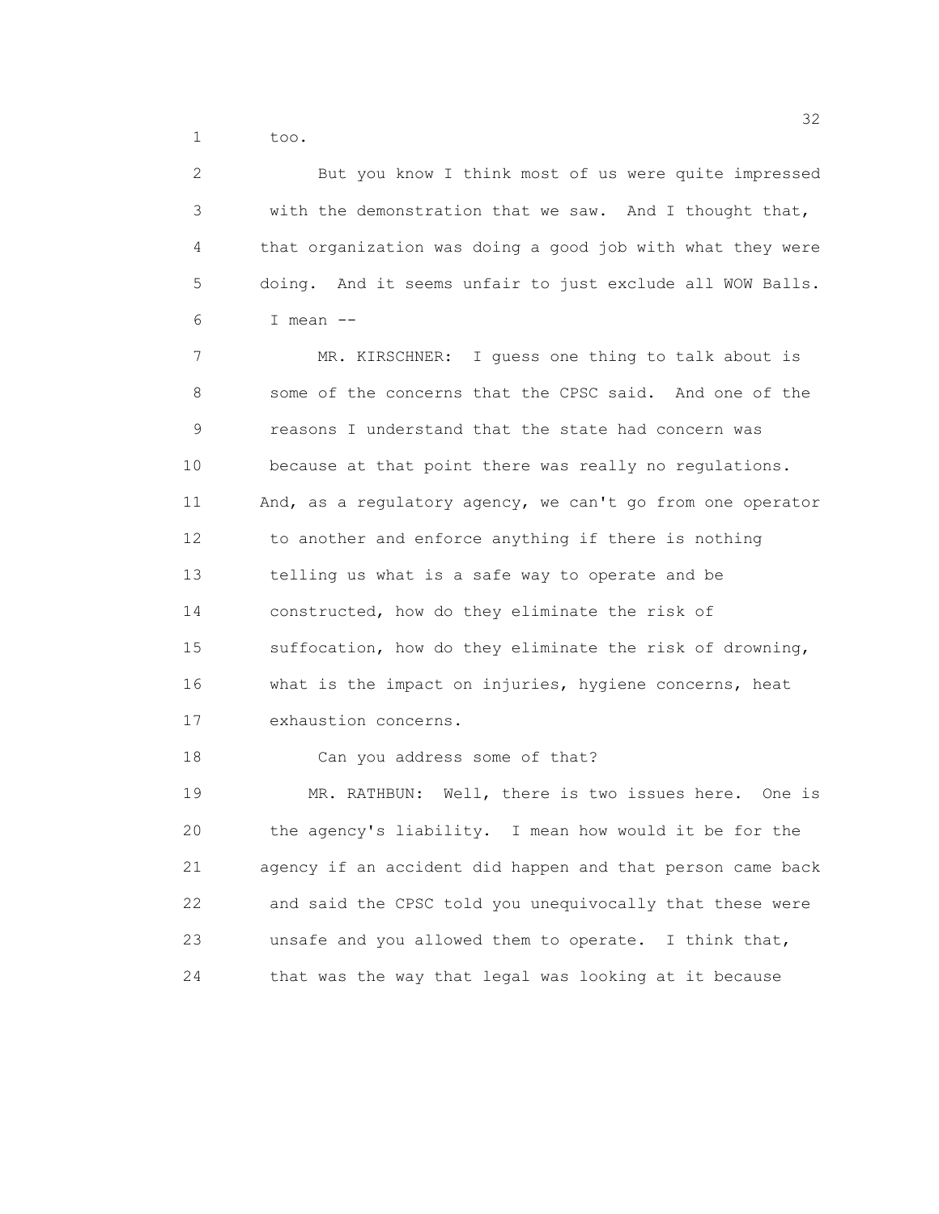too.

But you know I think most of us were quite impressed with the demonstration that we saw. And I thought that, that organization was doing a good job with what they were doing. And it seems unfair to just exclude all WOW Balls. I mean --

MR. KIRSCHNER: I guess one thing to talk about is some of the concerns that the CPSC said. And one of the reasons I understand that the state had concern was because at that point there was really no regulations. And, as a regulatory agency, we can't go from one operator to another and enforce anything if there is nothing telling us what is a safe way to operate and be constructed, how do they eliminate the risk of suffocation, how do they eliminate the risk of drowning, what is the impact on injuries, hygiene concerns, heat exhaustion concerns.

Can you address some of that?

MR. RATHBUN: Well, there is two issues here. One is the agency's liability. I mean how would it be for the agency if an accident did happen and that person came back and said the CPSC told you unequivocally that these were unsafe and you allowed them to operate. I think that, that was the way that legal was looking at it because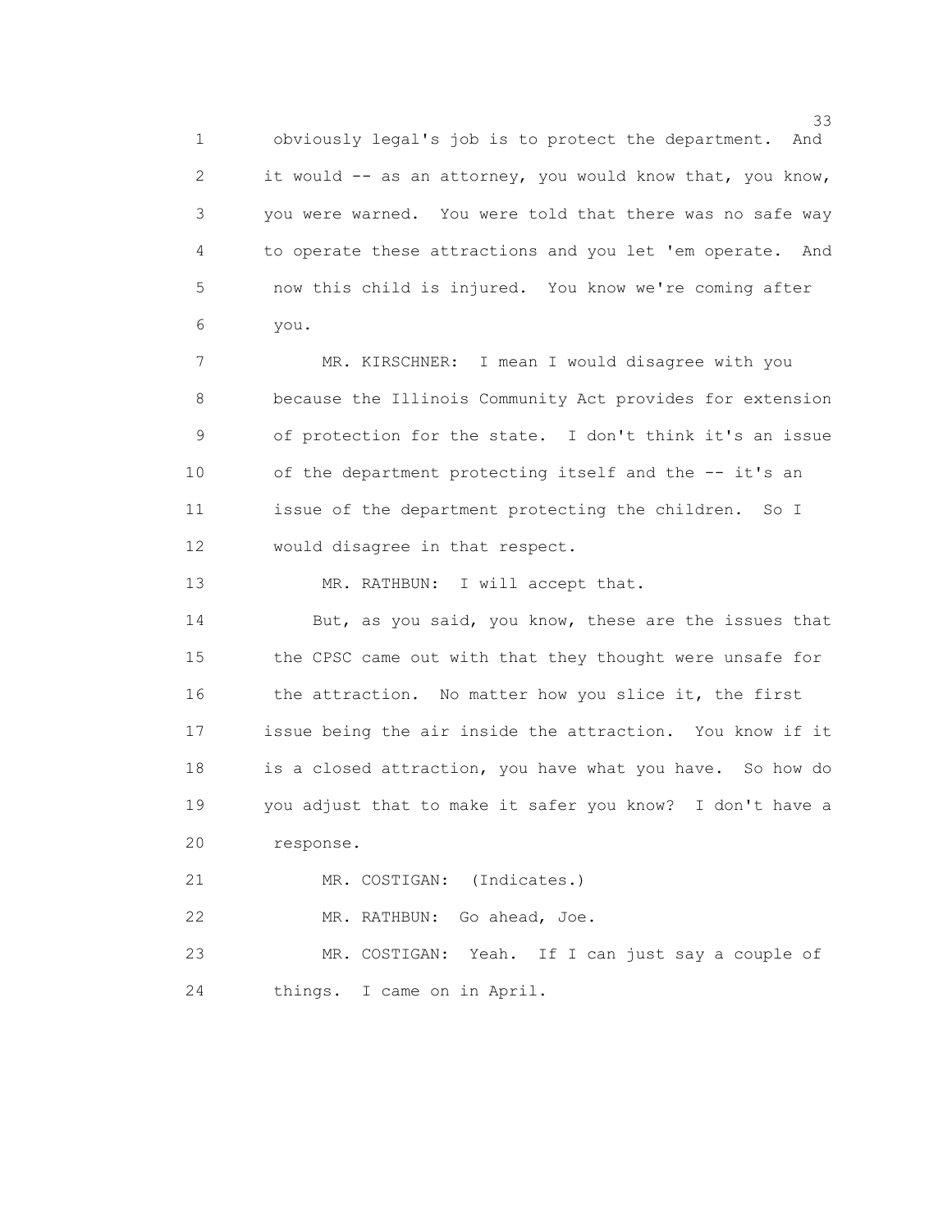obviously legal's job is to protect the department. And it would -- as an attorney, you would know that, you know, you were warned. You were told that there was no safe way to operate these attractions and you let 'em operate. And now this child is injured. You know we're coming after you.

MR. KIRSCHNER: I mean I would disagree with you because the Illinois Community Act provides for extension of protection for the state. I don't think it's an issue of the department protecting itself and the -- it's an issue of the department protecting the children. So I would disagree in that respect.

MR. RATHBUN: I will accept that.

But, as you said, you know, these are the issues that the CPSC came out with that they thought were unsafe for the attraction. No matter how you slice it, the first issue being the air inside the attraction. You know if it is a closed attraction, you have what you have. So how do you adjust that to make it safer you know? I don't have a response.

MR. COSTIGAN: (Indicates.)

MR. RATHBUN: Go ahead, Joe.

MR. COSTIGAN: Yeah. If I can just say a couple of things. I came on in April.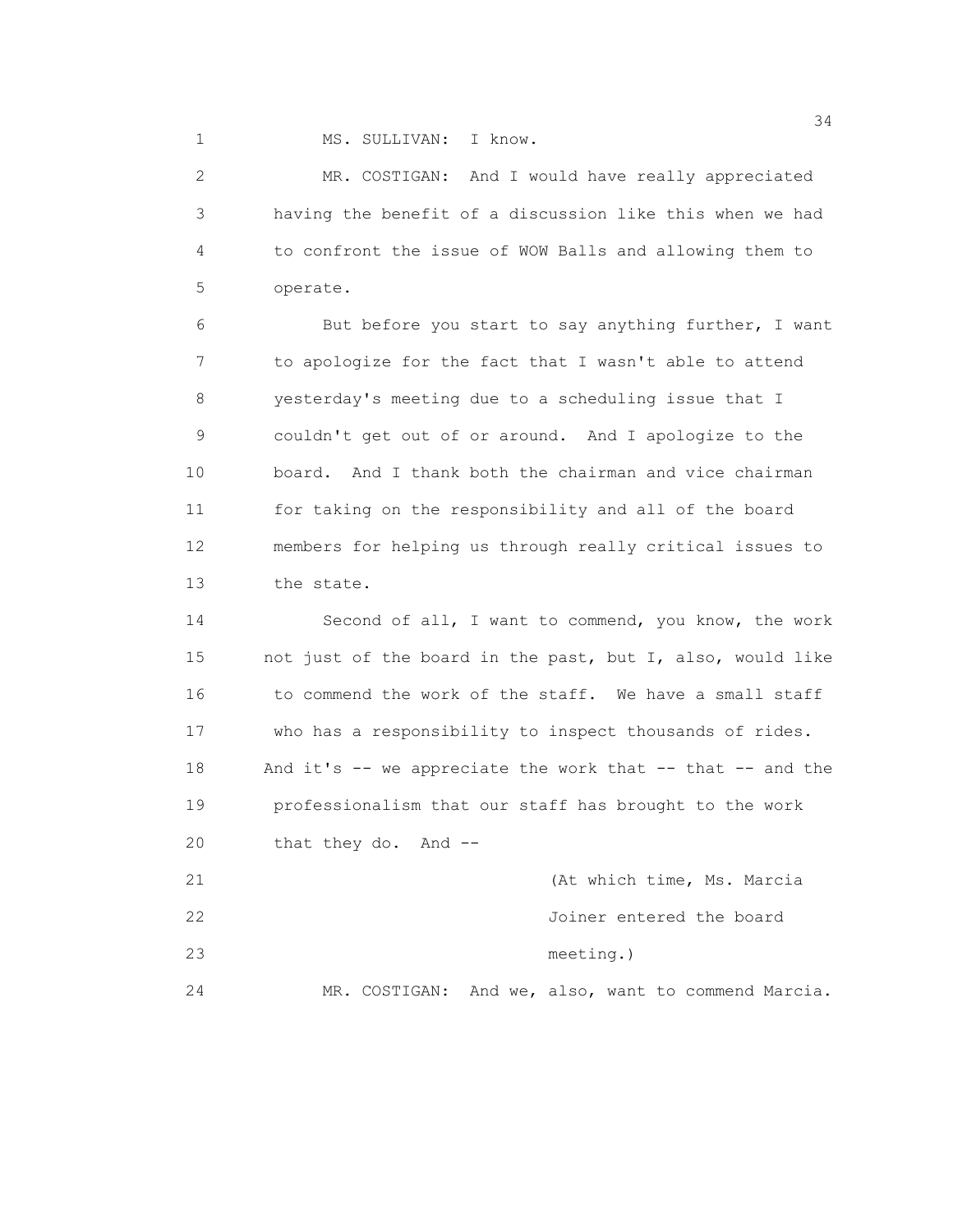MS. SULLIVAN: I know.

MR. COSTIGAN: And I would have really appreciated having the benefit of a discussion like this when we had to confront the issue of WOW Balls and allowing them to operate.

But before you start to say anything further, I want to apologize for the fact that I wasn't able to attend yesterday's meeting due to a scheduling issue that I couldn't get out of or around. And I apologize to the board. And I thank both the chairman and vice chairman for taking on the responsibility and all of the board members for helping us through really critical issues to the state.

Second of all, I want to commend, you know, the work not just of the board in the past, but I, also, would like to commend the work of the staff. We have a small staff who has a responsibility to inspect thousands of rides. And it's -- we appreciate the work that -- that -- and the professionalism that our staff has brought to the work that they do. And --

(At which time, Ms. Marcia Joiner entered the board meeting.)

MR. COSTIGAN: And we, also, want to commend Marcia.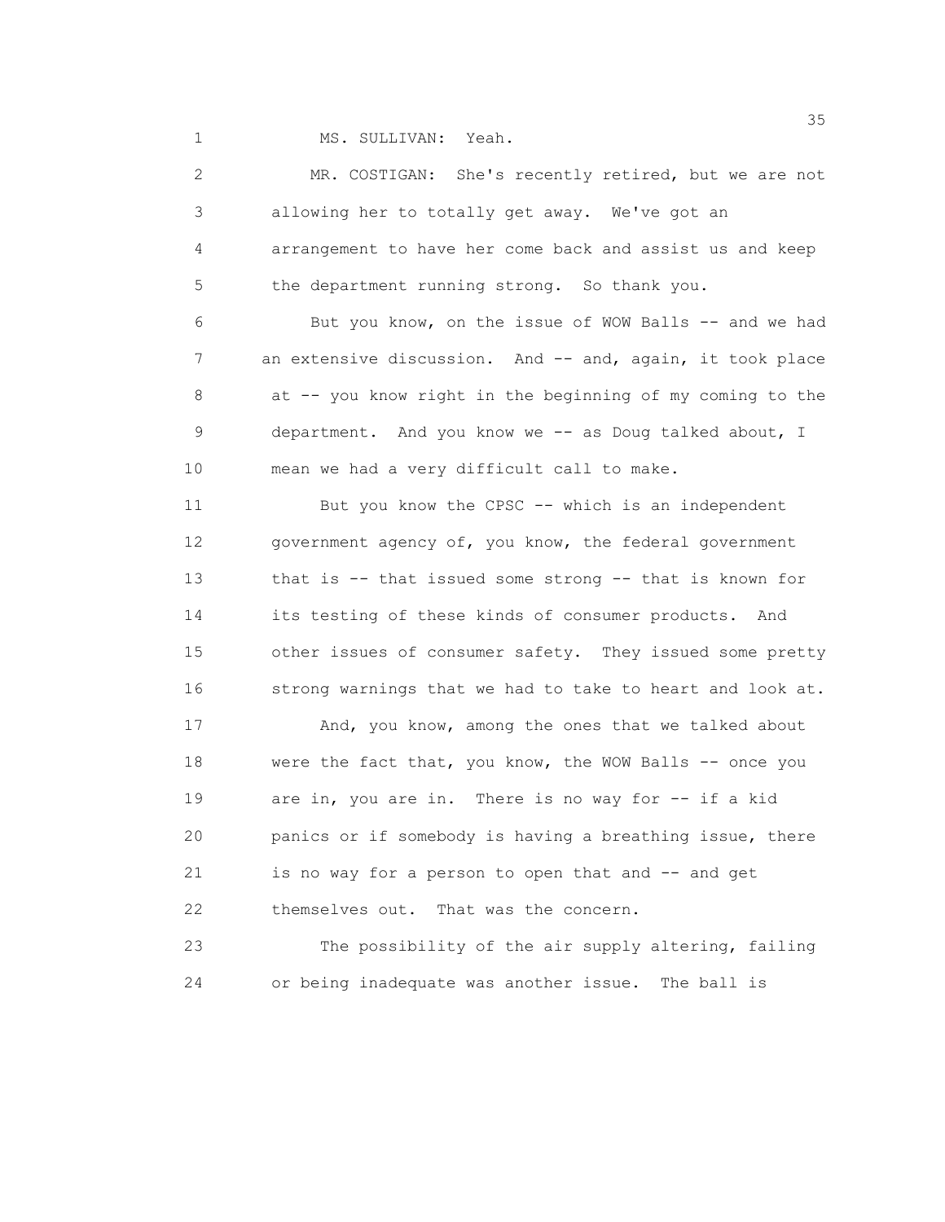MS. SULLIVAN: Yeah.

MR. COSTIGAN: She's recently retired, but we are not allowing her to totally get away. We've got an arrangement to have her come back and assist us and keep the department running strong. So thank you.

But you know, on the issue of WOW Balls -- and we had an extensive discussion. And -- and, again, it took place at -- you know right in the beginning of my coming to the department. And you know we -- as Doug talked about, I mean we had a very difficult call to make.

But you know the CPSC -- which is an independent government agency of, you know, the federal government that is -- that issued some strong -- that is known for its testing of these kinds of consumer products. And other issues of consumer safety. They issued some pretty strong warnings that we had to take to heart and look at.

And, you know, among the ones that we talked about were the fact that, you know, the WOW Balls -- once you are in, you are in. There is no way for -- if a kid panics or if somebody is having a breathing issue, there is no way for a person to open that and -- and get themselves out. That was the concern.

The possibility of the air supply altering, failing or being inadequate was another issue. The ball is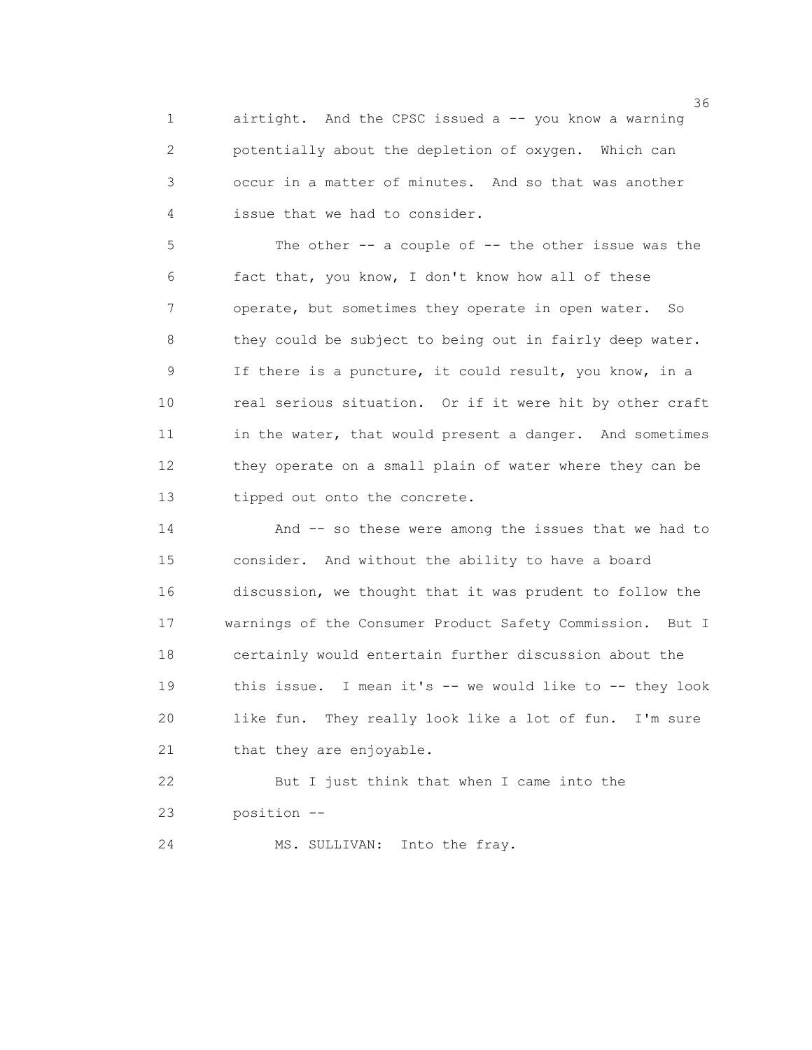airtight. And the CPSC issued a -- you know a warning potentially about the depletion of oxygen. Which can occur in a matter of minutes. And so that was another issue that we had to consider.

The other -- a couple of -- the other issue was the fact that, you know, I don't know how all of these operate, but sometimes they operate in open water. So they could be subject to being out in fairly deep water. If there is a puncture, it could result, you know, in a real serious situation. Or if it were hit by other craft in the water, that would present a danger. And sometimes they operate on a small plain of water where they can be tipped out onto the concrete.

And -- so these were among the issues that we had to consider. And without the ability to have a board discussion, we thought that it was prudent to follow the warnings of the Consumer Product Safety Commission. But I certainly would entertain further discussion about the this issue. I mean it's -- we would like to -- they look like fun. They really look like a lot of fun. I'm sure that they are enjoyable.

But I just think that when I came into the position --

MS. SULLIVAN: Into the fray.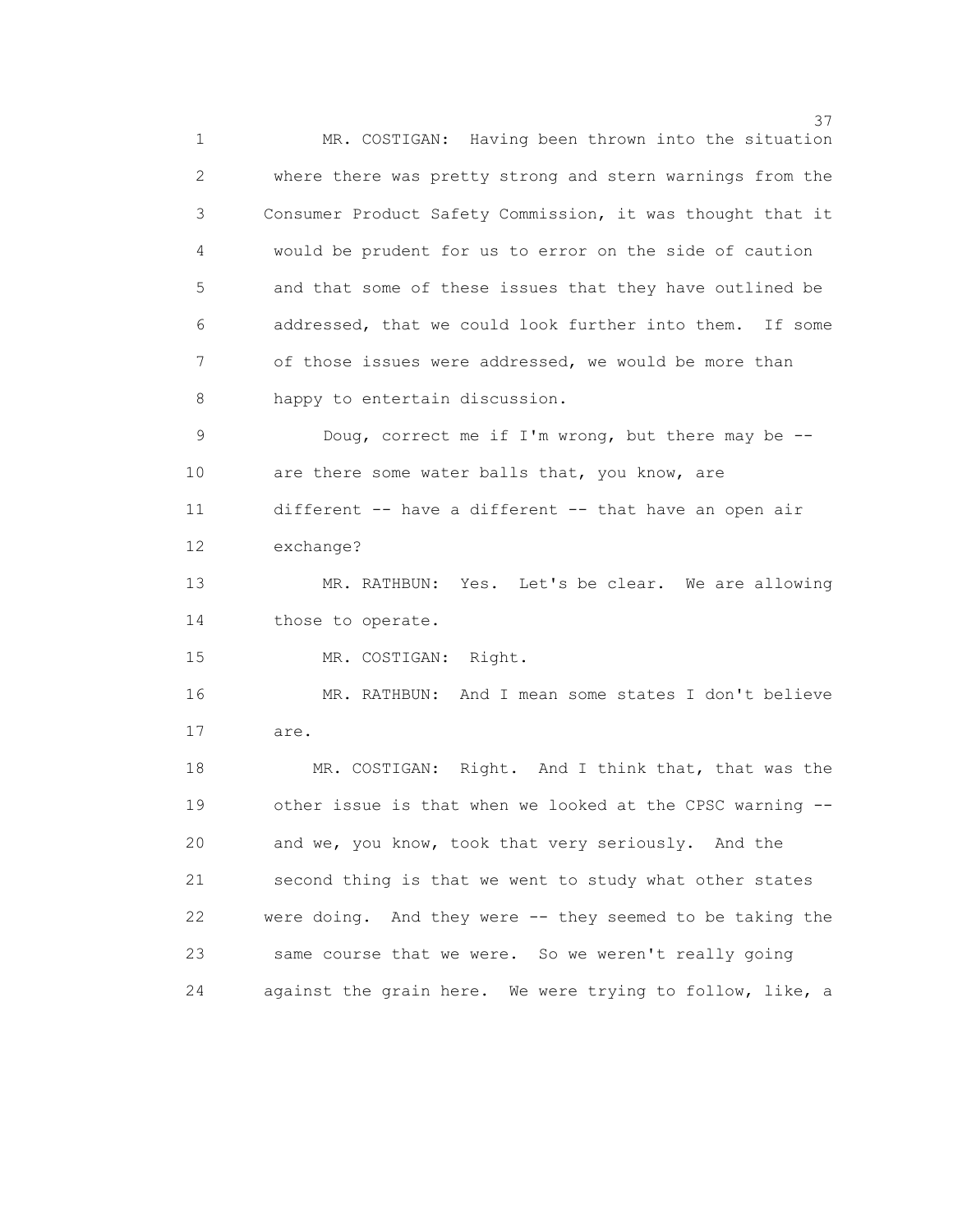MR. COSTIGAN: Having been thrown into the situation where there was pretty strong and stern warnings from the Consumer Product Safety Commission, it was thought that it would be prudent for us to error on the side of caution and that some of these issues that they have outlined be addressed, that we could look further into them. If some of those issues were addressed, we would be more than happy to entertain discussion.

Doug, correct me if I'm wrong, but there may be -- are there some water balls that, you know, are different -- have a different -- that have an open air exchange?

MR. RATHBUN: Yes. Let's be clear. We are allowing those to operate.

MR. COSTIGAN: Right.

MR. RATHBUN: And I mean some states I don't believe are.

MR. COSTIGAN: Right. And I think that, that was the other issue is that when we looked at the CPSC warning -- and we, you know, took that very seriously. And the second thing is that we went to study what other states were doing. And they were -- they seemed to be taking the same course that we were. So we weren't really going against the grain here. We were trying to follow, like, a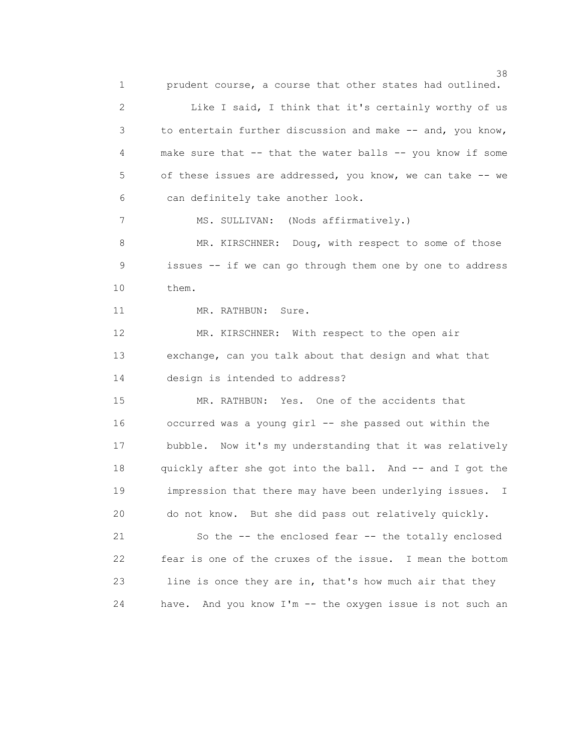prudent course, a course that other states had outlined.

Like I said, I think that it's certainly worthy of us to entertain further discussion and make -- and, you know, make sure that -- that the water balls -- you know if some of these issues are addressed, you know, we can take -- we can definitely take another look.

MS. SULLIVAN: (Nods affirmatively.)

MR. KIRSCHNER: Doug, with respect to some of those issues -- if we can go through them one by one to address them.

MR. RATHBUN: Sure.

MR. KIRSCHNER: With respect to the open air exchange, can you talk about that design and what that design is intended to address?

MR. RATHBUN: Yes. One of the accidents that occurred was a young girl -- she passed out within the bubble. Now it's my understanding that it was relatively quickly after she got into the ball. And -- and I got the impression that there may have been underlying issues. I do not know. But she did pass out relatively quickly.

So the -- the enclosed fear -- the totally enclosed fear is one of the cruxes of the issue. I mean the bottom line is once they are in, that's how much air that they have. And you know I'm -- the oxygen issue is not such an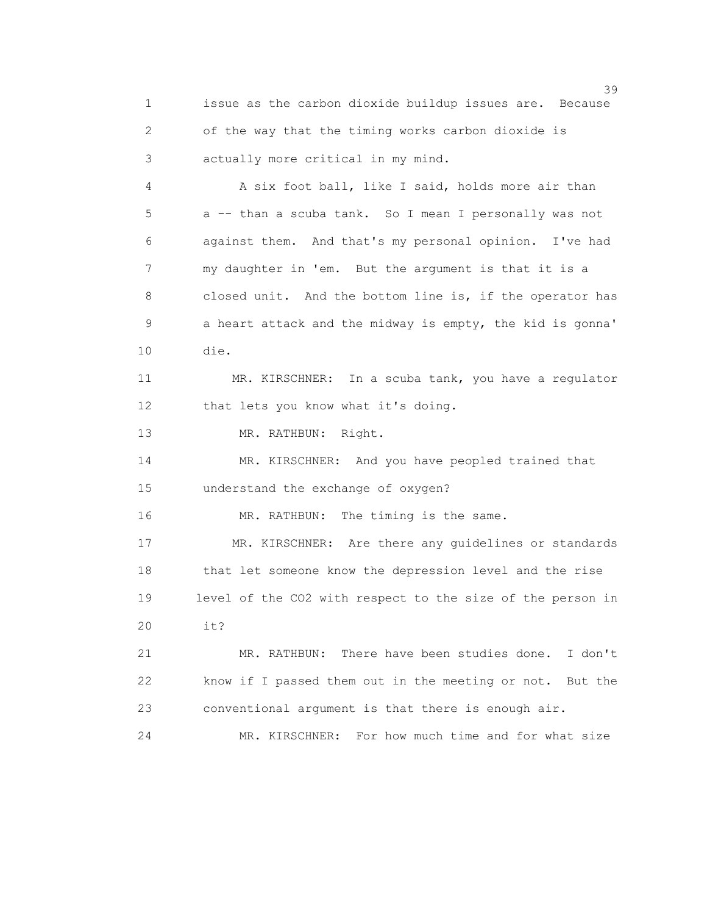issue as the carbon dioxide buildup issues are. Because of the way that the timing works carbon dioxide is actually more critical in my mind.

A six foot ball, like I said, holds more air than a -- than a scuba tank. So I mean I personally was not against them. And that's my personal opinion. I've had my daughter in 'em. But the argument is that it is a closed unit. And the bottom line is, if the operator has a heart attack and the midway is empty, the kid is gonna' die.

MR. KIRSCHNER: In a scuba tank, you have a regulator that lets you know what it's doing.

MR. RATHBUN: Right.

MR. KIRSCHNER: And you have peopled trained that understand the exchange of oxygen?

MR. RATHBUN: The timing is the same.

MR. KIRSCHNER: Are there any guidelines or standards that let someone know the depression level and the rise level of the $CO_2$ with respect to the size of the person in it?

MR. RATHBUN: There have been studies done. I don't know if I passed them out in the meeting or not. But the conventional argument is that there is enough air.

MR. KIRSCHNER: For how much time and for what size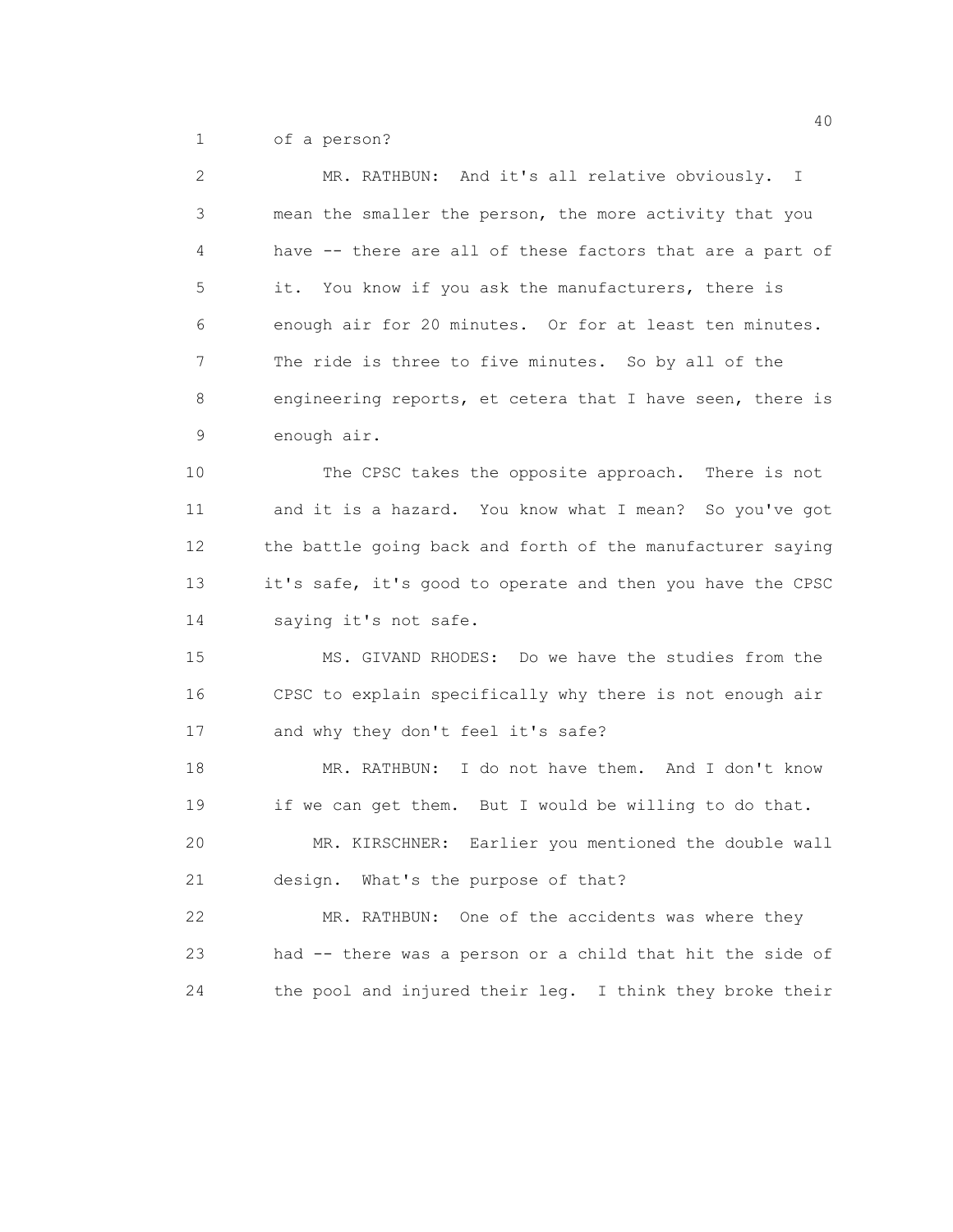of a person?

MR. RATHBUN: And it's all relative obviously. I mean the smaller the person, the more activity that you have -- there are all of these factors that are a part of it. You know if you ask the manufacturers, there is enough air for 20 minutes. Or for at least ten minutes. The ride is three to five minutes. So by all of the engineering reports, et cetera that I have seen, there is enough air.

The CPSC takes the opposite approach. There is not and it is a hazard. You know what I mean? So you've got the battle going back and forth of the manufacturer saying it's safe, it's good to operate and then you have the CPSC saying it's not safe.

MS. GIVAND RHODES: Do we have the studies from the CPSC to explain specifically why there is not enough air and why they don't feel it's safe?

MR. RATHBUN: I do not have them. And I don't know if we can get them. But I would be willing to do that.

MR. KIRSCHNER: Earlier you mentioned the double wall design. What's the purpose of that?

MR. RATHBUN: One of the accidents was where they had -- there was a person or a child that hit the side of the pool and injured their leg. I think they broke their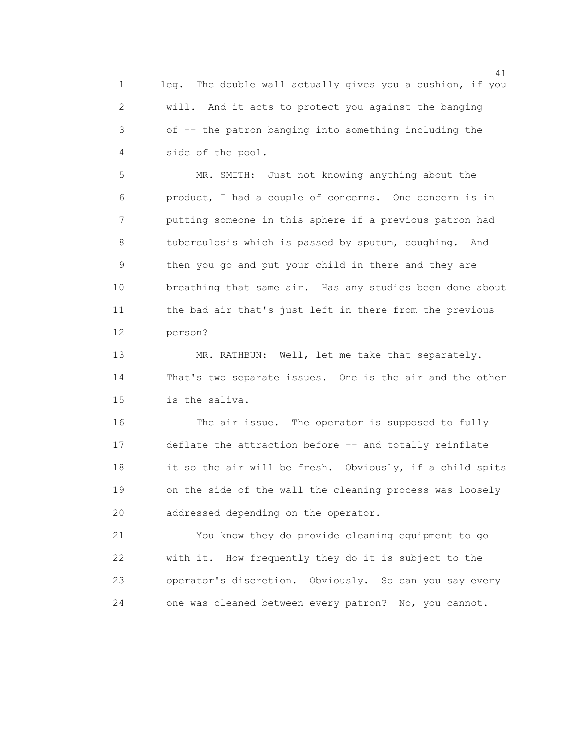leg. The double wall actually gives you a cushion, if you will. And it acts to protect you against the banging of -- the patron banging into something including the side of the pool.

MR. SMITH: Just not knowing anything about the product, I had a couple of concerns. One concern is in putting someone in this sphere if a previous patron had tuberculosis which is passed by sputum, coughing. And then you go and put your child in there and they are breathing that same air. Has any studies been done about the bad air that's just left in there from the previous person?

MR. RATHBUN: Well, let me take that separately. That's two separate issues. One is the air and the other is the saliva.

The air issue. The operator is supposed to fully deflate the attraction before -- and totally reinflate it so the air will be fresh. Obviously, if a child spits on the side of the wall the cleaning process was loosely addressed depending on the operator.

You know they do provide cleaning equipment to go with it. How frequently they do it is subject to the operator's discretion. Obviously. So can you say every one was cleaned between every patron? No, you cannot.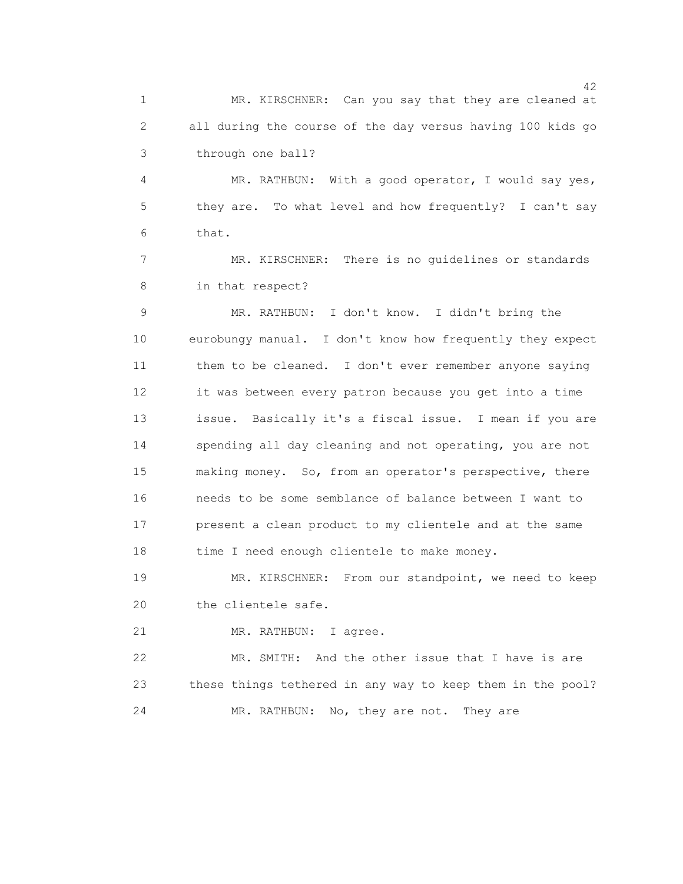MR. KIRSCHNER: Can you say that they are cleaned at all during the course of the day versus having 100 kids go through one ball?

MR. RATHBUN: With a good operator, I would say yes, they are. To what level and how frequently? I can't say that.

MR. KIRSCHNER: There is no guidelines or standards in that respect?

MR. RATHBUN: I don't know. I didn't bring the eurobungy manual. I don't know how frequently they expect them to be cleaned. I don't ever remember anyone saying it was between every patron because you get into a time issue. Basically it's a fiscal issue. I mean if you are spending all day cleaning and not operating, you are not making money. So, from an operator's perspective, there needs to be some semblance of balance between I want to present a clean product to my clientele and at the same time I need enough clientele to make money.

MR. KIRSCHNER: From our standpoint, we need to keep the clientele safe.

MR. RATHBUN: I agree.

MR. SMITH: And the other issue that I have is are these things tethered in any way to keep them in the pool?

MR. RATHBUN: No, they are not. They are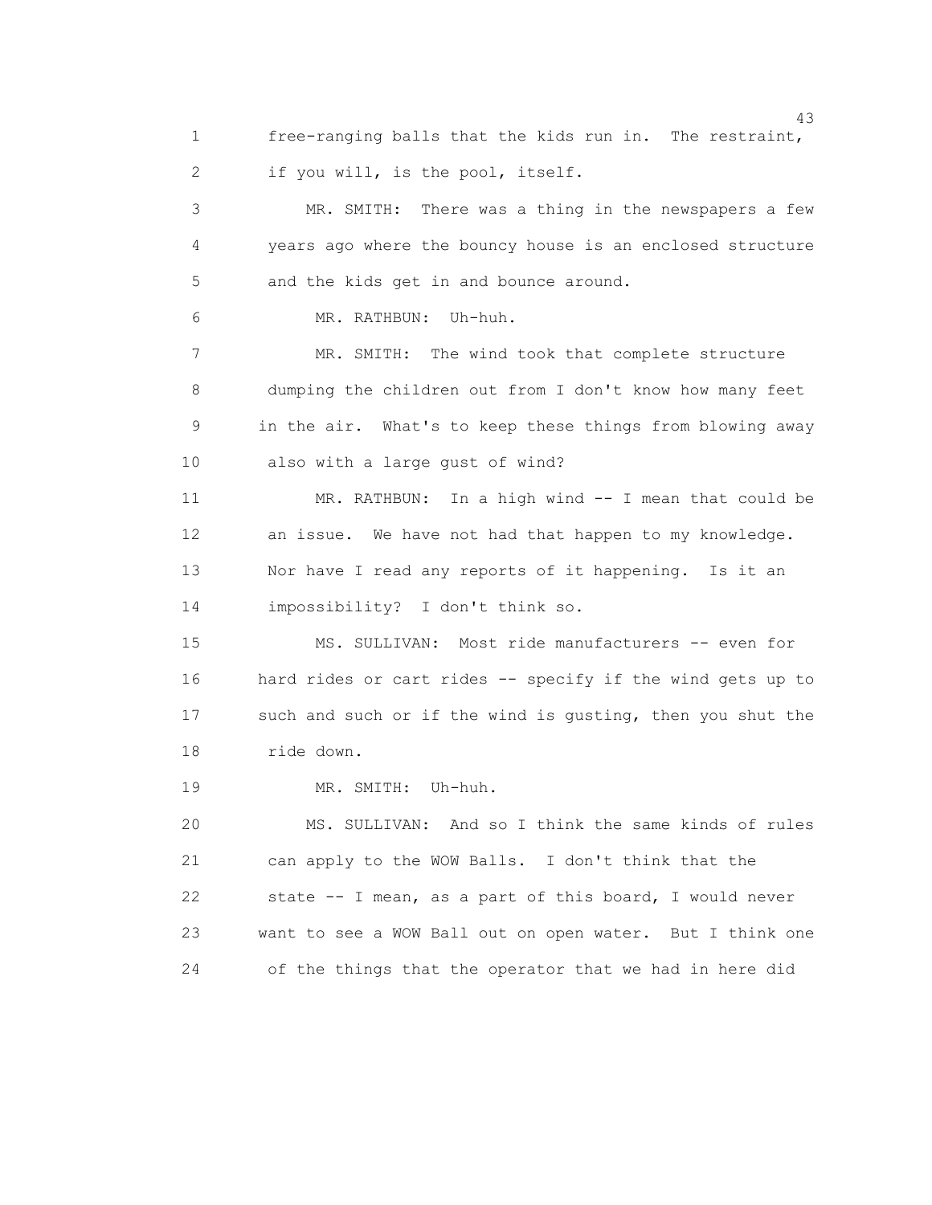free-ranging balls that the kids run in. The restraint, if you will, is the pool, itself.

MR. SMITH: There was a thing in the newspapers a few years ago where the bouncy house is an enclosed structure and the kids get in and bounce around.

MR. RATHBUN: Uh-huh.

MR. SMITH: The wind took that complete structure dumping the children out from I don't know how many feet in the air. What's to keep these things from blowing away also with a large gust of wind?

MR. RATHBUN: In a high wind -- I mean that could be an issue. We have not had that happen to my knowledge. Nor have I read any reports of it happening. Is it an impossibility? I don't think so.

MS. SULLIVAN: Most ride manufacturers -- even for hard rides or cart rides -- specify if the wind gets up to such and such or if the wind is gusting, then you shut the ride down.

MR. SMITH: Uh-huh.

MS. SULLIVAN: And so I think the same kinds of rules can apply to the WOW Balls. I don't think that the state -- I mean, as a part of this board, I would never want to see a WOW Ball out on open water. But I think one of the things that the operator that we had in here did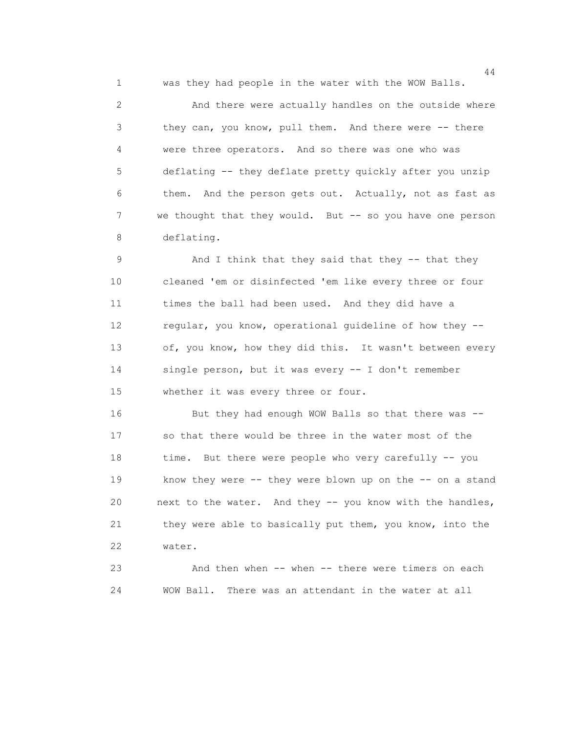was they had people in the water with the WOW Balls.

And there were actually handles on the outside where they can, you know, pull them. And there were -- there were three operators. And so there was one who was deflating -- they deflate pretty quickly after you unzip them. And the person gets out. Actually, not as fast as we thought that they would. But -- so you have one person deflating.

And I think that they said that they -- that they cleaned 'em or disinfected 'em like every three or four times the ball had been used. And they did have a regular, you know, operational guideline of how they -- of, you know, how they did this. It wasn't between every single person, but it was every -- I don't remember whether it was every three or four.

But they had enough WOW Balls so that there was -- so that there would be three in the water most of the time. But there were people who very carefully -- you know they were -- they were blown up on the -- on a stand next to the water. And they -- you know with the handles, they were able to basically put them, you know, into the water.

And then when -- when -- there were timers on each WOW Ball. There was an attendant in the water at all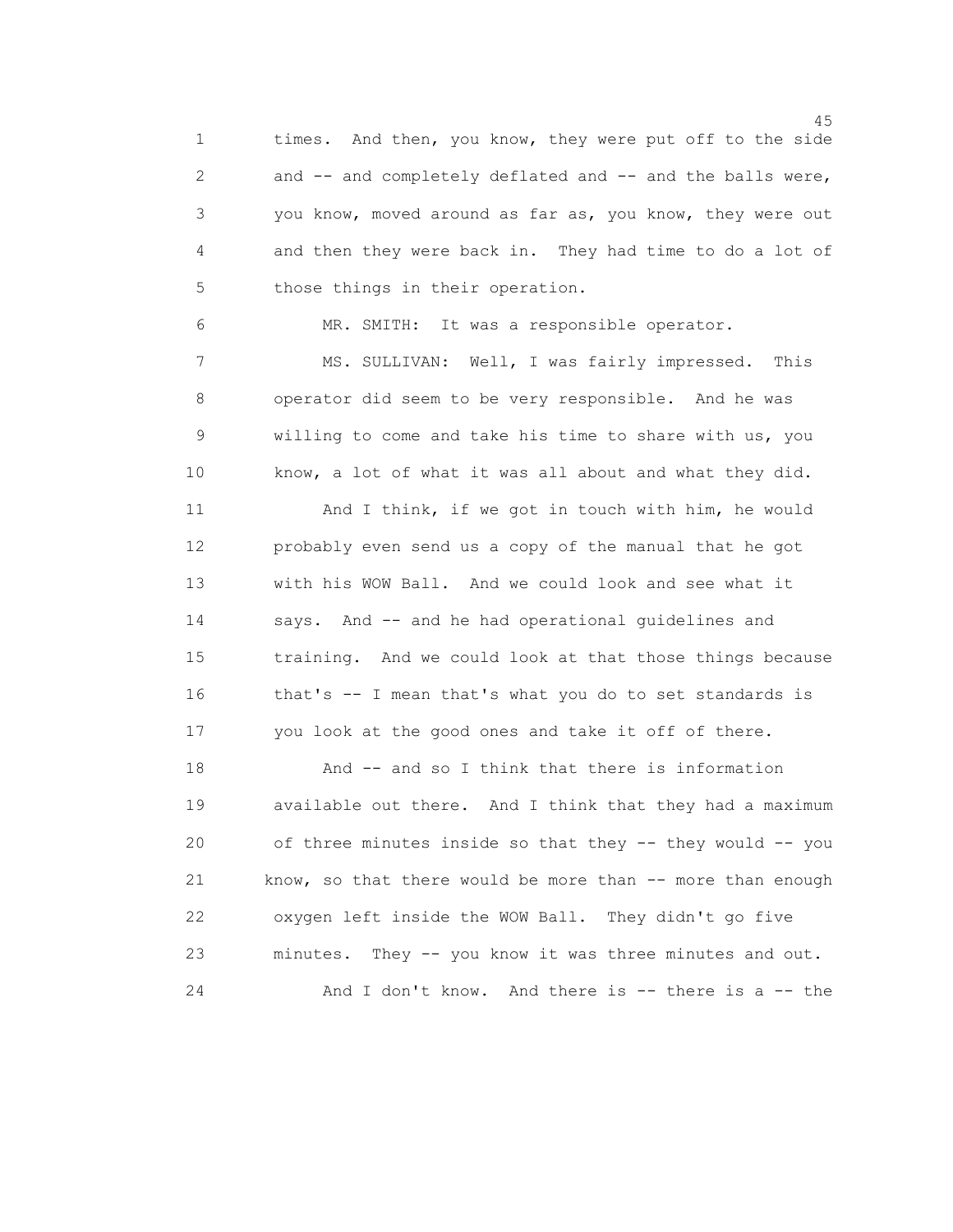times. And then, you know, they were put off to the side and -- and completely deflated and -- and the balls were, you know, moved around as far as, you know, they were out and then they were back in. They had time to do a lot of those things in their operation.

MR. SMITH: It was a responsible operator.

MS. SULLIVAN: Well, I was fairly impressed. This operator did seem to be very responsible. And he was willing to come and take his time to share with us, you know, a lot of what it was all about and what they did.

And I think, if we got in touch with him, he would probably even send us a copy of the manual that he got with his WOW Ball. And we could look and see what it says. And -- and he had operational guidelines and training. And we could look at that those things because that's -- I mean that's what you do to set standards is you look at the good ones and take it off of there.

And -- and so I think that there is information available out there. And I think that they had a maximum of three minutes inside so that they -- they would -- you know, so that there would be more than -- more than enough oxygen left inside the WOW Ball. They didn't go five minutes. They -- you know it was three minutes and out.

And I don't know. And there is -- there is a -- the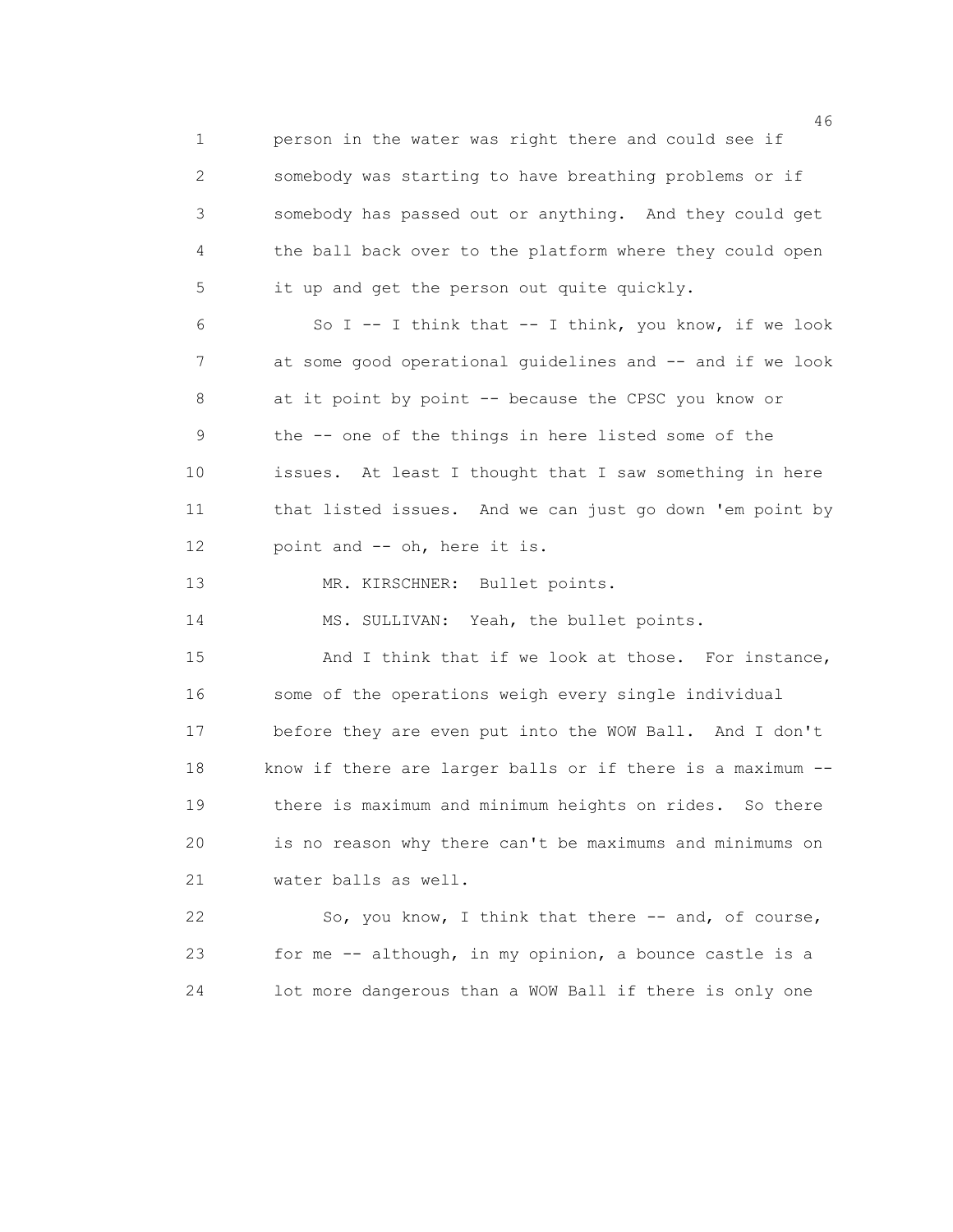person in the water was right there and could see if somebody was starting to have breathing problems or if somebody has passed out or anything. And they could get the ball back over to the platform where they could open it up and get the person out quite quickly.

So I -- I think that -- I think, you know, if we look at some good operational guidelines and -- and if we look at it point by point -- because the CPSC you know or the -- one of the things in here listed some of the issues. At least I thought that I saw something in here that listed issues. And we can just go down 'em point by point and -- oh, here it is.

MR. KIRSCHNER: Bullet points.

MS. SULLIVAN: Yeah, the bullet points.

And I think that if we look at those. For instance, some of the operations weigh every single individual before they are even put into the WOW Ball. And I don't know if there are larger balls or if there is a maximum -- there is maximum and minimum heights on rides. So there is no reason why there can't be maximums and minimums on water balls as well.

So, you know, I think that there -- and, of course, for me -- although, in my opinion, a bounce castle is a lot more dangerous than a WOW Ball if there is only one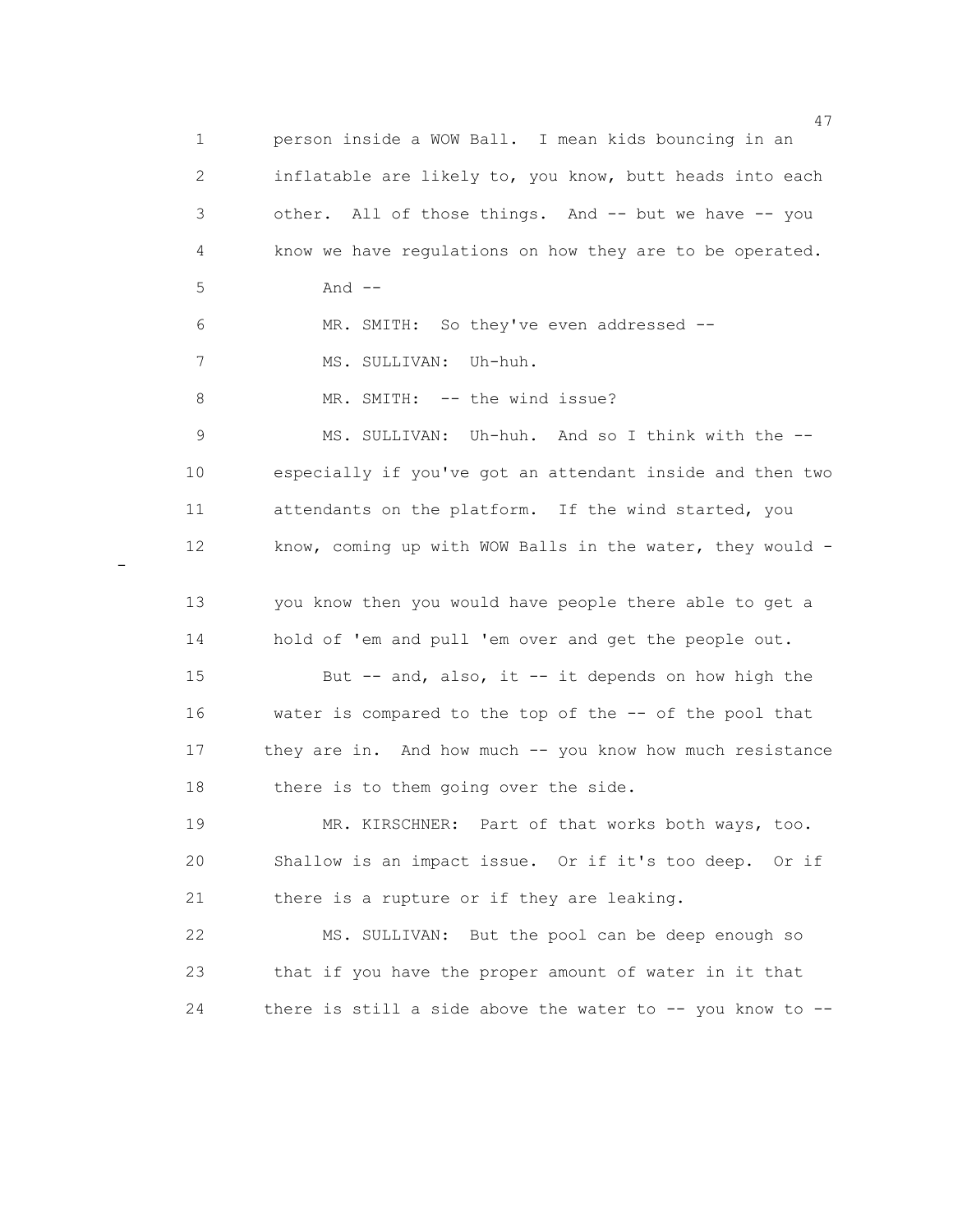person inside a WOW Ball. I mean kids bouncing in an inflatable are likely to, you know, butt heads into each other. All of those things. And -- but we have -- you know we have regulations on how they are to be operated. And --

MR. SMITH: So they've even addressed --

MS. SULLIVAN: Uh-huh.

MR. SMITH: -- the wind issue?

MS. SULLIVAN: Uh-huh. And so I think with the -- especially if you've got an attendant inside and then two attendants on the platform. If the wind started, you know, coming up with WOW Balls in the water, they would -- you know then you would have people there able to get a hold of 'em and pull 'em over and get the people out.

But -- and, also, it -- it depends on how high the water is compared to the top of the -- of the pool that they are in. And how much -- you know how much resistance there is to them going over the side.

MR. KIRSCHNER: Part of that works both ways, too. Shallow is an impact issue. Or if it's too deep. Or if there is a rupture or if they are leaking.

MS. SULLIVAN: But the pool can be deep enough so that if you have the proper amount of water in it that there is still a side above the water to -- you know to --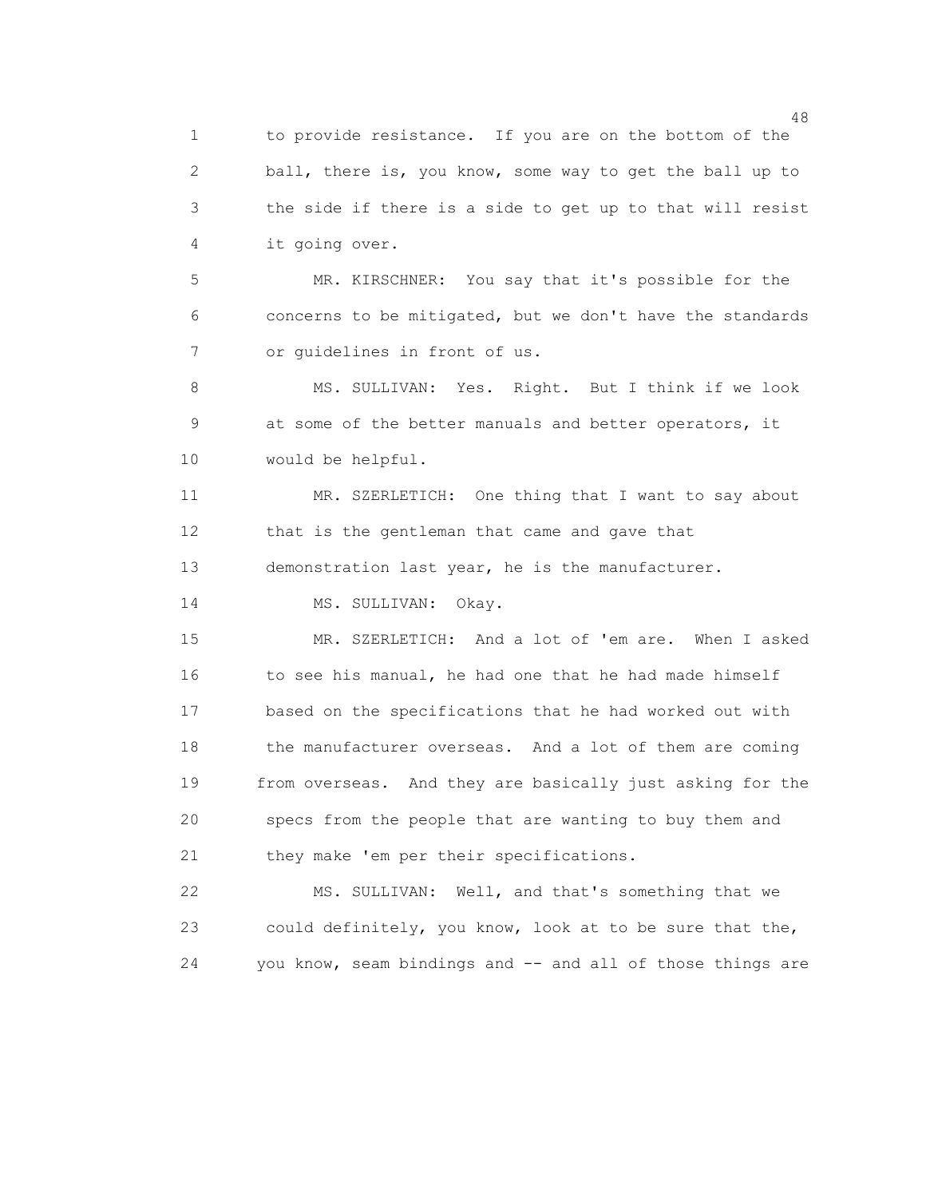to provide resistance. If you are on the bottom of the ball, there is, you know, some way to get the ball up to the side if there is a side to get up to that will resist it going over.

MR. KIRSCHNER: You say that it's possible for the concerns to be mitigated, but we don't have the standards or guidelines in front of us.

MS. SULLIVAN: Yes. Right. But I think if we look at some of the better manuals and better operators, it would be helpful.

MR. SZERLETICH: One thing that I want to say about that is the gentleman that came and gave that demonstration last year, he is the manufacturer.

MS. SULLIVAN: Okay.

MR. SZERLETICH: And a lot of 'em are. When I asked to see his manual, he had one that he had made himself based on the specifications that he had worked out with the manufacturer overseas. And a lot of them are coming from overseas. And they are basically just asking for the specs from the people that are wanting to buy them and they make 'em per their specifications.

MS. SULLIVAN: Well, and that's something that we could definitely, you know, look at to be sure that the, you know, seam bindings and -- and all of those things are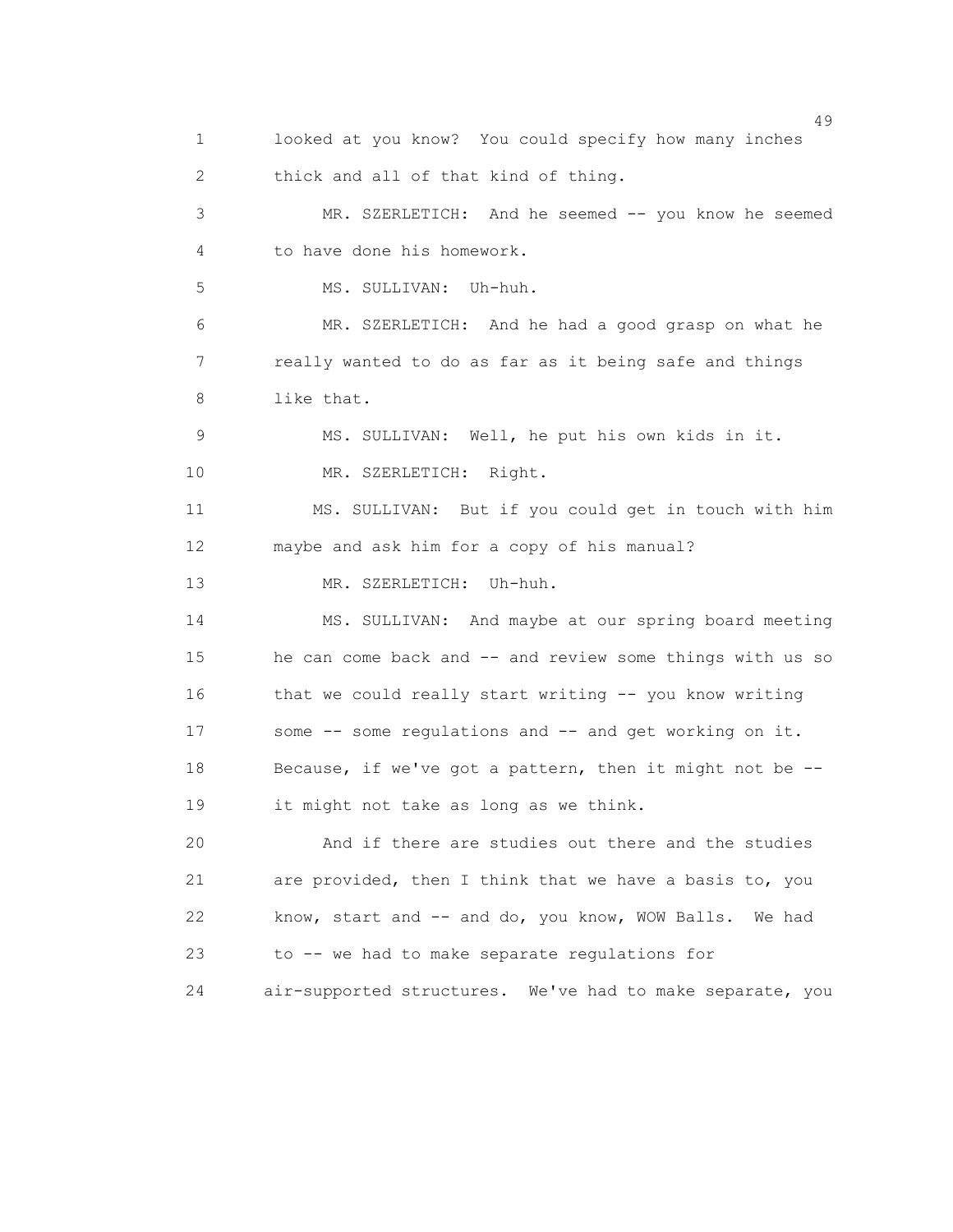looked at you know? You could specify how many inches thick and all of that kind of thing.

MR. SZERLETICH: And he seemed -- you know he seemed to have done his homework.

MS. SULLIVAN: Uh-huh.

MR. SZERLETICH: And he had a good grasp on what he really wanted to do as far as it being safe and things like that.

MS. SULLIVAN: Well, he put his own kids in it.

MR. SZERLETICH: Right.

MS. SULLIVAN: But if you could get in touch with him maybe and ask him for a copy of his manual?

MR. SZERLETICH: Uh-huh.

MS. SULLIVAN: And maybe at our spring board meeting he can come back and -- and review some things with us so that we could really start writing -- you know writing some -- some regulations and -- and get working on it. Because, if we've got a pattern, then it might not be -- it might not take as long as we think.

And if there are studies out there and the studies are provided, then I think that we have a basis to, you know, start and -- and do, you know, WOW Balls. We had to -- we had to make separate regulations for air-supported structures. We've had to make separate, you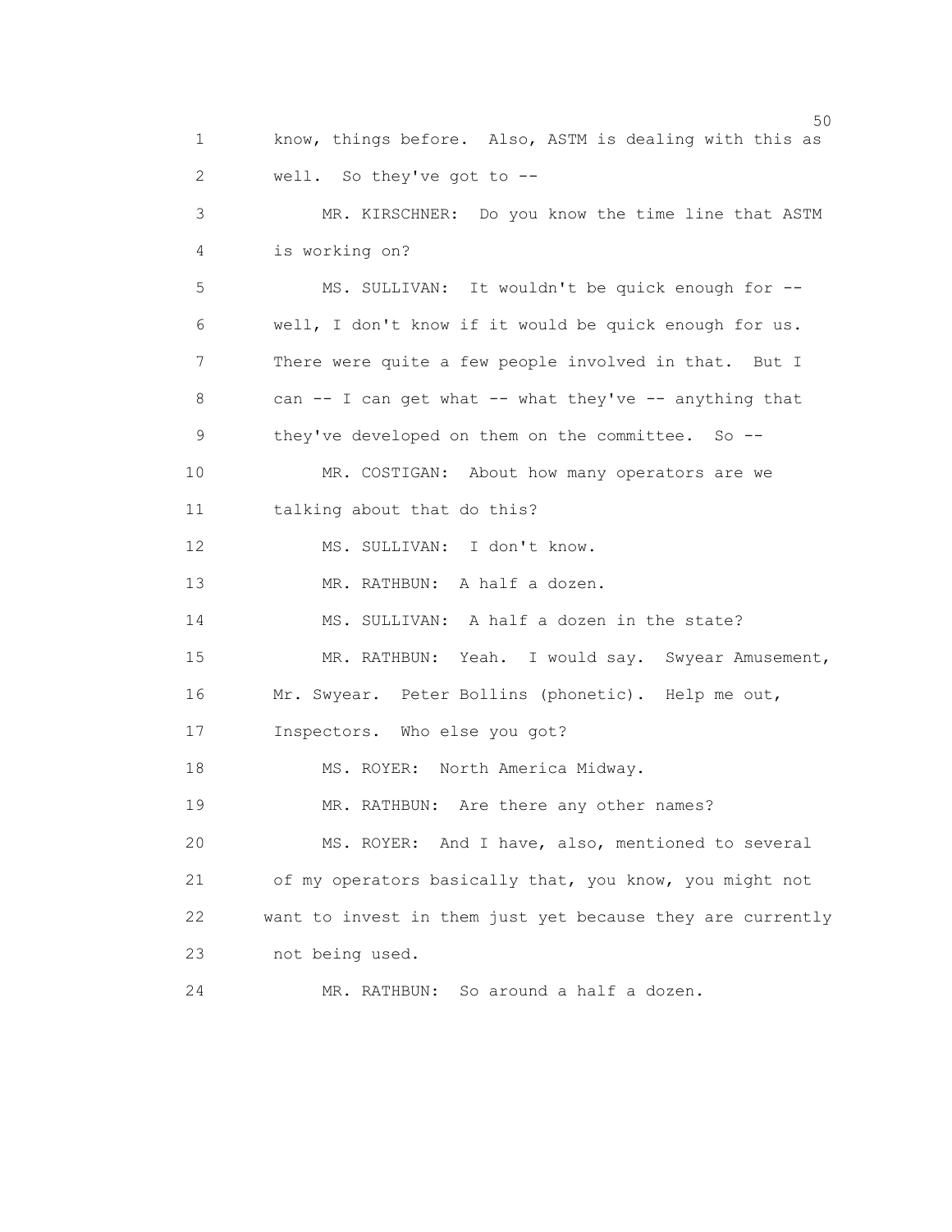know, things before. Also, ASTM is dealing with this as well. So they've got to --

MR. KIRSCHNER: Do you know the time line that ASTM is working on?

MS. SULLIVAN: It wouldn't be quick enough for -- well, I don't know if it would be quick enough for us. There were quite a few people involved in that. But I can -- I can get what -- what they've -- anything that they've developed on them on the committee. So --

MR. COSTIGAN: About how many operators are we talking about that do this?

MS. SULLIVAN: I don't know.

MR. RATHBUN: A half a dozen.

MS. SULLIVAN: A half a dozen in the state?

MR. RATHBUN: Yeah. I would say. Swyear Amusement, Mr. Swyear. Peter Bollins (phonetic). Help me out, Inspectors. Who else you got?

MS. ROYER: North America Midway.

MR. RATHBUN: Are there any other names?

MS. ROYER: And I have, also, mentioned to several of my operators basically that, you know, you might not want to invest in them just yet because they are currently not being used.

MR. RATHBUN: So around a half a dozen.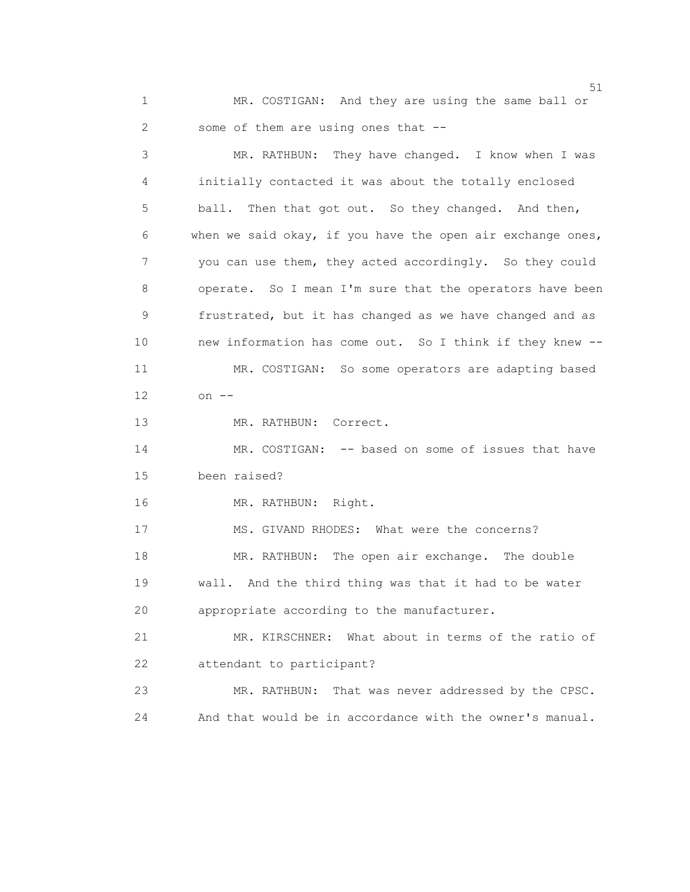MR. COSTIGAN: And they are using the same ball or some of them are using ones that --

MR. RATHBUN: They have changed. I know when I was initially contacted it was about the totally enclosed ball. Then that got out. So they changed. And then, when we said okay, if you have the open air exchange ones, you can use them, they acted accordingly. So they could operate. So I mean I'm sure that the operators have been frustrated, but it has changed as we have changed and as new information has come out. So I think if they knew --

MR. COSTIGAN: So some operators are adapting based on --

MR. RATHBUN: Correct.

MR. COSTIGAN: -- based on some of issues that have been raised?

MR. RATHBUN: Right.

MS. GIVAND RHODES: What were the concerns?

MR. RATHBUN: The open air exchange. The double wall. And the third thing was that it had to be water appropriate according to the manufacturer.

MR. KIRSCHNER: What about in terms of the ratio of attendant to participant?

MR. RATHBUN: That was never addressed by the CPSC. And that would be in accordance with the owner's manual.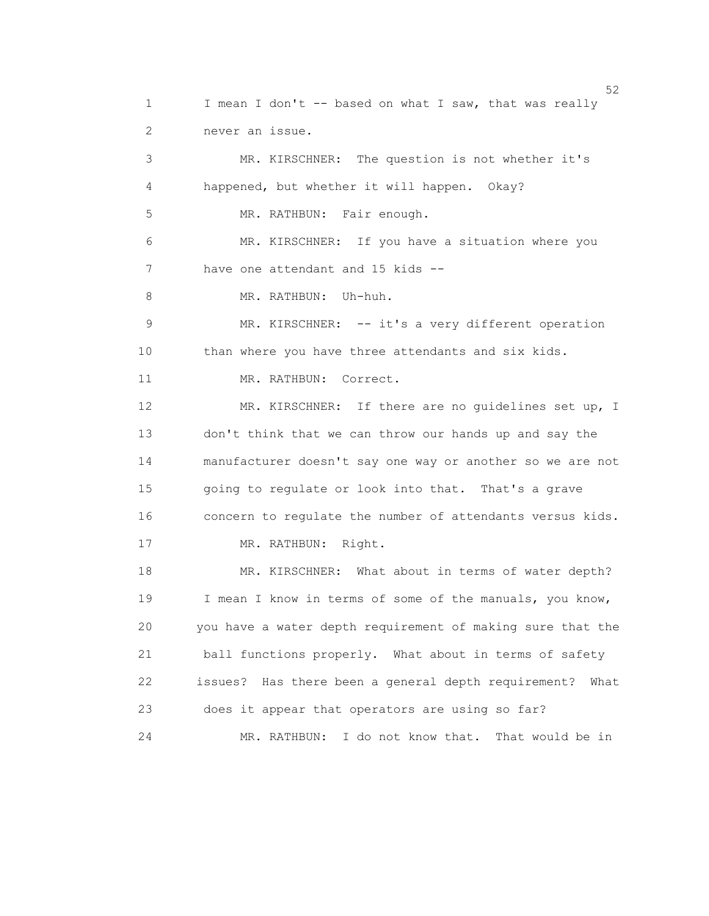I mean I don't -- based on what I saw, that was really never an issue.

MR. KIRSCHNER: The question is not whether it's happened, but whether it will happen. Okay?

MR. RATHBUN: Fair enough.

MR. KIRSCHNER: If you have a situation where you have one attendant and 15 kids --

MR. RATHBUN: Uh-huh.

MR. KIRSCHNER: -- it's a very different operation than where you have three attendants and six kids.

MR. RATHBUN: Correct.

MR. KIRSCHNER: If there are no guidelines set up, I don't think that we can throw our hands up and say the manufacturer doesn't say one way or another so we are not going to regulate or look into that. That's a grave concern to regulate the number of attendants versus kids.

MR. RATHBUN: Right.

MR. KIRSCHNER: What about in terms of water depth? I mean I know in terms of some of the manuals, you know, you have a water depth requirement of making sure that the ball functions properly. What about in terms of safety issues? Has there been a general depth requirement? What does it appear that operators are using so far?

MR. RATHBUN: I do not know that. That would be in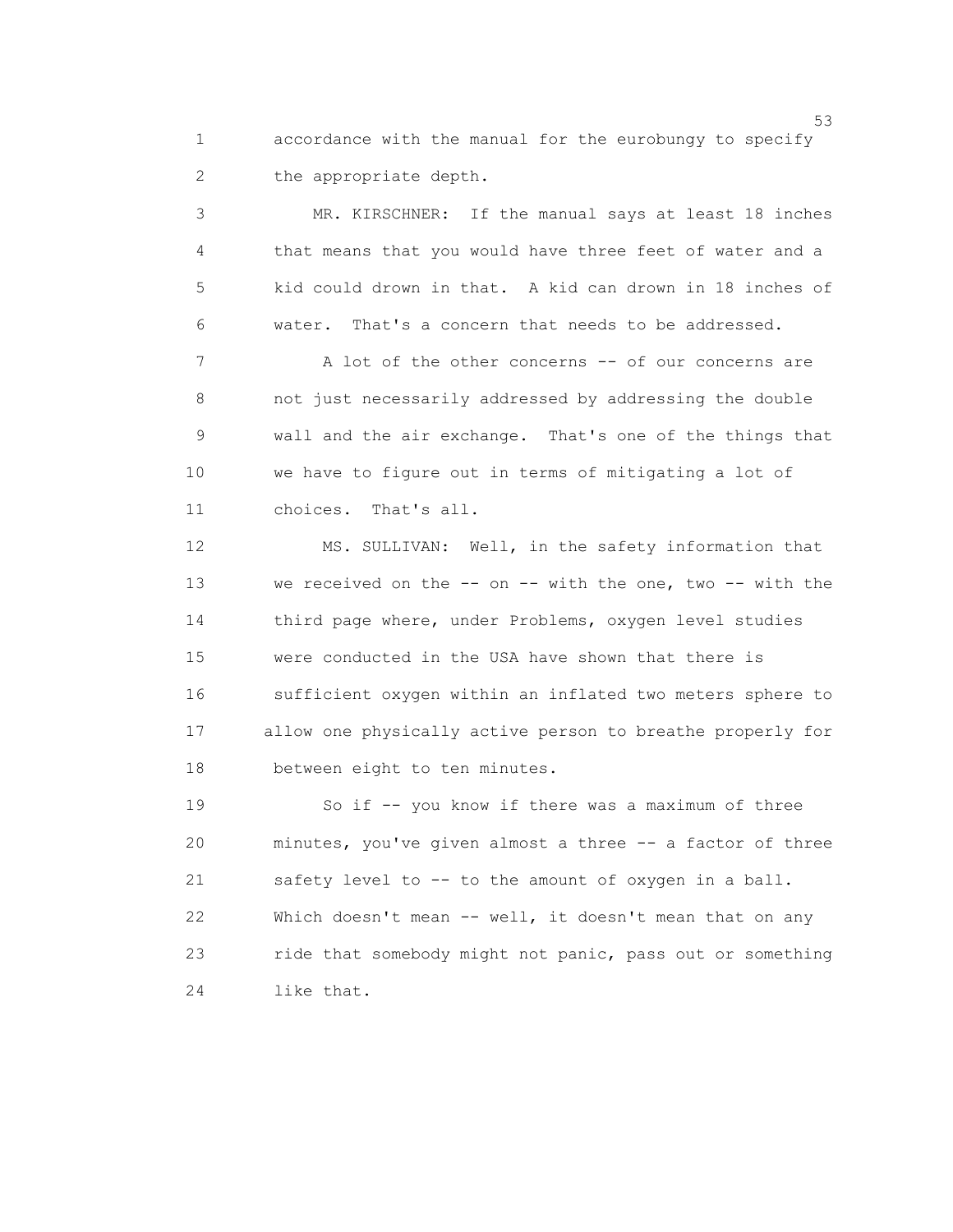accordance with the manual for the eurobungy to specify the appropriate depth.

MR. KIRSCHNER: If the manual says at least 18 inches that means that you would have three feet of water and a kid could drown in that. A kid can drown in 18 inches of water. That's a concern that needs to be addressed.

A lot of the other concerns -- of our concerns are not just necessarily addressed by addressing the double wall and the air exchange. That's one of the things that we have to figure out in terms of mitigating a lot of choices. That's all.

MS. SULLIVAN: Well, in the safety information that we received on the -- on -- with the one, two -- with the third page where, under Problems, oxygen level studies were conducted in the USA have shown that there is sufficient oxygen within an inflated two meters sphere to allow one physically active person to breathe properly for between eight to ten minutes.

So if -- you know if there was a maximum of three minutes, you've given almost a three -- a factor of three safety level to -- to the amount of oxygen in a ball. Which doesn't mean -- well, it doesn't mean that on any ride that somebody might not panic, pass out or something like that.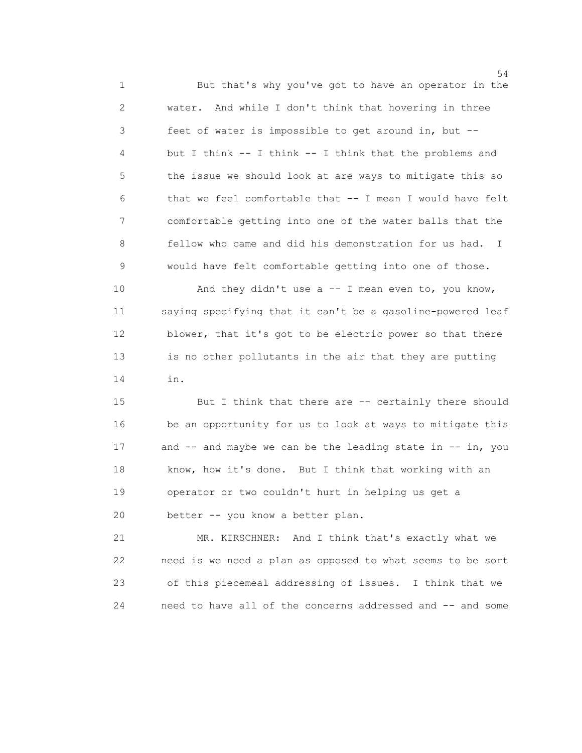But that's why you've got to have an operator in the water. And while I don't think that hovering in three feet of water is impossible to get around in, but -- but I think -- I think -- I think that the problems and the issue we should look at are ways to mitigate this so that we feel comfortable that -- I mean I would have felt comfortable getting into one of the water balls that the fellow who came and did his demonstration for us had. I would have felt comfortable getting into one of those.

And they didn't use a -- I mean even to, you know, saying specifying that it can't be a gasoline-powered leaf blower, that it's got to be electric power so that there is no other pollutants in the air that they are putting in.

But I think that there are -- certainly there should be an opportunity for us to look at ways to mitigate this and -- and maybe we can be the leading state in -- in, you know, how it's done. But I think that working with an operator or two couldn't hurt in helping us get a better -- you know a better plan.

MR. KIRSCHNER: And I think that's exactly what we need is we need a plan as opposed to what seems to be sort of this piecemeal addressing of issues. I think that we need to have all of the concerns addressed and -- and some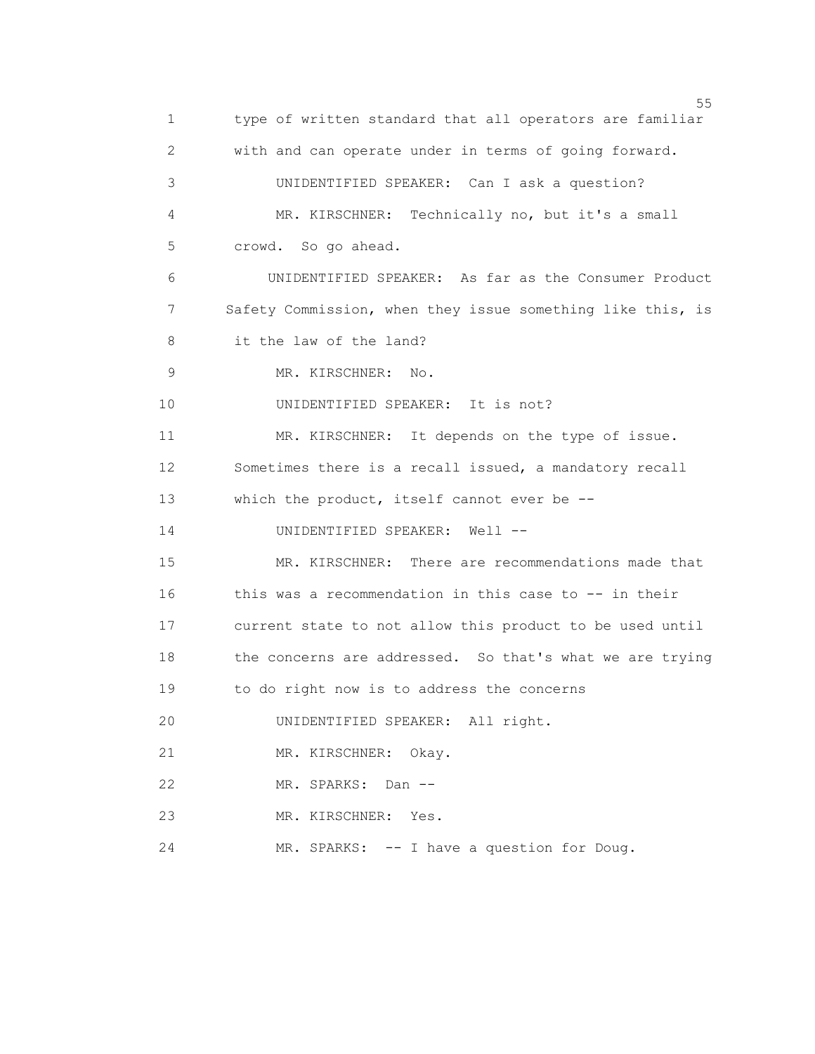type of written standard that all operators are familiar with and can operate under in terms of going forward.

UNIDENTIFIED SPEAKER: Can I ask a question?

MR. KIRSCHNER: Technically no, but it's a small crowd. So go ahead.

UNIDENTIFIED SPEAKER: As far as the Consumer Product Safety Commission, when they issue something like this, is it the law of the land?

MR. KIRSCHNER: No.

UNIDENTIFIED SPEAKER: It is not?

MR. KIRSCHNER: It depends on the type of issue. Sometimes there is a recall issued, a mandatory recall which the product, itself cannot ever be --

UNIDENTIFIED SPEAKER: Well --

MR. KIRSCHNER: There are recommendations made that this was a recommendation in this case to -- in their current state to not allow this product to be used until the concerns are addressed. So that's what we are trying to do right now is to address the concerns

UNIDENTIFIED SPEAKER: All right.

MR. KIRSCHNER: Okay.

MR. SPARKS: Dan --

MR. KIRSCHNER: Yes.

MR. SPARKS: -- I have a question for Doug.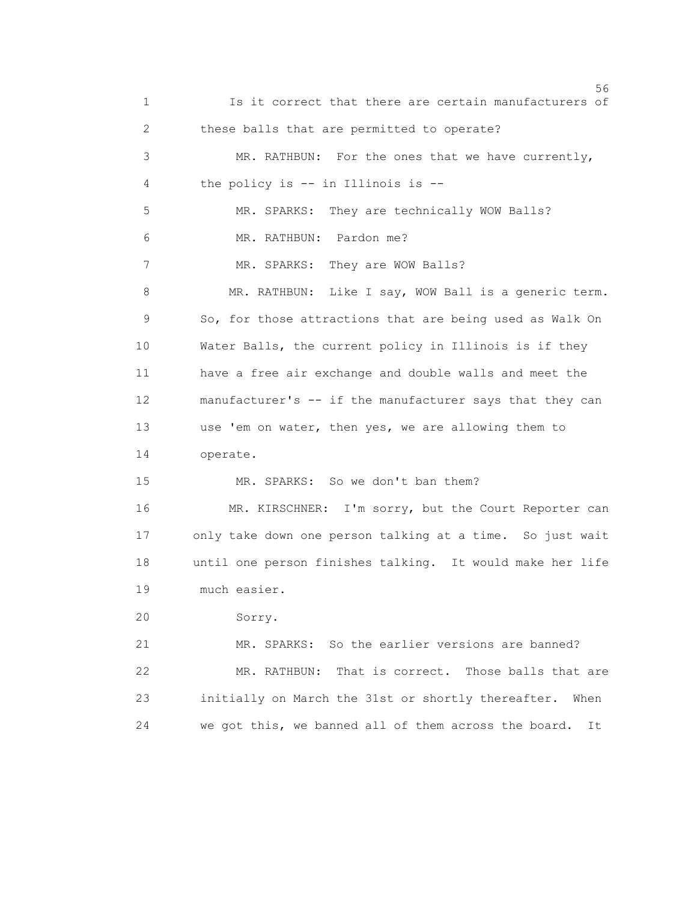Is it correct that there are certain manufacturers of these balls that are permitted to operate?

MR. RATHBUN: For the ones that we have currently, the policy is -- in Illinois is --

MR. SPARKS: They are technically WOW Balls?

MR. RATHBUN: Pardon me?

MR. SPARKS: They are WOW Balls?

MR. RATHBUN: Like I say, WOW Ball is a generic term. So, for those attractions that are being used as Walk On Water Balls, the current policy in Illinois is if they have a free air exchange and double walls and meet the manufacturer's -- if the manufacturer says that they can use 'em on water, then yes, we are allowing them to operate.

MR. SPARKS: So we don't ban them?

MR. KIRSCHNER: I'm sorry, but the Court Reporter can only take down one person talking at a time. So just wait until one person finishes talking. It would make her life much easier.

Sorry.

MR. SPARKS: So the earlier versions are banned?

MR. RATHBUN: That is correct. Those balls that are initially on March the 31st or shortly thereafter. When we got this, we banned all of them across the board. It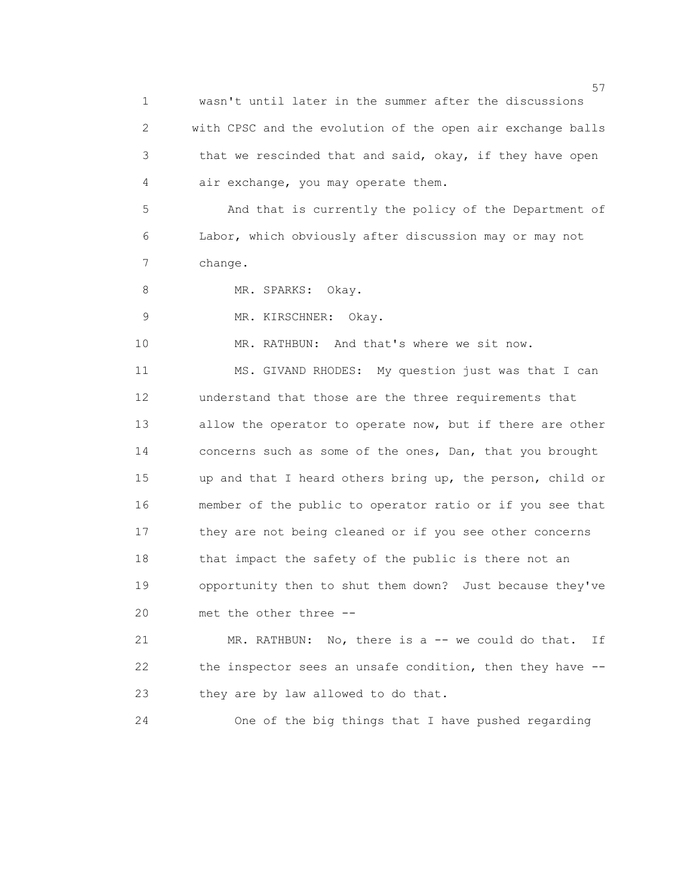wasn't until later in the summer after the discussions with CPSC and the evolution of the open air exchange balls that we rescinded that and said, okay, if they have open air exchange, you may operate them.

And that is currently the policy of the Department of Labor, which obviously after discussion may or may not change.

MR. SPARKS: Okay.

MR. KIRSCHNER: Okay.

MR. RATHBUN: And that's where we sit now.

MS. GIVAND RHODES: My question just was that I can understand that those are the three requirements that allow the operator to operate now, but if there are other concerns such as some of the ones, Dan, that you brought up and that I heard others bring up, the person, child or member of the public to operator ratio or if you see that they are not being cleaned or if you see other concerns that impact the safety of the public is there not an opportunity then to shut them down? Just because they've met the other three --

MR. RATHBUN: No, there is a -- we could do that. If the inspector sees an unsafe condition, then they have -- they are by law allowed to do that.

One of the big things that I have pushed regarding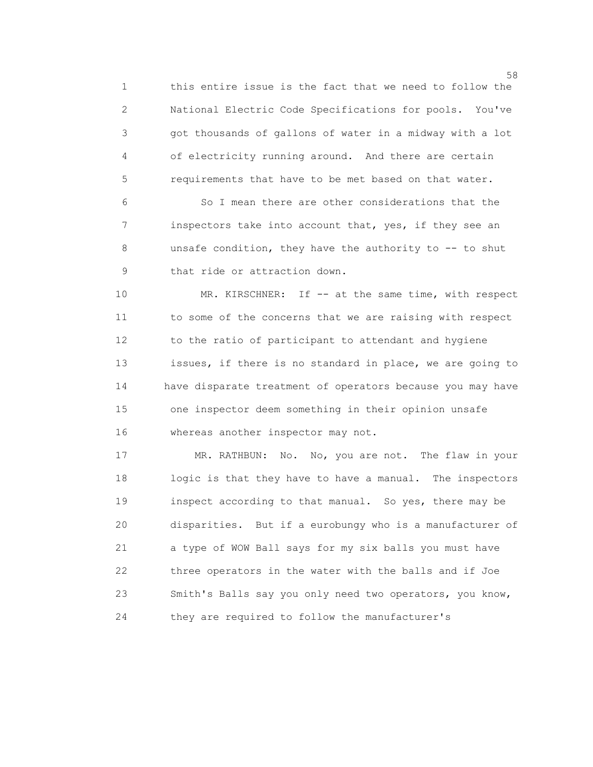this entire issue is the fact that we need to follow the National Electric Code Specifications for pools. You've got thousands of gallons of water in a midway with a lot of electricity running around. And there are certain requirements that have to be met based on that water.

So I mean there are other considerations that the inspectors take into account that, yes, if they see an unsafe condition, they have the authority to -- to shut that ride or attraction down.

MR. KIRSCHNER: If -- at the same time, with respect to some of the concerns that we are raising with respect to the ratio of participant to attendant and hygiene issues, if there is no standard in place, we are going to have disparate treatment of operators because you may have one inspector deem something in their opinion unsafe whereas another inspector may not.

MR. RATHBUN: No. No, you are not. The flaw in your logic is that they have to have a manual. The inspectors inspect according to that manual. So yes, there may be disparities. But if a eurobungy who is a manufacturer of a type of WOW Ball says for my six balls you must have three operators in the water with the balls and if Joe Smith's Balls say you only need two operators, you know, they are required to follow the manufacturer's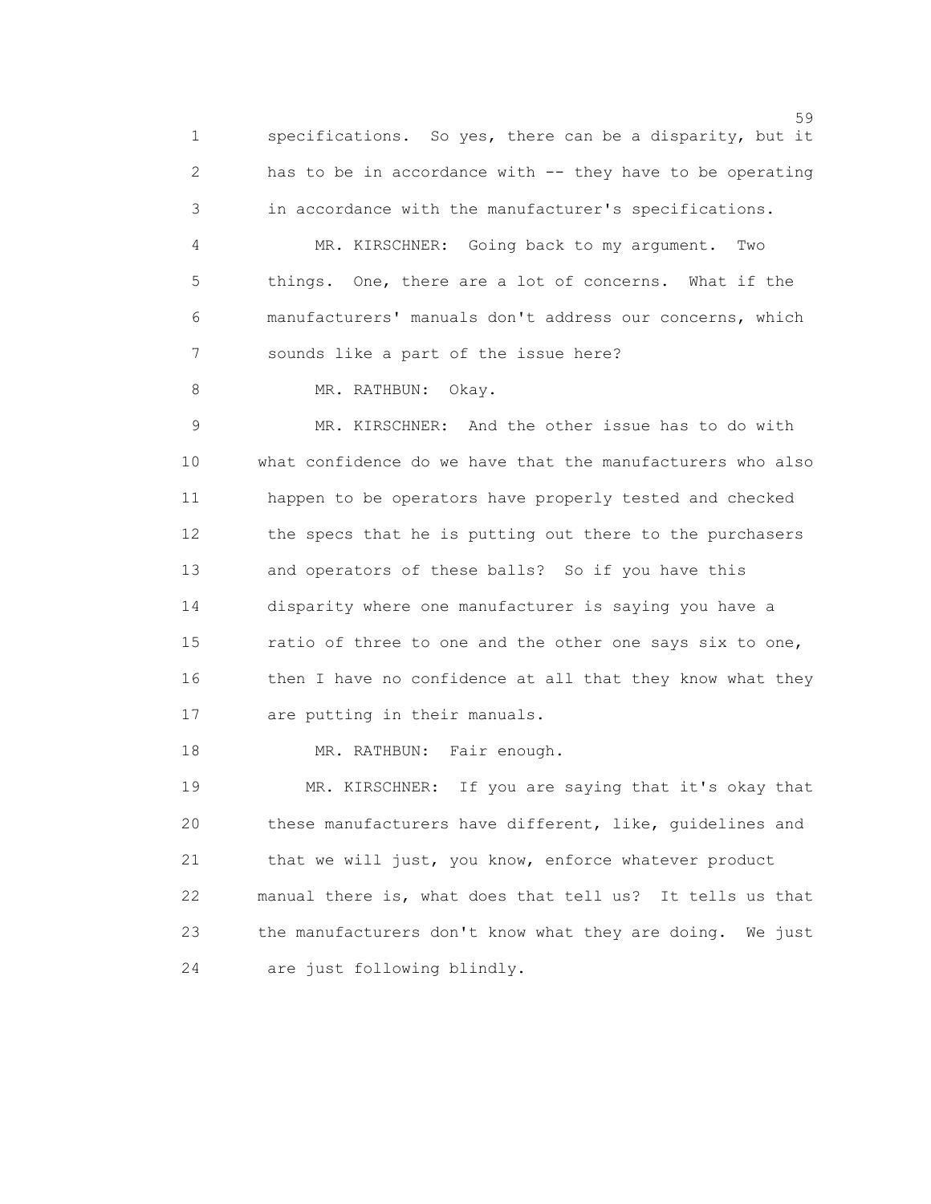specifications. So yes, there can be a disparity, but it has to be in accordance with -- they have to be operating in accordance with the manufacturer's specifications.

MR. KIRSCHNER: Going back to my argument. Two things. One, there are a lot of concerns. What if the manufacturers' manuals don't address our concerns, which sounds like a part of the issue here?

MR. RATHBUN: Okay.

MR. KIRSCHNER: And the other issue has to do with what confidence do we have that the manufacturers who also happen to be operators have properly tested and checked the specs that he is putting out there to the purchasers and operators of these balls? So if you have this disparity where one manufacturer is saying you have a ratio of three to one and the other one says six to one, then I have no confidence at all that they know what they are putting in their manuals.

MR. RATHBUN: Fair enough.

MR. KIRSCHNER: If you are saying that it's okay that these manufacturers have different, like, guidelines and that we will just, you know, enforce whatever product manual there is, what does that tell us? It tells us that the manufacturers don't know what they are doing. We just are just following blindly.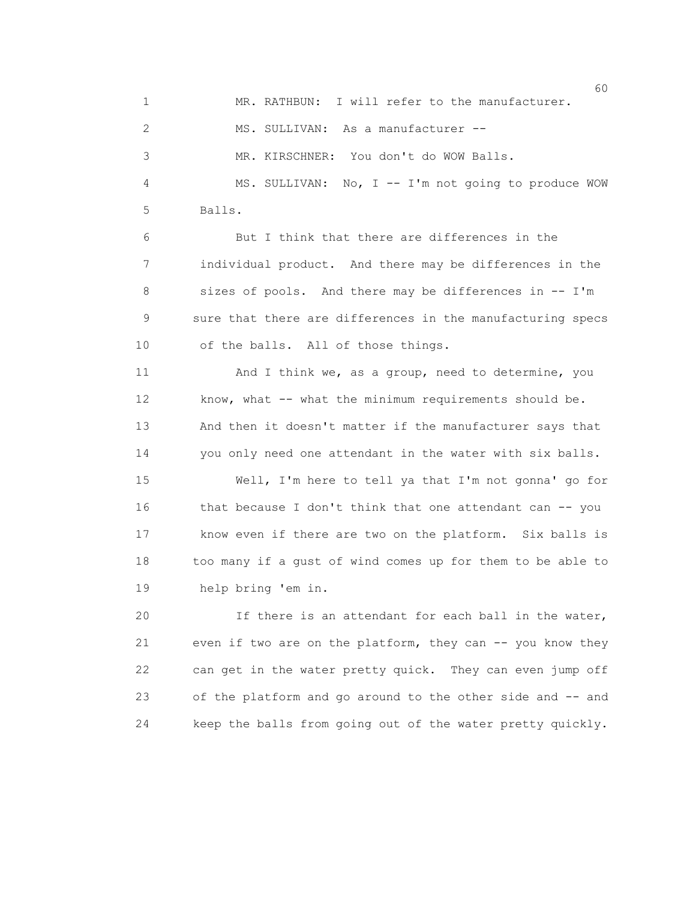MR. RATHBUN: I will refer to the manufacturer.

MS. SULLIVAN: As a manufacturer --

MR. KIRSCHNER: You don't do WOW Balls.

MS. SULLIVAN: No, I -- I'm not going to produce WOW Balls.

But I think that there are differences in the individual product. And there may be differences in the sizes of pools. And there may be differences in -- I'm sure that there are differences in the manufacturing specs of the balls. All of those things.

And I think we, as a group, need to determine, you know, what -- what the minimum requirements should be. And then it doesn't matter if the manufacturer says that you only need one attendant in the water with six balls.

Well, I'm here to tell ya that I'm not gonna' go for that because I don't think that one attendant can -- you know even if there are two on the platform. Six balls is too many if a gust of wind comes up for them to be able to help bring 'em in.

If there is an attendant for each ball in the water, even if two are on the platform, they can -- you know they can get in the water pretty quick. They can even jump off of the platform and go around to the other side and -- and keep the balls from going out of the water pretty quickly.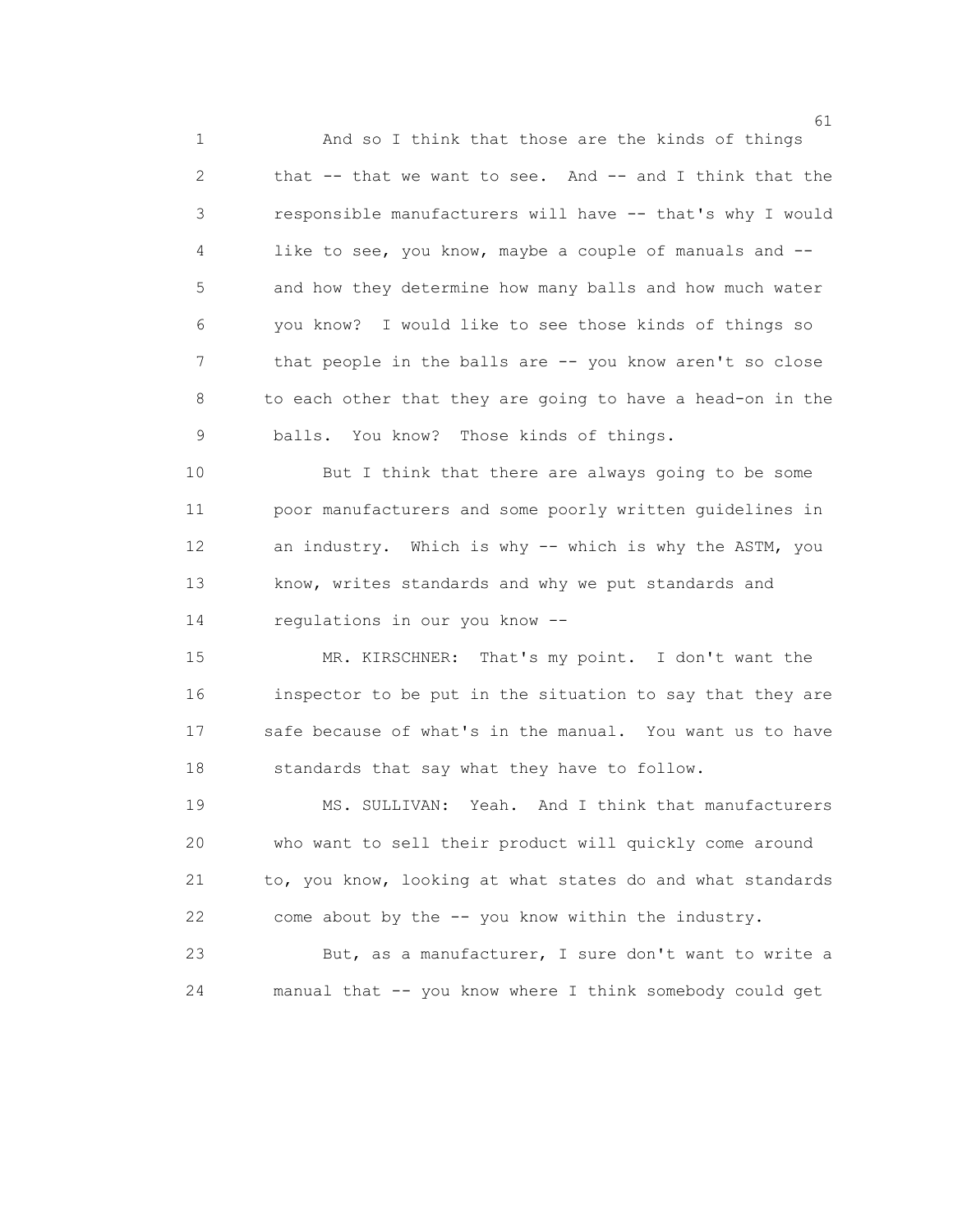And so I think that those are the kinds of things that -- that we want to see. And -- and I think that the responsible manufacturers will have -- that's why I would like to see, you know, maybe a couple of manuals and -- and how they determine how many balls and how much water you know? I would like to see those kinds of things so that people in the balls are -- you know aren't so close to each other that they are going to have a head-on in the balls. You know? Those kinds of things.

But I think that there are always going to be some poor manufacturers and some poorly written guidelines in an industry. Which is why -- which is why the ASTM, you know, writes standards and why we put standards and regulations in our you know --

MR. KIRSCHNER: That's my point. I don't want the inspector to be put in the situation to say that they are safe because of what's in the manual. You want us to have standards that say what they have to follow.

MS. SULLIVAN: Yeah. And I think that manufacturers who want to sell their product will quickly come around to, you know, looking at what states do and what standards come about by the -- you know within the industry.

But, as a manufacturer, I sure don't want to write a manual that -- you know where I think somebody could get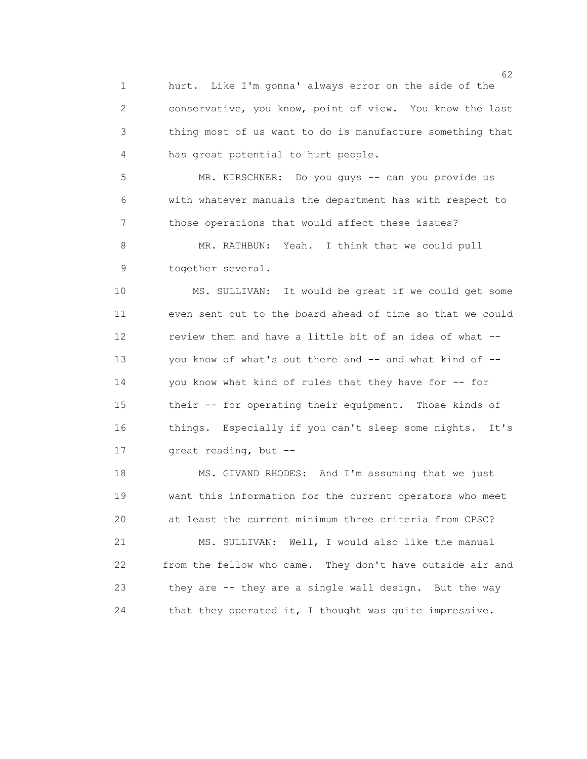hurt. Like I'm gonna' always error on the side of the conservative, you know, point of view. You know the last thing most of us want to do is manufacture something that has great potential to hurt people.

MR. KIRSCHNER: Do you guys -- can you provide us with whatever manuals the department has with respect to those operations that would affect these issues?

MR. RATHBUN: Yeah. I think that we could pull together several.

MS. SULLIVAN: It would be great if we could get some even sent out to the board ahead of time so that we could review them and have a little bit of an idea of what -- you know of what's out there and -- and what kind of -- you know what kind of rules that they have for -- for their -- for operating their equipment. Those kinds of things. Especially if you can't sleep some nights. It's great reading, but --

MS. GIVAND RHODES: And I'm assuming that we just want this information for the current operators who meet at least the current minimum three criteria from CPSC?

MS. SULLIVAN: Well, I would also like the manual from the fellow who came. They don't have outside air and they are -- they are a single wall design. But the way that they operated it, I thought was quite impressive.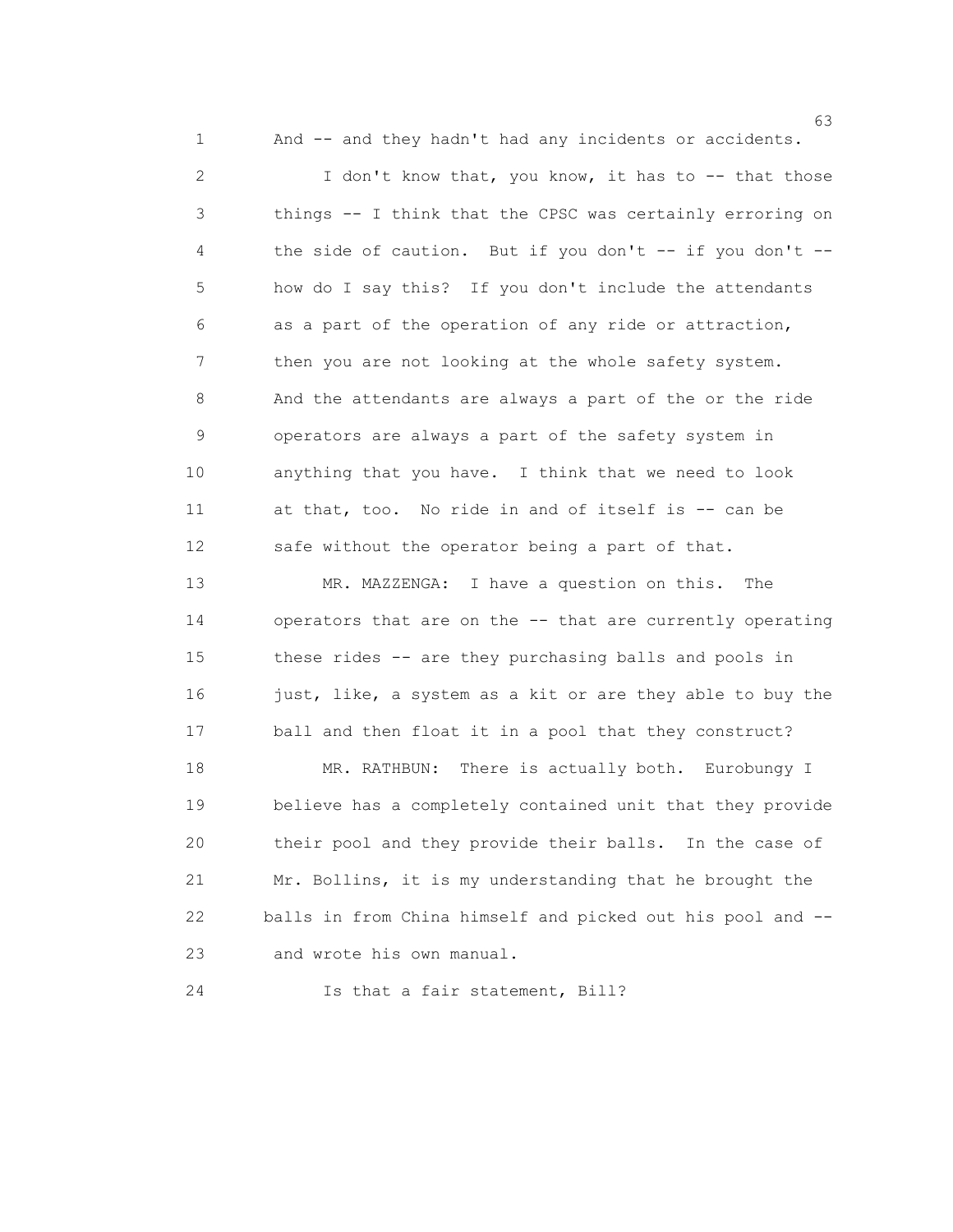And -- and they hadn't had any incidents or accidents.

I don't know that, you know, it has to -- that those things -- I think that the CPSC was certainly erroring on the side of caution. But if you don't -- if you don't -- how do I say this? If you don't include the attendants as a part of the operation of any ride or attraction, then you are not looking at the whole safety system. And the attendants are always a part of the or the ride operators are always a part of the safety system in anything that you have. I think that we need to look at that, too. No ride in and of itself is -- can be safe without the operator being a part of that.

MR. MAZZENGA: I have a question on this. The operators that are on the -- that are currently operating these rides -- are they purchasing balls and pools in just, like, a system as a kit or are they able to buy the ball and then float it in a pool that they construct?

MR. RATHBUN: There is actually both. Eurobungy I believe has a completely contained unit that they provide their pool and they provide their balls. In the case of Mr. Bollins, it is my understanding that he brought the balls in from China himself and picked out his pool and -- and wrote his own manual.

Is that a fair statement, Bill?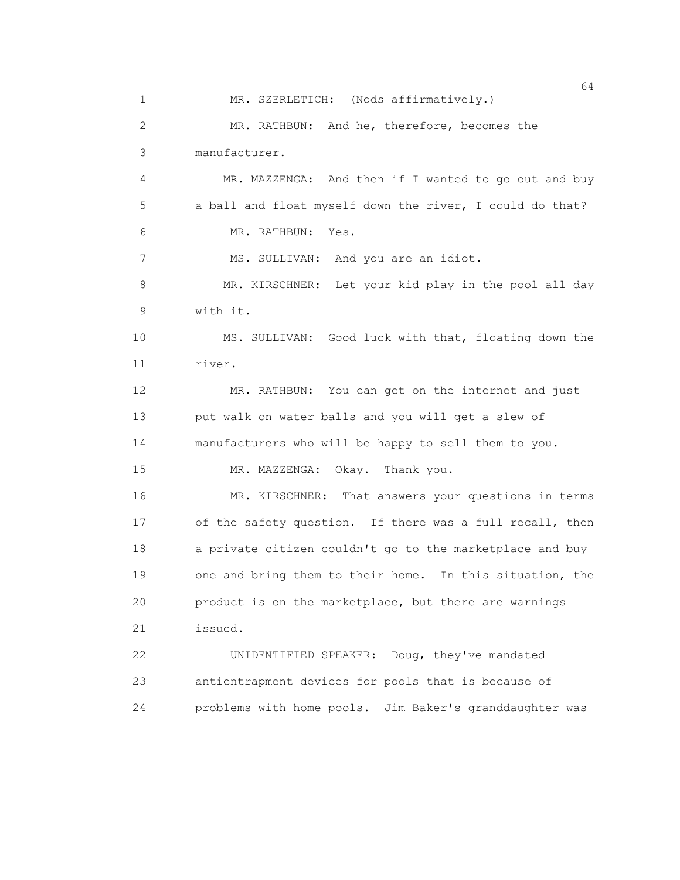MR. SZERLETICH: (Nods affirmatively.)

MR. RATHBUN: And he, therefore, becomes the manufacturer.

MR. MAZZENGA: And then if I wanted to go out and buy a ball and float myself down the river, I could do that?

MR. RATHBUN: Yes.

MS. SULLIVAN: And you are an idiot.

MR. KIRSCHNER: Let your kid play in the pool all day with it.

MS. SULLIVAN: Good luck with that, floating down the river.

MR. RATHBUN: You can get on the internet and just put walk on water balls and you will get a slew of manufacturers who will be happy to sell them to you.

MR. MAZZENGA: Okay. Thank you.

MR. KIRSCHNER: That answers your questions in terms of the safety question. If there was a full recall, then a private citizen couldn't go to the marketplace and buy one and bring them to their home. In this situation, the product is on the marketplace, but there are warnings issued.

UNIDENTIFIED SPEAKER: Doug, they've mandated antientrapment devices for pools that is because of problems with home pools. Jim Baker's granddaughter was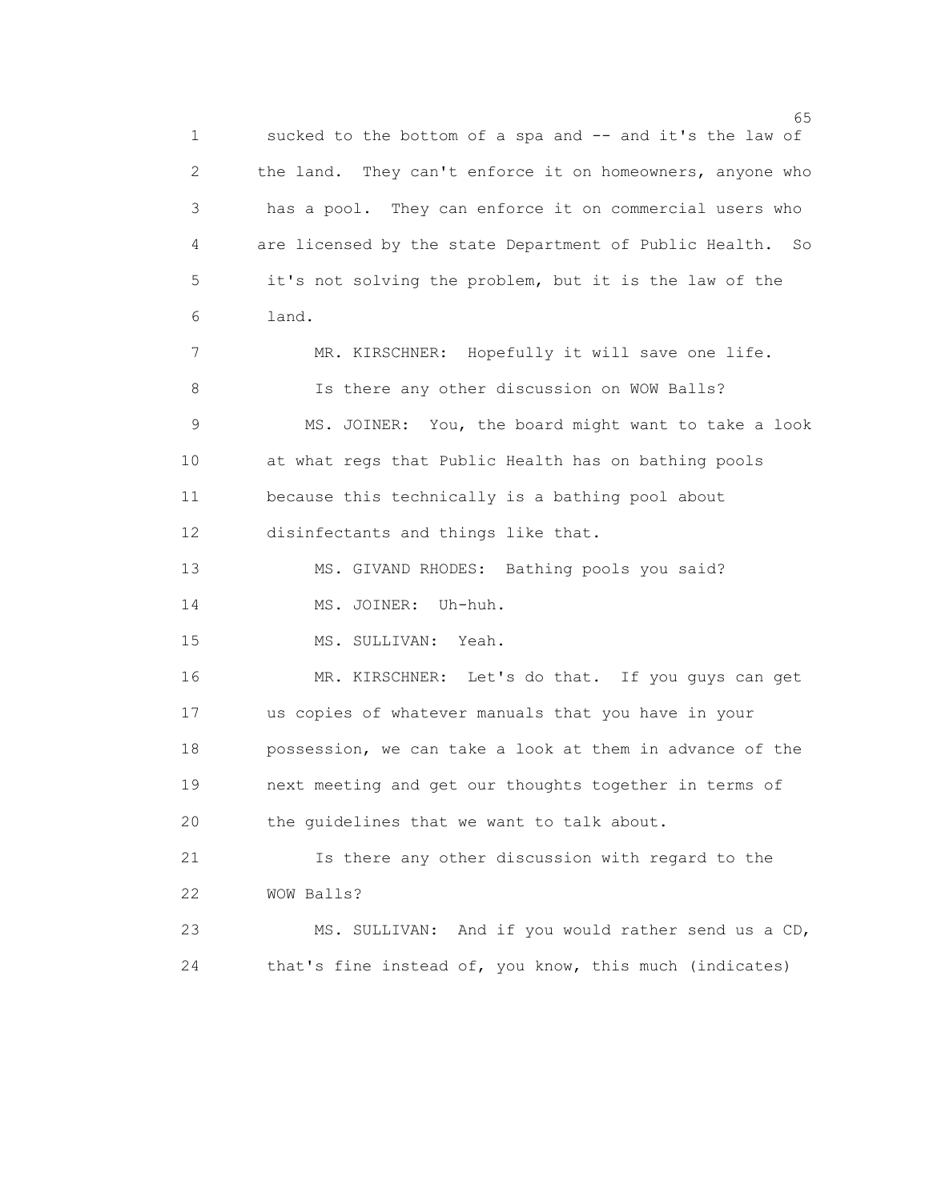sucked to the bottom of a spa and -- and it's the law of the land. They can't enforce it on homeowners, anyone who has a pool. They can enforce it on commercial users who are licensed by the state Department of Public Health. So it's not solving the problem, but it is the law of the land.

MR. KIRSCHNER: Hopefully it will save one life. Is there any other discussion on WOW Balls?

MS. JOINER: You, the board might want to take a look at what regs that Public Health has on bathing pools because this technically is a bathing pool about disinfectants and things like that.

MS. GIVAND RHODES: Bathing pools you said?

MS. JOINER: Uh-huh.

MS. SULLIVAN: Yeah.

MR. KIRSCHNER: Let's do that. If you guys can get us copies of whatever manuals that you have in your possession, we can take a look at them in advance of the next meeting and get our thoughts together in terms of the guidelines that we want to talk about.

Is there any other discussion with regard to the WOW Balls?

MS. SULLIVAN: And if you would rather send us a CD, that's fine instead of, you know, this much (indicates)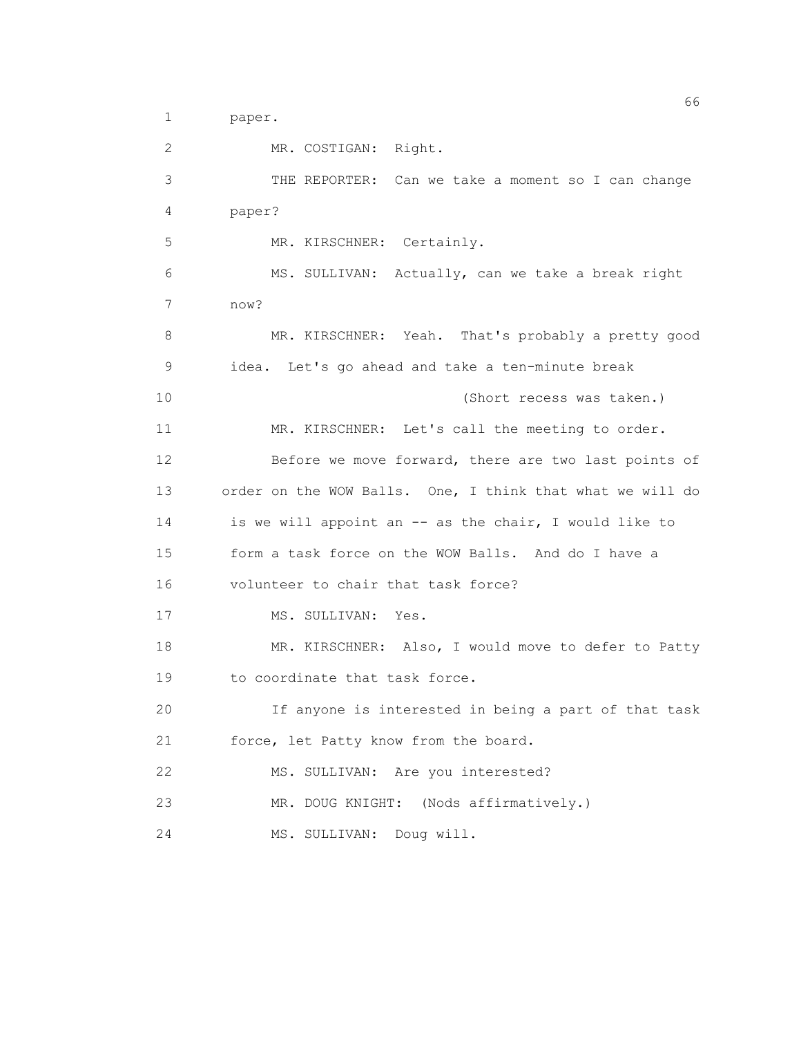paper.

MR. COSTIGAN: Right.

THE REPORTER: Can we take a moment so I can change paper?

MR. KIRSCHNER: Certainly.

MS. SULLIVAN: Actually, can we take a break right now?

MR. KIRSCHNER: Yeah. That's probably a pretty good idea. Let's go ahead and take a ten-minute break

(Short recess was taken.)

MR. KIRSCHNER: Let's call the meeting to order.

Before we move forward, there are two last points of order on the WOW Balls. One, I think that what we will do is we will appoint an -- as the chair, I would like to form a task force on the WOW Balls. And do I have a volunteer to chair that task force?

MS. SULLIVAN: Yes.

MR. KIRSCHNER: Also, I would move to defer to Patty to coordinate that task force.

If anyone is interested in being a part of that task force, let Patty know from the board.

MS. SULLIVAN: Are you interested?

MR. DOUG KNIGHT: (Nods affirmatively.)

MS. SULLIVAN: Doug will.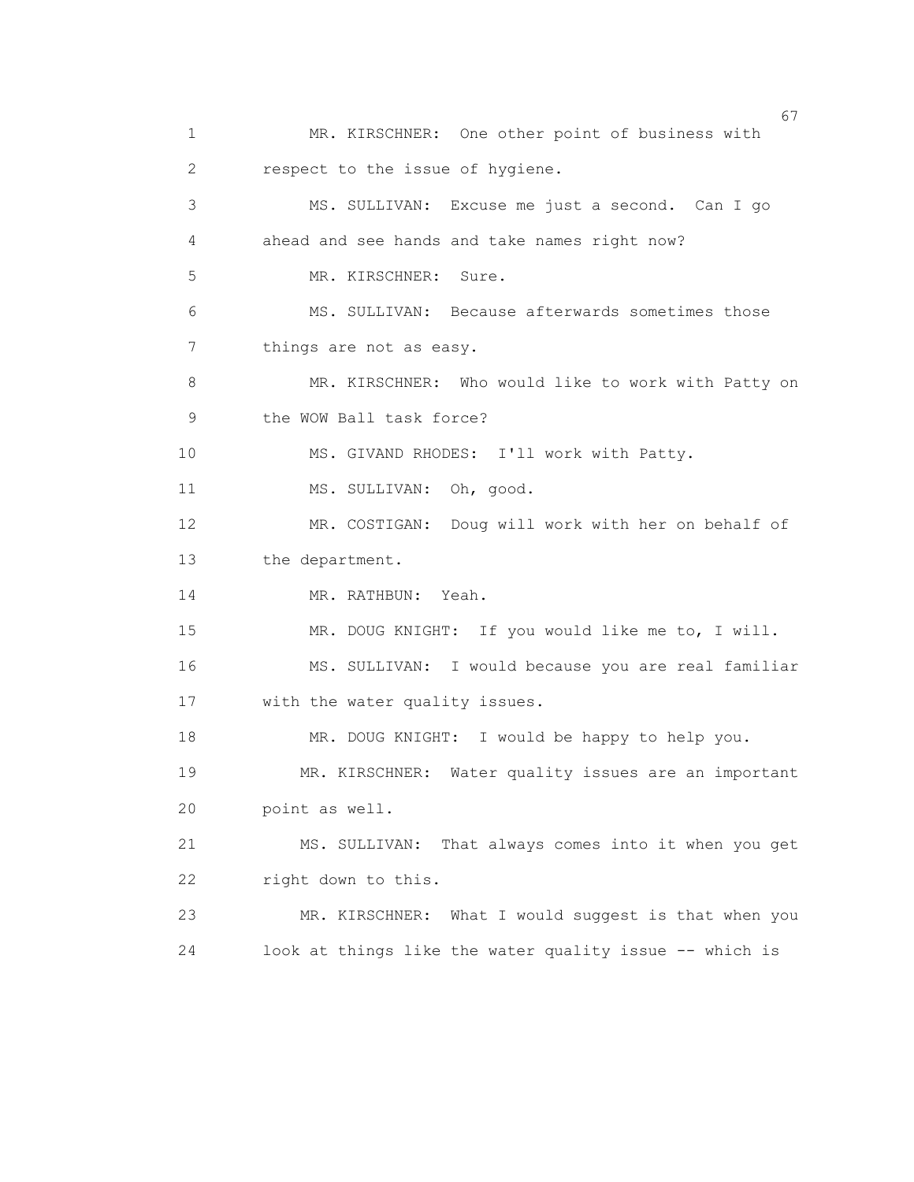MR. KIRSCHNER: One other point of business with respect to the issue of hygiene.

MS. SULLIVAN: Excuse me just a second. Can I go ahead and see hands and take names right now?

MR. KIRSCHNER: Sure.

MS. SULLIVAN: Because afterwards sometimes those things are not as easy.

MR. KIRSCHNER: Who would like to work with Patty on the WOW Ball task force?

MS. GIVAND RHODES: I'll work with Patty.

MS. SULLIVAN: Oh, good.

MR. COSTIGAN: Doug will work with her on behalf of the department.

MR. RATHBUN: Yeah.

MR. DOUG KNIGHT: If you would like me to, I will.

MS. SULLIVAN: I would because you are real familiar with the water quality issues.

MR. DOUG KNIGHT: I would be happy to help you.

MR. KIRSCHNER: Water quality issues are an important point as well.

MS. SULLIVAN: That always comes into it when you get right down to this.

MR. KIRSCHNER: What I would suggest is that when you look at things like the water quality issue -- which is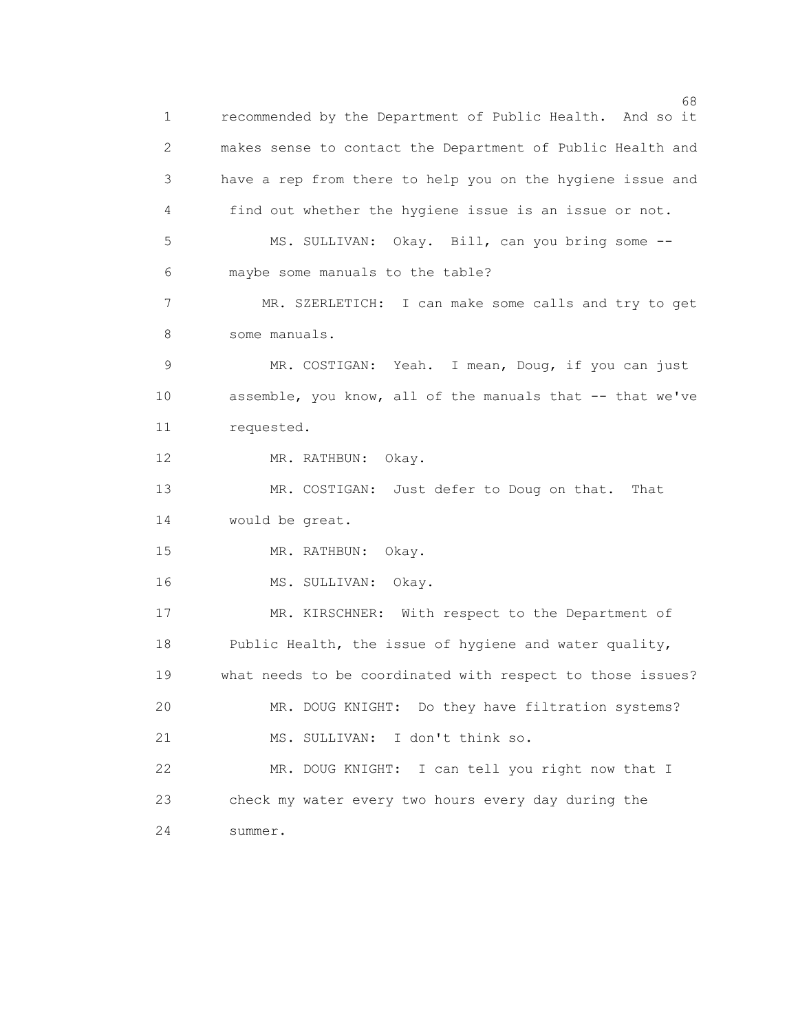recommended by the Department of Public Health. And so it makes sense to contact the Department of Public Health and have a rep from there to help you on the hygiene issue and find out whether the hygiene issue is an issue or not.

MS. SULLIVAN: Okay. Bill, can you bring some -- maybe some manuals to the table?

MR. SZERLETICH: I can make some calls and try to get some manuals.

MR. COSTIGAN: Yeah. I mean, Doug, if you can just assemble, you know, all of the manuals that -- that we've requested.

MR. RATHBUN: Okay.

MR. COSTIGAN: Just defer to Doug on that. That would be great.

MR. RATHBUN: Okay.

MS. SULLIVAN: Okay.

MR. KIRSCHNER: With respect to the Department of Public Health, the issue of hygiene and water quality, what needs to be coordinated with respect to those issues?

MR. DOUG KNIGHT: Do they have filtration systems?

MS. SULLIVAN: I don't think so.

MR. DOUG KNIGHT: I can tell you right now that I check my water every two hours every day during the summer.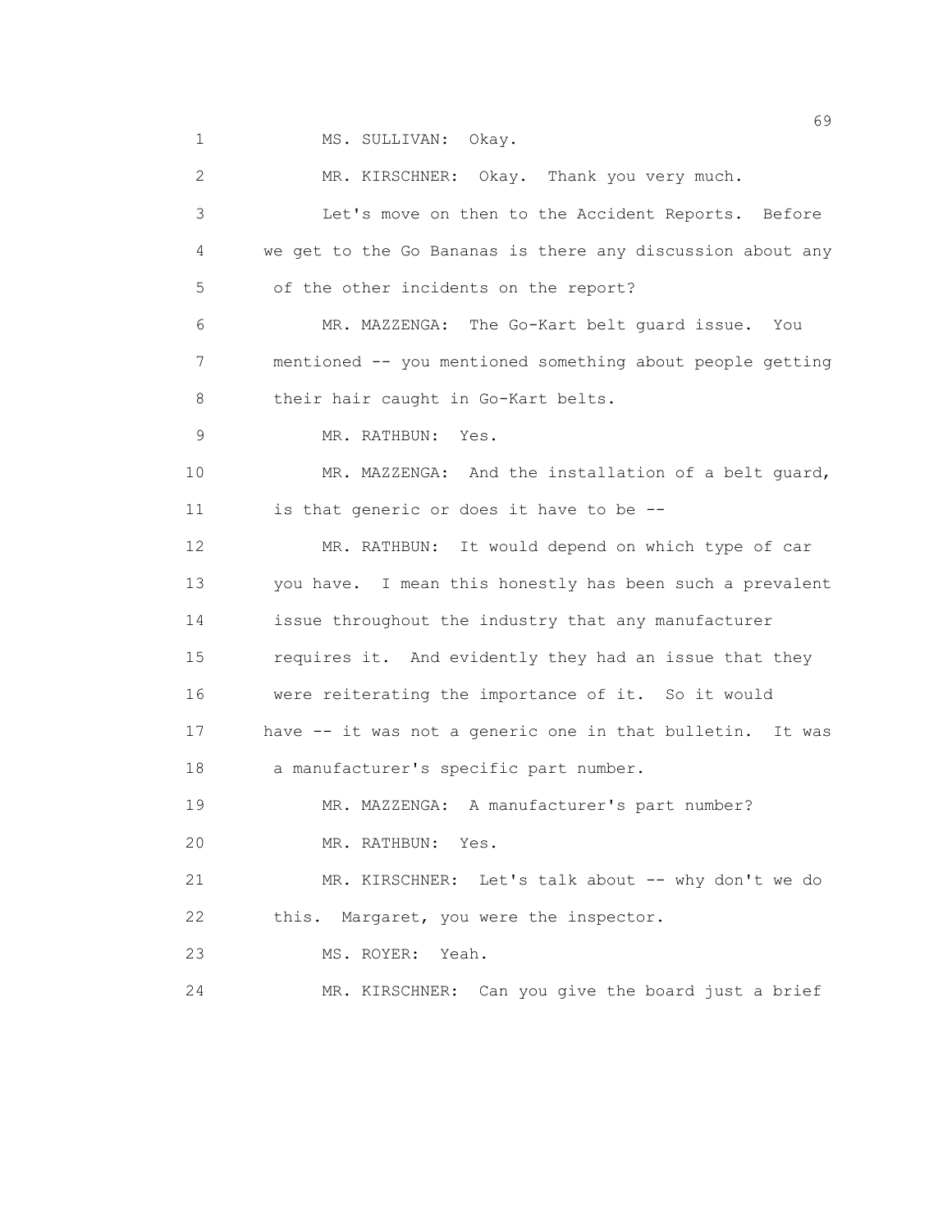MS. SULLIVAN: Okay.

MR. KIRSCHNER: Okay. Thank you very much.

Let's move on then to the Accident Reports. Before we get to the Go Bananas is there any discussion about any of the other incidents on the report?

MR. MAZZENGA: The Go-Kart belt guard issue. You mentioned -- you mentioned something about people getting their hair caught in Go-Kart belts.

MR. RATHBUN: Yes.

MR. MAZZENGA: And the installation of a belt guard, is that generic or does it have to be --

MR. RATHBUN: It would depend on which type of car you have. I mean this honestly has been such a prevalent issue throughout the industry that any manufacturer requires it. And evidently they had an issue that they were reiterating the importance of it. So it would have -- it was not a generic one in that bulletin. It was a manufacturer's specific part number.

MR. MAZZENGA: A manufacturer's part number?

MR. RATHBUN: Yes.

MR. KIRSCHNER: Let's talk about -- why don't we do this. Margaret, you were the inspector.

MS. ROYER: Yeah.

MR. KIRSCHNER: Can you give the board just a brief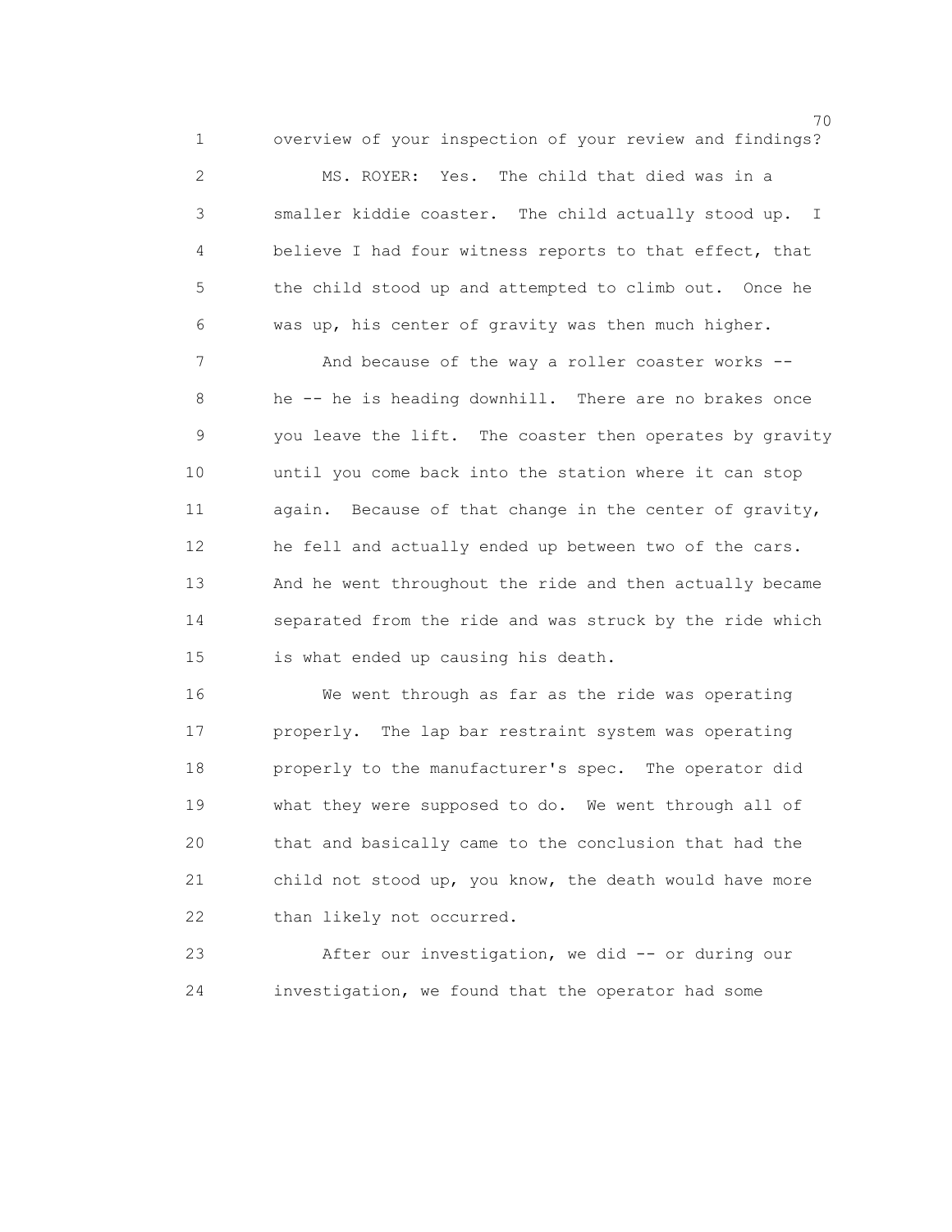overview of your inspection of your review and findings?

MS. ROYER: Yes. The child that died was in a smaller kiddie coaster. The child actually stood up. I believe I had four witness reports to that effect, that the child stood up and attempted to climb out. Once he was up, his center of gravity was then much higher.

And because of the way a roller coaster works -- he -- he is heading downhill. There are no brakes once you leave the lift. The coaster then operates by gravity until you come back into the station where it can stop again. Because of that change in the center of gravity, he fell and actually ended up between two of the cars. And he went throughout the ride and then actually became separated from the ride and was struck by the ride which is what ended up causing his death.

We went through as far as the ride was operating properly. The lap bar restraint system was operating properly to the manufacturer's spec. The operator did what they were supposed to do. We went through all of that and basically came to the conclusion that had the child not stood up, you know, the death would have more than likely not occurred.

After our investigation, we did -- or during our investigation, we found that the operator had some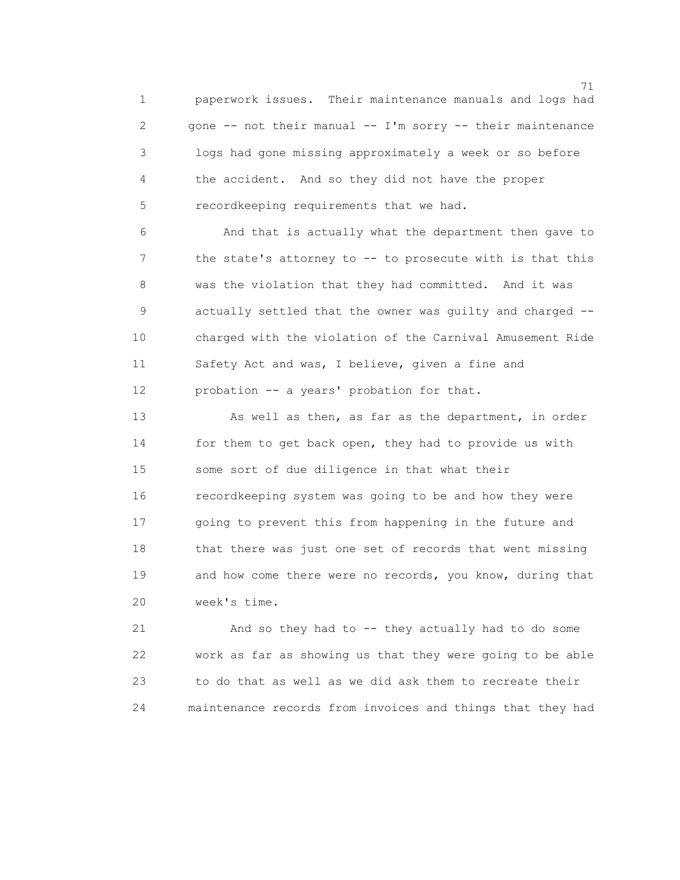paperwork issues. Their maintenance manuals and logs had gone -- not their manual -- I'm sorry -- their maintenance logs had gone missing approximately a week or so before the accident. And so they did not have the proper recordkeeping requirements that we had.

And that is actually what the department then gave to the state's attorney to -- to prosecute with is that this was the violation that they had committed. And it was actually settled that the owner was guilty and charged -- charged with the violation of the Carnival Amusement Ride Safety Act and was, I believe, given a fine and probation -- a years' probation for that.

As well as then, as far as the department, in order for them to get back open, they had to provide us with some sort of due diligence in that what their recordkeeping system was going to be and how they were going to prevent this from happening in the future and that there was just one set of records that went missing and how come there were no records, you know, during that week's time.

And so they had to -- they actually had to do some work as far as showing us that they were going to be able to do that as well as we did ask them to recreate their maintenance records from invoices and things that they had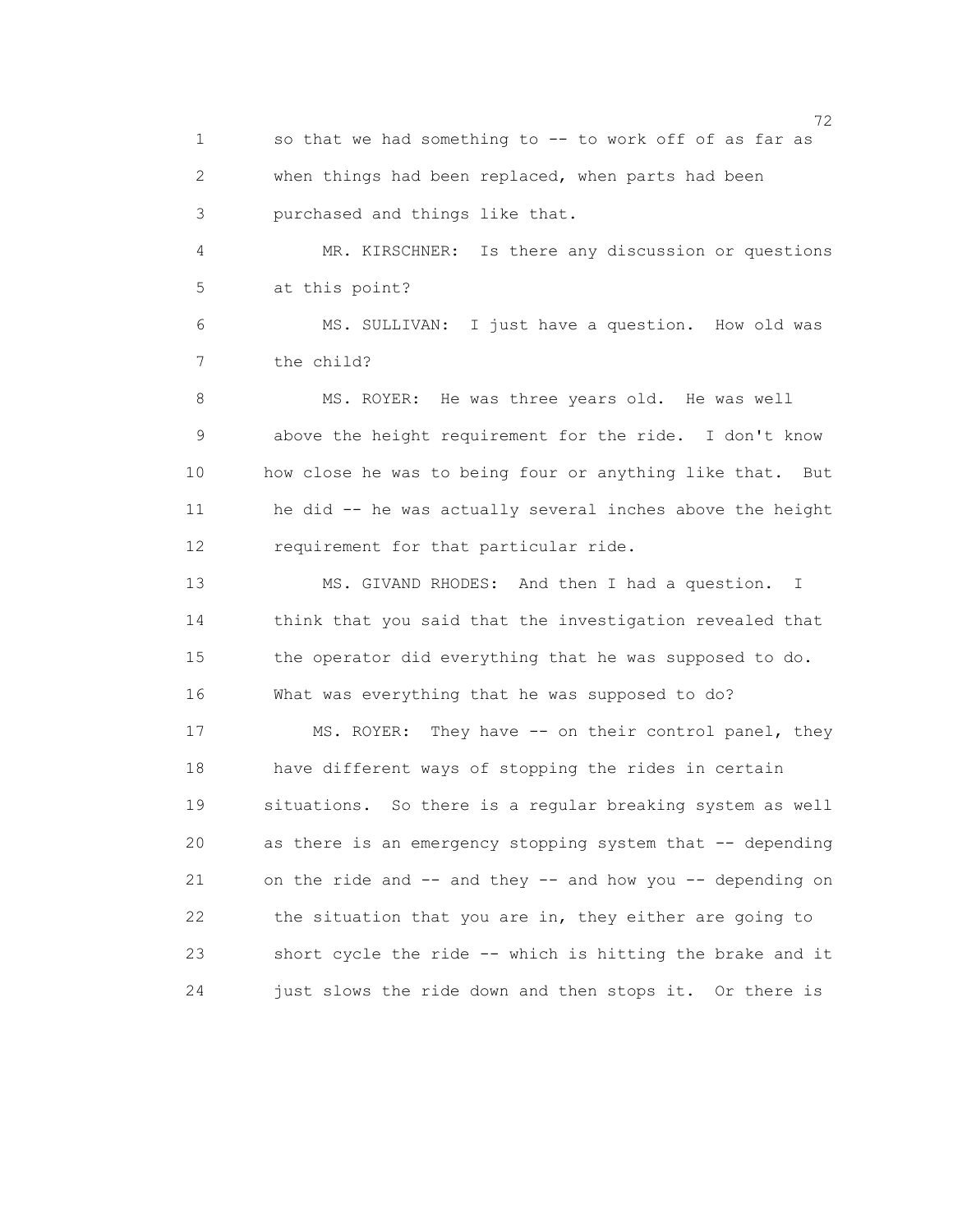so that we had something to -- to work off of as far as when things had been replaced, when parts had been purchased and things like that.

MR. KIRSCHNER: Is there any discussion or questions at this point?

MS. SULLIVAN: I just have a question. How old was the child?

MS. ROYER: He was three years old. He was well above the height requirement for the ride. I don't know how close he was to being four or anything like that. But he did -- he was actually several inches above the height requirement for that particular ride.

MS. GIVAND RHODES: And then I had a question. I think that you said that the investigation revealed that the operator did everything that he was supposed to do. What was everything that he was supposed to do?

MS. ROYER: They have -- on their control panel, they have different ways of stopping the rides in certain situations. So there is a regular breaking system as well as there is an emergency stopping system that -- depending on the ride and -- and they -- and how you -- depending on the situation that you are in, they either are going to short cycle the ride -- which is hitting the brake and it just slows the ride down and then stops it. Or there is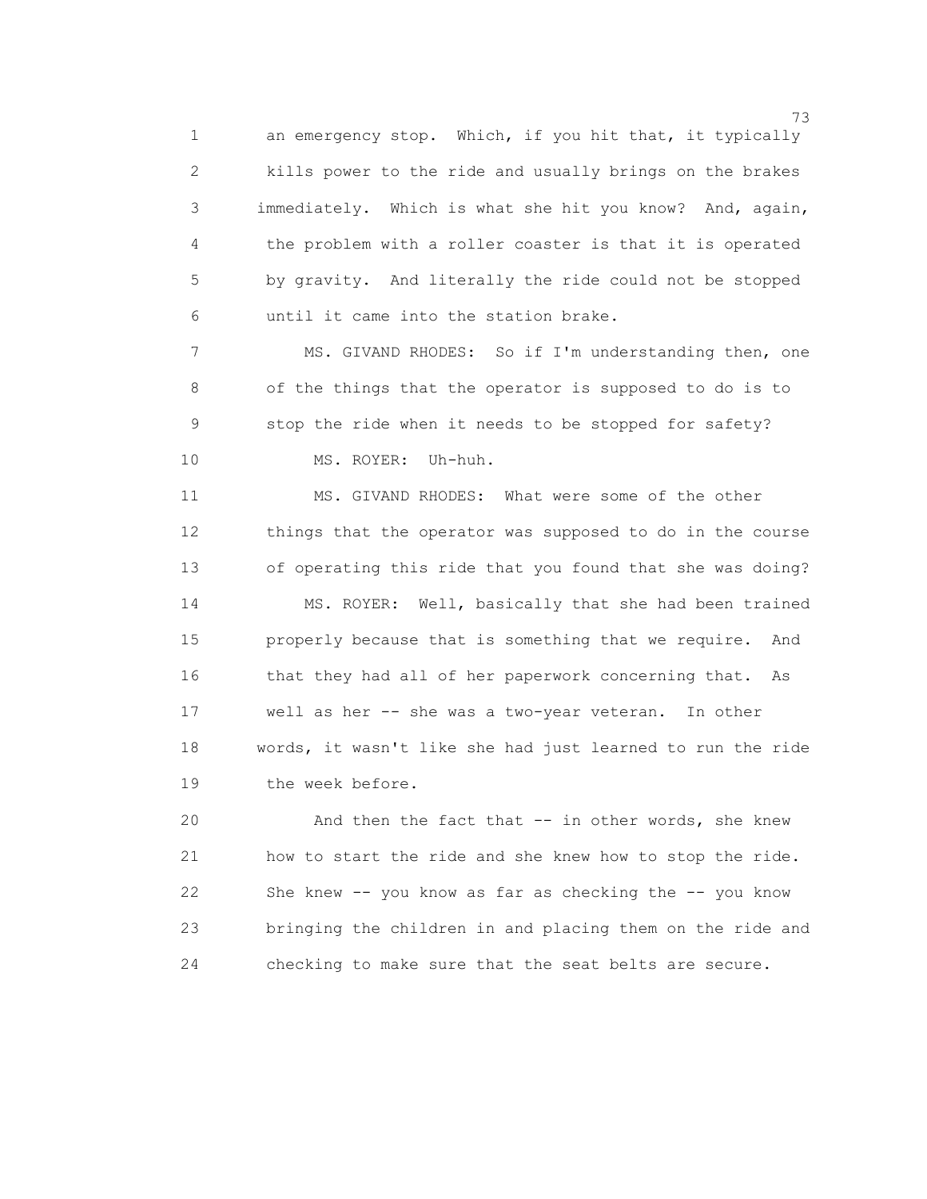an emergency stop. Which, if you hit that, it typically kills power to the ride and usually brings on the brakes immediately. Which is what she hit you know? And, again, the problem with a roller coaster is that it is operated by gravity. And literally the ride could not be stopped until it came into the station brake.

MS. GIVAND RHODES: So if I'm understanding then, one of the things that the operator is supposed to do is to stop the ride when it needs to be stopped for safety?

MS. ROYER: Uh-huh.

MS. GIVAND RHODES: What were some of the other things that the operator was supposed to do in the course of operating this ride that you found that she was doing?

MS. ROYER: Well, basically that she had been trained properly because that is something that we require. And that they had all of her paperwork concerning that. As well as her -- she was a two-year veteran. In other words, it wasn't like she had just learned to run the ride the week before.

And then the fact that -- in other words, she knew how to start the ride and she knew how to stop the ride. She knew -- you know as far as checking the -- you know bringing the children in and placing them on the ride and checking to make sure that the seat belts are secure.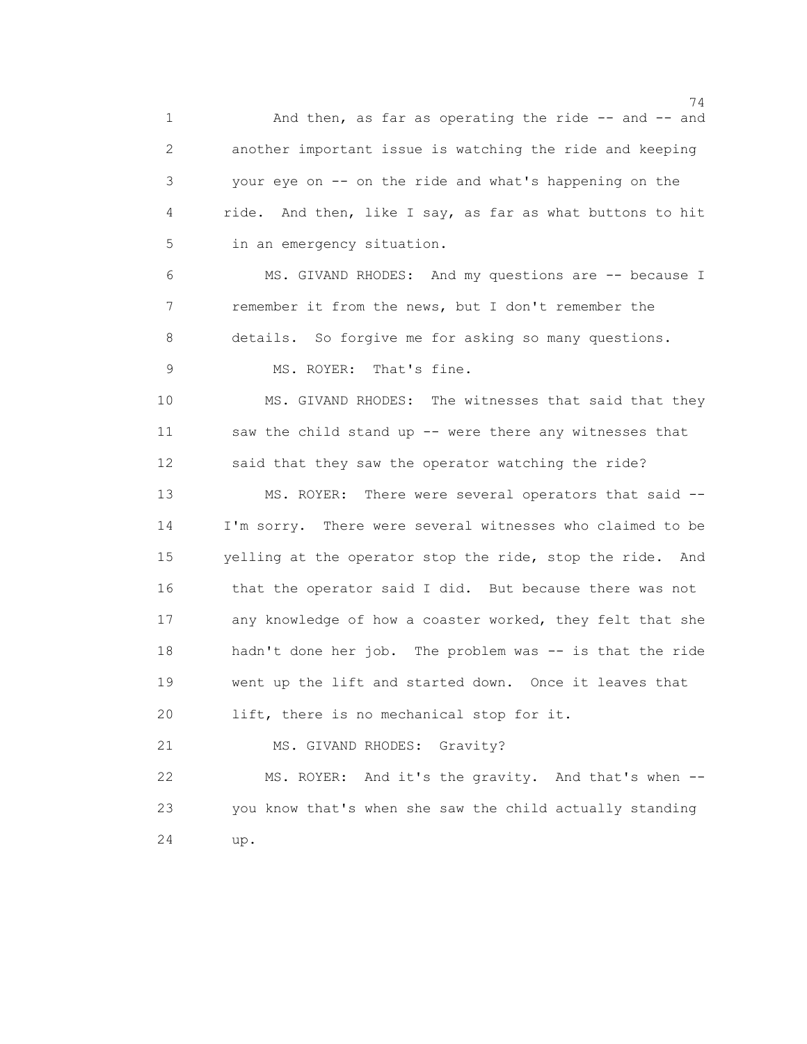And then, as far as operating the ride -- and -- and another important issue is watching the ride and keeping your eye on -- on the ride and what's happening on the ride. And then, like I say, as far as what buttons to hit in an emergency situation.

MS. GIVAND RHODES: And my questions are -- because I remember it from the news, but I don't remember the details. So forgive me for asking so many questions.

MS. ROYER: That's fine.

MS. GIVAND RHODES: The witnesses that said that they saw the child stand up -- were there any witnesses that said that they saw the operator watching the ride?

MS. ROYER: There were several operators that said -- I'm sorry. There were several witnesses who claimed to be yelling at the operator stop the ride, stop the ride. And that the operator said I did. But because there was not any knowledge of how a coaster worked, they felt that she hadn't done her job. The problem was -- is that the ride went up the lift and started down. Once it leaves that lift, there is no mechanical stop for it.

MS. GIVAND RHODES: Gravity?

MS. ROYER: And it's the gravity. And that's when -- you know that's when she saw the child actually standing up.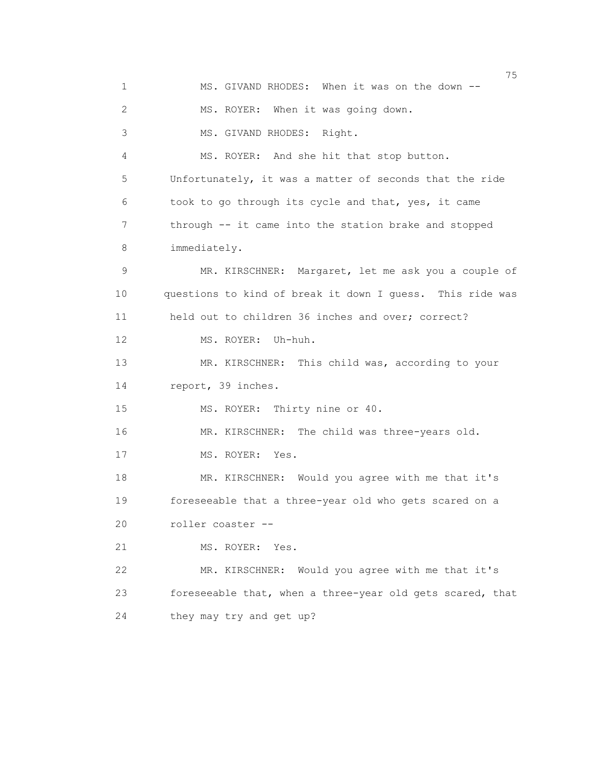MS. GIVAND RHODES: When it was on the down --

MS. ROYER: When it was going down.

MS. GIVAND RHODES: Right.

MS. ROYER: And she hit that stop button. Unfortunately, it was a matter of seconds that the ride took to go through its cycle and that, yes, it came through -- it came into the station brake and stopped immediately.

MR. KIRSCHNER: Margaret, let me ask you a couple of questions to kind of break it down I guess. This ride was held out to children 36 inches and over; correct?

MS. ROYER: Uh-huh.

MR. KIRSCHNER: This child was, according to your report, 39 inches.

MS. ROYER: Thirty nine or 40.

MR. KIRSCHNER: The child was three-years old.

MS. ROYER: Yes.

MR. KIRSCHNER: Would you agree with me that it's foreseeable that a three-year old who gets scared on a roller coaster --

MS. ROYER: Yes.

MR. KIRSCHNER: Would you agree with me that it's foreseeable that, when a three-year old gets scared, that they may try and get up?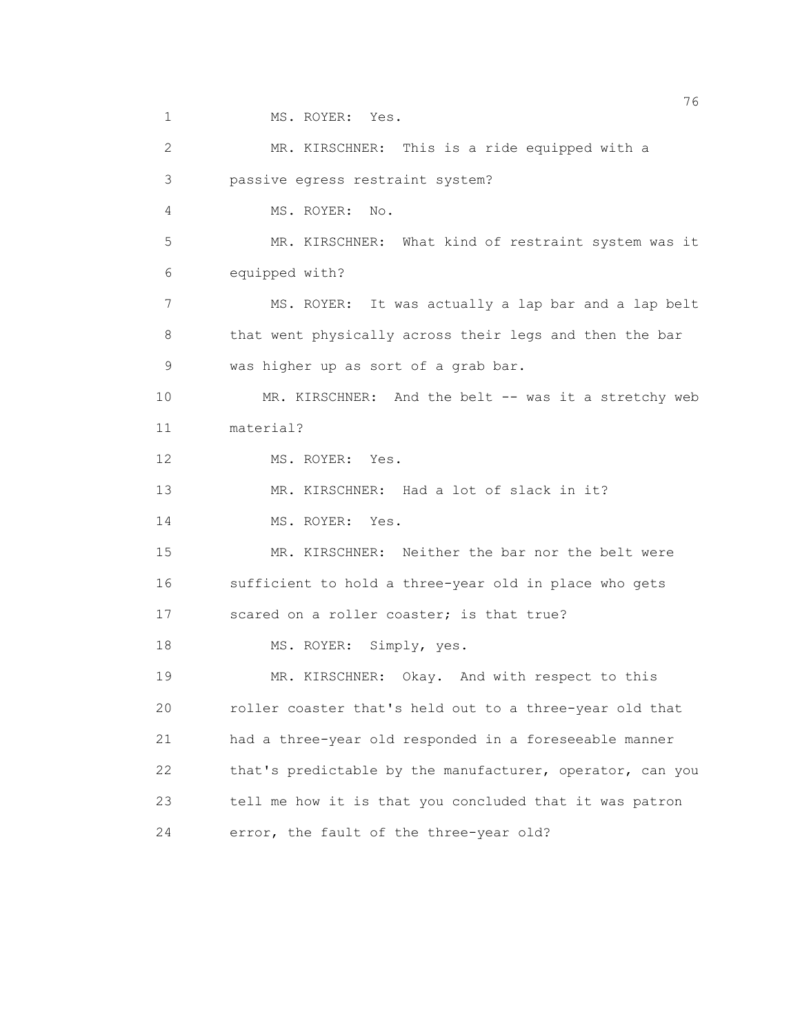MS. ROYER: Yes.

MR. KIRSCHNER: This is a ride equipped with a passive egress restraint system?

MS. ROYER: No.

MR. KIRSCHNER: What kind of restraint system was it equipped with?

MS. ROYER: It was actually a lap bar and a lap belt that went physically across their legs and then the bar was higher up as sort of a grab bar.

MR. KIRSCHNER: And the belt -- was it a stretchy web material?

MS. ROYER: Yes.

MR. KIRSCHNER: Had a lot of slack in it?

MS. ROYER: Yes.

MR. KIRSCHNER: Neither the bar nor the belt were sufficient to hold a three-year old in place who gets scared on a roller coaster; is that true?

MS. ROYER: Simply, yes.

MR. KIRSCHNER: Okay. And with respect to this roller coaster that's held out to a three-year old that had a three-year old responded in a foreseeable manner that's predictable by the manufacturer, operator, can you tell me how it is that you concluded that it was patron error, the fault of the three-year old?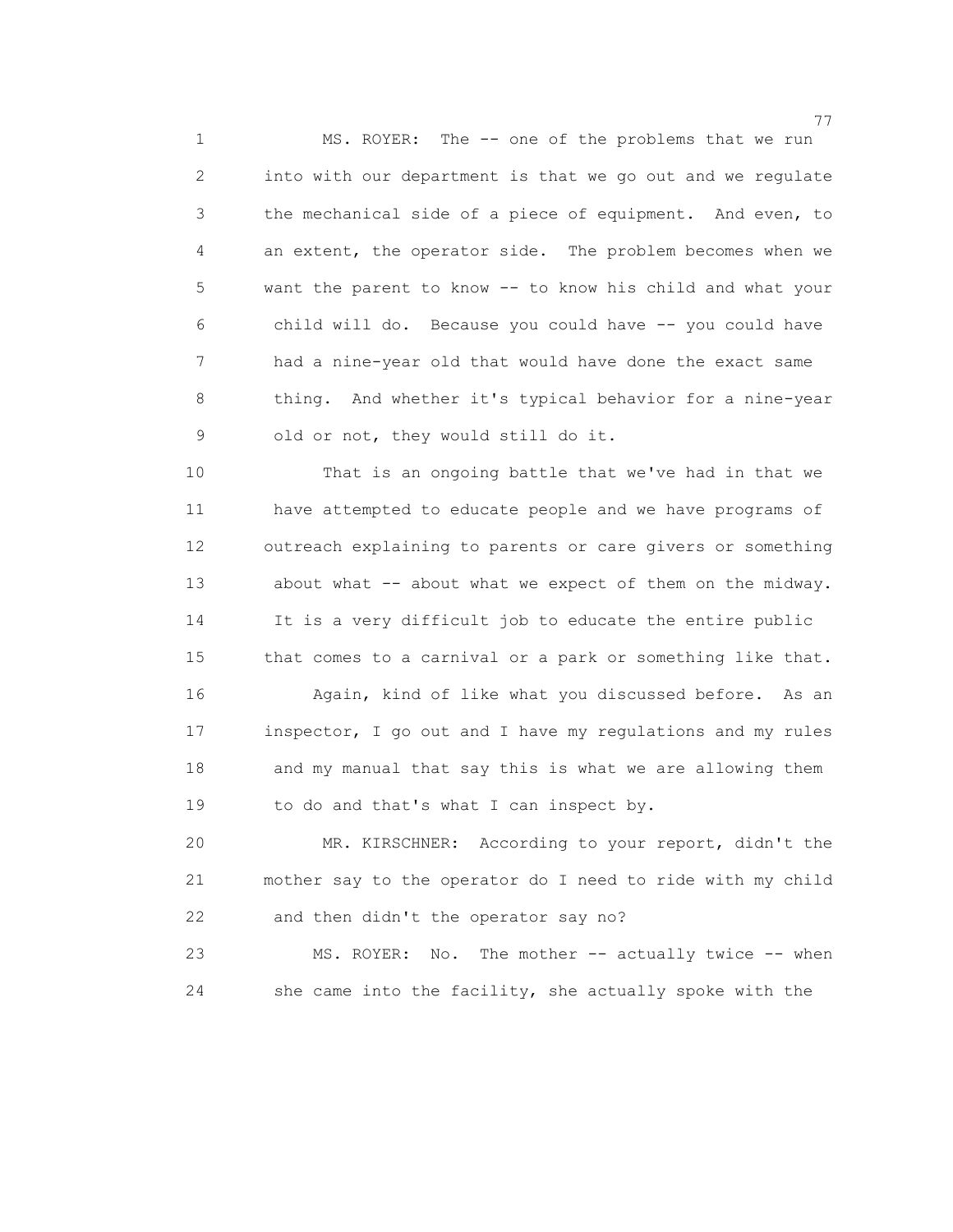MS. ROYER: The -- one of the problems that we run into with our department is that we go out and we regulate the mechanical side of a piece of equipment. And even, to an extent, the operator side. The problem becomes when we want the parent to know -- to know his child and what your child will do. Because you could have -- you could have had a nine-year old that would have done the exact same thing. And whether it's typical behavior for a nine-year old or not, they would still do it.

That is an ongoing battle that we've had in that we have attempted to educate people and we have programs of outreach explaining to parents or care givers or something about what -- about what we expect of them on the midway. It is a very difficult job to educate the entire public that comes to a carnival or a park or something like that.

Again, kind of like what you discussed before. As an inspector, I go out and I have my regulations and my rules and my manual that say this is what we are allowing them to do and that's what I can inspect by.

MR. KIRSCHNER: According to your report, didn't the mother say to the operator do I need to ride with my child and then didn't the operator say no?

MS. ROYER: No. The mother -- actually twice -- when she came into the facility, she actually spoke with the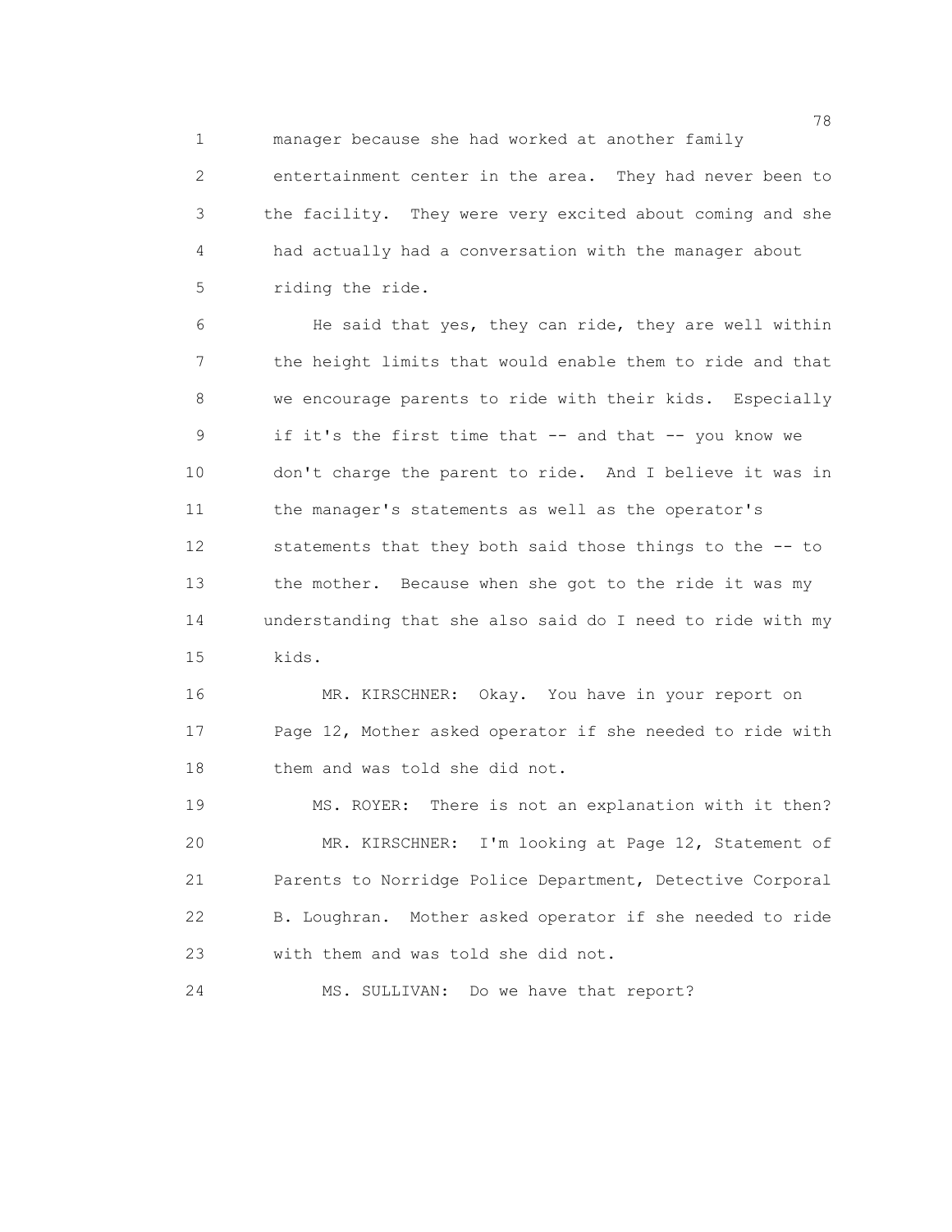manager because she had worked at another family entertainment center in the area. They had never been to the facility. They were very excited about coming and she had actually had a conversation with the manager about riding the ride.

He said that yes, they can ride, they are well within the height limits that would enable them to ride and that we encourage parents to ride with their kids. Especially if it's the first time that -- and that -- you know we don't charge the parent to ride. And I believe it was in the manager's statements as well as the operator's statements that they both said those things to the -- to the mother. Because when she got to the ride it was my understanding that she also said do I need to ride with my kids.

MR. KIRSCHNER: Okay. You have in your report on Page 12, Mother asked operator if she needed to ride with them and was told she did not.

MS. ROYER: There is not an explanation with it then?

MR. KIRSCHNER: I'm looking at Page 12, Statement of Parents to Norridge Police Department, Detective Corporal B. Loughran. Mother asked operator if she needed to ride with them and was told she did not.

MS. SULLIVAN: Do we have that report?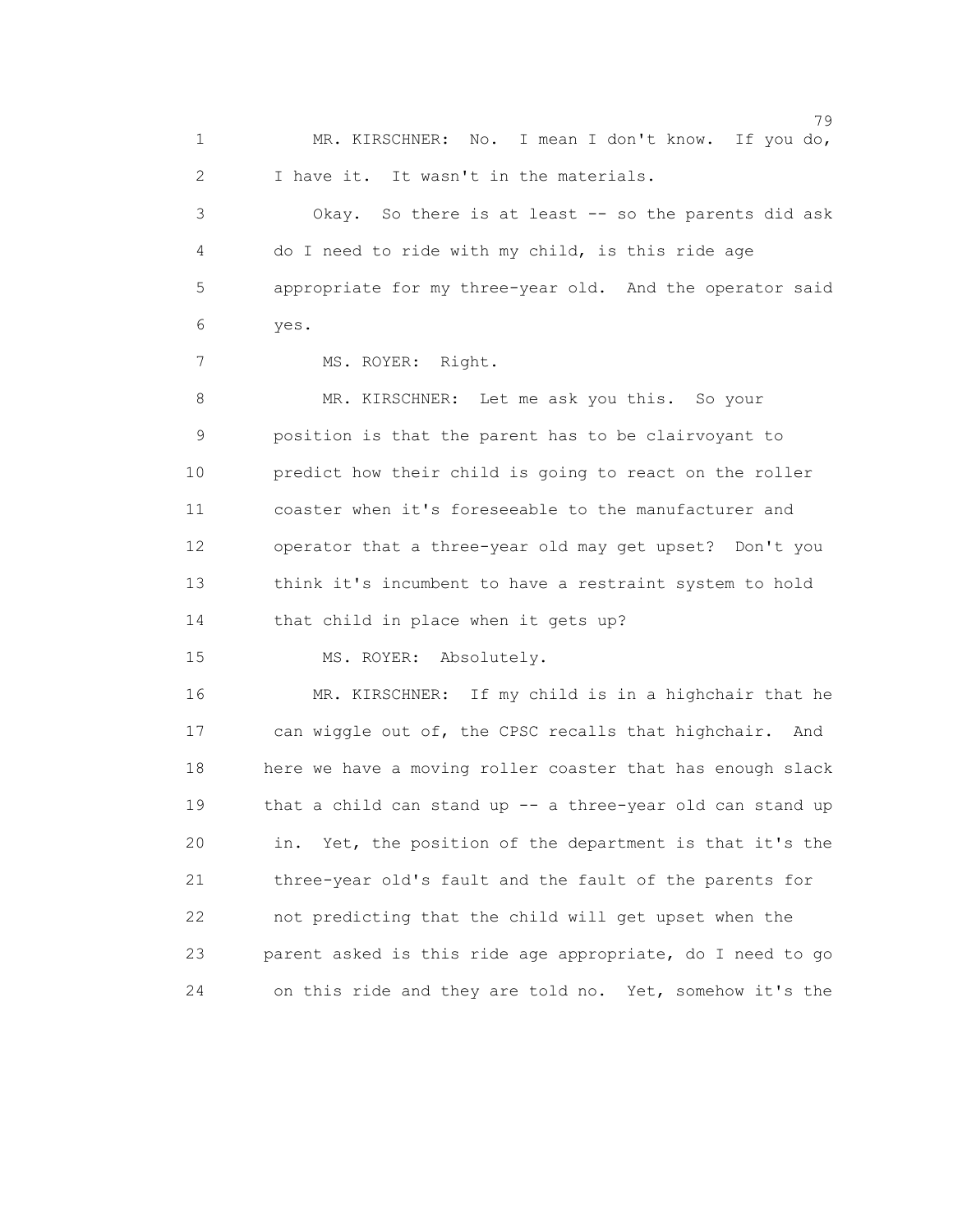MR. KIRSCHNER: No. I mean I don't know. If you do, I have it. It wasn't in the materials.

Okay. So there is at least -- so the parents did ask do I need to ride with my child, is this ride age appropriate for my three-year old. And the operator said yes.

MS. ROYER: Right.

MR. KIRSCHNER: Let me ask you this. So your position is that the parent has to be clairvoyant to predict how their child is going to react on the roller coaster when it's foreseeable to the manufacturer and operator that a three-year old may get upset? Don't you think it's incumbent to have a restraint system to hold that child in place when it gets up?

MS. ROYER: Absolutely.

MR. KIRSCHNER: If my child is in a highchair that he can wiggle out of, the CPSC recalls that highchair. And here we have a moving roller coaster that has enough slack that a child can stand up -- a three-year old can stand up in. Yet, the position of the department is that it's the three-year old's fault and the fault of the parents for not predicting that the child will get upset when the parent asked is this ride age appropriate, do I need to go on this ride and they are told no. Yet, somehow it's the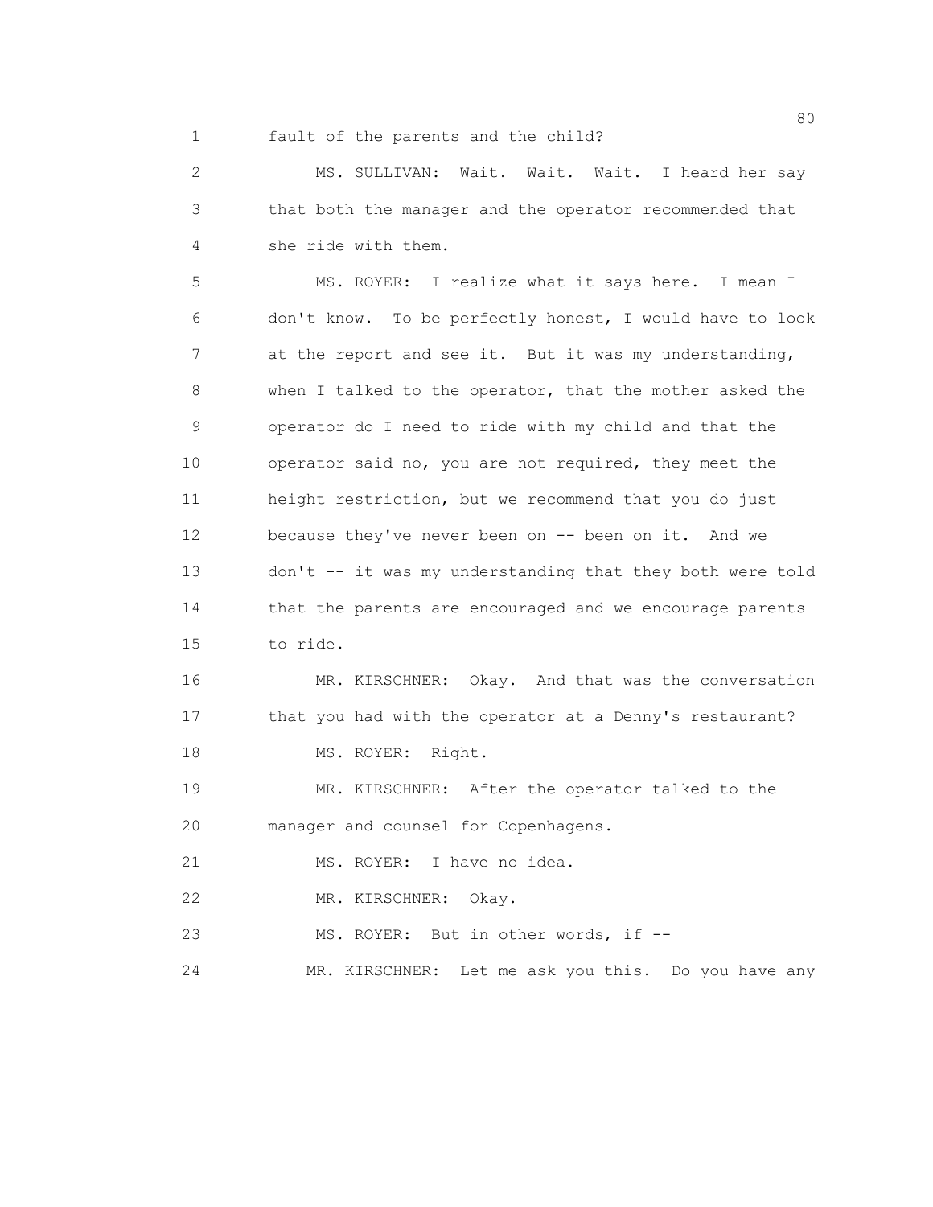fault of the parents and the child?

MS. SULLIVAN: Wait. Wait. Wait. I heard her say that both the manager and the operator recommended that she ride with them.

MS. ROYER: I realize what it says here. I mean I don't know. To be perfectly honest, I would have to look at the report and see it. But it was my understanding, when I talked to the operator, that the mother asked the operator do I need to ride with my child and that the operator said no, you are not required, they meet the height restriction, but we recommend that you do just because they've never been on -- been on it. And we don't -- it was my understanding that they both were told that the parents are encouraged and we encourage parents to ride.

MR. KIRSCHNER: Okay. And that was the conversation that you had with the operator at a Denny's restaurant?

MS. ROYER: Right.

MR. KIRSCHNER: After the operator talked to the manager and counsel for Copenhagens.

MS. ROYER: I have no idea.

MR. KIRSCHNER: Okay.

MS. ROYER: But in other words, if --

MR. KIRSCHNER: Let me ask you this. Do you have any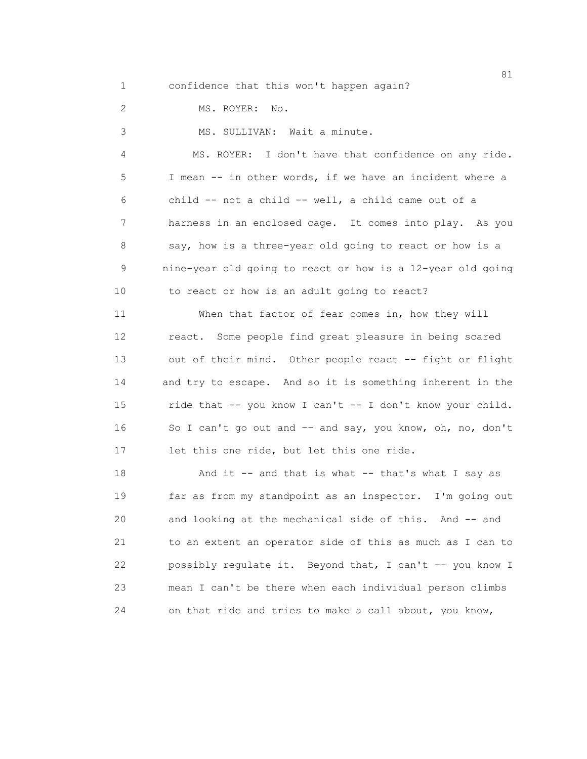confidence that this won't happen again?

MS. ROYER: No.

MS. SULLIVAN: Wait a minute.

MS. ROYER: I don't have that confidence on any ride. I mean -- in other words, if we have an incident where a child -- not a child -- well, a child came out of a harness in an enclosed cage. It comes into play. As you say, how is a three-year old going to react or how is a nine-year old going to react or how is a 12-year old going to react or how is an adult going to react?

When that factor of fear comes in, how they will react. Some people find great pleasure in being scared out of their mind. Other people react -- fight or flight and try to escape. And so it is something inherent in the ride that -- you know I can't -- I don't know your child. So I can't go out and -- and say, you know, oh, no, don't let this one ride, but let this one ride.

And it -- and that is what -- that's what I say as far as from my standpoint as an inspector. I'm going out and looking at the mechanical side of this. And -- and to an extent an operator side of this as much as I can to possibly regulate it. Beyond that, I can't -- you know I mean I can't be there when each individual person climbs on that ride and tries to make a call about, you know,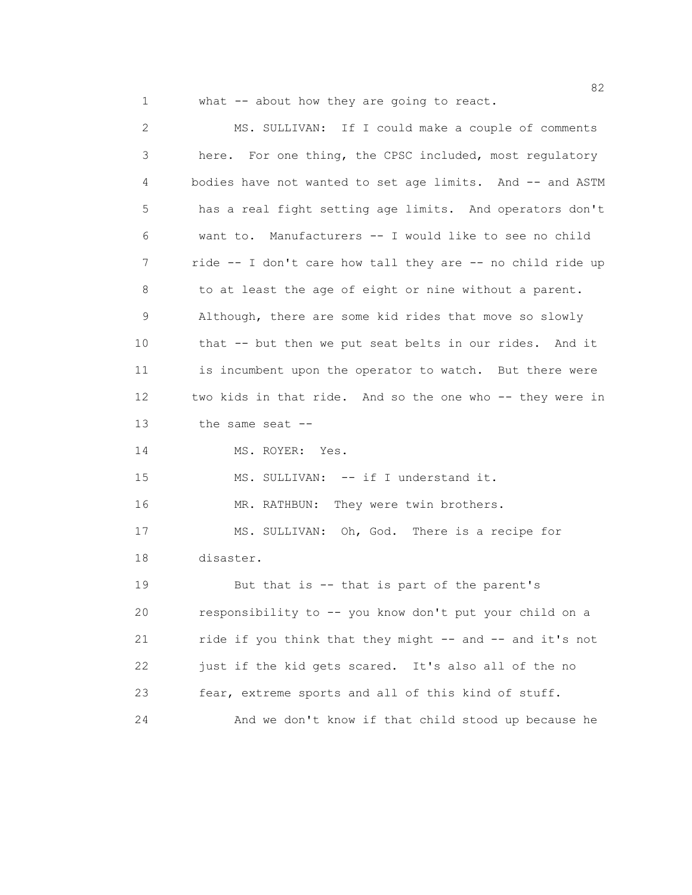what -- about how they are going to react.

MS. SULLIVAN: If I could make a couple of comments here. For one thing, the CPSC included, most regulatory bodies have not wanted to set age limits. And -- and ASTM has a real fight setting age limits. And operators don't want to. Manufacturers -- I would like to see no child ride -- I don't care how tall they are -- no child ride up to at least the age of eight or nine without a parent. Although, there are some kid rides that move so slowly that -- but then we put seat belts in our rides. And it is incumbent upon the operator to watch. But there were two kids in that ride. And so the one who -- they were in the same seat --

MS. ROYER: Yes.

MS. SULLIVAN: -- if I understand it.

MR. RATHBUN: They were twin brothers.

MS. SULLIVAN: Oh, God. There is a recipe for disaster.

But that is -- that is part of the parent's responsibility to -- you know don't put your child on a ride if you think that they might -- and -- and it's not just if the kid gets scared. It's also all of the no fear, extreme sports and all of this kind of stuff.

And we don't know if that child stood up because he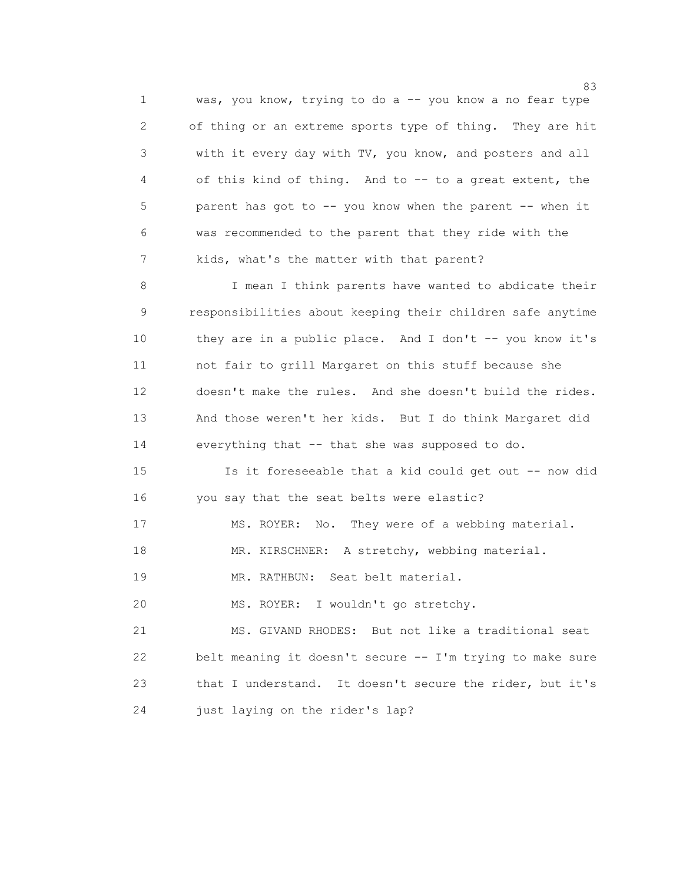was, you know, trying to do a -- you know a no fear type of thing or an extreme sports type of thing. They are hit with it every day with TV, you know, and posters and all of this kind of thing. And to -- to a great extent, the parent has got to -- you know when the parent -- when it was recommended to the parent that they ride with the kids, what's the matter with that parent?

I mean I think parents have wanted to abdicate their responsibilities about keeping their children safe anytime they are in a public place. And I don't -- you know it's not fair to grill Margaret on this stuff because she doesn't make the rules. And she doesn't build the rides. And those weren't her kids. But I do think Margaret did everything that -- that she was supposed to do.

Is it foreseeable that a kid could get out -- now did you say that the seat belts were elastic?

MS. ROYER: No. They were of a webbing material.

MR. KIRSCHNER: A stretchy, webbing material.

MR. RATHBUN: Seat belt material.

MS. ROYER: I wouldn't go stretchy.

MS. GIVAND RHODES: But not like a traditional seat belt meaning it doesn't secure -- I'm trying to make sure that I understand. It doesn't secure the rider, but it's just laying on the rider's lap?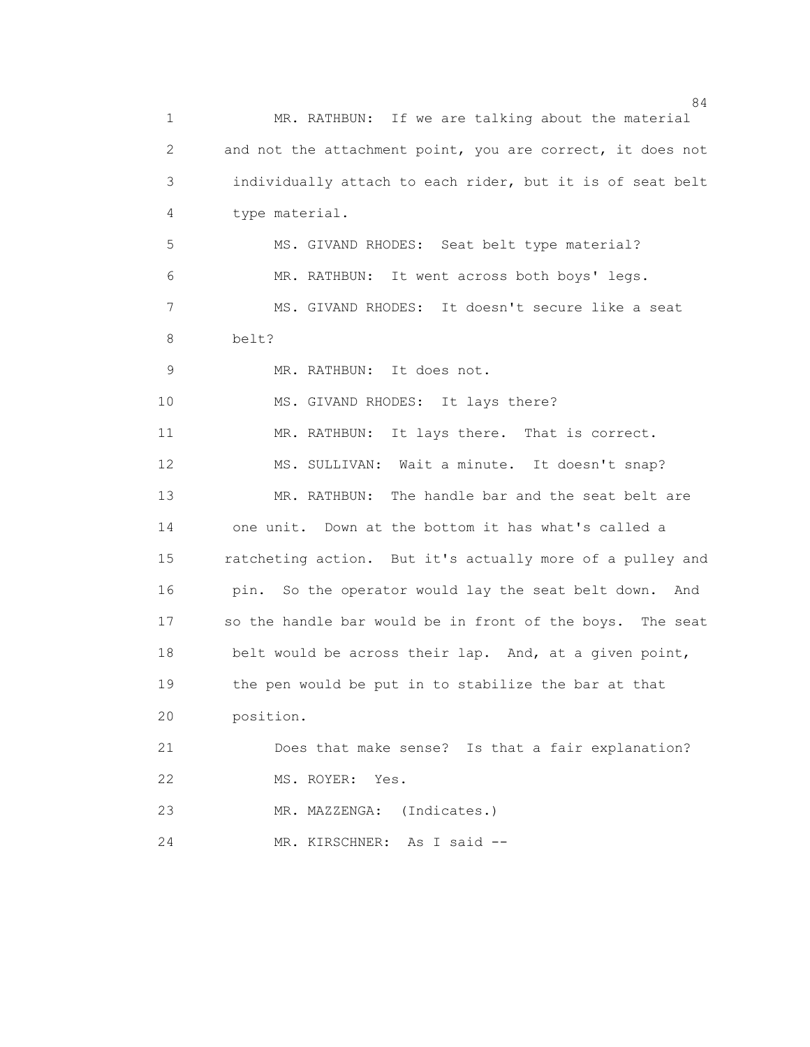MR. RATHBUN: If we are talking about the material and not the attachment point, you are correct, it does not individually attach to each rider, but it is of seat belt type material.

MS. GIVAND RHODES: Seat belt type material?

MR. RATHBUN: It went across both boys' legs.

MS. GIVAND RHODES: It doesn't secure like a seat belt?

MR. RATHBUN: It does not.

MS. GIVAND RHODES: It lays there?

MR. RATHBUN: It lays there. That is correct.

MS. SULLIVAN: Wait a minute. It doesn't snap?

MR. RATHBUN: The handle bar and the seat belt are one unit. Down at the bottom it has what's called a ratcheting action. But it's actually more of a pulley and pin. So the operator would lay the seat belt down. And so the handle bar would be in front of the boys. The seat belt would be across their lap. And, at a given point, the pen would be put in to stabilize the bar at that position.

Does that make sense? Is that a fair explanation?

MS. ROYER: Yes.

MR. MAZZENGA: (Indicates.)

MR. KIRSCHNER: As I said --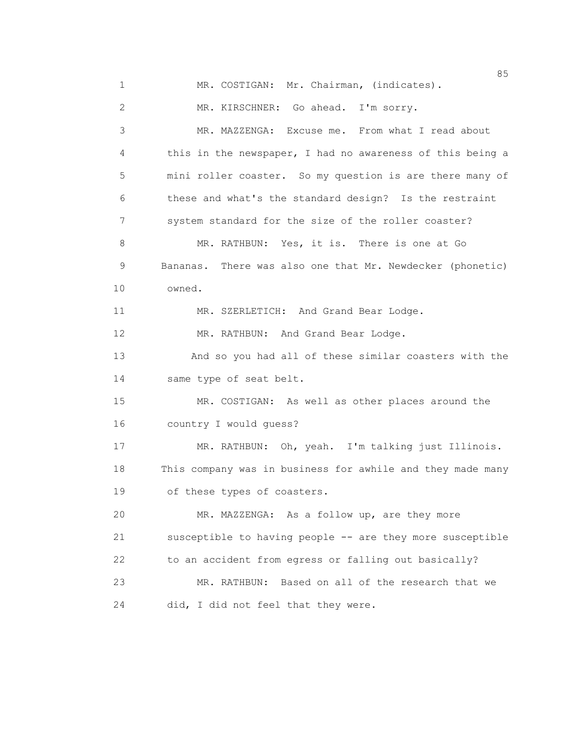MR. COSTIGAN: Mr. Chairman, (indicates).

MR. KIRSCHNER: Go ahead. I'm sorry.

MR. MAZZENGA: Excuse me. From what I read about this in the newspaper, I had no awareness of this being a mini roller coaster. So my question is are there many of these and what's the standard design? Is the restraint system standard for the size of the roller coaster?

MR. RATHBUN: Yes, it is. There is one at Go Bananas. There was also one that Mr. Newdecker (phonetic) owned.

MR. SZERLETICH: And Grand Bear Lodge.

MR. RATHBUN: And Grand Bear Lodge.

And so you had all of these similar coasters with the same type of seat belt.

MR. COSTIGAN: As well as other places around the country I would guess?

MR. RATHBUN: Oh, yeah. I'm talking just Illinois. This company was in business for awhile and they made many of these types of coasters.

MR. MAZZENGA: As a follow up, are they more susceptible to having people -- are they more susceptible to an accident from egress or falling out basically?

MR. RATHBUN: Based on all of the research that we did, I did not feel that they were.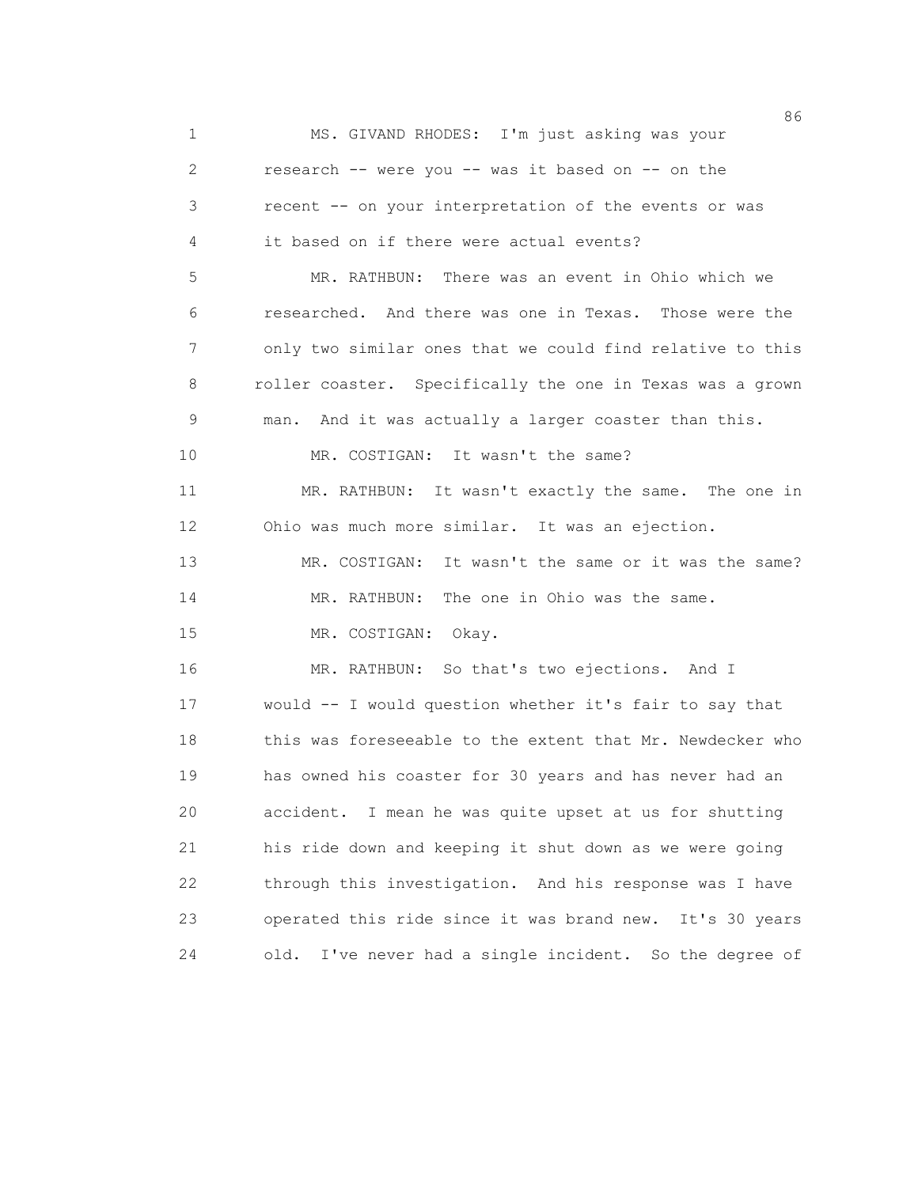MS. GIVAND RHODES: I'm just asking was your research -- were you -- was it based on -- on the recent -- on your interpretation of the events or was it based on if there were actual events?

MR. RATHBUN: There was an event in Ohio which we researched. And there was one in Texas. Those were the only two similar ones that we could find relative to this roller coaster. Specifically the one in Texas was a grown man. And it was actually a larger coaster than this.

MR. COSTIGAN: It wasn't the same?

MR. RATHBUN: It wasn't exactly the same. The one in Ohio was much more similar. It was an ejection.

MR. COSTIGAN: It wasn't the same or it was the same?

MR. RATHBUN: The one in Ohio was the same.

MR. COSTIGAN: Okay.

MR. RATHBUN: So that's two ejections. And I would -- I would question whether it's fair to say that this was foreseeable to the extent that Mr. Newdecker who has owned his coaster for 30 years and has never had an accident. I mean he was quite upset at us for shutting his ride down and keeping it shut down as we were going through this investigation. And his response was I have operated this ride since it was brand new. It's 30 years old. I've never had a single incident. So the degree of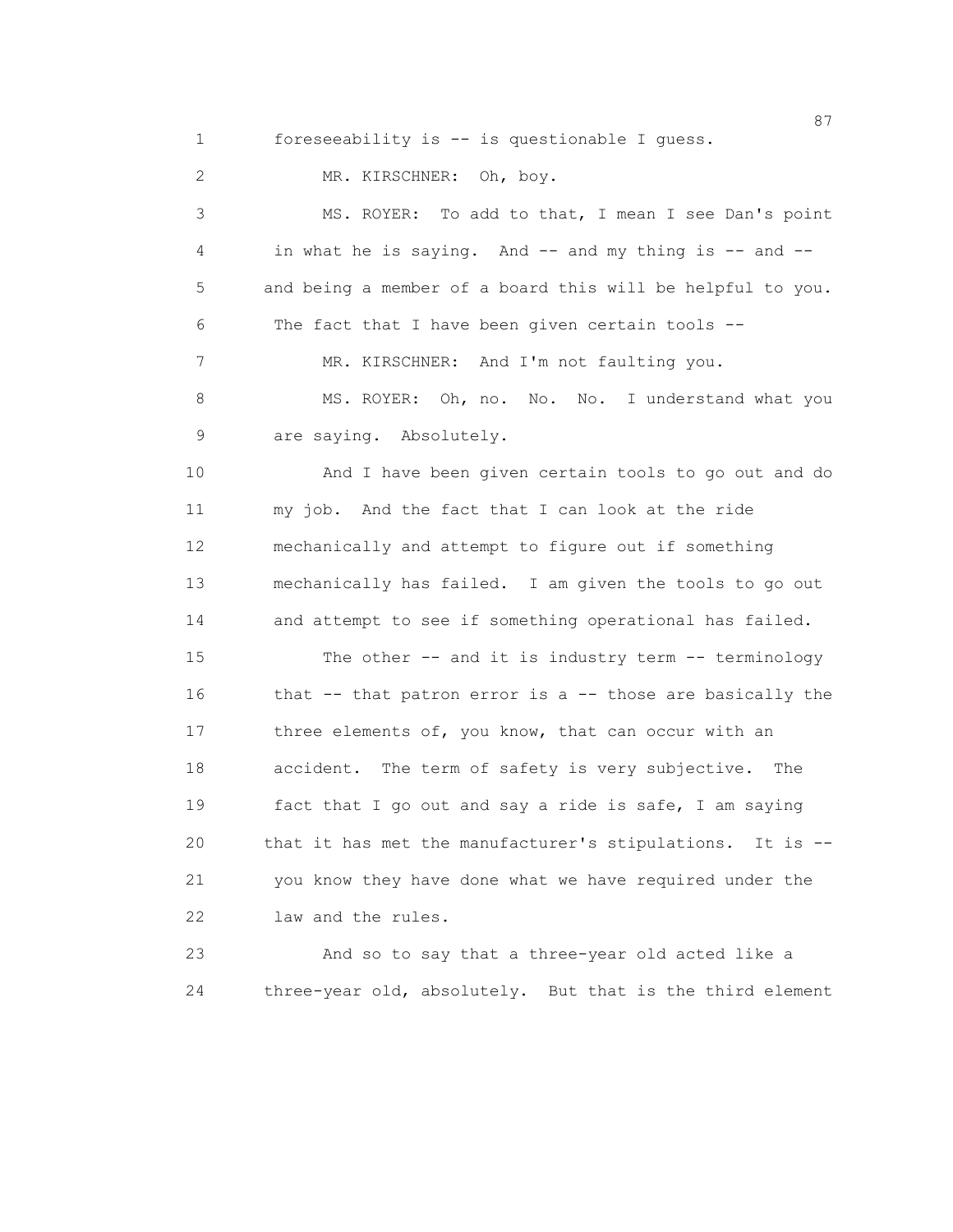foreseeability is -- is questionable I guess.

MR. KIRSCHNER: Oh, boy.

MS. ROYER: To add to that, I mean I see Dan's point in what he is saying. And -- and my thing is -- and -- and being a member of a board this will be helpful to you. The fact that I have been given certain tools --

MR. KIRSCHNER: And I'm not faulting you.

MS. ROYER: Oh, no. No. No. I understand what you are saying. Absolutely.

And I have been given certain tools to go out and do my job. And the fact that I can look at the ride mechanically and attempt to figure out if something mechanically has failed. I am given the tools to go out and attempt to see if something operational has failed.

The other -- and it is industry term -- terminology that -- that patron error is a -- those are basically the three elements of, you know, that can occur with an accident. The term of safety is very subjective. The fact that I go out and say a ride is safe, I am saying that it has met the manufacturer's stipulations. It is -- you know they have done what we have required under the law and the rules.

And so to say that a three-year old acted like a three-year old, absolutely. But that is the third element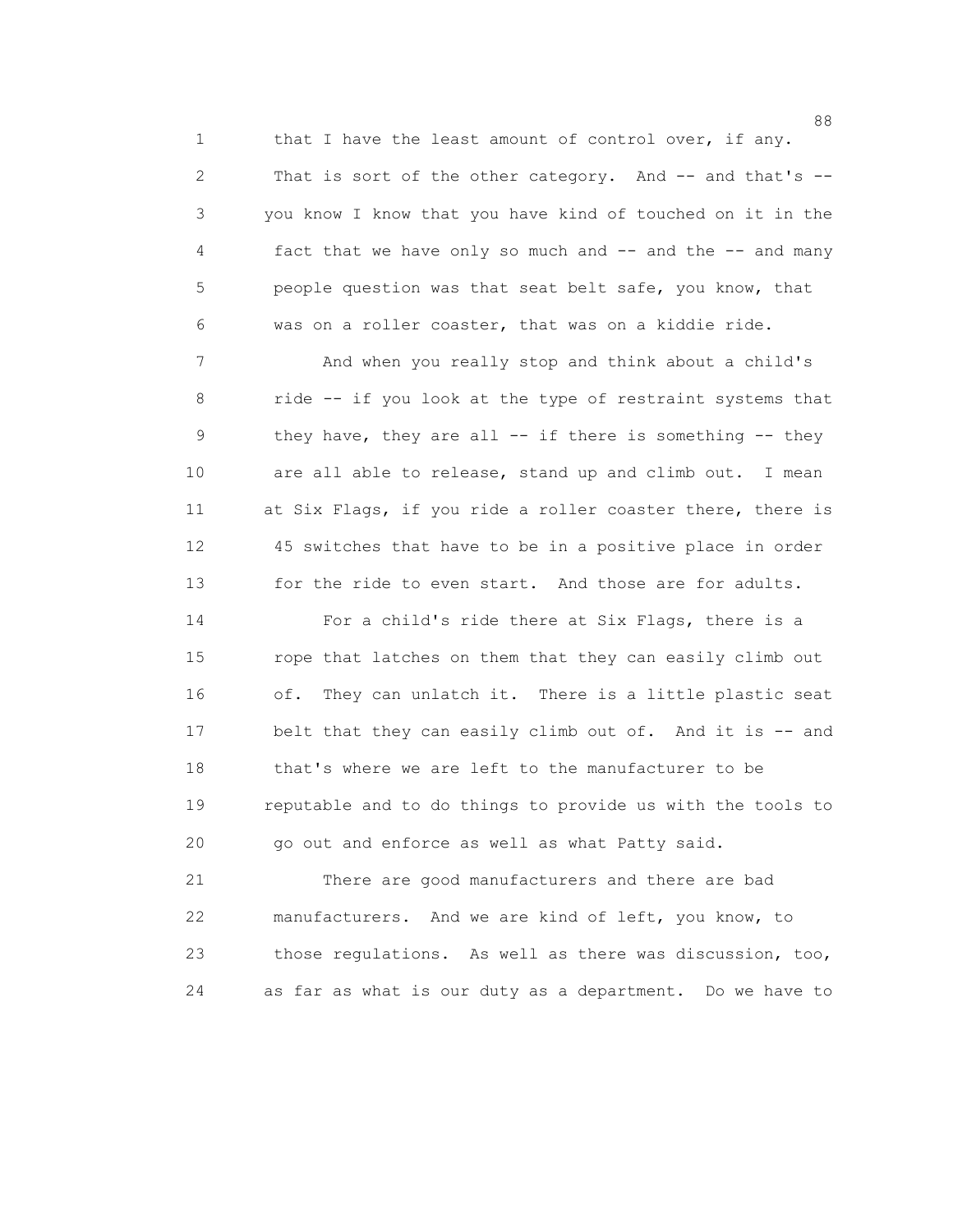that I have the least amount of control over, if any. That is sort of the other category. And -- and that's -- you know I know that you have kind of touched on it in the fact that we have only so much and -- and the -- and many people question was that seat belt safe, you know, that was on a roller coaster, that was on a kiddie ride.

And when you really stop and think about a child's ride -- if you look at the type of restraint systems that they have, they are all -- if there is something -- they are all able to release, stand up and climb out. I mean at Six Flags, if you ride a roller coaster there, there is 45 switches that have to be in a positive place in order for the ride to even start. And those are for adults.

For a child's ride there at Six Flags, there is a rope that latches on them that they can easily climb out of. They can unlatch it. There is a little plastic seat belt that they can easily climb out of. And it is -- and that's where we are left to the manufacturer to be reputable and to do things to provide us with the tools to go out and enforce as well as what Patty said.

There are good manufacturers and there are bad manufacturers. And we are kind of left, you know, to those regulations. As well as there was discussion, too, as far as what is our duty as a department. Do we have to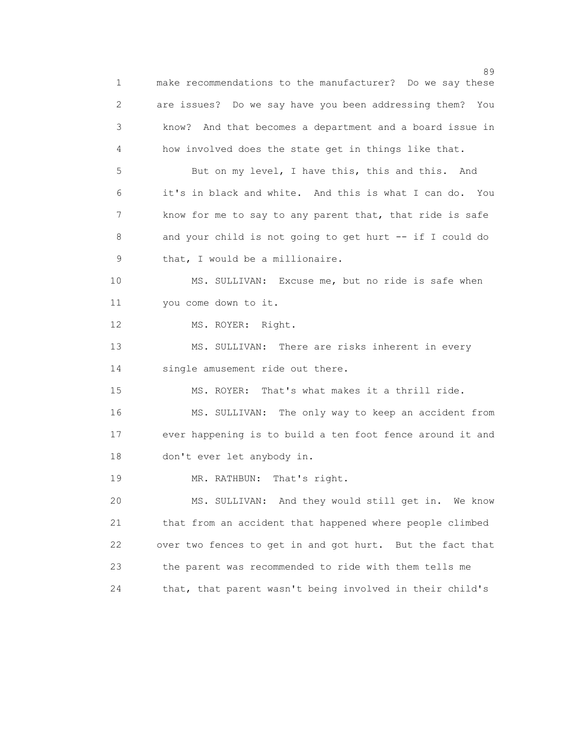make recommendations to the manufacturer? Do we say these are issues? Do we say have you been addressing them? You know? And that becomes a department and a board issue in how involved does the state get in things like that.

But on my level, I have this, this and this. And it's in black and white. And this is what I can do. You know for me to say to any parent that, that ride is safe and your child is not going to get hurt -- if I could do that, I would be a millionaire.

MS. SULLIVAN: Excuse me, but no ride is safe when you come down to it.

MS. ROYER: Right.

MS. SULLIVAN: There are risks inherent in every single amusement ride out there.

MS. ROYER: That's what makes it a thrill ride.

MS. SULLIVAN: The only way to keep an accident from ever happening is to build a ten foot fence around it and don't ever let anybody in.

MR. RATHBUN: That's right.

MS. SULLIVAN: And they would still get in. We know that from an accident that happened where people climbed over two fences to get in and got hurt. But the fact that the parent was recommended to ride with them tells me that, that parent wasn't being involved in their child's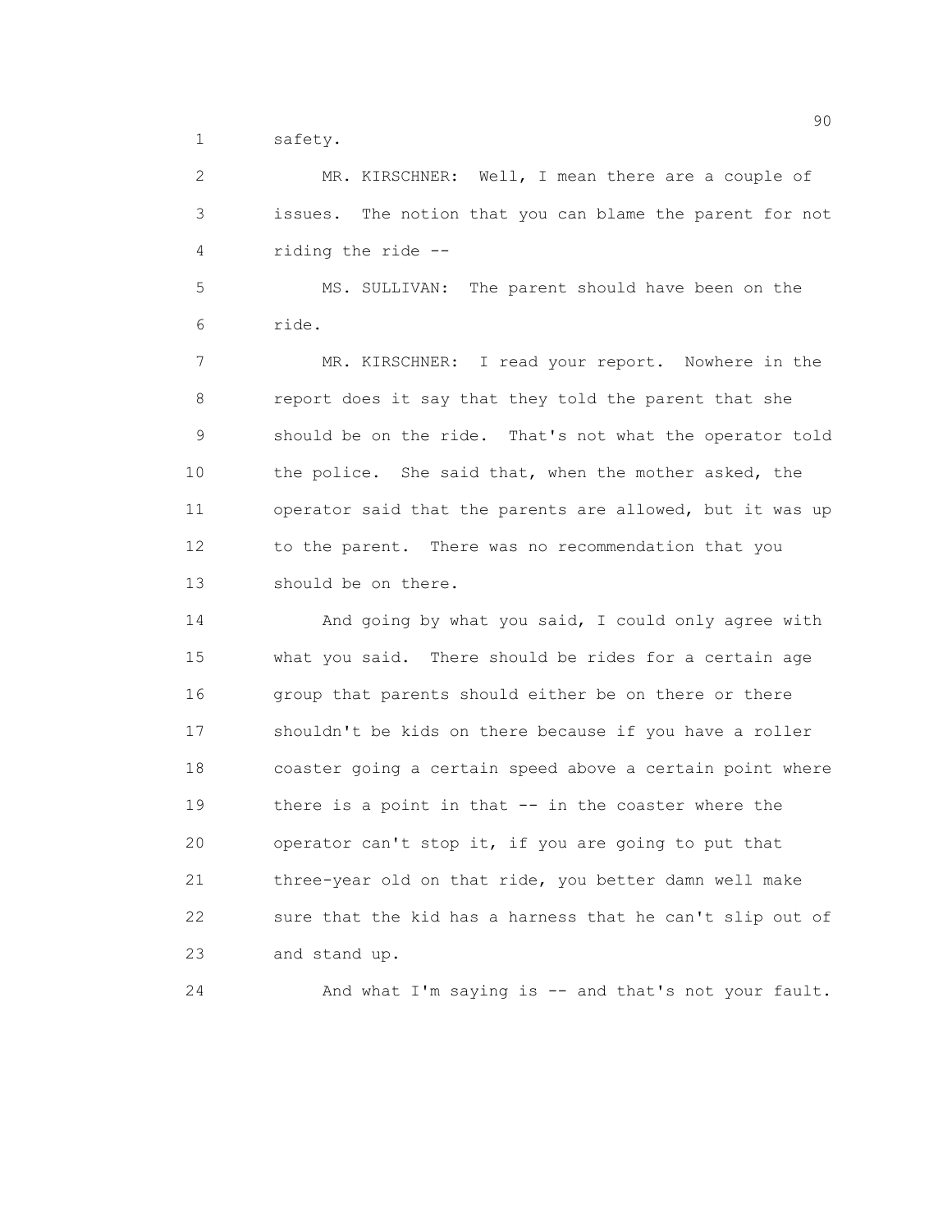safety.

MR. KIRSCHNER: Well, I mean there are a couple of issues. The notion that you can blame the parent for not riding the ride --

MS. SULLIVAN: The parent should have been on the ride.

MR. KIRSCHNER: I read your report. Nowhere in the report does it say that they told the parent that she should be on the ride. That's not what the operator told the police. She said that, when the mother asked, the operator said that the parents are allowed, but it was up to the parent. There was no recommendation that you should be on there.

And going by what you said, I could only agree with what you said. There should be rides for a certain age group that parents should either be on there or there shouldn't be kids on there because if you have a roller coaster going a certain speed above a certain point where there is a point in that -- in the coaster where the operator can't stop it, if you are going to put that three-year old on that ride, you better damn well make sure that the kid has a harness that he can't slip out of and stand up.

And what I'm saying is -- and that's not your fault.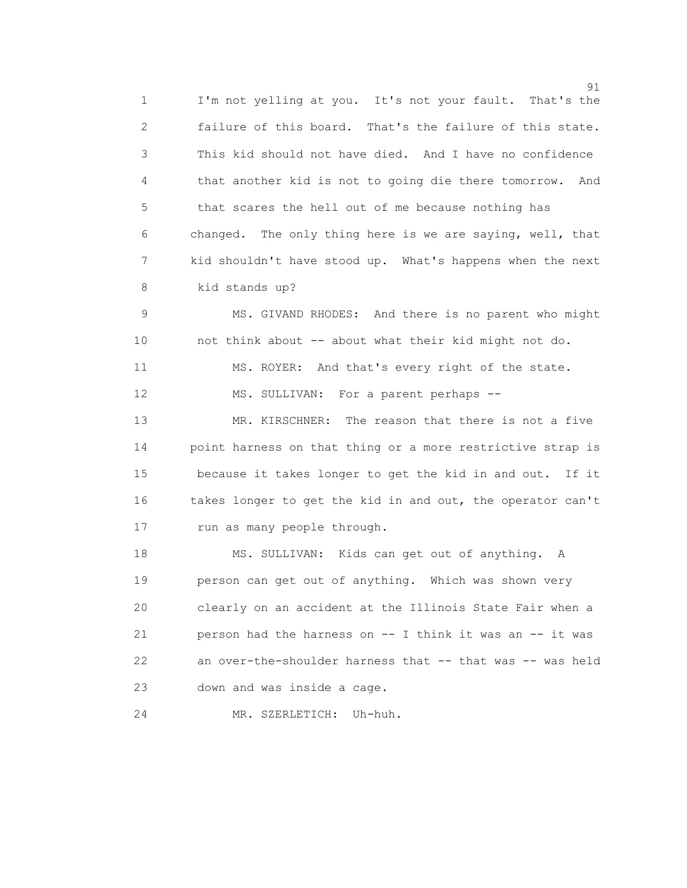I'm not yelling at you. It's not your fault. That's the failure of this board. That's the failure of this state. This kid should not have died. And I have no confidence that another kid is not to going die there tomorrow. And that scares the hell out of me because nothing has changed. The only thing here is we are saying, well, that kid shouldn't have stood up. What's happens when the next kid stands up?

MS. GIVAND RHODES: And there is no parent who might not think about -- about what their kid might not do.

MS. ROYER: And that's every right of the state.

MS. SULLIVAN: For a parent perhaps --

MR. KIRSCHNER: The reason that there is not a five point harness on that thing or a more restrictive strap is because it takes longer to get the kid in and out. If it takes longer to get the kid in and out, the operator can't run as many people through.

MS. SULLIVAN: Kids can get out of anything. A person can get out of anything. Which was shown very clearly on an accident at the Illinois State Fair when a person had the harness on -- I think it was an -- it was an over-the-shoulder harness that -- that was -- was held down and was inside a cage.

MR. SZERLETICH: Uh-huh.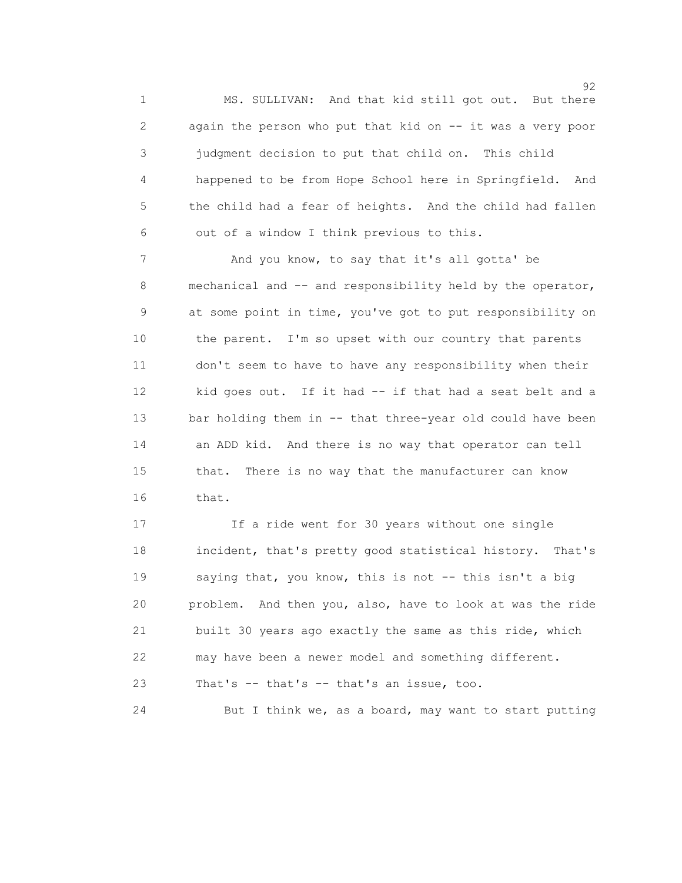MS. SULLIVAN: And that kid still got out. But there again the person who put that kid on -- it was a very poor judgment decision to put that child on. This child happened to be from Hope School here in Springfield. And the child had a fear of heights. And the child had fallen out of a window I think previous to this.

And you know, to say that it's all gotta' be mechanical and -- and responsibility held by the operator, at some point in time, you've got to put responsibility on the parent. I'm so upset with our country that parents don't seem to have to have any responsibility when their kid goes out. If it had -- if that had a seat belt and a bar holding them in -- that three-year old could have been an ADD kid. And there is no way that operator can tell that. There is no way that the manufacturer can know that.

If a ride went for 30 years without one single incident, that's pretty good statistical history. That's saying that, you know, this is not -- this isn't a big problem. And then you, also, have to look at was the ride built 30 years ago exactly the same as this ride, which may have been a newer model and something different. That's -- that's -- that's an issue, too.

But I think we, as a board, may want to start putting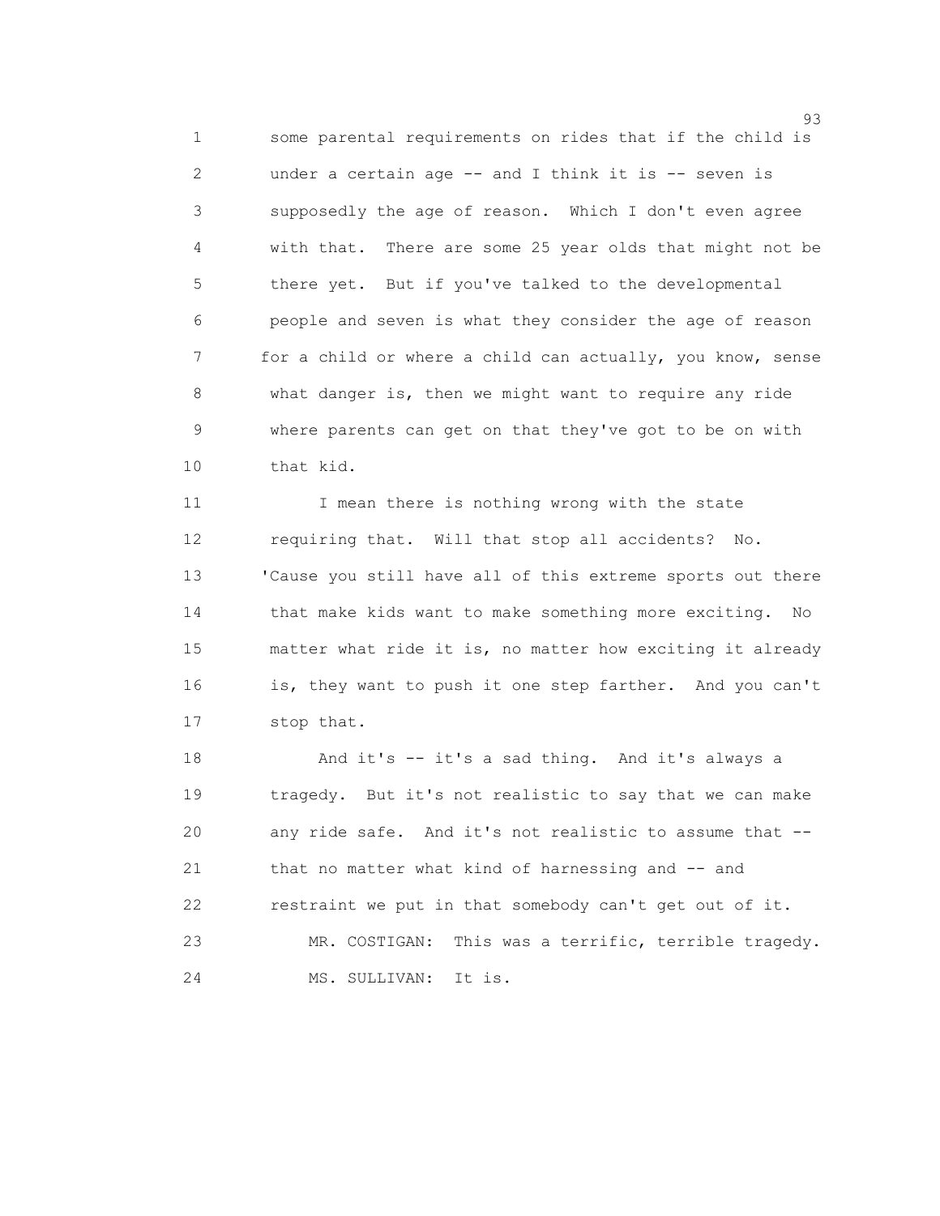some parental requirements on rides that if the child is under a certain age -- and I think it is -- seven is supposedly the age of reason. Which I don't even agree with that. There are some 25 year olds that might not be there yet. But if you've talked to the developmental people and seven is what they consider the age of reason for a child or where a child can actually, you know, sense what danger is, then we might want to require any ride where parents can get on that they've got to be on with that kid.

I mean there is nothing wrong with the state requiring that. Will that stop all accidents? No. 'Cause you still have all of this extreme sports out there that make kids want to make something more exciting. No matter what ride it is, no matter how exciting it already is, they want to push it one step farther. And you can't stop that.

And it's -- it's a sad thing. And it's always a tragedy. But it's not realistic to say that we can make any ride safe. And it's not realistic to assume that -- that no matter what kind of harnessing and -- and restraint we put in that somebody can't get out of it.

MR. COSTIGAN: This was a terrific, terrible tragedy.

MS. SULLIVAN: It is.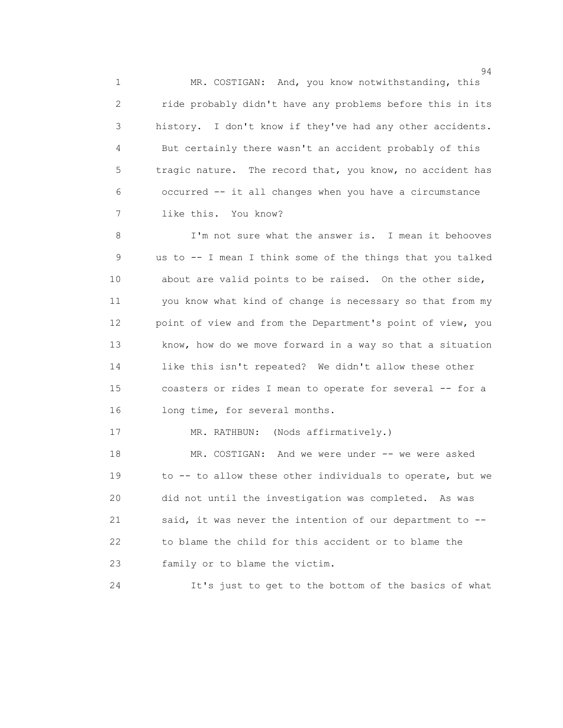MR. COSTIGAN: And, you know notwithstanding, this ride probably didn't have any problems before this in its history. I don't know if they've had any other accidents. But certainly there wasn't an accident probably of this tragic nature. The record that, you know, no accident has occurred -- it all changes when you have a circumstance like this. You know?

I'm not sure what the answer is. I mean it behooves us to -- I mean I think some of the things that you talked about are valid points to be raised. On the other side, you know what kind of change is necessary so that from my point of view and from the Department's point of view, you know, how do we move forward in a way so that a situation like this isn't repeated? We didn't allow these other coasters or rides I mean to operate for several -- for a long time, for several months.

MR. RATHBUN: (Nods affirmatively.)

MR. COSTIGAN: And we were under -- we were asked to -- to allow these other individuals to operate, but we did not until the investigation was completed. As was said, it was never the intention of our department to -- to blame the child for this accident or to blame the family or to blame the victim.

It's just to get to the bottom of the basics of what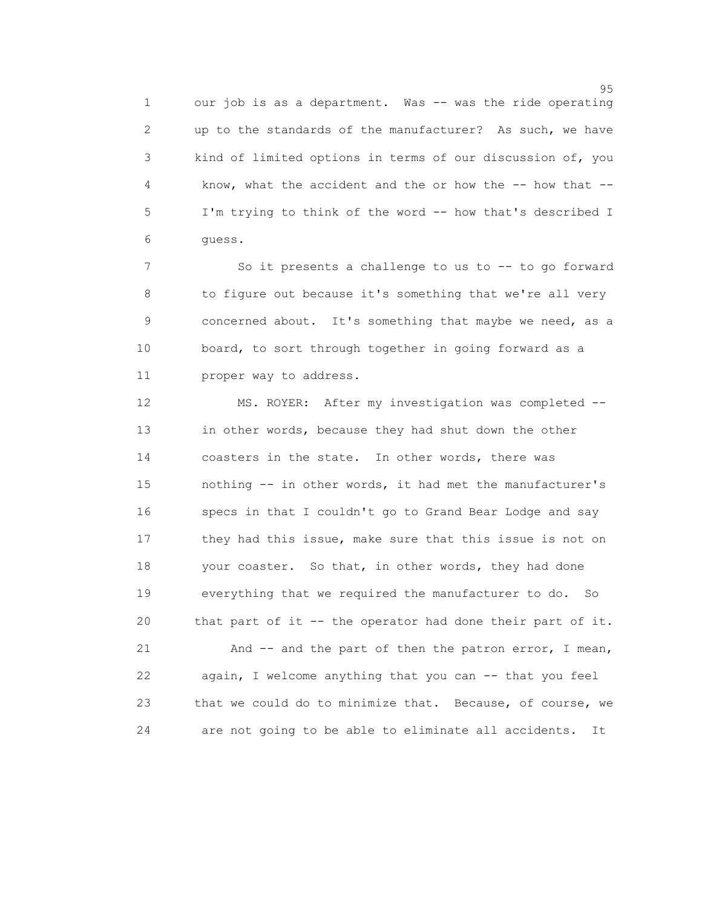our job is as a department. Was -- was the ride operating up to the standards of the manufacturer? As such, we have kind of limited options in terms of our discussion of, you know, what the accident and the or how the -- how that -- I'm trying to think of the word -- how that's described I guess.

So it presents a challenge to us to -- to go forward to figure out because it's something that we're all very concerned about. It's something that maybe we need, as a board, to sort through together in going forward as a proper way to address.

MS. ROYER: After my investigation was completed -- in other words, because they had shut down the other coasters in the state. In other words, there was nothing -- in other words, it had met the manufacturer's specs in that I couldn't go to Grand Bear Lodge and say they had this issue, make sure that this issue is not on your coaster. So that, in other words, they had done everything that we required the manufacturer to do. So that part of it -- the operator had done their part of it.

And -- and the part of then the patron error, I mean, again, I welcome anything that you can -- that you feel that we could do to minimize that. Because, of course, we are not going to be able to eliminate all accidents. It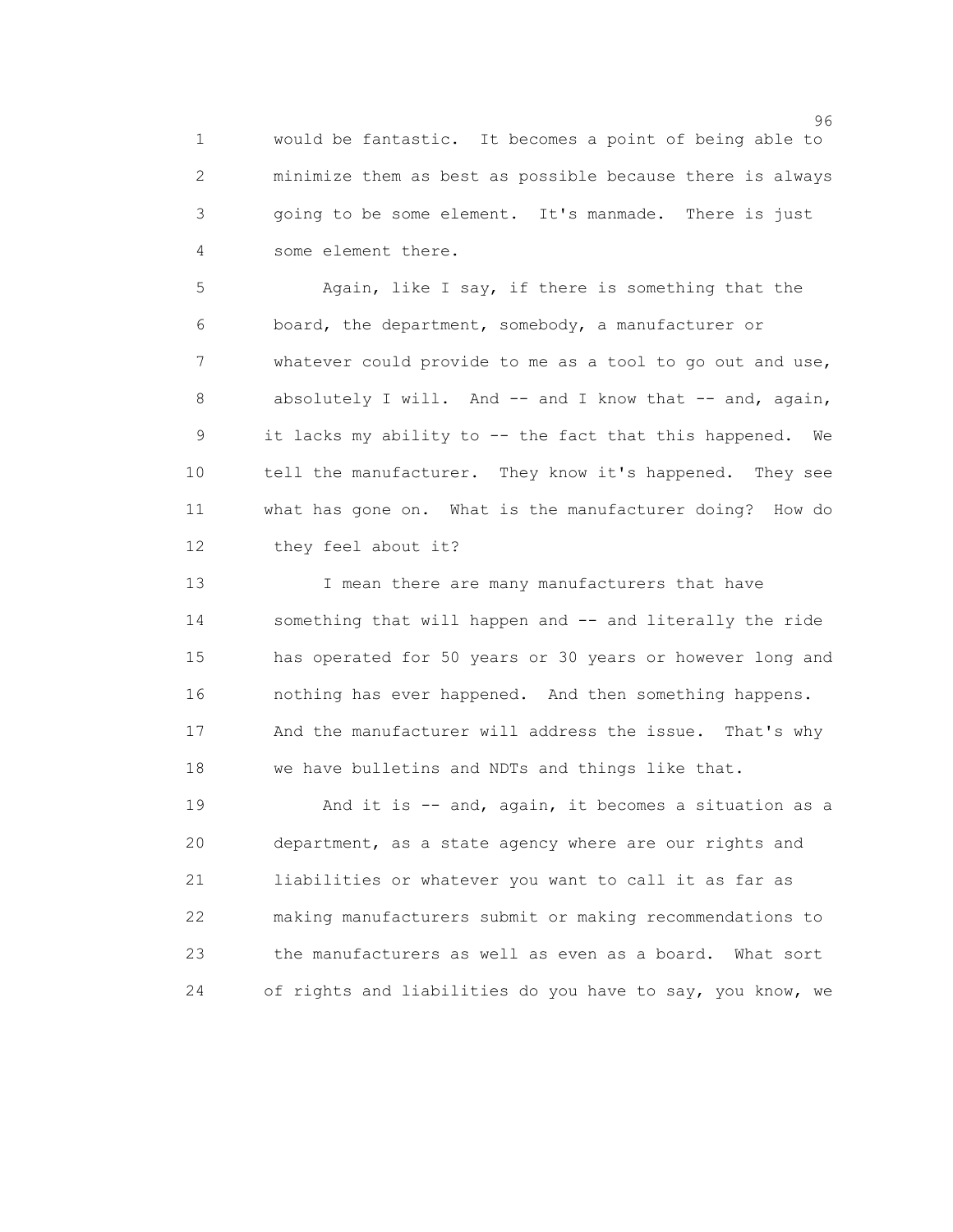would be fantastic. It becomes a point of being able to minimize them as best as possible because there is always going to be some element. It's manmade. There is just some element there.

Again, like I say, if there is something that the board, the department, somebody, a manufacturer or whatever could provide to me as a tool to go out and use, absolutely I will. And -- and I know that -- and, again, it lacks my ability to -- the fact that this happened. We tell the manufacturer. They know it's happened. They see what has gone on. What is the manufacturer doing? How do they feel about it?

I mean there are many manufacturers that have something that will happen and -- and literally the ride has operated for 50 years or 30 years or however long and nothing has ever happened. And then something happens. And the manufacturer will address the issue. That's why we have bulletins and NDTs and things like that.

And it is -- and, again, it becomes a situation as a department, as a state agency where are our rights and liabilities or whatever you want to call it as far as making manufacturers submit or making recommendations to the manufacturers as well as even as a board. What sort of rights and liabilities do you have to say, you know, we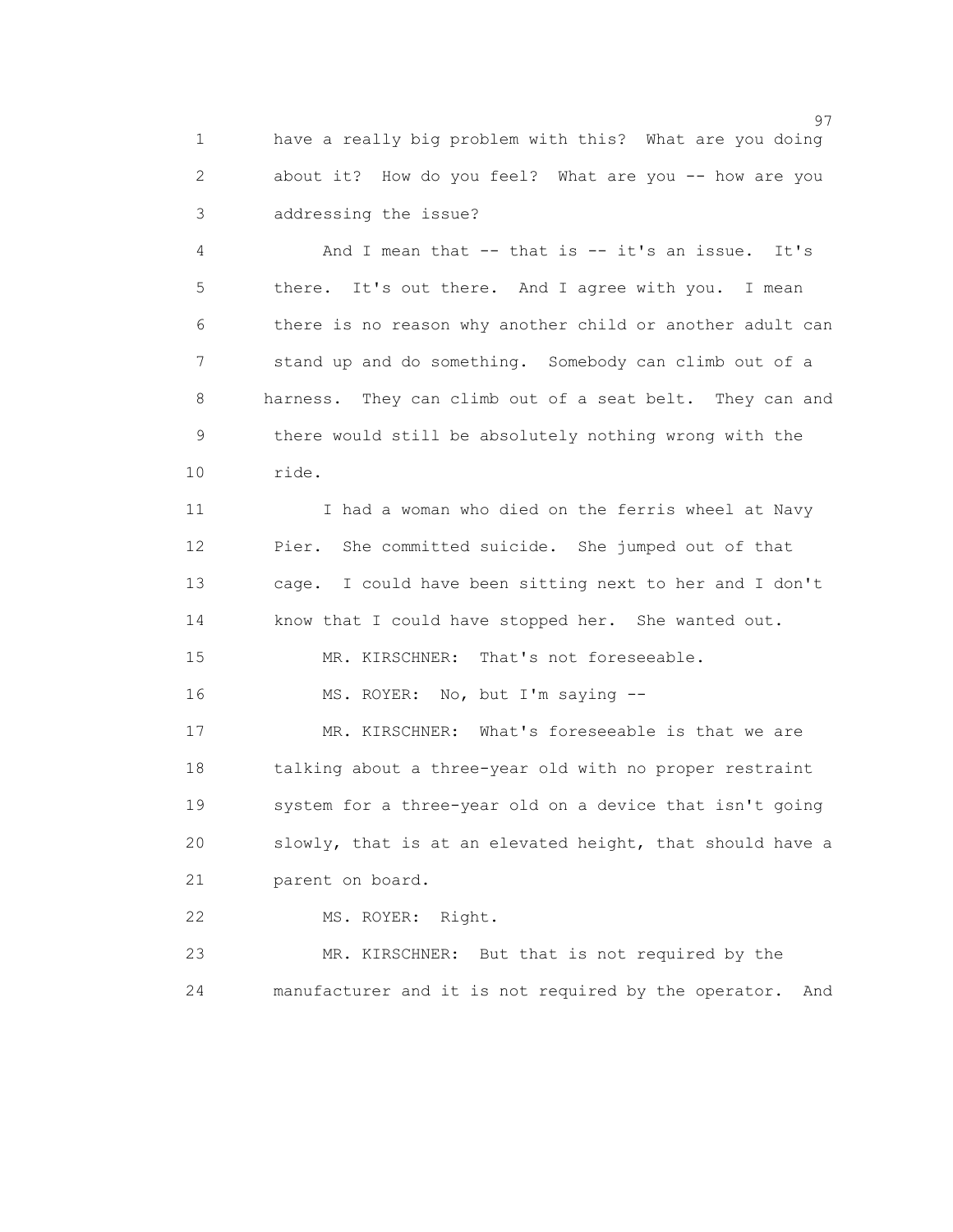have a really big problem with this? What are you doing about it? How do you feel? What are you -- how are you addressing the issue?

And I mean that -- that is -- it's an issue. It's there. It's out there. And I agree with you. I mean there is no reason why another child or another adult can stand up and do something. Somebody can climb out of a harness. They can climb out of a seat belt. They can and there would still be absolutely nothing wrong with the ride.

I had a woman who died on the ferris wheel at Navy Pier. She committed suicide. She jumped out of that cage. I could have been sitting next to her and I don't know that I could have stopped her. She wanted out.

MR. KIRSCHNER: That's not foreseeable.

MS. ROYER: No, but I'm saying --

MR. KIRSCHNER: What's foreseeable is that we are talking about a three-year old with no proper restraint system for a three-year old on a device that isn't going slowly, that is at an elevated height, that should have a parent on board.

MS. ROYER: Right.

MR. KIRSCHNER: But that is not required by the manufacturer and it is not required by the operator. And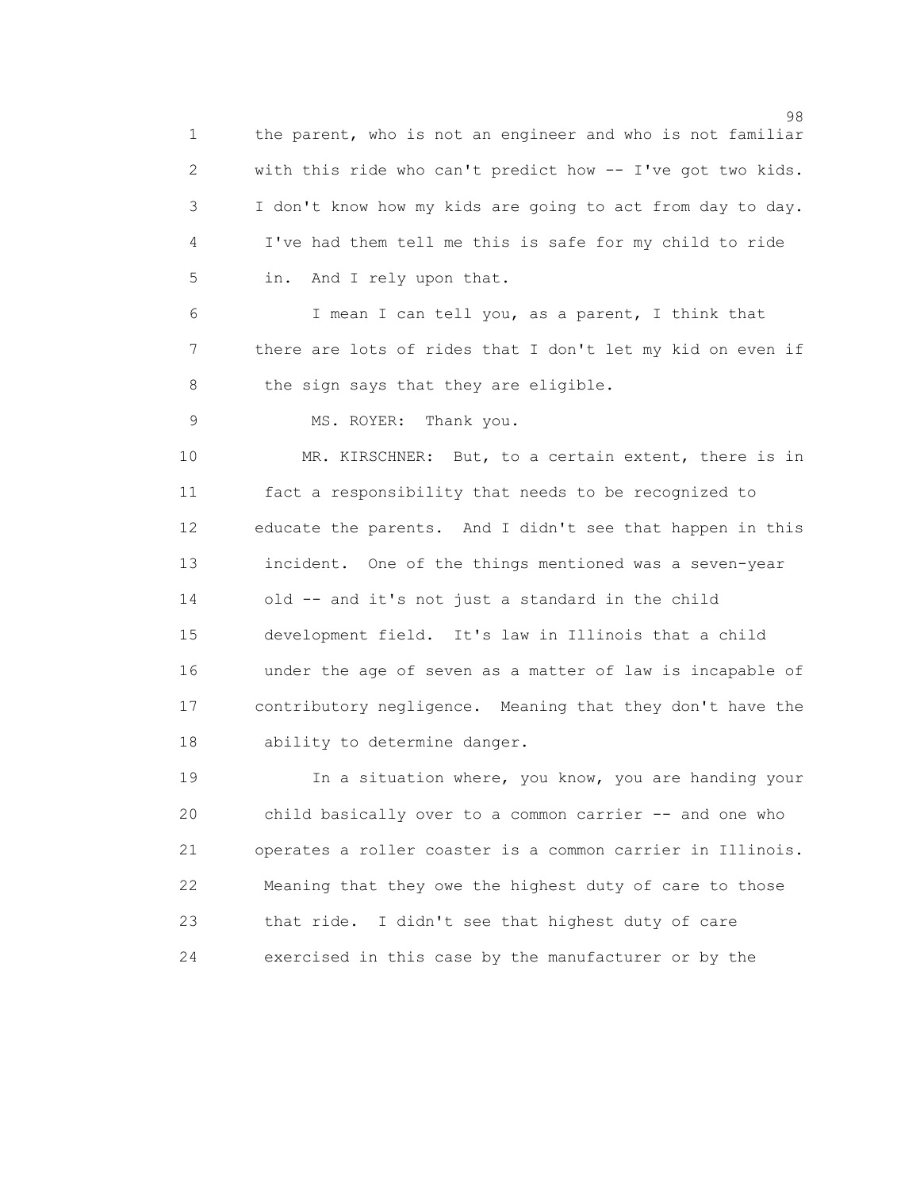the parent, who is not an engineer and who is not familiar with this ride who can't predict how -- I've got two kids. I don't know how my kids are going to act from day to day. I've had them tell me this is safe for my child to ride in. And I rely upon that.

I mean I can tell you, as a parent, I think that there are lots of rides that I don't let my kid on even if the sign says that they are eligible.

MS. ROYER: Thank you.

MR. KIRSCHNER: But, to a certain extent, there is in fact a responsibility that needs to be recognized to educate the parents. And I didn't see that happen in this incident. One of the things mentioned was a seven-year old -- and it's not just a standard in the child development field. It's law in Illinois that a child under the age of seven as a matter of law is incapable of contributory negligence. Meaning that they don't have the ability to determine danger.

In a situation where, you know, you are handing your child basically over to a common carrier -- and one who operates a roller coaster is a common carrier in Illinois. Meaning that they owe the highest duty of care to those that ride. I didn't see that highest duty of care exercised in this case by the manufacturer or by the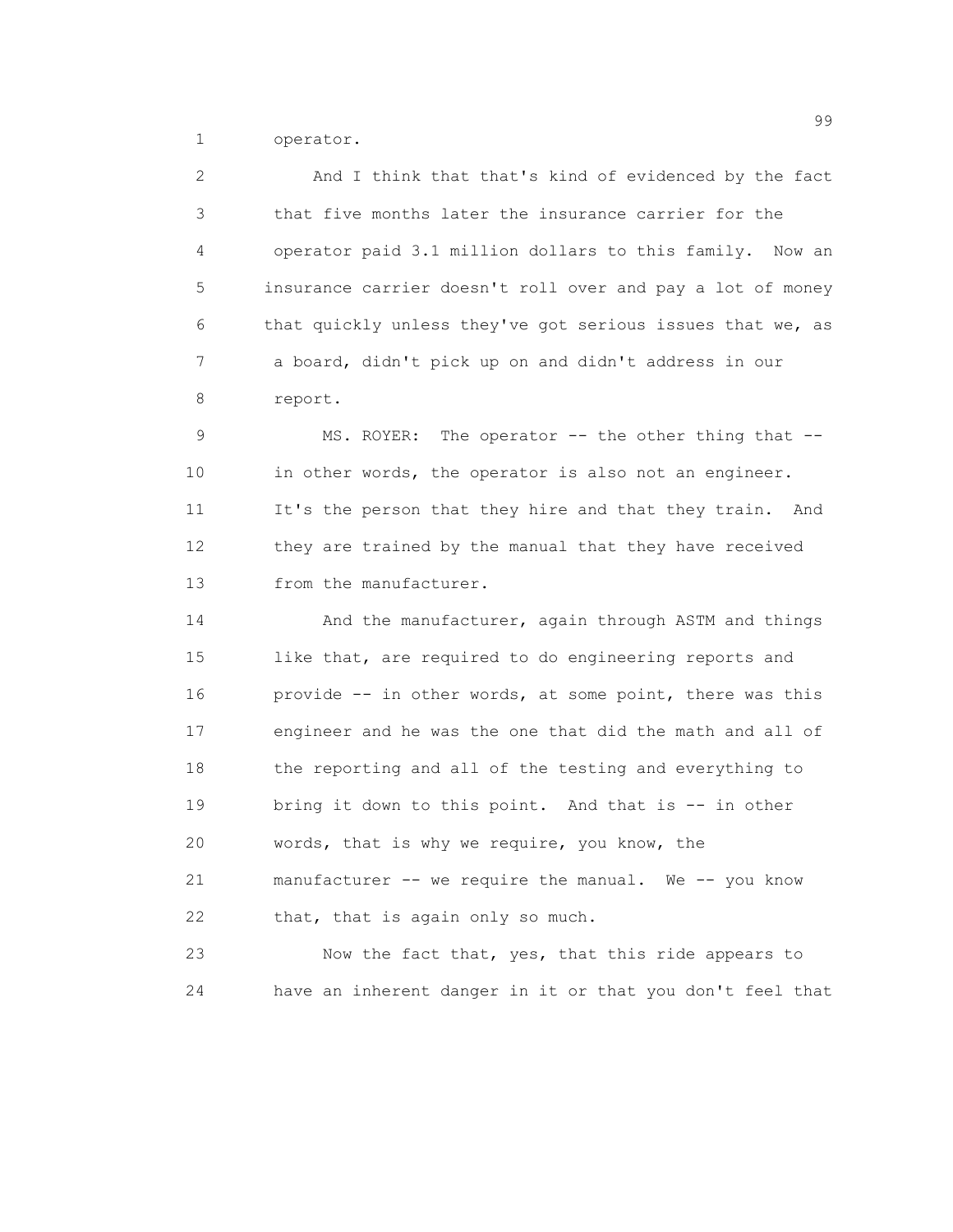operator.

And I think that that's kind of evidenced by the fact that five months later the insurance carrier for the operator paid 3.1 million dollars to this family. Now an insurance carrier doesn't roll over and pay a lot of money that quickly unless they've got serious issues that we, as a board, didn't pick up on and didn't address in our report.

MS. ROYER: The operator -- the other thing that -- in other words, the operator is also not an engineer. It's the person that they hire and that they train. And they are trained by the manual that they have received from the manufacturer.

And the manufacturer, again through ASTM and things like that, are required to do engineering reports and provide -- in other words, at some point, there was this engineer and he was the one that did the math and all of the reporting and all of the testing and everything to bring it down to this point. And that is -- in other words, that is why we require, you know, the manufacturer -- we require the manual. We -- you know that, that is again only so much.

Now the fact that, yes, that this ride appears to have an inherent danger in it or that you don't feel that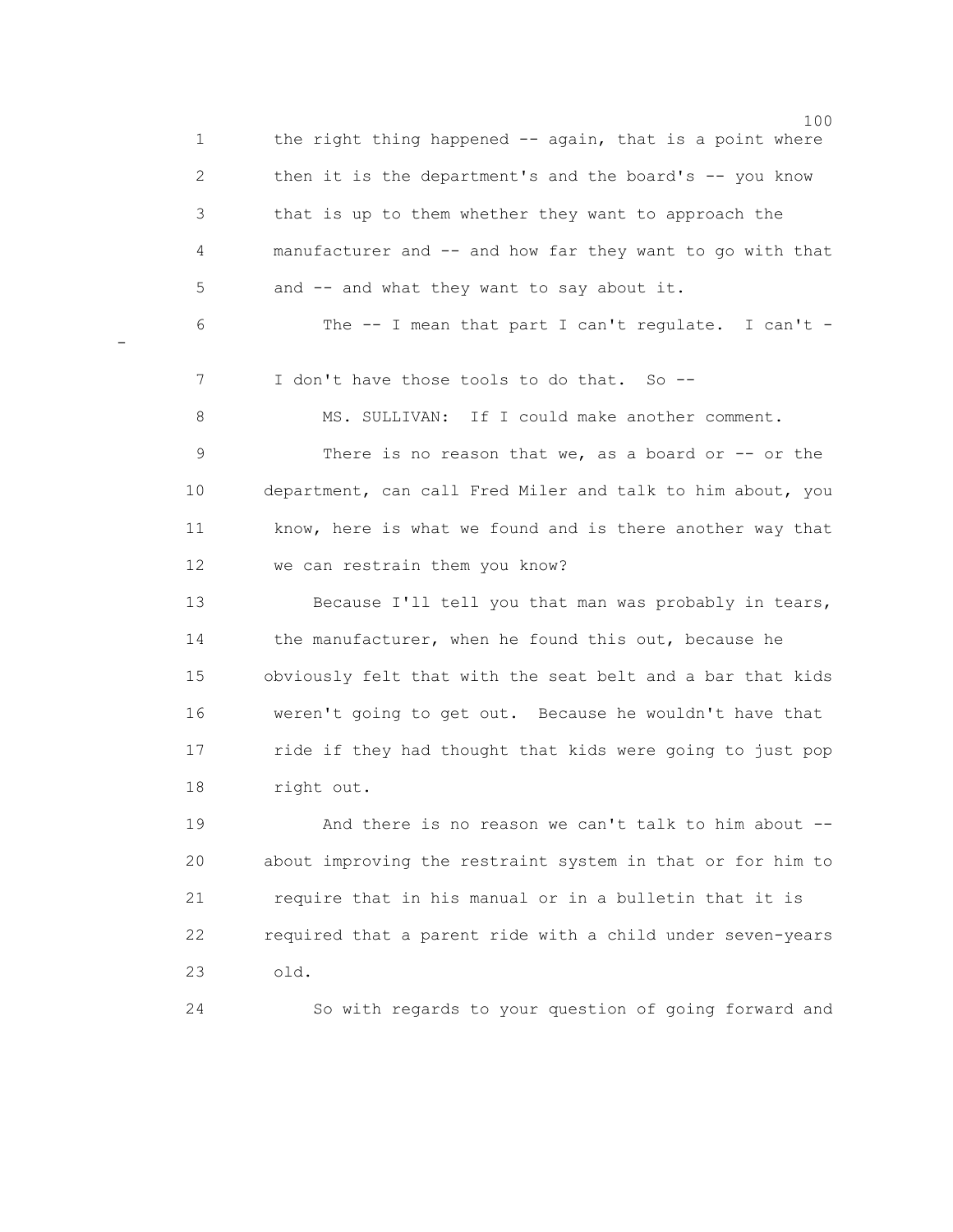the right thing happened -- again, that is a point where then it is the department's and the board's -- you know that is up to them whether they want to approach the manufacturer and -- and how far they want to go with that and -- and what they want to say about it.

The -- I mean that part I can't regulate. I can't - - I don't have those tools to do that. So --

MS. SULLIVAN: If I could make another comment.

There is no reason that we, as a board or -- or the department, can call Fred Miler and talk to him about, you know, here is what we found and is there another way that we can restrain them you know?

Because I'll tell you that man was probably in tears, the manufacturer, when he found this out, because he obviously felt that with the seat belt and a bar that kids weren't going to get out. Because he wouldn't have that ride if they had thought that kids were going to just pop right out.

And there is no reason we can't talk to him about -- about improving the restraint system in that or for him to require that in his manual or in a bulletin that it is required that a parent ride with a child under seven-years old.

So with regards to your question of going forward and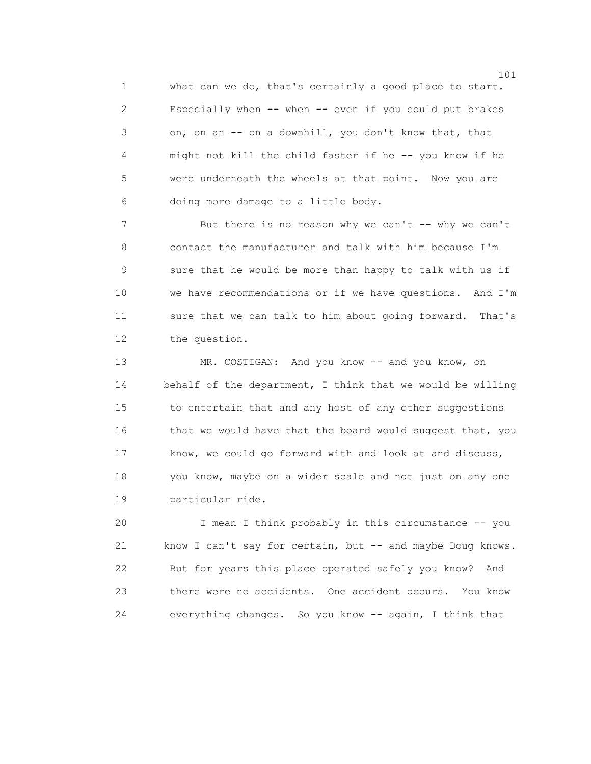what can we do, that's certainly a good place to start. Especially when -- when -- even if you could put brakes on, on an -- on a downhill, you don't know that, that might not kill the child faster if he -- you know if he were underneath the wheels at that point. Now you are doing more damage to a little body.

But there is no reason why we can't -- why we can't contact the manufacturer and talk with him because I'm sure that he would be more than happy to talk with us if we have recommendations or if we have questions. And I'm sure that we can talk to him about going forward. That's the question.

MR. COSTIGAN: And you know -- and you know, on behalf of the department, I think that we would be willing to entertain that and any host of any other suggestions that we would have that the board would suggest that, you know, we could go forward with and look at and discuss, you know, maybe on a wider scale and not just on any one particular ride.

I mean I think probably in this circumstance -- you know I can't say for certain, but -- and maybe Doug knows. But for years this place operated safely you know? And there were no accidents. One accident occurs. You know everything changes. So you know -- again, I think that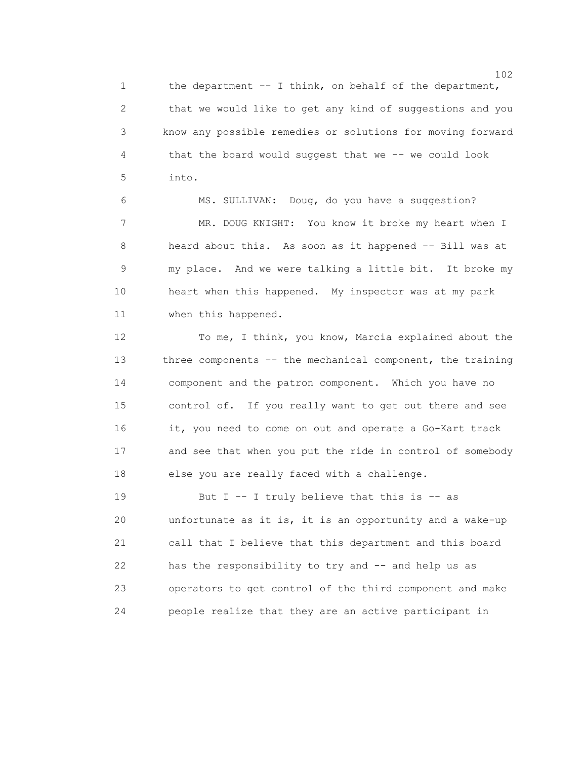the department -- I think, on behalf of the department, that we would like to get any kind of suggestions and you know any possible remedies or solutions for moving forward that the board would suggest that we -- we could look into.

MS. SULLIVAN: Doug, do you have a suggestion?

MR. DOUG KNIGHT: You know it broke my heart when I heard about this. As soon as it happened -- Bill was at my place. And we were talking a little bit. It broke my heart when this happened. My inspector was at my park when this happened.

To me, I think, you know, Marcia explained about the three components -- the mechanical component, the training component and the patron component. Which you have no control of. If you really want to get out there and see it, you need to come on out and operate a Go-Kart track and see that when you put the ride in control of somebody else you are really faced with a challenge.

But I -- I truly believe that this is -- as unfortunate as it is, it is an opportunity and a wake-up call that I believe that this department and this board has the responsibility to try and -- and help us as operators to get control of the third component and make people realize that they are an active participant in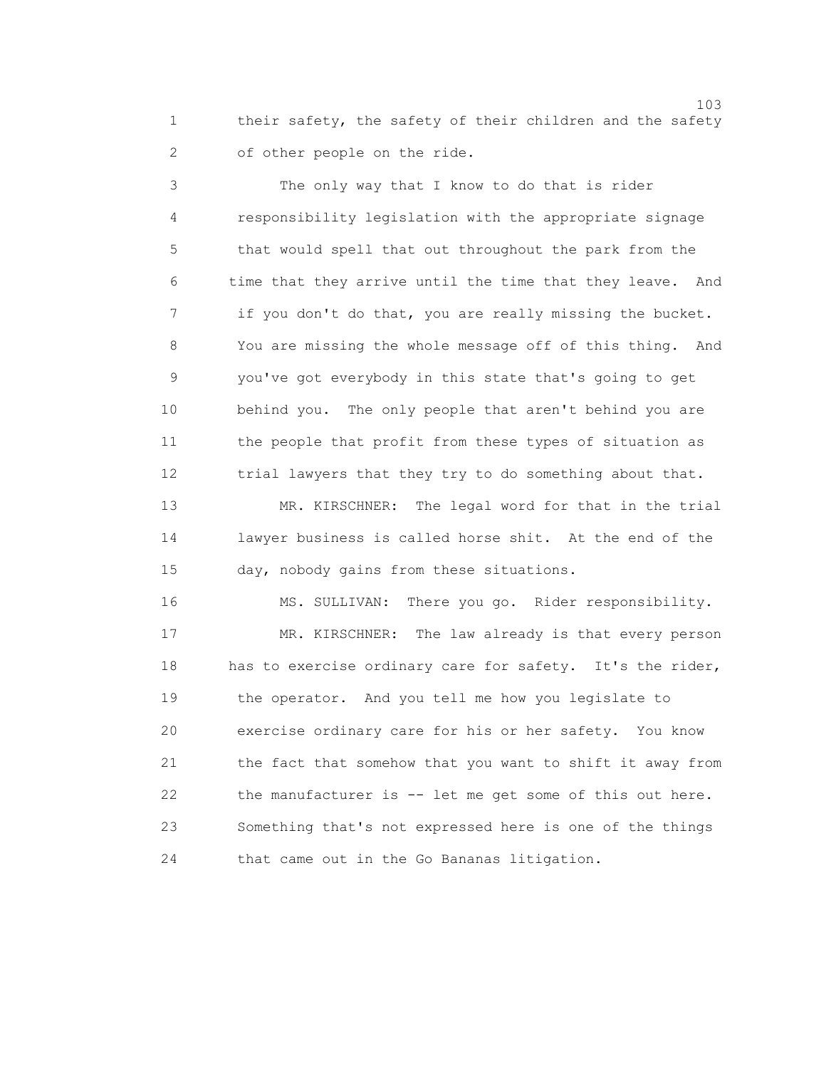their safety, the safety of their children and the safety of other people on the ride.

The only way that I know to do that is rider responsibility legislation with the appropriate signage that would spell that out throughout the park from the time that they arrive until the time that they leave. And if you don't do that, you are really missing the bucket. You are missing the whole message off of this thing. And you've got everybody in this state that's going to get behind you. The only people that aren't behind you are the people that profit from these types of situation as trial lawyers that they try to do something about that.

MR. KIRSCHNER: The legal word for that in the trial lawyer business is called horse shit. At the end of the day, nobody gains from these situations.

MS. SULLIVAN: There you go. Rider responsibility.

MR. KIRSCHNER: The law already is that every person has to exercise ordinary care for safety. It's the rider, the operator. And you tell me how you legislate to exercise ordinary care for his or her safety. You know the fact that somehow that you want to shift it away from the manufacturer is -- let me get some of this out here. Something that's not expressed here is one of the things that came out in the Go Bananas litigation.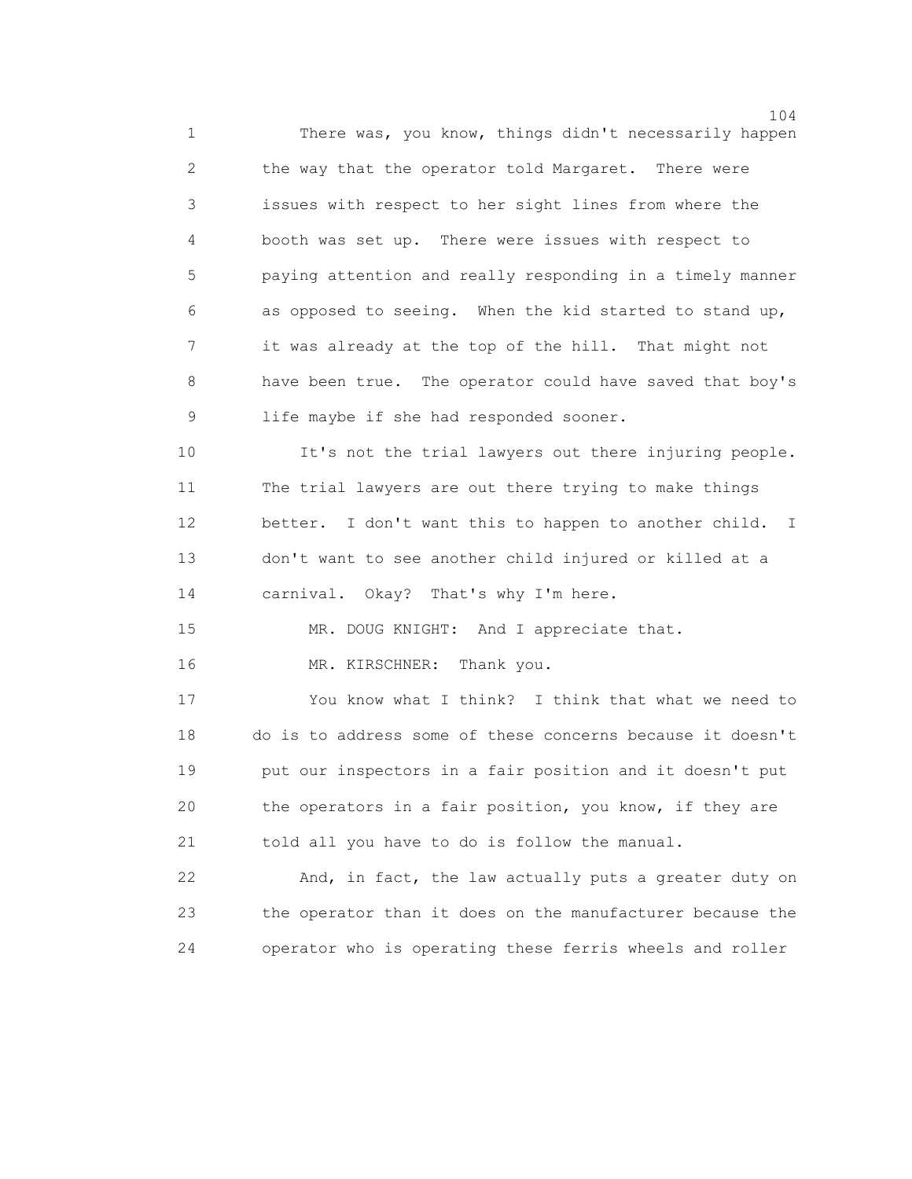There was, you know, things didn't necessarily happen the way that the operator told Margaret. There were issues with respect to her sight lines from where the booth was set up. There were issues with respect to paying attention and really responding in a timely manner as opposed to seeing. When the kid started to stand up, it was already at the top of the hill. That might not have been true. The operator could have saved that boy's life maybe if she had responded sooner.

It's not the trial lawyers out there injuring people. The trial lawyers are out there trying to make things better. I don't want this to happen to another child. I don't want to see another child injured or killed at a carnival. Okay? That's why I'm here.

MR. DOUG KNIGHT: And I appreciate that.

MR. KIRSCHNER: Thank you.

You know what I think? I think that what we need to do is to address some of these concerns because it doesn't put our inspectors in a fair position and it doesn't put the operators in a fair position, you know, if they are told all you have to do is follow the manual.

And, in fact, the law actually puts a greater duty on the operator than it does on the manufacturer because the operator who is operating these ferris wheels and roller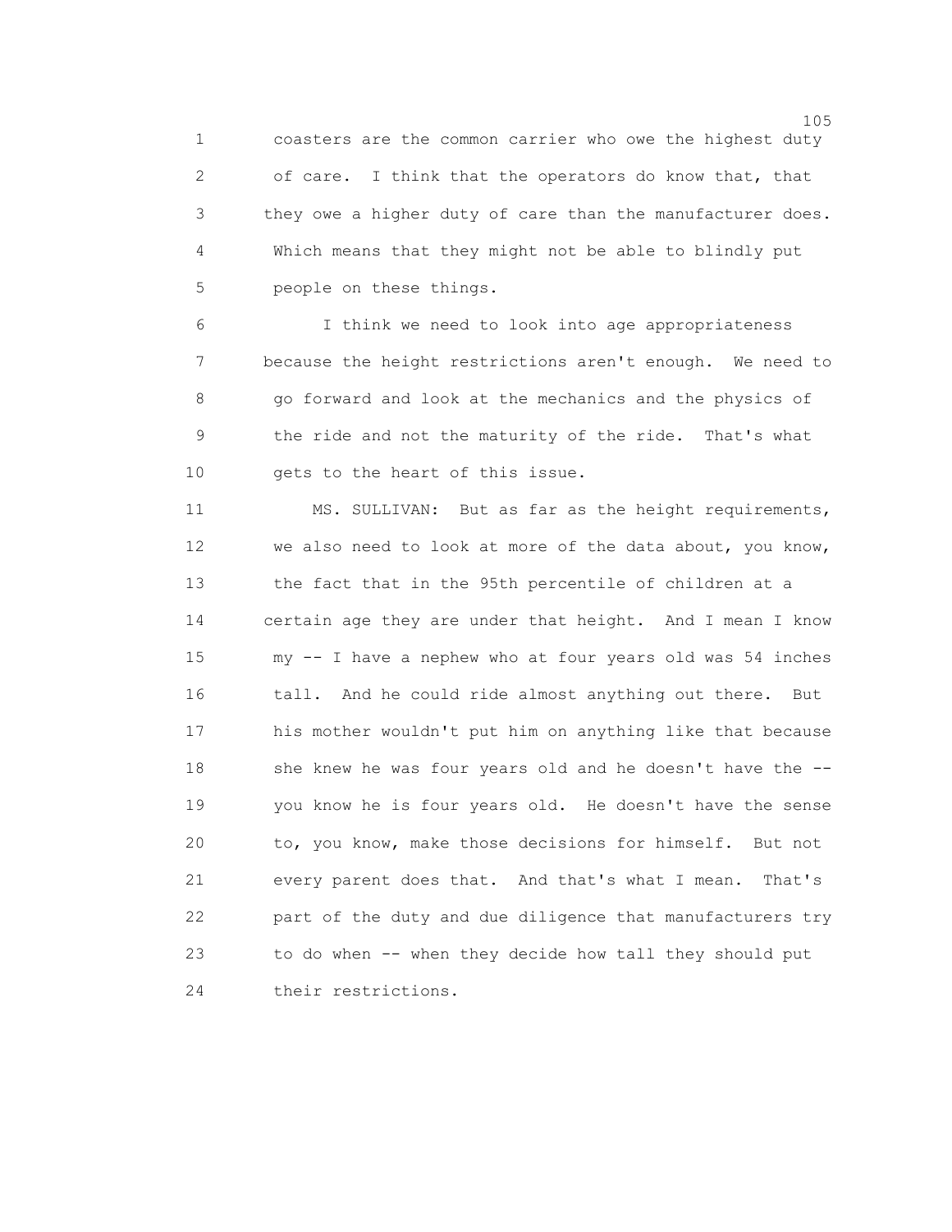coasters are the common carrier who owe the highest duty of care. I think that the operators do know that, that they owe a higher duty of care than the manufacturer does. Which means that they might not be able to blindly put people on these things.

I think we need to look into age appropriateness because the height restrictions aren't enough. We need to go forward and look at the mechanics and the physics of the ride and not the maturity of the ride. That's what gets to the heart of this issue.

MS. SULLIVAN: But as far as the height requirements, we also need to look at more of the data about, you know, the fact that in the 95th percentile of children at a certain age they are under that height. And I mean I know my -- I have a nephew who at four years old was 54 inches tall. And he could ride almost anything out there. But his mother wouldn't put him on anything like that because she knew he was four years old and he doesn't have the -- you know he is four years old. He doesn't have the sense to, you know, make those decisions for himself. But not every parent does that. And that's what I mean. That's part of the duty and due diligence that manufacturers try to do when -- when they decide how tall they should put their restrictions.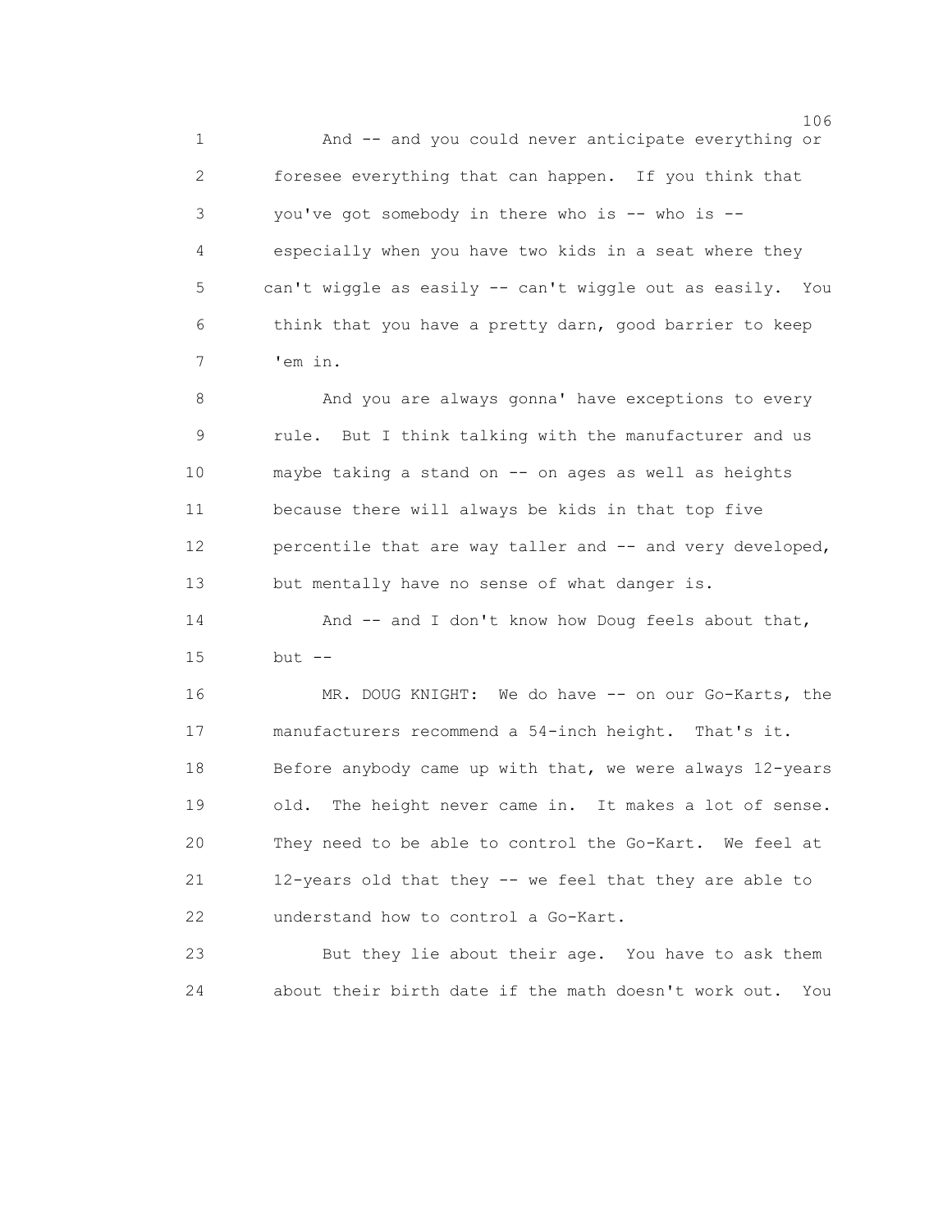And -- and you could never anticipate everything or foresee everything that can happen. If you think that you've got somebody in there who is -- who is -- especially when you have two kids in a seat where they can't wiggle as easily -- can't wiggle out as easily. You think that you have a pretty darn, good barrier to keep 'em in.

And you are always gonna' have exceptions to every rule. But I think talking with the manufacturer and us maybe taking a stand on -- on ages as well as heights because there will always be kids in that top five percentile that are way taller and -- and very developed, but mentally have no sense of what danger is.

And -- and I don't know how Doug feels about that, but --

MR. DOUG KNIGHT: We do have -- on our Go-Karts, the manufacturers recommend a 54-inch height. That's it. Before anybody came up with that, we were always 12-years old. The height never came in. It makes a lot of sense. They need to be able to control the Go-Kart. We feel at 12-years old that they -- we feel that they are able to understand how to control a Go-Kart.

But they lie about their age. You have to ask them about their birth date if the math doesn't work out. You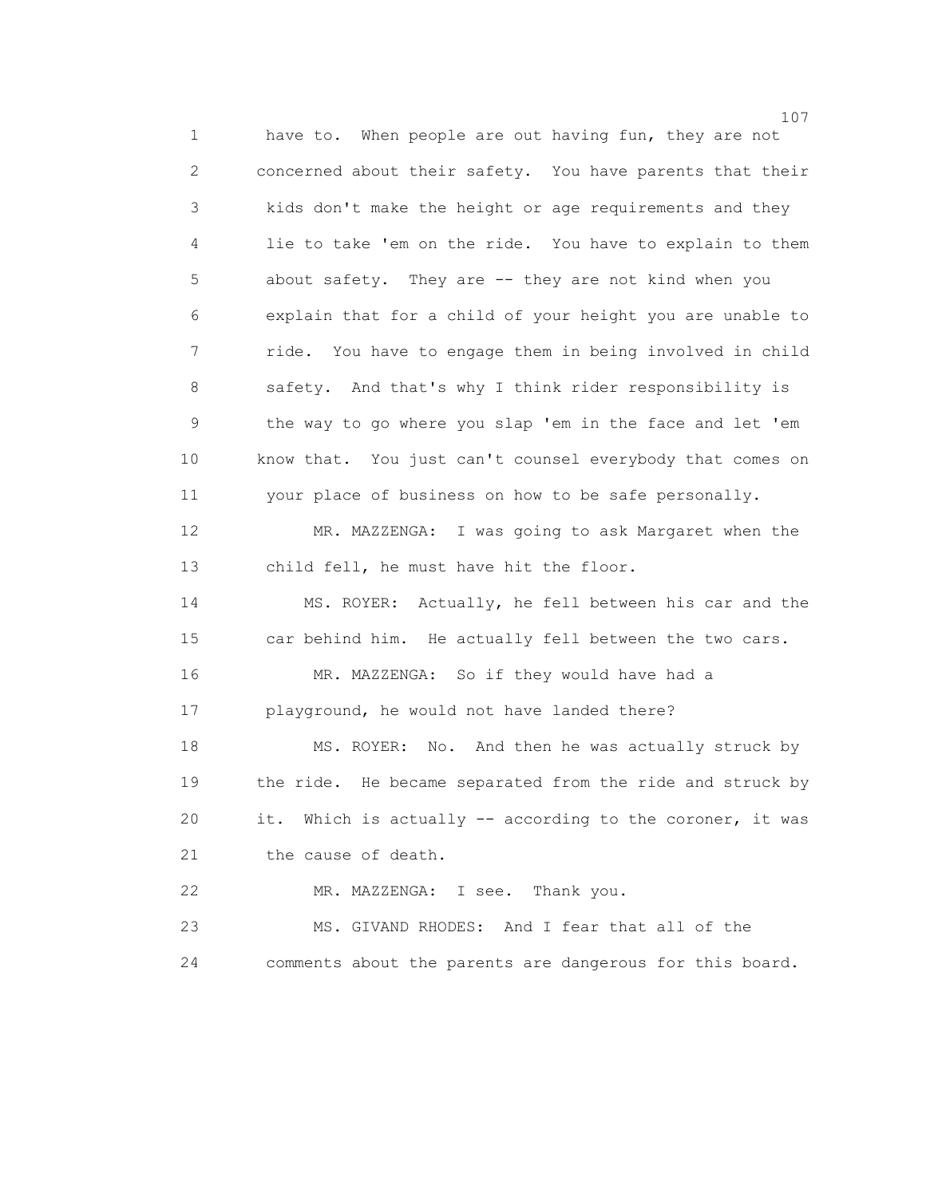have to. When people are out having fun, they are not concerned about their safety. You have parents that their kids don't make the height or age requirements and they lie to take 'em on the ride. You have to explain to them about safety. They are -- they are not kind when you explain that for a child of your height you are unable to ride. You have to engage them in being involved in child safety. And that's why I think rider responsibility is the way to go where you slap 'em in the face and let 'em know that. You just can't counsel everybody that comes on your place of business on how to be safe personally.

MR. MAZZENGA: I was going to ask Margaret when the child fell, he must have hit the floor.

MS. ROYER: Actually, he fell between his car and the car behind him. He actually fell between the two cars.

MR. MAZZENGA: So if they would have had a playground, he would not have landed there?

MS. ROYER: No. And then he was actually struck by the ride. He became separated from the ride and struck by it. Which is actually -- according to the coroner, it was the cause of death.

MR. MAZZENGA: I see. Thank you.

MS. GIVAND RHODES: And I fear that all of the comments about the parents are dangerous for this board.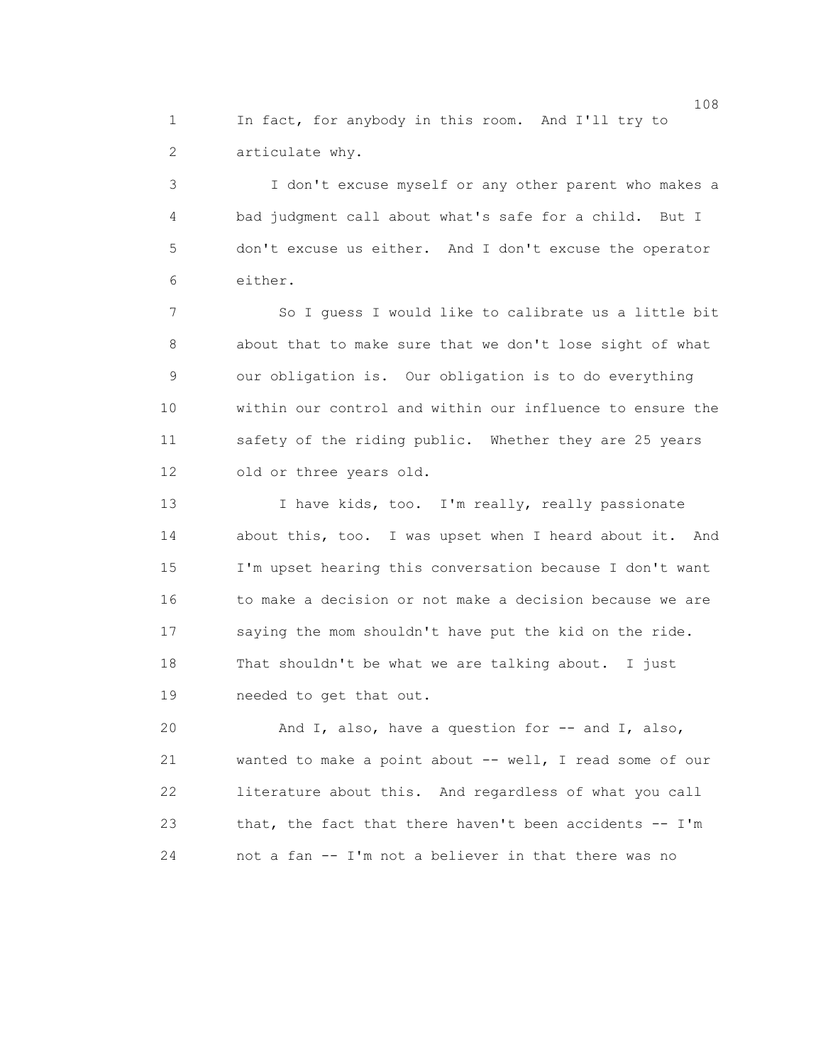In fact, for anybody in this room. And I'll try to articulate why.

I don't excuse myself or any other parent who makes a bad judgment call about what's safe for a child. But I don't excuse us either. And I don't excuse the operator either.

So I guess I would like to calibrate us a little bit about that to make sure that we don't lose sight of what our obligation is. Our obligation is to do everything within our control and within our influence to ensure the safety of the riding public. Whether they are 25 years old or three years old.

I have kids, too. I'm really, really passionate about this, too. I was upset when I heard about it. And I'm upset hearing this conversation because I don't want to make a decision or not make a decision because we are saying the mom shouldn't have put the kid on the ride. That shouldn't be what we are talking about. I just needed to get that out.

And I, also, have a question for -- and I, also, wanted to make a point about -- well, I read some of our literature about this. And regardless of what you call that, the fact that there haven't been accidents -- I'm not a fan -- I'm not a believer in that there was no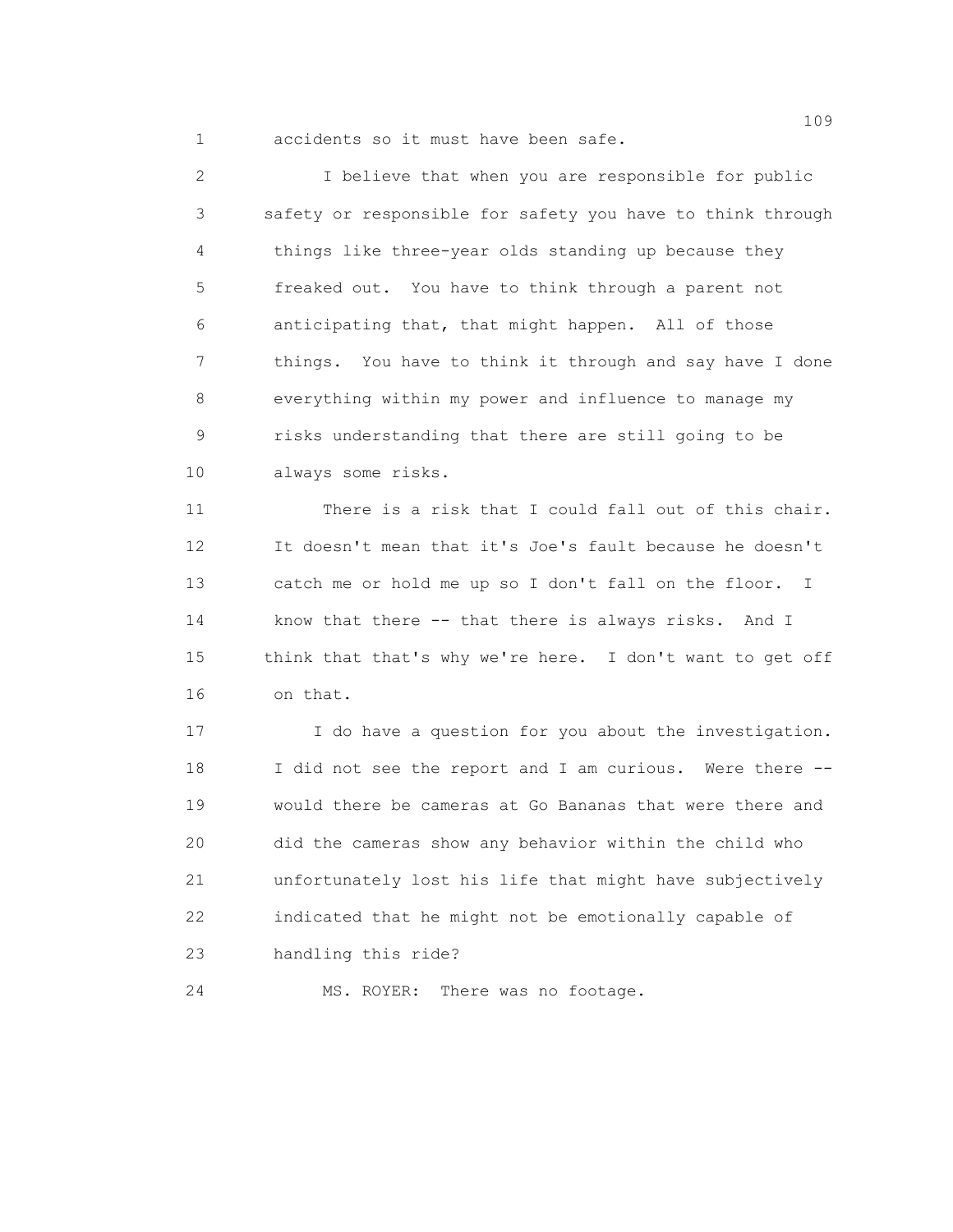accidents so it must have been safe.

I believe that when you are responsible for public safety or responsible for safety you have to think through things like three-year olds standing up because they freaked out. You have to think through a parent not anticipating that, that might happen. All of those things. You have to think it through and say have I done everything within my power and influence to manage my risks understanding that there are still going to be always some risks.

There is a risk that I could fall out of this chair. It doesn't mean that it's Joe's fault because he doesn't catch me or hold me up so I don't fall on the floor. I know that there -- that there is always risks. And I think that that's why we're here. I don't want to get off on that.

I do have a question for you about the investigation. I did not see the report and I am curious. Were there -- would there be cameras at Go Bananas that were there and did the cameras show any behavior within the child who unfortunately lost his life that might have subjectively indicated that he might not be emotionally capable of handling this ride?

MS. ROYER: There was no footage.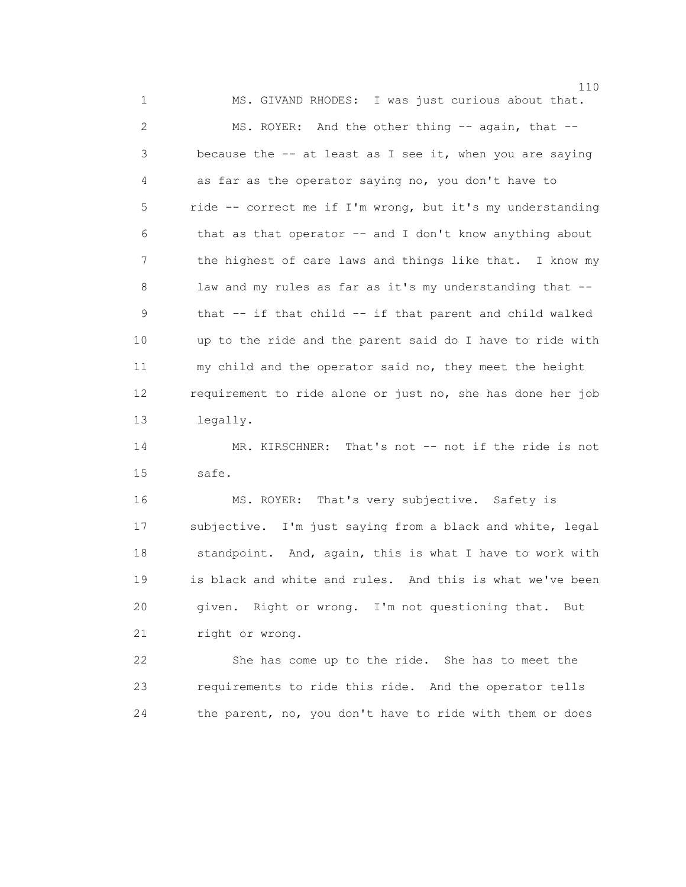MS. GIVAND RHODES: I was just curious about that.

MS. ROYER: And the other thing -- again, that -- because the -- at least as I see it, when you are saying as far as the operator saying no, you don't have to ride -- correct me if I'm wrong, but it's my understanding that as that operator -- and I don't know anything about the highest of care laws and things like that. I know my law and my rules as far as it's my understanding that -- that -- if that child -- if that parent and child walked up to the ride and the parent said do I have to ride with my child and the operator said no, they meet the height requirement to ride alone or just no, she has done her job legally.

MR. KIRSCHNER: That's not -- not if the ride is not safe.

MS. ROYER: That's very subjective. Safety is subjective. I'm just saying from a black and white, legal standpoint. And, again, this is what I have to work with is black and white and rules. And this is what we've been given. Right or wrong. I'm not questioning that. But right or wrong.

She has come up to the ride. She has to meet the requirements to ride this ride. And the operator tells the parent, no, you don't have to ride with them or does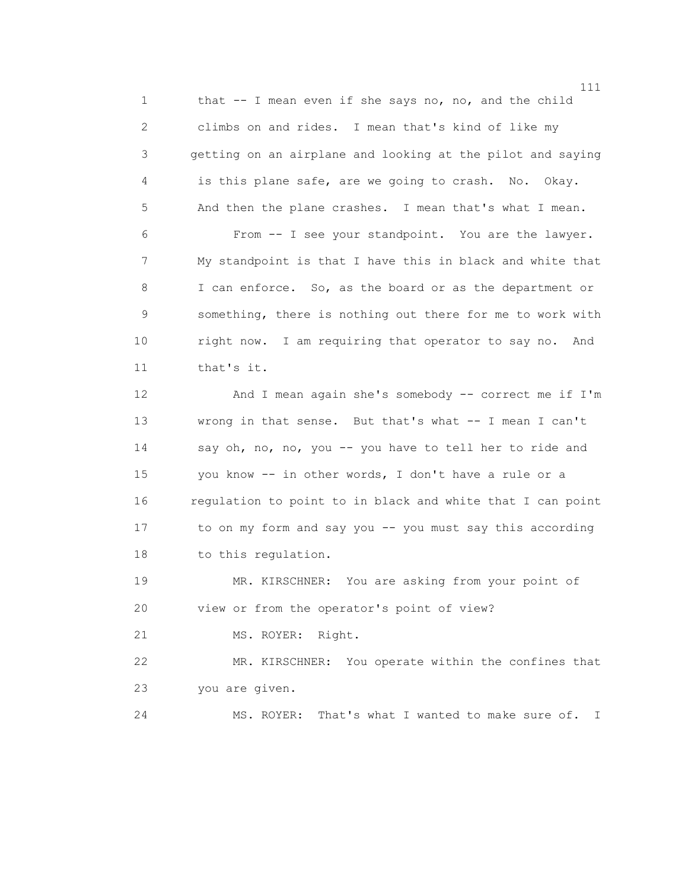that -- I mean even if she says no, no, and the child climbs on and rides. I mean that's kind of like my getting on an airplane and looking at the pilot and saying is this plane safe, are we going to crash. No. Okay. And then the plane crashes. I mean that's what I mean.

From -- I see your standpoint. You are the lawyer. My standpoint is that I have this in black and white that I can enforce. So, as the board or as the department or something, there is nothing out there for me to work with right now. I am requiring that operator to say no. And that's it.

And I mean again she's somebody -- correct me if I'm wrong in that sense. But that's what -- I mean I can't say oh, no, no, you -- you have to tell her to ride and you know -- in other words, I don't have a rule or a regulation to point to in black and white that I can point to on my form and say you -- you must say this according to this regulation.

MR. KIRSCHNER: You are asking from your point of view or from the operator's point of view?

MS. ROYER: Right.

MR. KIRSCHNER: You operate within the confines that you are given.

MS. ROYER: That's what I wanted to make sure of. I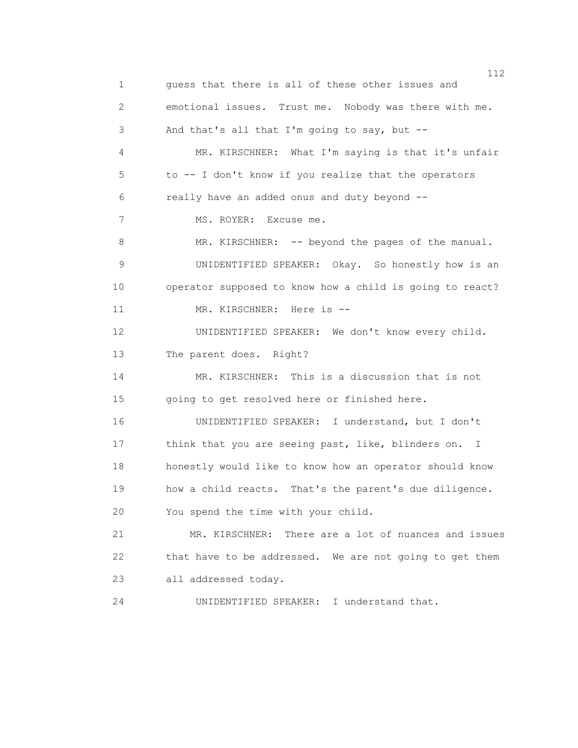guess that there is all of these other issues and emotional issues. Trust me. Nobody was there with me. And that's all that I'm going to say, but --

MR. KIRSCHNER: What I'm saying is that it's unfair to -- I don't know if you realize that the operators really have an added onus and duty beyond --

MS. ROYER: Excuse me.

MR. KIRSCHNER: -- beyond the pages of the manual.

UNIDENTIFIED SPEAKER: Okay. So honestly how is an operator supposed to know how a child is going to react?

MR. KIRSCHNER: Here is --

UNIDENTIFIED SPEAKER: We don't know every child. The parent does. Right?

MR. KIRSCHNER: This is a discussion that is not going to get resolved here or finished here.

UNIDENTIFIED SPEAKER: I understand, but I don't think that you are seeing past, like, blinders on. I honestly would like to know how an operator should know how a child reacts. That's the parent's due diligence. You spend the time with your child.

MR. KIRSCHNER: There are a lot of nuances and issues that have to be addressed. We are not going to get them all addressed today.

UNIDENTIFIED SPEAKER: I understand that.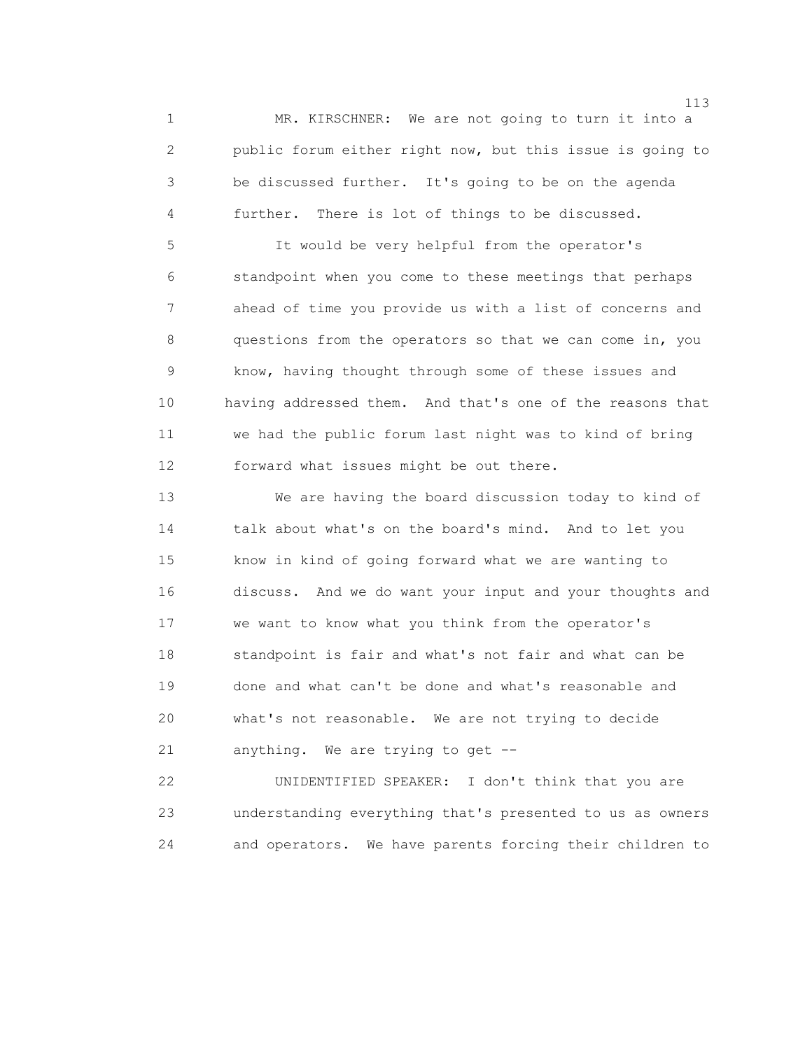MR. KIRSCHNER: We are not going to turn it into a public forum either right now, but this issue is going to be discussed further. It's going to be on the agenda further. There is lot of things to be discussed.

It would be very helpful from the operator's standpoint when you come to these meetings that perhaps ahead of time you provide us with a list of concerns and questions from the operators so that we can come in, you know, having thought through some of these issues and having addressed them. And that's one of the reasons that we had the public forum last night was to kind of bring forward what issues might be out there.

We are having the board discussion today to kind of talk about what's on the board's mind. And to let you know in kind of going forward what we are wanting to discuss. And we do want your input and your thoughts and we want to know what you think from the operator's standpoint is fair and what's not fair and what can be done and what can't be done and what's reasonable and what's not reasonable. We are not trying to decide anything. We are trying to get --

UNIDENTIFIED SPEAKER: I don't think that you are understanding everything that's presented to us as owners and operators. We have parents forcing their children to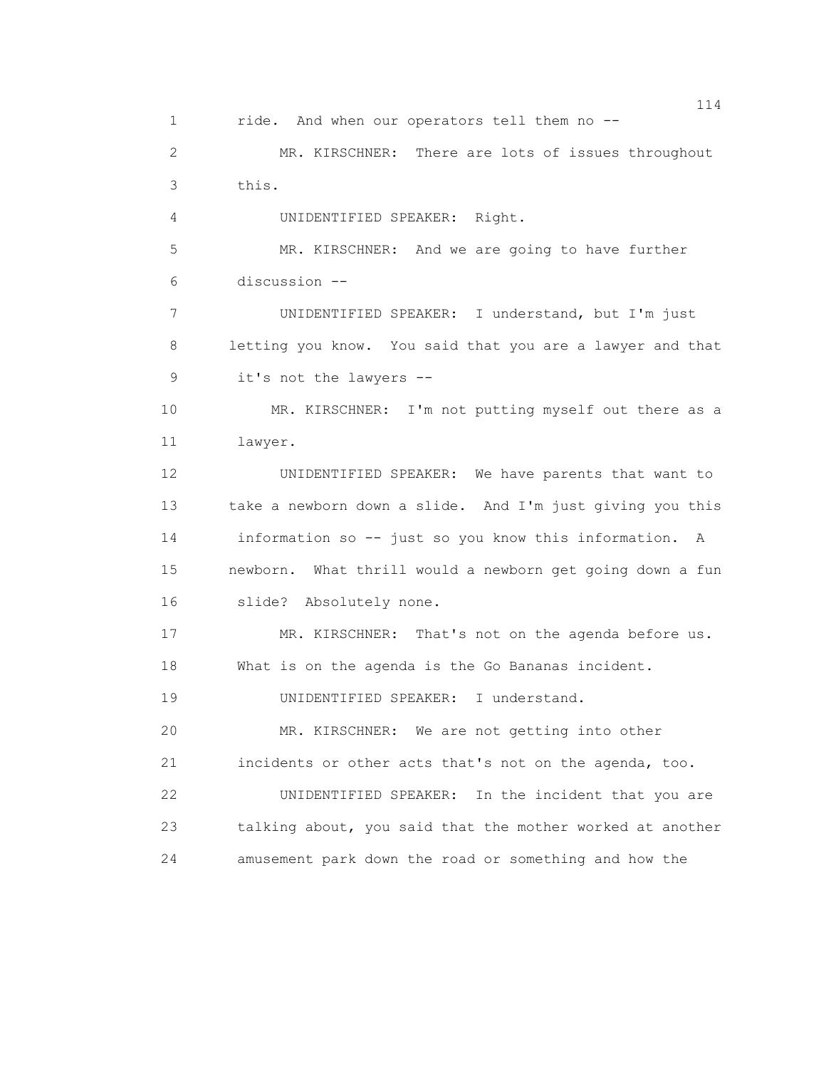ride. And when our operators tell them no --

MR. KIRSCHNER: There are lots of issues throughout this.

UNIDENTIFIED SPEAKER: Right.

MR. KIRSCHNER: And we are going to have further discussion --

UNIDENTIFIED SPEAKER: I understand, but I'm just letting you know. You said that you are a lawyer and that it's not the lawyers --

MR. KIRSCHNER: I'm not putting myself out there as a lawyer.

UNIDENTIFIED SPEAKER: We have parents that want to take a newborn down a slide. And I'm just giving you this information so -- just so you know this information. A newborn. What thrill would a newborn get going down a fun slide? Absolutely none.

MR. KIRSCHNER: That's not on the agenda before us. What is on the agenda is the Go Bananas incident.

UNIDENTIFIED SPEAKER: I understand.

MR. KIRSCHNER: We are not getting into other incidents or other acts that's not on the agenda, too.

UNIDENTIFIED SPEAKER: In the incident that you are talking about, you said that the mother worked at another amusement park down the road or something and how the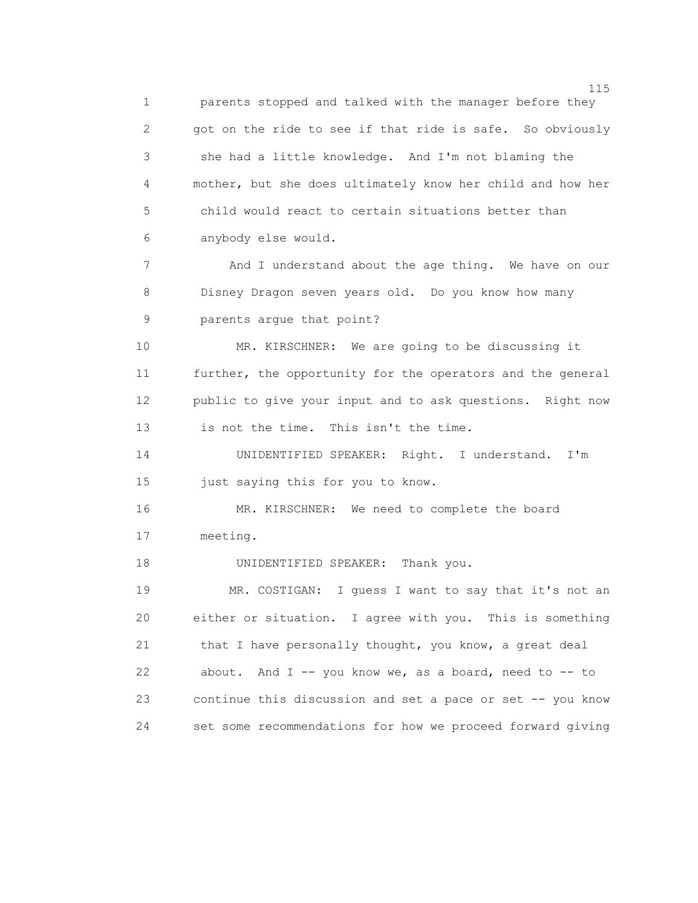parents stopped and talked with the manager before they got on the ride to see if that ride is safe. So obviously she had a little knowledge. And I'm not blaming the mother, but she does ultimately know her child and how her child would react to certain situations better than anybody else would.

And I understand about the age thing. We have on our Disney Dragon seven years old. Do you know how many parents argue that point?

MR. KIRSCHNER: We are going to be discussing it further, the opportunity for the operators and the general public to give your input and to ask questions. Right now is not the time. This isn't the time.

UNIDENTIFIED SPEAKER: Right. I understand. I'm just saying this for you to know.

MR. KIRSCHNER: We need to complete the board meeting.

UNIDENTIFIED SPEAKER: Thank you.

MR. COSTIGAN: I guess I want to say that it's not an either or situation. I agree with you. This is something that I have personally thought, you know, a great deal about. And I -- you know we, as a board, need to -- to continue this discussion and set a pace or set -- you know set some recommendations for how we proceed forward giving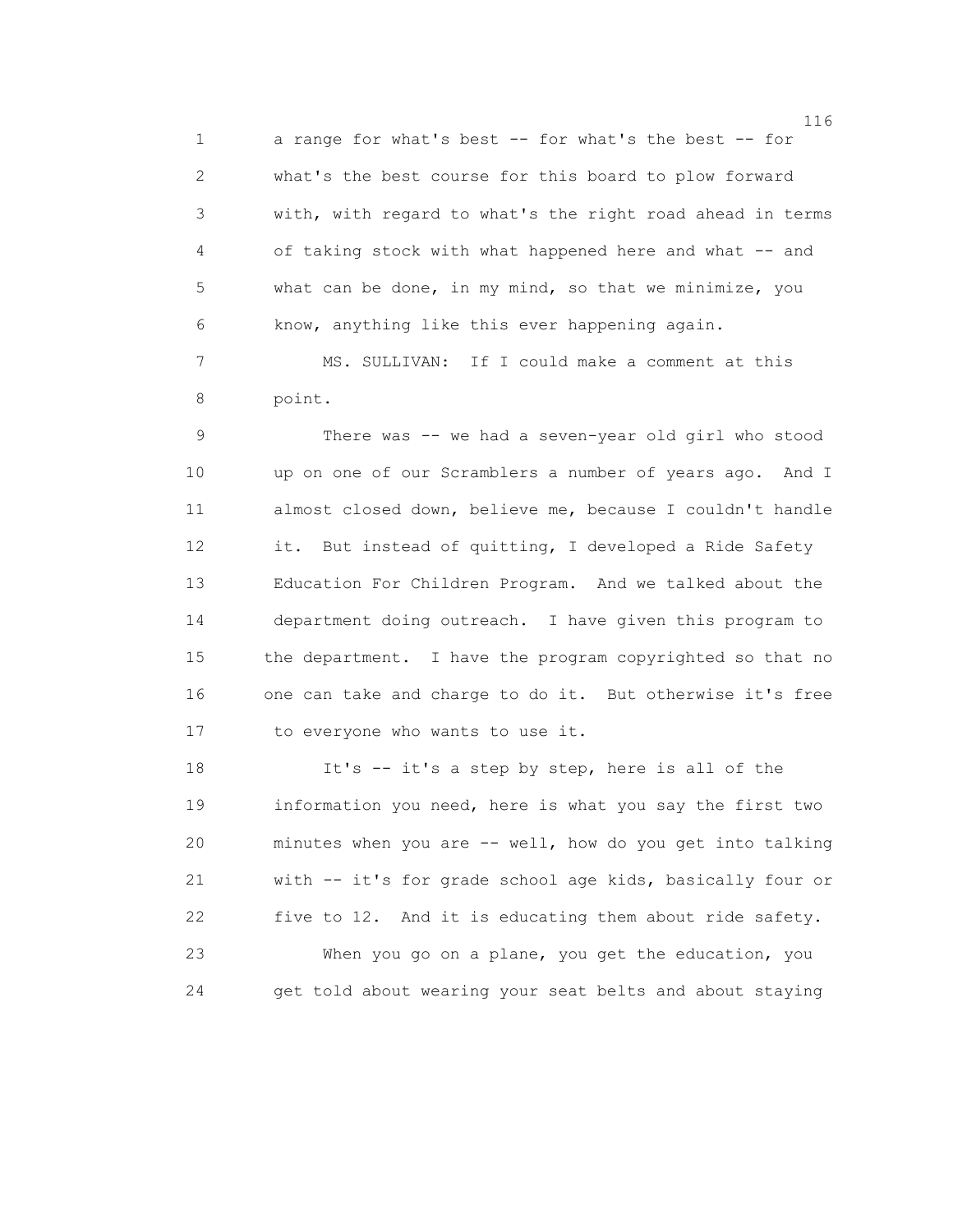a range for what's best -- for what's the best -- for what's the best course for this board to plow forward with, with regard to what's the right road ahead in terms of taking stock with what happened here and what -- and what can be done, in my mind, so that we minimize, you know, anything like this ever happening again.

MS. SULLIVAN: If I could make a comment at this point.

There was -- we had a seven-year old girl who stood up on one of our Scramblers a number of years ago. And I almost closed down, believe me, because I couldn't handle it. But instead of quitting, I developed a Ride Safety Education For Children Program. And we talked about the department doing outreach. I have given this program to the department. I have the program copyrighted so that no one can take and charge to do it. But otherwise it's free to everyone who wants to use it.

It's -- it's a step by step, here is all of the information you need, here is what you say the first two minutes when you are -- well, how do you get into talking with -- it's for grade school age kids, basically four or five to 12. And it is educating them about ride safety.

When you go on a plane, you get the education, you get told about wearing your seat belts and about staying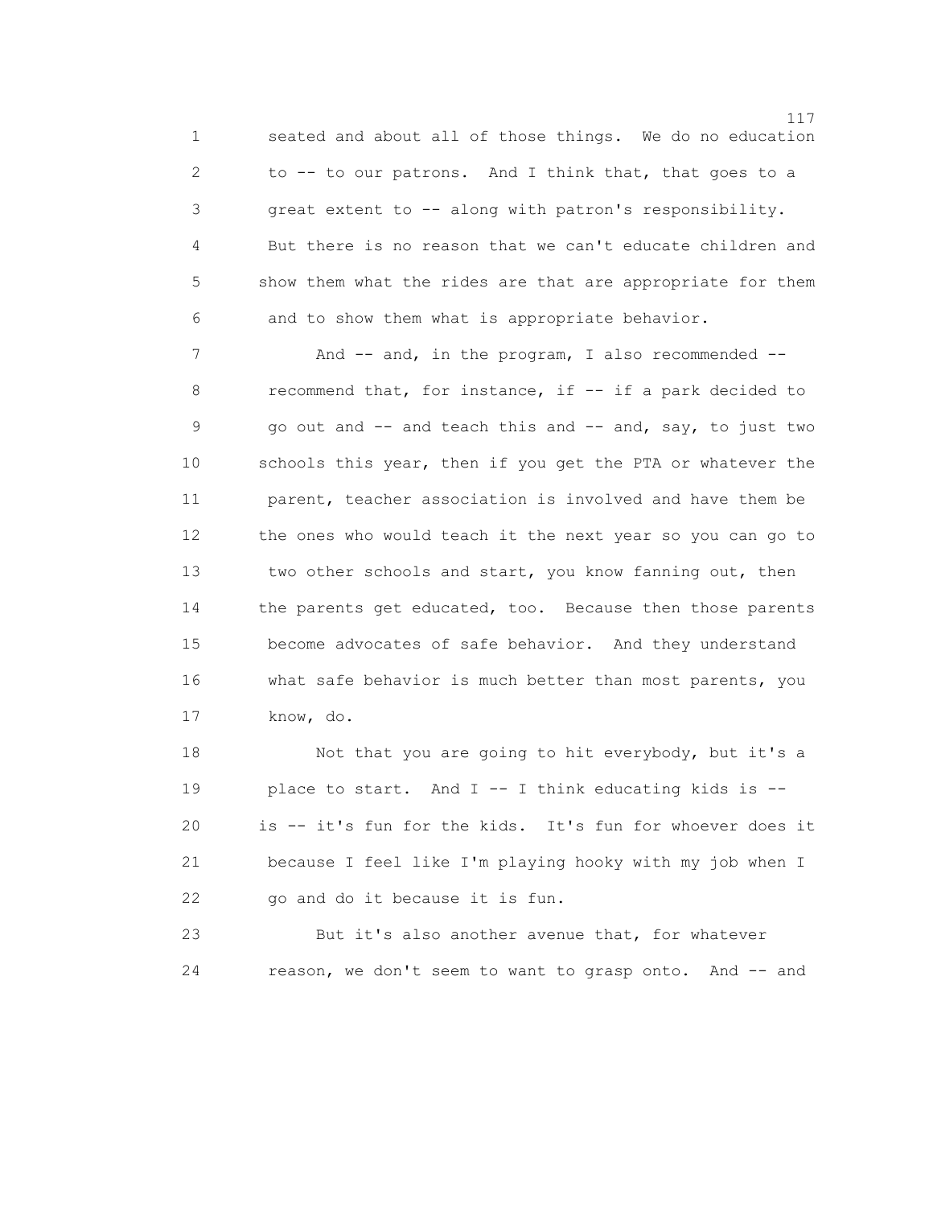seated and about all of those things. We do no education to -- to our patrons. And I think that, that goes to a great extent to -- along with patron's responsibility. But there is no reason that we can't educate children and show them what the rides are that are appropriate for them and to show them what is appropriate behavior.

And -- and, in the program, I also recommended -- recommend that, for instance, if -- if a park decided to go out and -- and teach this and -- and, say, to just two schools this year, then if you get the PTA or whatever the parent, teacher association is involved and have them be the ones who would teach it the next year so you can go to two other schools and start, you know fanning out, then the parents get educated, too. Because then those parents become advocates of safe behavior. And they understand what safe behavior is much better than most parents, you know, do.

Not that you are going to hit everybody, but it's a place to start. And I -- I think educating kids is -- is -- it's fun for the kids. It's fun for whoever does it because I feel like I'm playing hooky with my job when I go and do it because it is fun.

But it's also another avenue that, for whatever reason, we don't seem to want to grasp onto. And -- and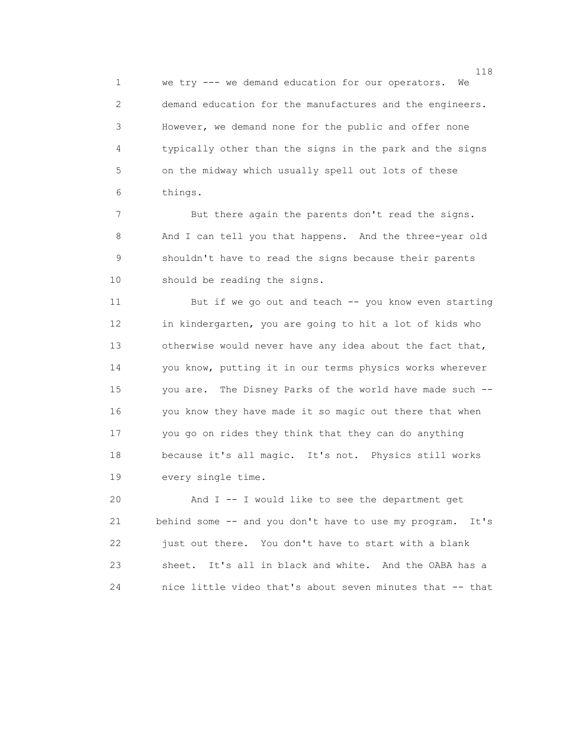we try --- we demand education for our operators. We demand education for the manufactures and the engineers. However, we demand none for the public and offer none typically other than the signs in the park and the signs on the midway which usually spell out lots of these things.

But there again the parents don't read the signs. And I can tell you that happens. And the three-year old shouldn't have to read the signs because their parents should be reading the signs.

But if we go out and teach -- you know even starting in kindergarten, you are going to hit a lot of kids who otherwise would never have any idea about the fact that, you know, putting it in our terms physics works wherever you are. The Disney Parks of the world have made such -- you know they have made it so magic out there that when you go on rides they think that they can do anything because it's all magic. It's not. Physics still works every single time.

And I -- I would like to see the department get behind some -- and you don't have to use my program. It's just out there. You don't have to start with a blank sheet. It's all in black and white. And the OABA has a nice little video that's about seven minutes that -- that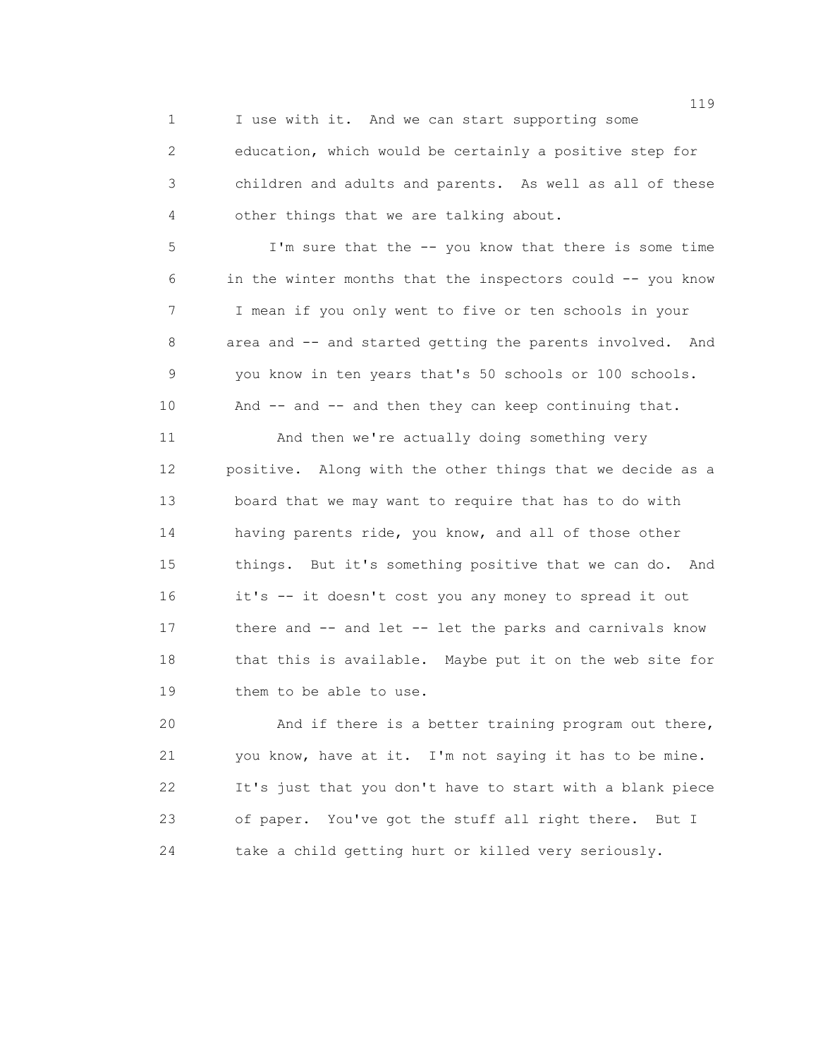I use with it. And we can start supporting some education, which would be certainly a positive step for children and adults and parents. As well as all of these other things that we are talking about.

I'm sure that the -- you know that there is some time in the winter months that the inspectors could -- you know I mean if you only went to five or ten schools in your area and -- and started getting the parents involved. And you know in ten years that's 50 schools or 100 schools. And -- and -- and then they can keep continuing that.

And then we're actually doing something very positive. Along with the other things that we decide as a board that we may want to require that has to do with having parents ride, you know, and all of those other things. But it's something positive that we can do. And it's -- it doesn't cost you any money to spread it out there and -- and let -- let the parks and carnivals know that this is available. Maybe put it on the web site for them to be able to use.

And if there is a better training program out there, you know, have at it. I'm not saying it has to be mine. It's just that you don't have to start with a blank piece of paper. You've got the stuff all right there. But I take a child getting hurt or killed very seriously.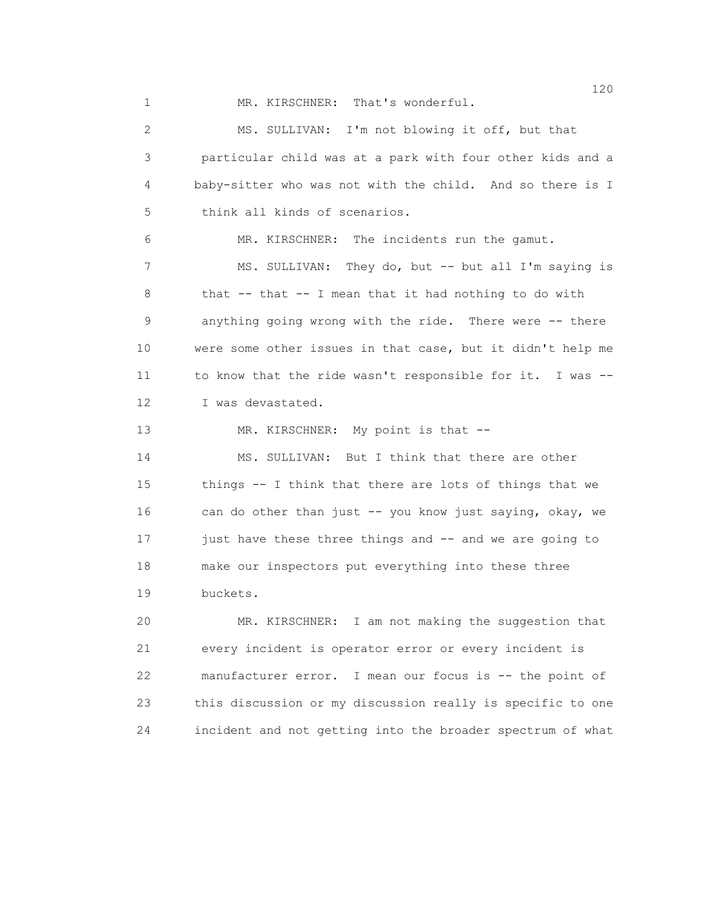MR. KIRSCHNER: That's wonderful.

MS. SULLIVAN: I'm not blowing it off, but that particular child was at a park with four other kids and a baby-sitter who was not with the child. And so there is I think all kinds of scenarios.

MR. KIRSCHNER: The incidents run the gamut.

MS. SULLIVAN: They do, but -- but all I'm saying is that -- that -- I mean that it had nothing to do with anything going wrong with the ride. There were -- there were some other issues in that case, but it didn't help me to know that the ride wasn't responsible for it. I was -- I was devastated.

MR. KIRSCHNER: My point is that --

MS. SULLIVAN: But I think that there are other things -- I think that there are lots of things that we can do other than just -- you know just saying, okay, we just have these three things and -- and we are going to make our inspectors put everything into these three buckets.

MR. KIRSCHNER: I am not making the suggestion that every incident is operator error or every incident is manufacturer error. I mean our focus is -- the point of this discussion or my discussion really is specific to one incident and not getting into the broader spectrum of what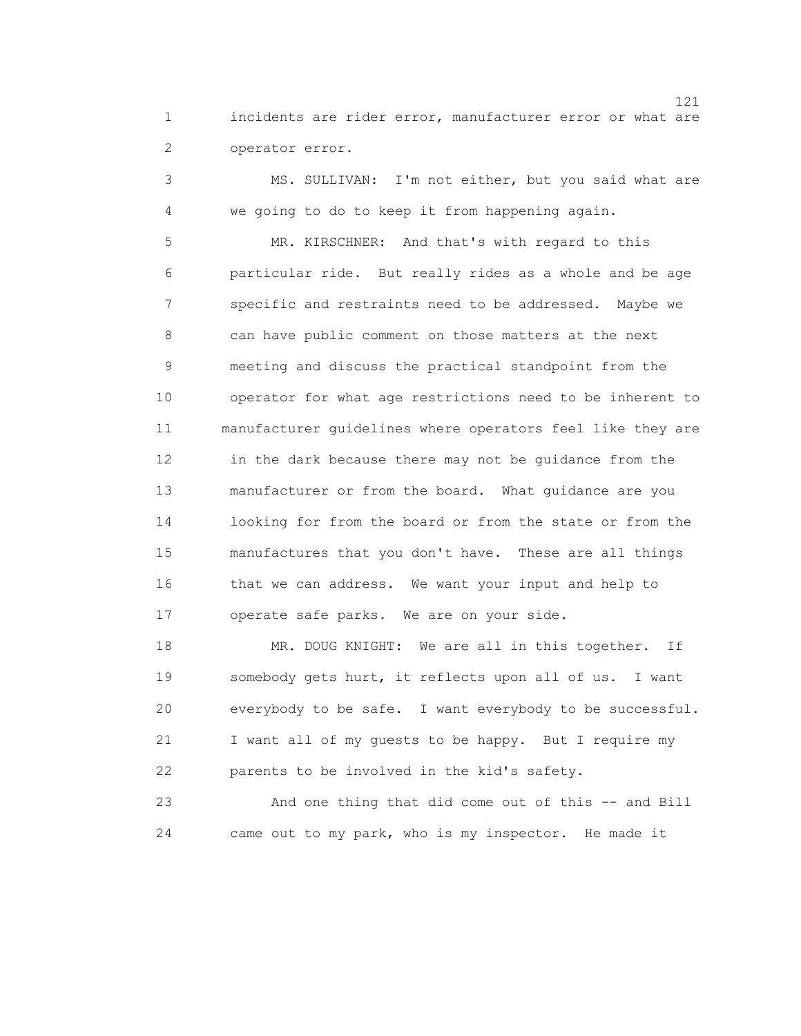incidents are rider error, manufacturer error or what are operator error.

MS. SULLIVAN: I'm not either, but you said what are we going to do to keep it from happening again.

MR. KIRSCHNER: And that's with regard to this particular ride. But really rides as a whole and be age specific and restraints need to be addressed. Maybe we can have public comment on those matters at the next meeting and discuss the practical standpoint from the operator for what age restrictions need to be inherent to manufacturer guidelines where operators feel like they are in the dark because there may not be guidance from the manufacturer or from the board. What guidance are you looking for from the board or from the state or from the manufactures that you don't have. These are all things that we can address. We want your input and help to operate safe parks. We are on your side.

MR. DOUG KNIGHT: We are all in this together. If somebody gets hurt, it reflects upon all of us. I want everybody to be safe. I want everybody to be successful. I want all of my guests to be happy. But I require my parents to be involved in the kid's safety.

And one thing that did come out of this -- and Bill came out to my park, who is my inspector. He made it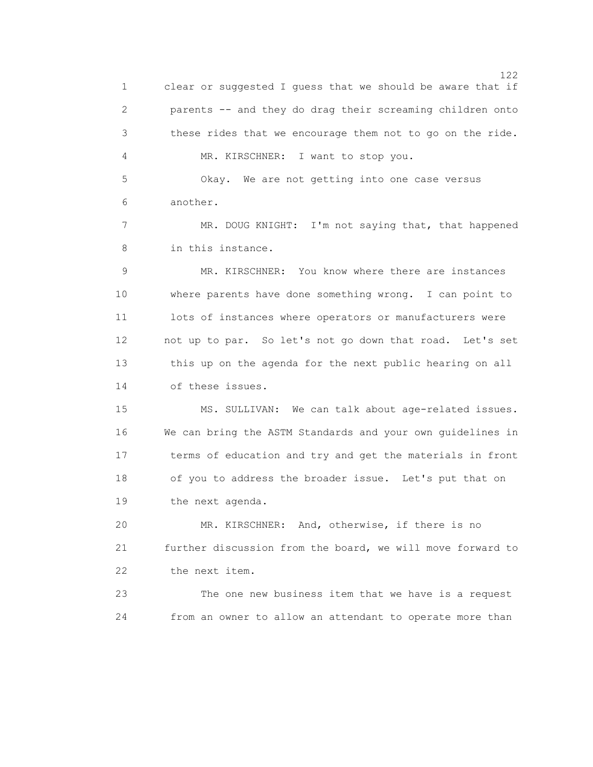clear or suggested I guess that we should be aware that if parents -- and they do drag their screaming children onto these rides that we encourage them not to go on the ride.

MR. KIRSCHNER: I want to stop you.

Okay. We are not getting into one case versus another.

MR. DOUG KNIGHT: I'm not saying that, that happened in this instance.

MR. KIRSCHNER: You know where there are instances where parents have done something wrong. I can point to lots of instances where operators or manufacturers were not up to par. So let's not go down that road. Let's set this up on the agenda for the next public hearing on all of these issues.

MS. SULLIVAN: We can talk about age-related issues. We can bring the ASTM Standards and your own guidelines in terms of education and try and get the materials in front of you to address the broader issue. Let's put that on the next agenda.

MR. KIRSCHNER: And, otherwise, if there is no further discussion from the board, we will move forward to the next item.

The one new business item that we have is a request from an owner to allow an attendant to operate more than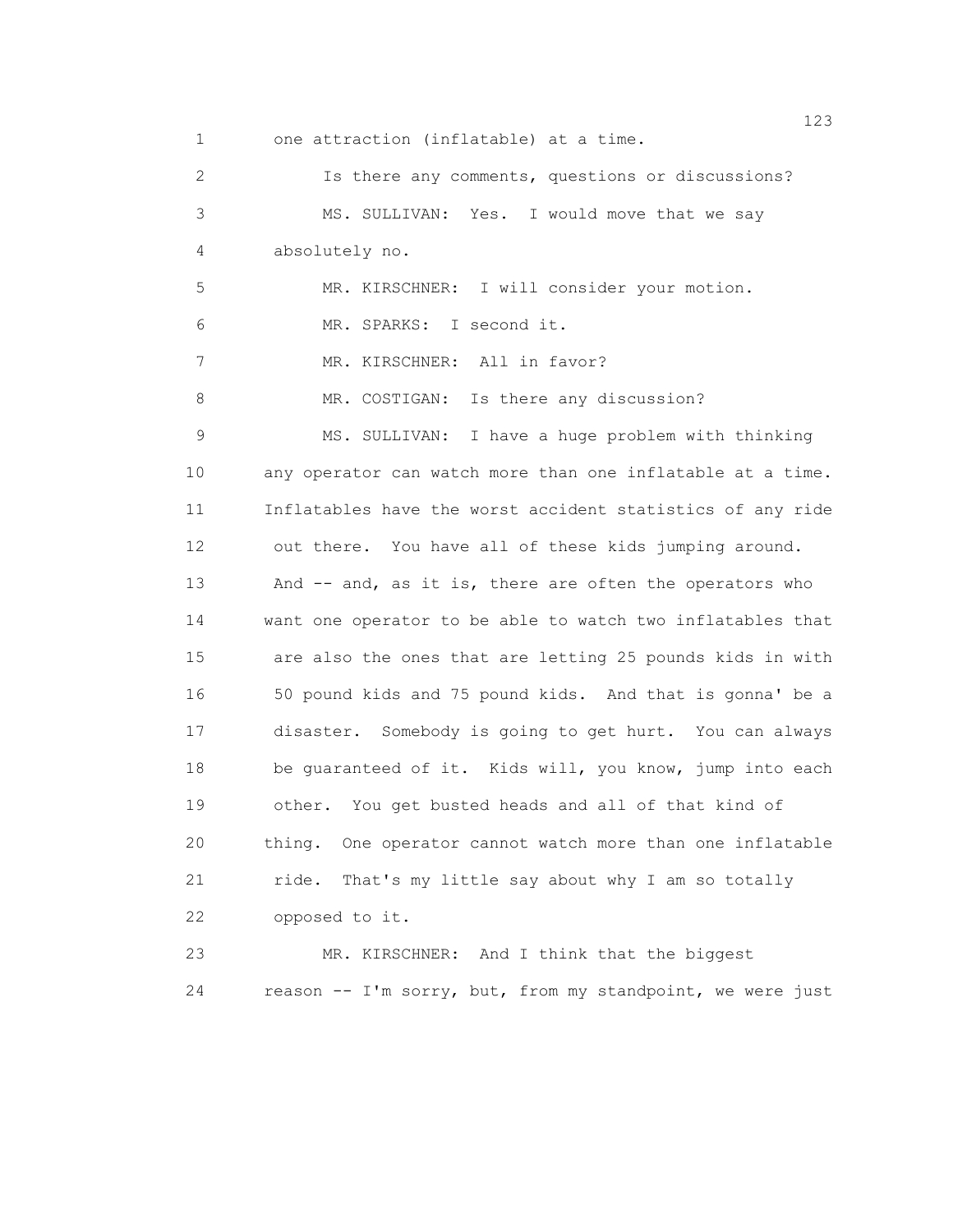one attraction (inflatable) at a time.

Is there any comments, questions or discussions?

MS. SULLIVAN: Yes. I would move that we say absolutely no.

MR. KIRSCHNER: I will consider your motion.

MR. SPARKS: I second it.

MR. KIRSCHNER: All in favor?

MR. COSTIGAN: Is there any discussion?

MS. SULLIVAN: I have a huge problem with thinking any operator can watch more than one inflatable at a time. Inflatables have the worst accident statistics of any ride out there. You have all of these kids jumping around. And -- and, as it is, there are often the operators who want one operator to be able to watch two inflatables that are also the ones that are letting 25 pounds kids in with 50 pound kids and 75 pound kids. And that is gonna' be a disaster. Somebody is going to get hurt. You can always be guaranteed of it. Kids will, you know, jump into each other. You get busted heads and all of that kind of thing. One operator cannot watch more than one inflatable ride. That's my little say about why I am so totally opposed to it.

MR. KIRSCHNER: And I think that the biggest reason -- I'm sorry, but, from my standpoint, we were just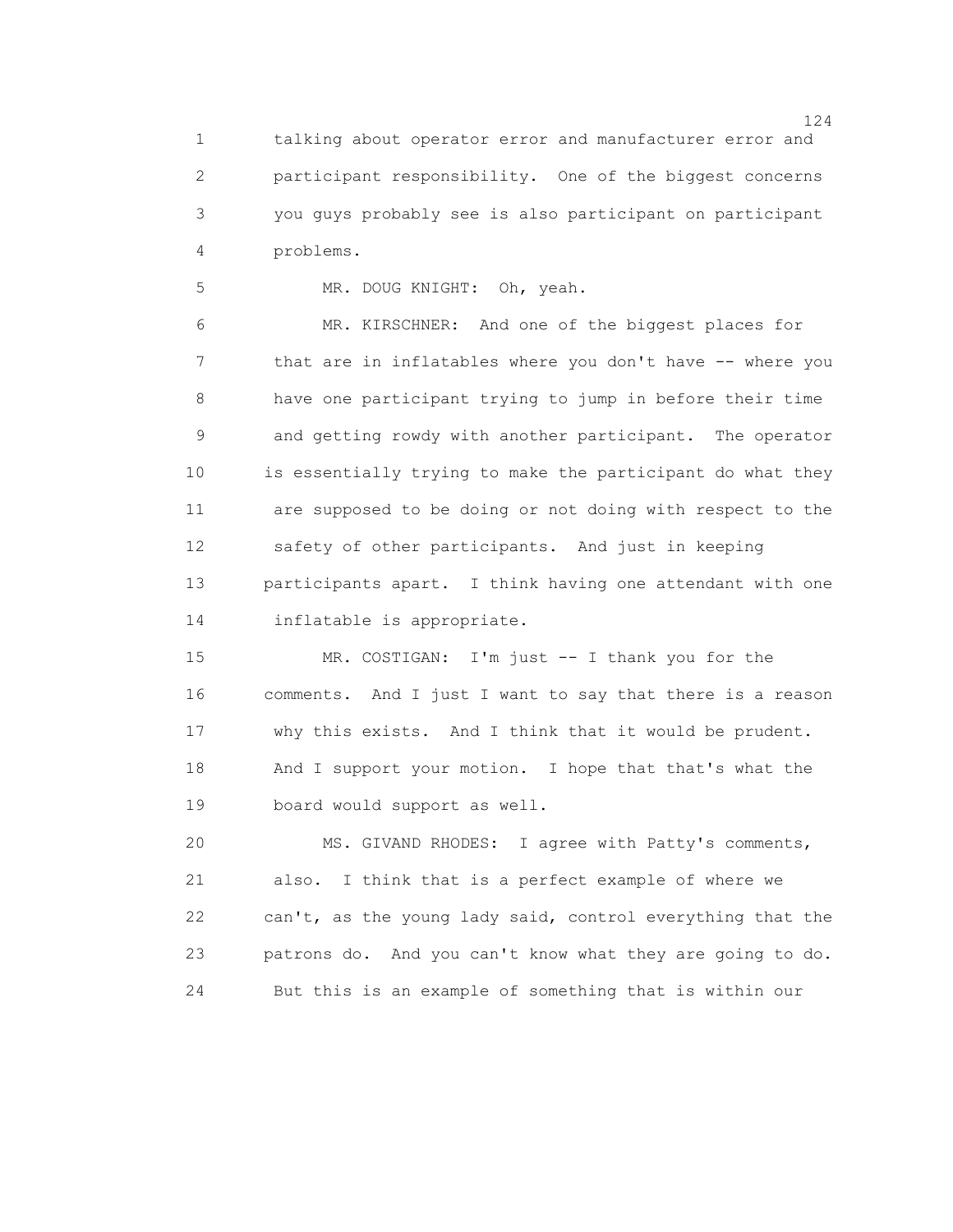talking about operator error and manufacturer error and participant responsibility. One of the biggest concerns you guys probably see is also participant on participant problems.

MR. DOUG KNIGHT: Oh, yeah.

MR. KIRSCHNER: And one of the biggest places for that are in inflatables where you don't have -- where you have one participant trying to jump in before their time and getting rowdy with another participant. The operator is essentially trying to make the participant do what they are supposed to be doing or not doing with respect to the safety of other participants. And just in keeping participants apart. I think having one attendant with one inflatable is appropriate.

MR. COSTIGAN: I'm just -- I thank you for the comments. And I just I want to say that there is a reason why this exists. And I think that it would be prudent. And I support your motion. I hope that that's what the board would support as well.

MS. GIVAND RHODES: I agree with Patty's comments, also. I think that is a perfect example of where we can't, as the young lady said, control everything that the patrons do. And you can't know what they are going to do. But this is an example of something that is within our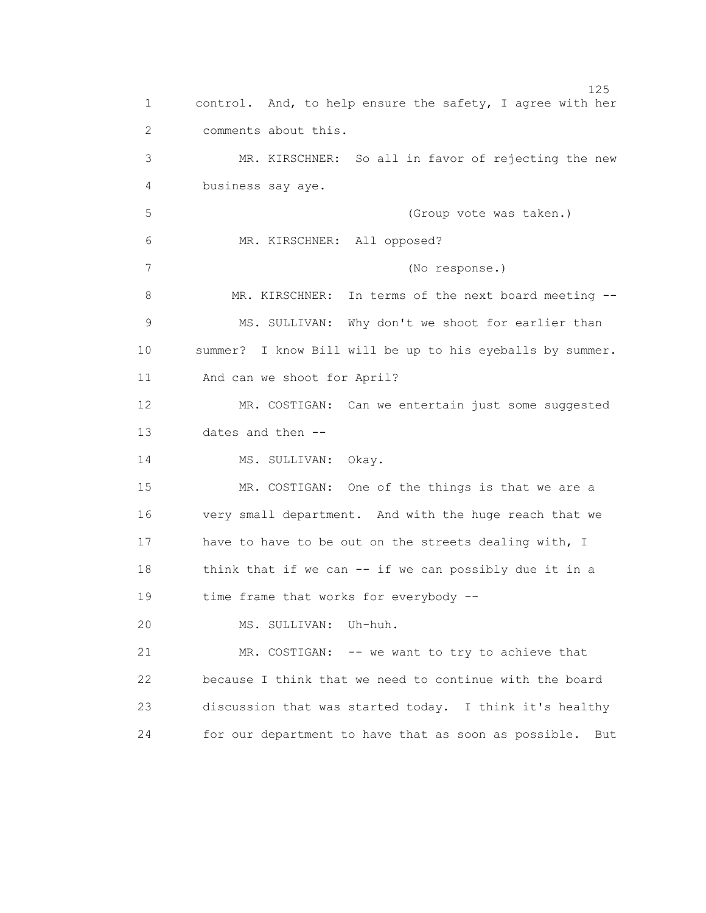control. And, to help ensure the safety, I agree with her comments about this.

MR. KIRSCHNER: So all in favor of rejecting the new business say aye.

(Group vote was taken.)

MR. KIRSCHNER: All opposed?

(No response.)

MR. KIRSCHNER: In terms of the next board meeting --

MS. SULLIVAN: Why don't we shoot for earlier than summer? I know Bill will be up to his eyeballs by summer. And can we shoot for April?

MR. COSTIGAN: Can we entertain just some suggested dates and then --

MS. SULLIVAN: Okay.

MR. COSTIGAN: One of the things is that we are a very small department. And with the huge reach that we have to have to be out on the streets dealing with, I think that if we can -- if we can possibly due it in a time frame that works for everybody --

MS. SULLIVAN: Uh-huh.

MR. COSTIGAN: -- we want to try to achieve that because I think that we need to continue with the board discussion that was started today. I think it's healthy for our department to have that as soon as possible. But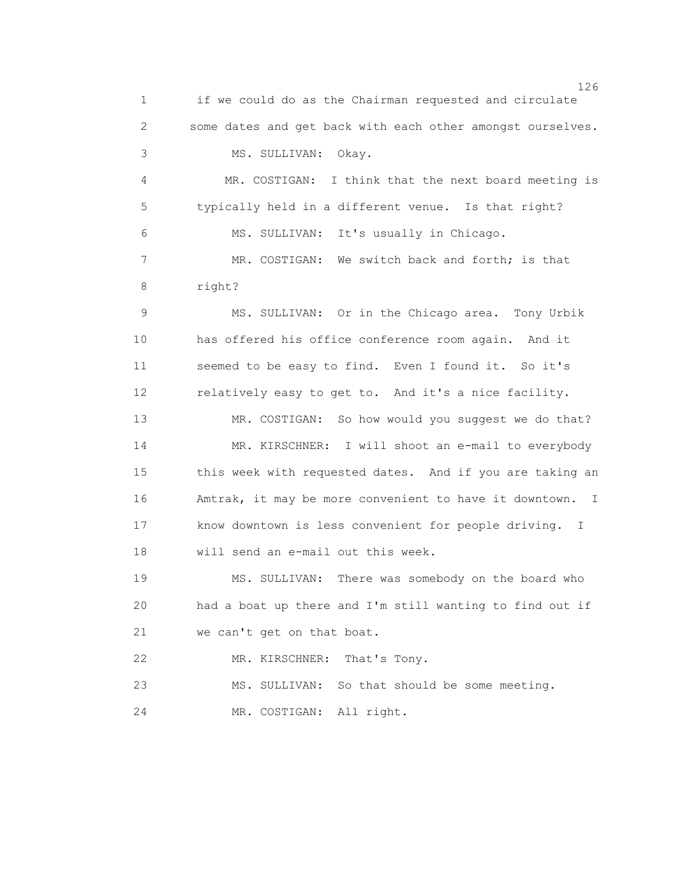if we could do as the Chairman requested and circulate some dates and get back with each other amongst ourselves.

MS. SULLIVAN: Okay.

MR. COSTIGAN: I think that the next board meeting is typically held in a different venue. Is that right?

MS. SULLIVAN: It's usually in Chicago.

MR. COSTIGAN: We switch back and forth; is that right?

MS. SULLIVAN: Or in the Chicago area. Tony Urbik has offered his office conference room again. And it seemed to be easy to find. Even I found it. So it's relatively easy to get to. And it's a nice facility.

MR. COSTIGAN: So how would you suggest we do that?

MR. KIRSCHNER: I will shoot an e-mail to everybody this week with requested dates. And if you are taking an Amtrak, it may be more convenient to have it downtown. I know downtown is less convenient for people driving. I will send an e-mail out this week.

MS. SULLIVAN: There was somebody on the board who had a boat up there and I'm still wanting to find out if we can't get on that boat.

MR. KIRSCHNER: That's Tony.

MS. SULLIVAN: So that should be some meeting.

MR. COSTIGAN: All right.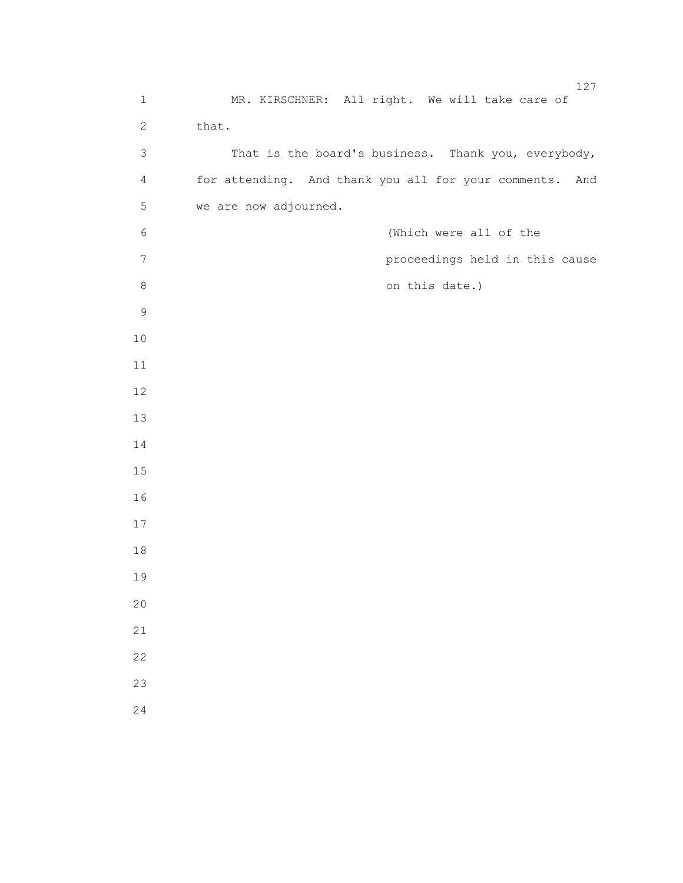MR. KIRSCHNER: All right. We will take care of that.

That is the board's business. Thank you, everybody, for attending. And thank you all for your comments. And we are now adjourned.

(Which were all of the proceedings held in this cause on this date.)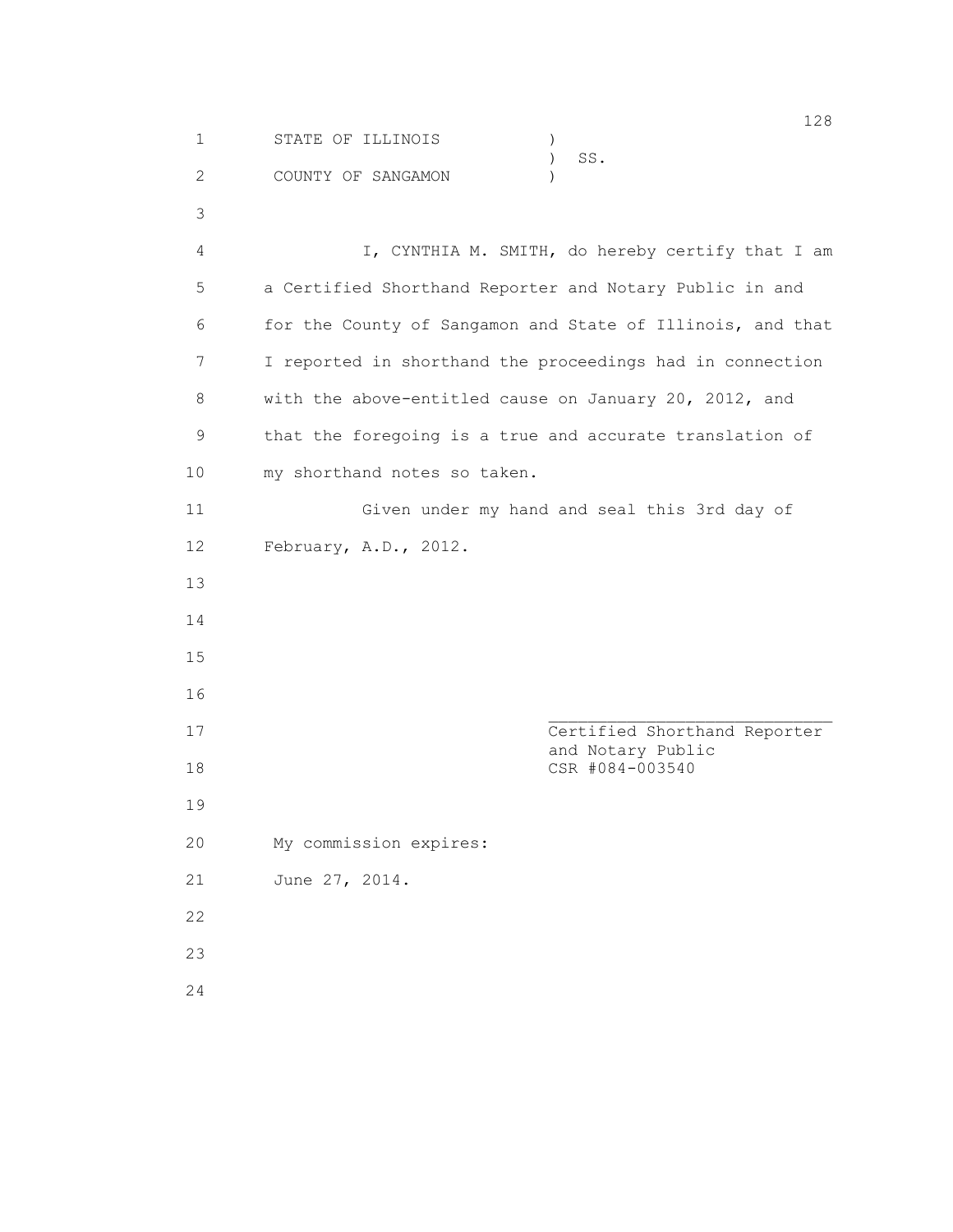STATE OF ILLINOIS )
) SS.
COUNTY OF SANGAMON )

I, CYNTHIA M. SMITH, do hereby certify that I am a Certified Shorthand Reporter and Notary Public in and for the County of Sangamon and State of Illinois, and that I reported in shorthand the proceedings had in connection with the above-entitled cause on January 20, 2012, and that the foregoing is a true and accurate translation of my shorthand notes so taken.

Given under my hand and seal this 3rd day of February, A.D., 2012.

______________________________
Certified Shorthand Reporter
and Notary Public
CSR #084-003540

My commission expires:
June 27, 2014.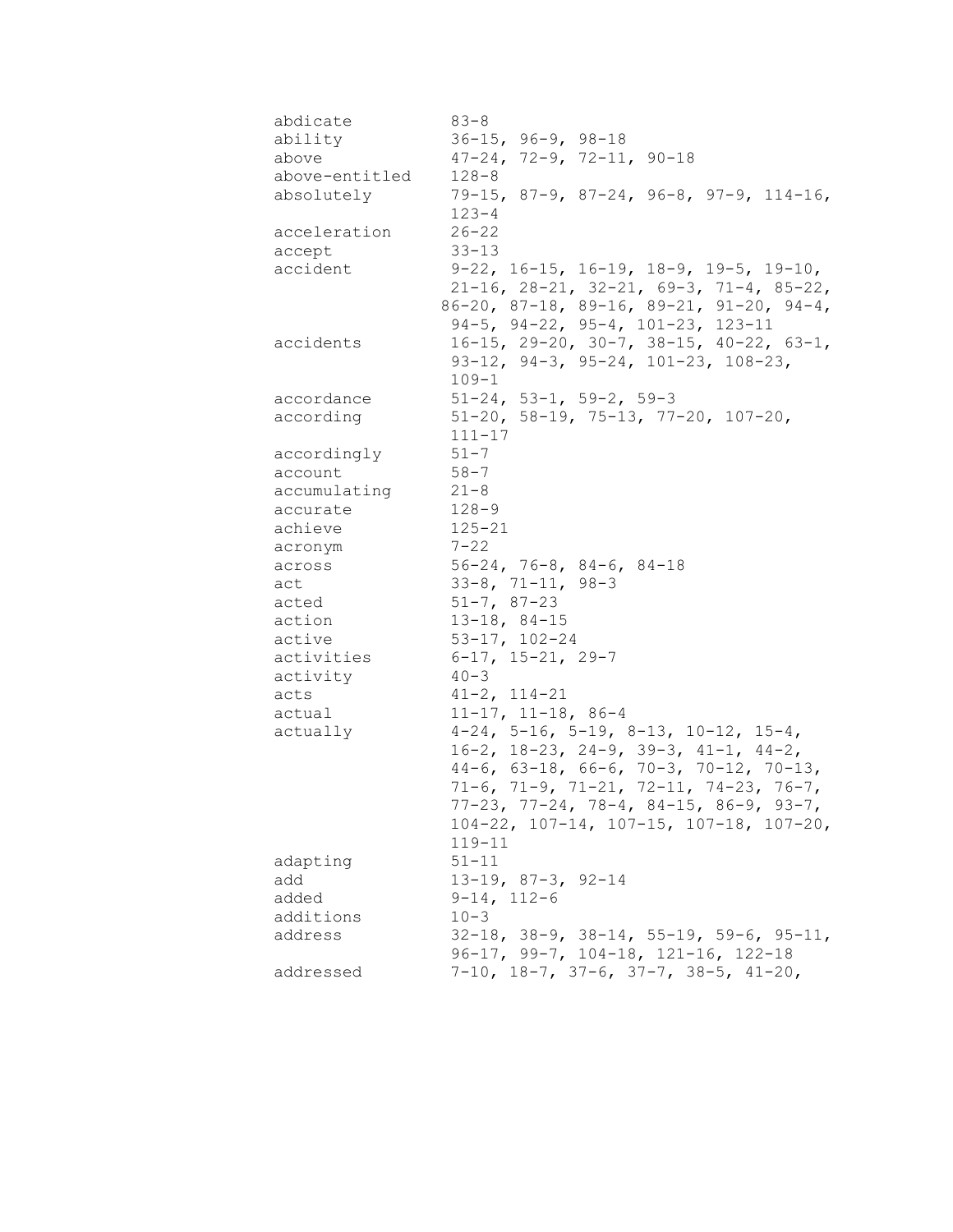| | |
|---|---|
| abdicate | 83-8 |
| ability | 36-15, 96-9, 98-18 |
| above | 47-24, 72-9, 72-11, 90-18 |
| above-entitled | 128-8 |
| absolutely | 79-15, 87-9, 87-24, 96-8, 97-9, 114-16, 123-4 |
| acceleration | 26-22 |
| accept | 33-13 |
| accident | 9-22, 16-15, 16-19, 18-9, 19-5, 19-10, 21-16, 28-21, 32-21, 69-3, 71-4, 85-22, 86-20, 87-18, 89-16, 89-21, 91-20, 94-4, 94-5, 94-22, 95-4, 101-23, 123-11 |
| accidents | 16-15, 29-20, 30-7, 38-15, 40-22, 63-1, 93-12, 94-3, 95-24, 101-23, 108-23, 109-1 |
| accordance | 51-24, 53-1, 59-2, 59-3 |
| according | 51-20, 58-19, 75-13, 77-20, 107-20, 111-17 |
| accordingly | 51-7 |
| account | 58-7 |
| accumulating | 21-8 |
| accurate | 128-9 |
| achieve | 125-21 |
| acronym | 7-22 |
| across | 56-24, 76-8, 84-6, 84-18 |
| act | 33-8, 71-11, 98-3 |
| acted | 51-7, 87-23 |
| action | 13-18, 84-15 |
| active | 53-17, 102-24 |
| activities | 6-17, 15-21, 29-7 |
| activity | 40-3 |
| acts | 41-2, 114-21 |
| actual | 11-17, 11-18, 86-4 |
| actually | 4-24, 5-16, 5-19, 8-13, 10-12, 15-4, 16-2, 18-23, 24-9, 39-3, 41-1, 44-2, 44-6, 63-18, 66-6, 70-3, 70-12, 70-13, 71-6, 71-9, 71-21, 72-11, 74-23, 76-7, 77-23, 77-24, 78-4, 84-15, 86-9, 93-7, 104-22, 107-14, 107-15, 107-18, 107-20, 119-11 |
| adapting | 51-11 |
| add | 13-19, 87-3, 92-14 |
| added | 9-14, 112-6 |
| additions | 10-3 |
| address | 32-18, 38-9, 38-14, 55-19, 59-6, 95-11, 96-17, 99-7, 104-18, 121-16, 122-18 |
| addressed | 7-10, 18-7, 37-6, 37-7, 38-5, 41-20, |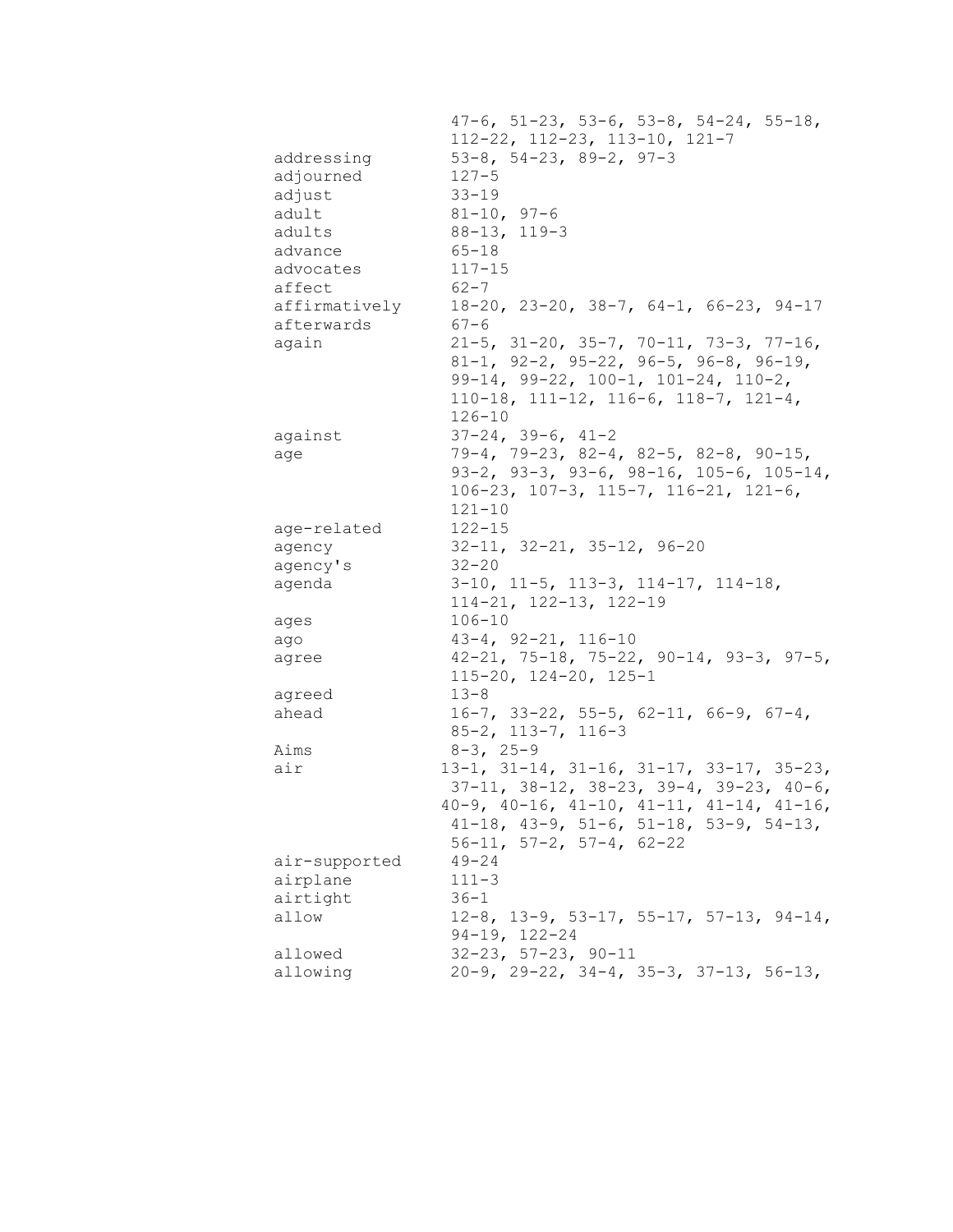47-6, 51-23, 53-6, 53-8, 54-24, 55-18, 112-22, 112-23, 113-10, 121-7

| | |
|---|---|
| addressing | 53-8, 54-23, 89-2, 97-3 |
| adjourned | 127-5 |
| adjust | 33-19 |
| adult | 81-10, 97-6 |
| adults | 88-13, 119-3 |
| advance | 65-18 |
| advocates | 117-15 |
| affect | 62-7 |
| affirmatively | 18-20, 23-20, 38-7, 64-1, 66-23, 94-17 |
| afterwards | 67-6 |
| again | 21-5, 31-20, 35-7, 70-11, 73-3, 77-16, 81-1, 92-2, 95-22, 96-5, 96-8, 96-19, 99-14, 99-22, 100-1, 101-24, 110-2, 110-18, 111-12, 116-6, 118-7, 121-4, 126-10 |
| against | 37-24, 39-6, 41-2 |
| age | 79-4, 79-23, 82-4, 82-5, 82-8, 90-15, 93-2, 93-3, 93-6, 98-16, 105-6, 105-14, 106-23, 107-3, 115-7, 116-21, 121-6, 121-10 |
| age-related | 122-15 |
| agency | 32-11, 32-21, 35-12, 96-20 |
| agency's | 32-20 |
| agenda | 3-10, 11-5, 113-3, 114-17, 114-18, 114-21, 122-13, 122-19 |
| ages | 106-10 |
| ago | 43-4, 92-21, 116-10 |
| agree | 42-21, 75-18, 75-22, 90-14, 93-3, 97-5, 115-20, 124-20, 125-1 |
| agreed | 13-8 |
| ahead | 16-7, 33-22, 55-5, 62-11, 66-9, 67-4, 85-2, 113-7, 116-3 |
| Aims | 8-3, 25-9 |
| air | 13-1, 31-14, 31-16, 31-17, 33-17, 35-23, 37-11, 38-12, 38-23, 39-4, 39-23, 40-6, 40-9, 40-16, 41-10, 41-11, 41-14, 41-16, 41-18, 43-9, 51-6, 51-18, 53-9, 54-13, 56-11, 57-2, 57-4, 62-22 |
| air-supported | 49-24 |
| airplane | 111-3 |
| airtight | 36-1 |
| allow | 12-8, 13-9, 53-17, 55-17, 57-13, 94-14, 94-19, 122-24 |
| allowed | 32-23, 57-23, 90-11 |
| allowing | 20-9, 29-22, 34-4, 35-3, 37-13, 56-13, |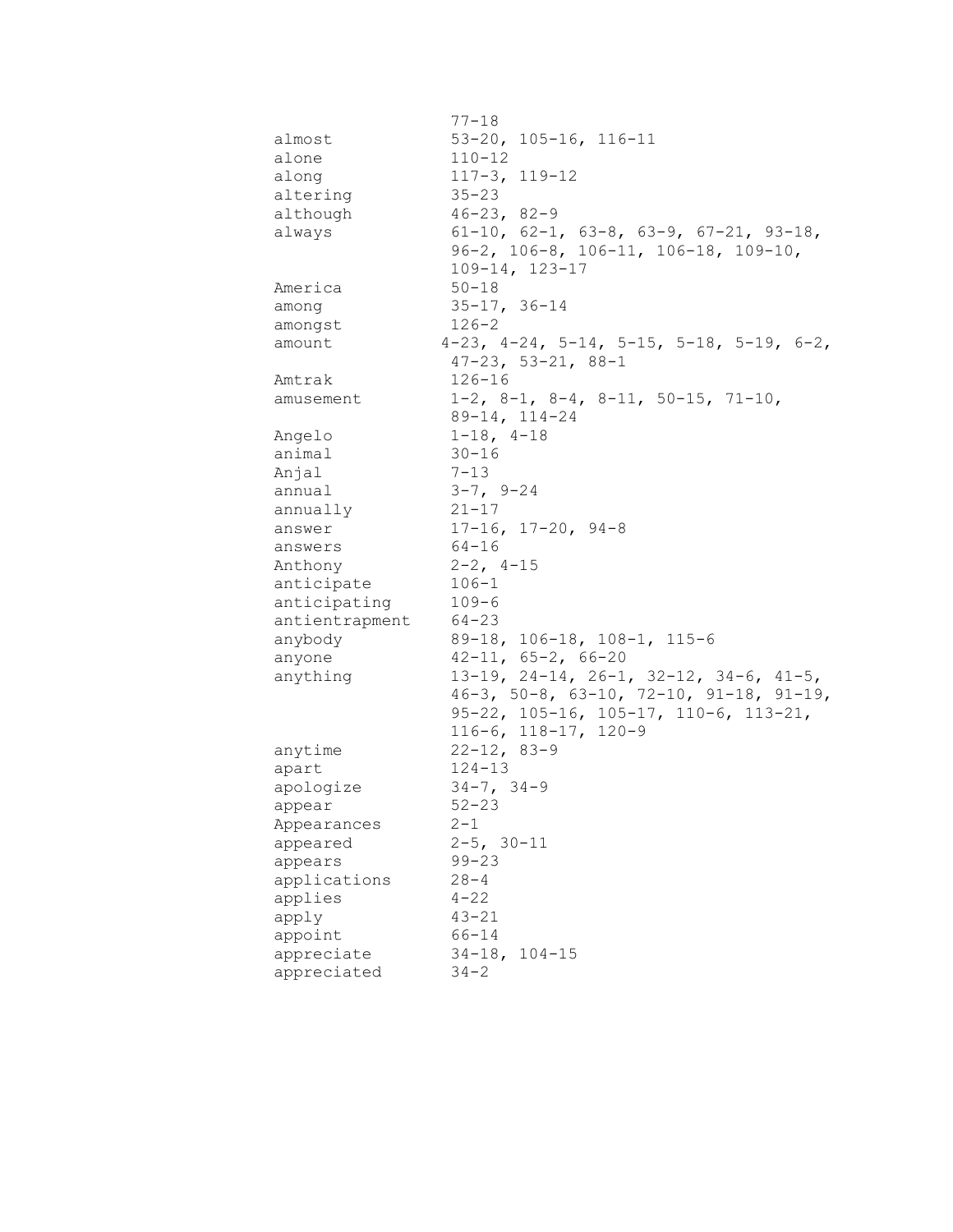77-18

| | |
|---|---|
| almost | 53-20, 105-16, 116-11 |
| alone | 110-12 |
| along | 117-3, 119-12 |
| altering | 35-23 |
| although | 46-23, 82-9 |
| always | 61-10, 62-1, 63-8, 63-9, 67-21, 93-18, 96-2, 106-8, 106-11, 106-18, 109-10, 109-14, 123-17 |
| America | 50-18 |
| among | 35-17, 36-14 |
| amongst | 126-2 |
| amount | 4-23, 4-24, 5-14, 5-15, 5-18, 5-19, 6-2, 47-23, 53-21, 88-1 |
| Amtrak | 126-16 |
| amusement | 1-2, 8-1, 8-4, 8-11, 50-15, 71-10, 89-14, 114-24 |
| Angelo | 1-18, 4-18 |
| animal | 30-16 |
| Anjal | 7-13 |
| annual | 3-7, 9-24 |
| annually | 21-17 |
| answer | 17-16, 17-20, 94-8 |
| answers | 64-16 |
| Anthony | 2-2, 4-15 |
| anticipate | 106-1 |
| anticipating | 109-6 |
| antientrapment | 64-23 |
| anybody | 89-18, 106-18, 108-1, 115-6 |
| anyone | 42-11, 65-2, 66-20 |
| anything | 13-19, 24-14, 26-1, 32-12, 34-6, 41-5, 46-3, 50-8, 63-10, 72-10, 91-18, 91-19, 95-22, 105-16, 105-17, 110-6, 113-21, 116-6, 118-17, 120-9 |
| anytime | 22-12, 83-9 |
| apart | 124-13 |
| apologize | 34-7, 34-9 |
| appear | 52-23 |
| Appearances | 2-1 |
| appeared | 2-5, 30-11 |
| appears | 99-23 |
| applications | 28-4 |
| applies | 4-22 |
| apply | 43-21 |
| appoint | 66-14 |
| appreciate | 34-18, 104-15 |
| appreciated | 34-2 |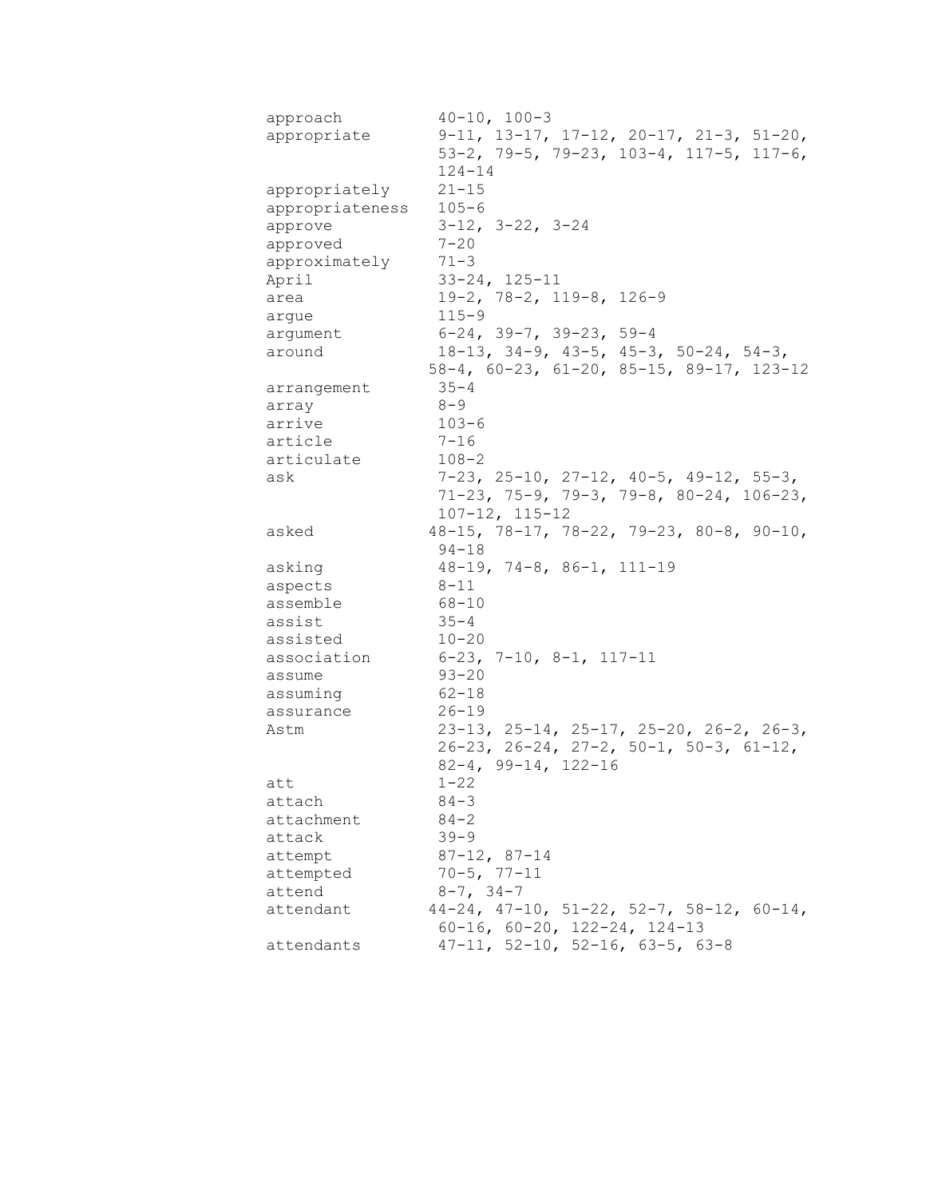| | |
|---|---|
| approach | 40-10, 100-3 |
| appropriate | 9-11, 13-17, 17-12, 20-17, 21-3, 51-20, 53-2, 79-5, 79-23, 103-4, 117-5, 117-6, 124-14 |
| appropriately | 21-15 |
| appropriateness | 105-6 |
| approve | 3-12, 3-22, 3-24 |
| approved | 7-20 |
| approximately | 71-3 |
| April | 33-24, 125-11 |
| area | 19-2, 78-2, 119-8, 126-9 |
| argue | 115-9 |
| argument | 6-24, 39-7, 39-23, 59-4 |
| around | 18-13, 34-9, 43-5, 45-3, 50-24, 54-3, 58-4, 60-23, 61-20, 85-15, 89-17, 123-12 |
| arrangement | 35-4 |
| array | 8-9 |
| arrive | 103-6 |
| article | 7-16 |
| articulate | 108-2 |
| ask | 7-23, 25-10, 27-12, 40-5, 49-12, 55-3, 71-23, 75-9, 79-3, 79-8, 80-24, 106-23, 107-12, 115-12 |
| asked | 48-15, 78-17, 78-22, 79-23, 80-8, 90-10, 94-18 |
| asking | 48-19, 74-8, 86-1, 111-19 |
| aspects | 8-11 |
| assemble | 68-10 |
| assist | 35-4 |
| assisted | 10-20 |
| association | 6-23, 7-10, 8-1, 117-11 |
| assume | 93-20 |
| assuming | 62-18 |
| assurance | 26-19 |
| Astm | 23-13, 25-14, 25-17, 25-20, 26-2, 26-3, 26-23, 26-24, 27-2, 50-1, 50-3, 61-12, 82-4, 99-14, 122-16 |
| att | 1-22 |
| attach | 84-3 |
| attachment | 84-2 |
| attack | 39-9 |
| attempt | 87-12, 87-14 |
| attempted | 70-5, 77-11 |
| attend | 8-7, 34-7 |
| attendant | 44-24, 47-10, 51-22, 52-7, 58-12, 60-14, 60-16, 60-20, 122-24, 124-13 |
| attendants | 47-11, 52-10, 52-16, 63-5, 63-8 |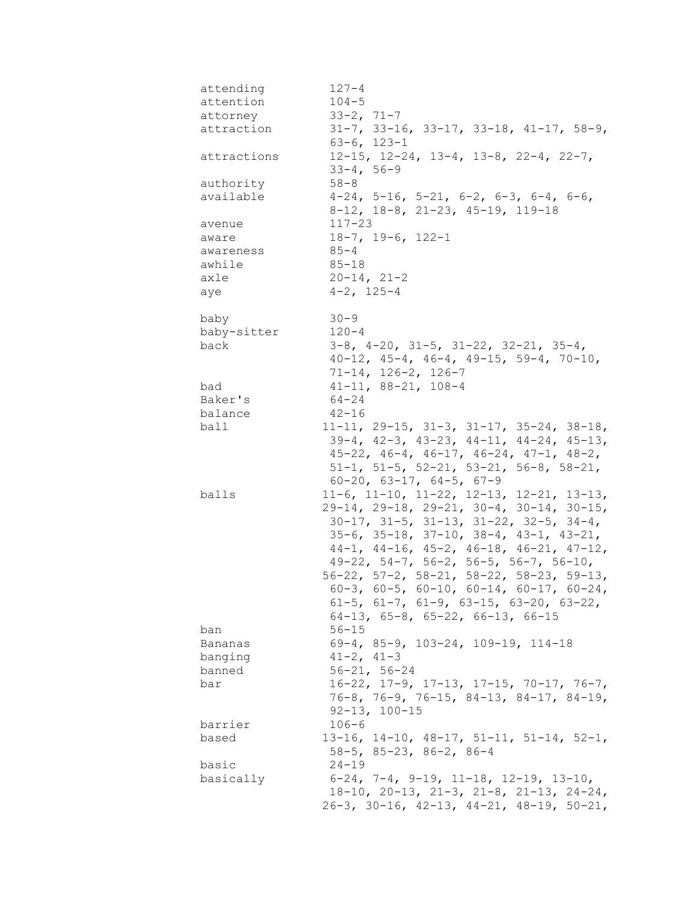attending 127-4
attention 104-5
attorney 33-2, 71-7
attraction 31-7, 33-16, 33-17, 33-18, 41-17, 58-9, 63-6, 123-1
attractions 12-15, 12-24, 13-4, 13-8, 22-4, 22-7, 33-4, 56-9
authority 58-8
available 4-24, 5-16, 5-21, 6-2, 6-3, 6-4, 6-6, 8-12, 18-8, 21-23, 45-19, 119-18
avenue 117-23
aware 18-7, 19-6, 122-1
awareness 85-4
awhile 85-18
axle 20-14, 21-2
aye 4-2, 125-4

baby 30-9
baby-sitter 120-4
back 3-8, 4-20, 31-5, 31-22, 32-21, 35-4, 40-12, 45-4, 46-4, 49-15, 59-4, 70-10, 71-14, 126-2, 126-7
bad 41-11, 88-21, 108-4
Baker's 64-24
balance 42-16
ball 11-11, 29-15, 31-3, 31-17, 35-24, 38-18, 39-4, 42-3, 43-23, 44-11, 44-24, 45-13, 45-22, 46-4, 46-17, 46-24, 47-1, 48-2, 51-1, 51-5, 52-21, 53-21, 56-8, 58-21, 60-20, 63-17, 64-5, 67-9
balls 11-6, 11-10, 11-22, 12-13, 12-21, 13-13, 29-14, 29-18, 29-21, 30-4, 30-14, 30-15, 30-17, 31-5, 31-13, 31-22, 32-5, 34-4, 35-6, 35-18, 37-10, 38-4, 43-1, 43-21, 44-1, 44-16, 45-2, 46-18, 46-21, 47-12, 49-22, 54-7, 56-2, 56-5, 56-7, 56-10, 56-22, 57-2, 58-21, 58-22, 58-23, 59-13, 60-3, 60-5, 60-10, 60-14, 60-17, 60-24, 61-5, 61-7, 61-9, 63-15, 63-20, 63-22, 64-13, 65-8, 65-22, 66-13, 66-15
ban 56-15
Bananas 69-4, 85-9, 103-24, 109-19, 114-18
banging 41-2, 41-3
banned 56-21, 56-24
bar 16-22, 17-9, 17-13, 17-15, 70-17, 76-7, 76-8, 76-9, 76-15, 84-13, 84-17, 84-19, 92-13, 100-15
barrier 106-6
based 13-16, 14-10, 48-17, 51-11, 51-14, 52-1, 58-5, 85-23, 86-2, 86-4
basic 24-19
basically 6-24, 7-4, 9-19, 11-18, 12-19, 13-10, 18-10, 20-13, 21-3, 21-8, 21-13, 24-24, 26-3, 30-16, 42-13, 44-21, 48-19, 50-21,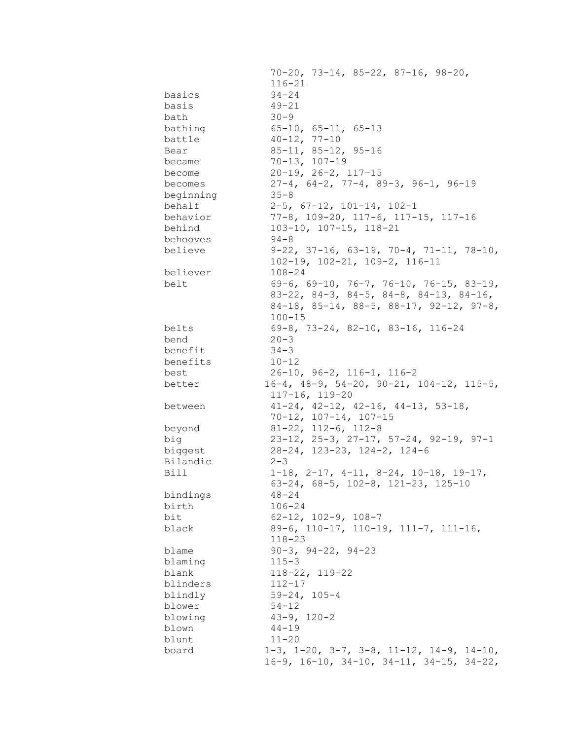| | |
|---|---|
| | 70-20, 73-14, 85-22, 87-16, 98-20, 116-21 |
| basics | 94-24 |
| basis | 49-21 |
| bath | 30-9 |
| bathing | 65-10, 65-11, 65-13 |
| battle | 40-12, 77-10 |
| Bear | 85-11, 85-12, 95-16 |
| became | 70-13, 107-19 |
| become | 20-19, 26-2, 117-15 |
| becomes | 27-4, 64-2, 77-4, 89-3, 96-1, 96-19 |
| beginning | 35-8 |
| behalf | 2-5, 67-12, 101-14, 102-1 |
| behavior | 77-8, 109-20, 117-6, 117-15, 117-16 |
| behind | 103-10, 107-15, 118-21 |
| behooves | 94-8 |
| believe | 9-22, 37-16, 63-19, 70-4, 71-11, 78-10, 102-19, 102-21, 109-2, 116-11 |
| believer | 108-24 |
| belt | 69-6, 69-10, 76-7, 76-10, 76-15, 83-19, 83-22, 84-3, 84-5, 84-8, 84-13, 84-16, 84-18, 85-14, 88-5, 88-17, 92-12, 97-8, 100-15 |
| belts | 69-8, 73-24, 82-10, 83-16, 116-24 |
| bend | 20-3 |
| benefit | 34-3 |
| benefits | 10-12 |
| best | 26-10, 96-2, 116-1, 116-2 |
| better | 16-4, 48-9, 54-20, 90-21, 104-12, 115-5, 117-16, 119-20 |
| between | 41-24, 42-12, 42-16, 44-13, 53-18, 70-12, 107-14, 107-15 |
| beyond | 81-22, 112-6, 112-8 |
| big | 23-12, 25-3, 27-17, 57-24, 92-19, 97-1 |
| biggest | 28-24, 123-23, 124-2, 124-6 |
| Bilandic | 2-3 |
| Bill | 1-18, 2-17, 4-11, 8-24, 10-18, 19-17, 63-24, 68-5, 102-8, 121-23, 125-10 |
| bindings | 48-24 |
| birth | 106-24 |
| bit | 62-12, 102-9, 108-7 |
| black | 89-6, 110-17, 110-19, 111-7, 111-16, 118-23 |
| blame | 90-3, 94-22, 94-23 |
| blaming | 115-3 |
| blank | 118-22, 119-22 |
| blinders | 112-17 |
| blindly | 59-24, 105-4 |
| blower | 54-12 |
| blowing | 43-9, 120-2 |
| blown | 44-19 |
| blunt | 11-20 |
| board | 1-3, 1-20, 3-7, 3-8, 11-12, 14-9, 14-10, 16-9, 16-10, 34-10, 34-11, 34-15, 34-22, |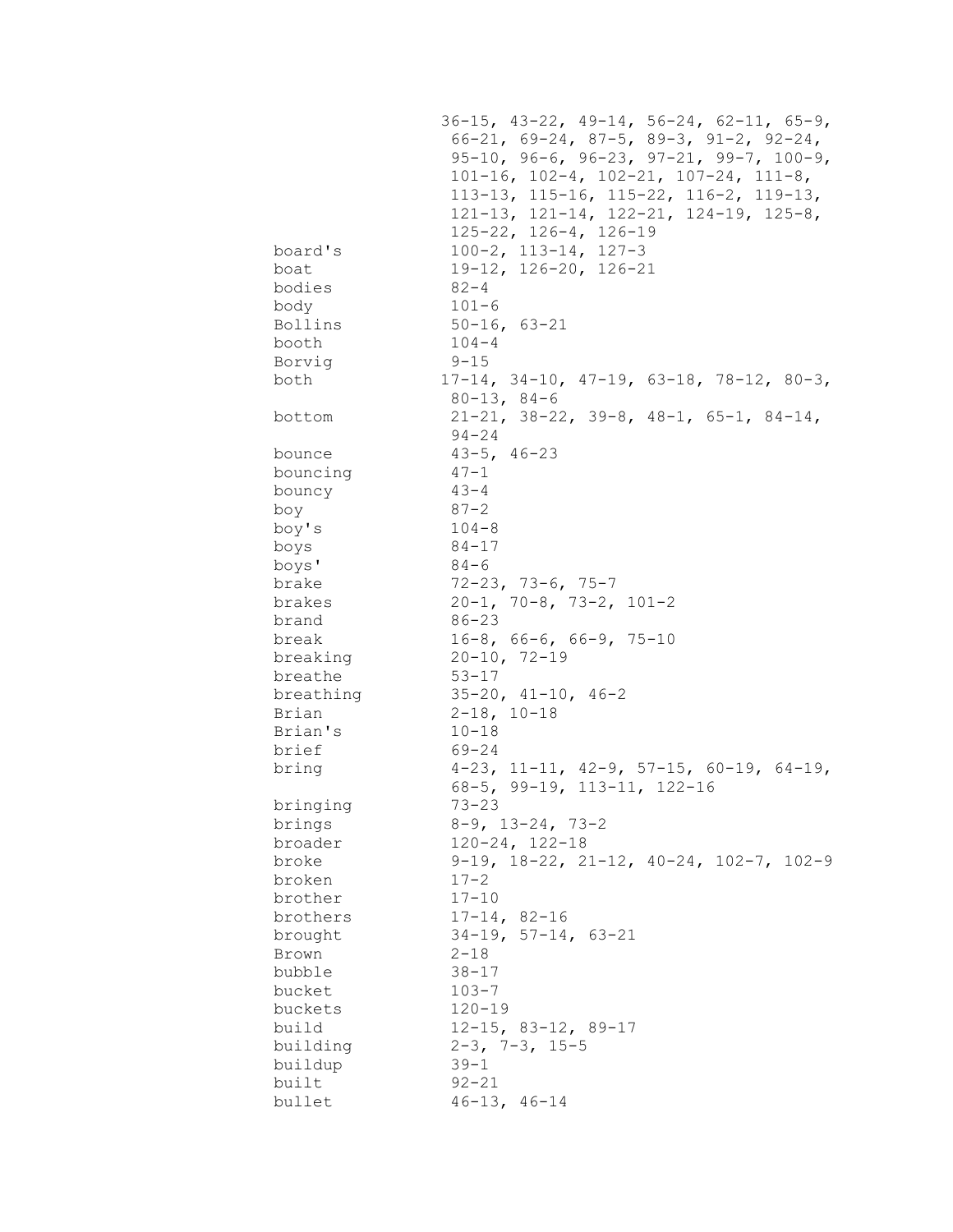36-15, 43-22, 49-14, 56-24, 62-11, 65-9, 66-21, 69-24, 87-5, 89-3, 91-2, 92-24, 95-10, 96-6, 96-23, 97-21, 99-7, 100-9, 101-16, 102-4, 102-21, 107-24, 111-8, 113-13, 115-16, 115-22, 116-2, 119-13, 121-13, 121-14, 122-21, 124-19, 125-8, 125-22, 126-4, 126-19

| | |
|---|---|
| board's | 100-2, 113-14, 127-3 |
| boat | 19-12, 126-20, 126-21 |
| bodies | 82-4 |
| body | 101-6 |
| Bollins | 50-16, 63-21 |
| booth | 104-4 |
| Borvig | 9-15 |
| both | 17-14, 34-10, 47-19, 63-18, 78-12, 80-3, 80-13, 84-6 |
| bottom | 21-21, 38-22, 39-8, 48-1, 65-1, 84-14, 94-24 |
| bounce | 43-5, 46-23 |
| bouncing | 47-1 |
| bouncy | 43-4 |
| boy | 87-2 |
| boy's | 104-8 |
| boys | 84-17 |
| boys' | 84-6 |
| brake | 72-23, 73-6, 75-7 |
| brakes | 20-1, 70-8, 73-2, 101-2 |
| brand | 86-23 |
| break | 16-8, 66-6, 66-9, 75-10 |
| breaking | 20-10, 72-19 |
| breathe | 53-17 |
| breathing | 35-20, 41-10, 46-2 |
| Brian | 2-18, 10-18 |
| Brian's | 10-18 |
| brief | 69-24 |
| bring | 4-23, 11-11, 42-9, 57-15, 60-19, 64-19, 68-5, 99-19, 113-11, 122-16 |
| bringing | 73-23 |
| brings | 8-9, 13-24, 73-2 |
| broader | 120-24, 122-18 |
| broke | 9-19, 18-22, 21-12, 40-24, 102-7, 102-9 |
| broken | 17-2 |
| brother | 17-10 |
| brothers | 17-14, 82-16 |
| brought | 34-19, 57-14, 63-21 |
| Brown | 2-18 |
| bubble | 38-17 |
| bucket | 103-7 |
| buckets | 120-19 |
| build | 12-15, 83-12, 89-17 |
| building | 2-3, 7-3, 15-5 |
| buildup | 39-1 |
| built | 92-21 |
| bullet | 46-13, 46-14 |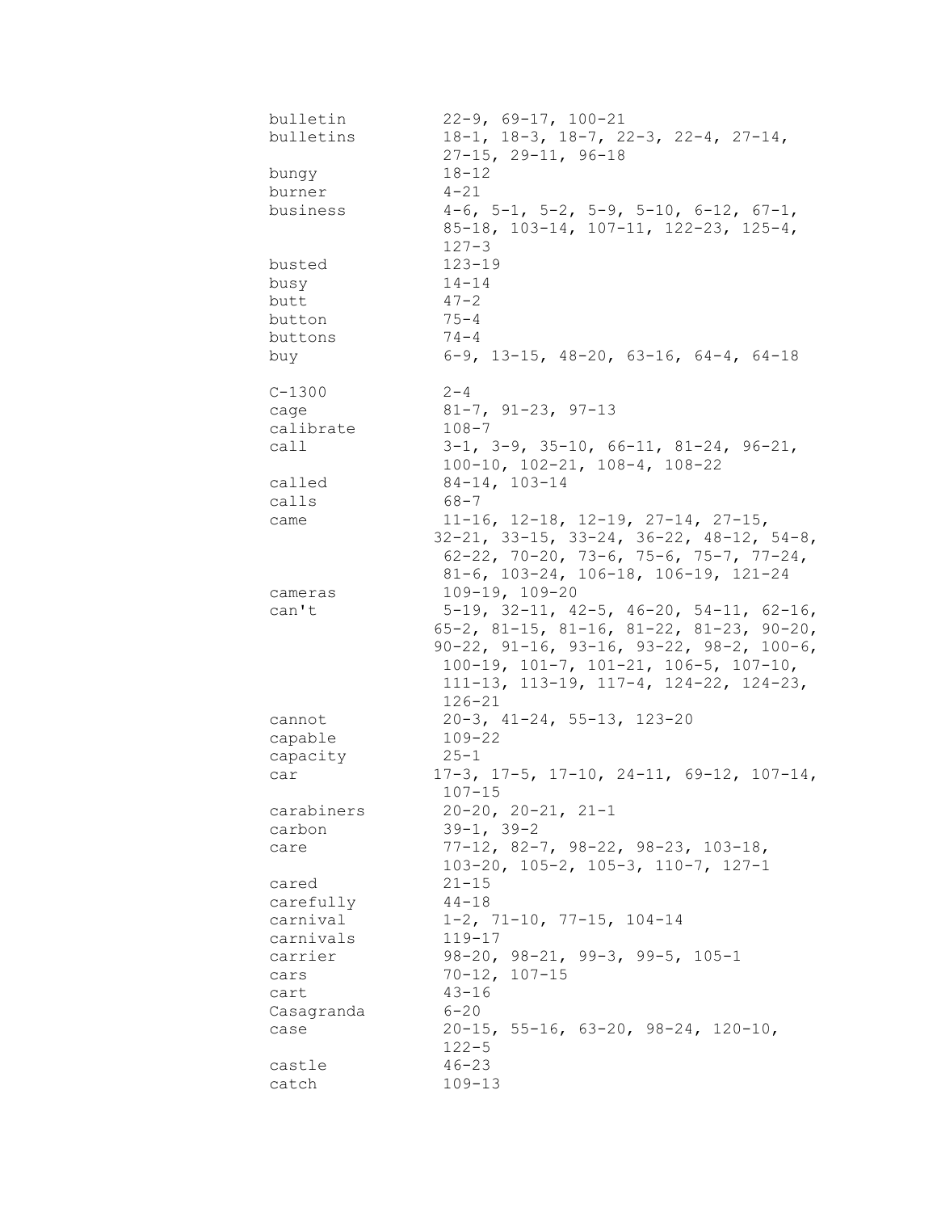| | |
|---|---|
| bulletin | 22-9, 69-17, 100-21 |
| bulletins | 18-1, 18-3, 18-7, 22-3, 22-4, 27-14, 27-15, 29-11, 96-18 |
| bungy | 18-12 |
| burner | 4-21 |
| business | 4-6, 5-1, 5-2, 5-9, 5-10, 6-12, 67-1, 85-18, 103-14, 107-11, 122-23, 125-4, 127-3 |
| busted | 123-19 |
| busy | 14-14 |
| butt | 47-2 |
| button | 75-4 |
| buttons | 74-4 |
| buy | 6-9, 13-15, 48-20, 63-16, 64-4, 64-18 |
| | |
| C-1300 | 2-4 |
| cage | 81-7, 91-23, 97-13 |
| calibrate | 108-7 |
| call | 3-1, 3-9, 35-10, 66-11, 81-24, 96-21, 100-10, 102-21, 108-4, 108-22 |
| called | 84-14, 103-14 |
| calls | 68-7 |
| came | 11-16, 12-18, 12-19, 27-14, 27-15, 32-21, 33-15, 33-24, 36-22, 48-12, 54-8, 62-22, 70-20, 73-6, 75-6, 75-7, 77-24, 81-6, 103-24, 106-18, 106-19, 121-24 |
| cameras | 109-19, 109-20 |
| can't | 5-19, 32-11, 42-5, 46-20, 54-11, 62-16, 65-2, 81-15, 81-16, 81-22, 81-23, 90-20, 90-22, 91-16, 93-16, 93-22, 98-2, 100-6, 100-19, 101-7, 101-21, 106-5, 107-10, 111-13, 113-19, 117-4, 124-22, 124-23, 126-21 |
| cannot | 20-3, 41-24, 55-13, 123-20 |
| capable | 109-22 |
| capacity | 25-1 |
| car | 17-3, 17-5, 17-10, 24-11, 69-12, 107-14, 107-15 |
| carabiners | 20-20, 20-21, 21-1 |
| carbon | 39-1, 39-2 |
| care | 77-12, 82-7, 98-22, 98-23, 103-18, 103-20, 105-2, 105-3, 110-7, 127-1 |
| cared | 21-15 |
| carefully | 44-18 |
| carnival | 1-2, 71-10, 77-15, 104-14 |
| carnivals | 119-17 |
| carrier | 98-20, 98-21, 99-3, 99-5, 105-1 |
| cars | 70-12, 107-15 |
| cart | 43-16 |
| Casagranda | 6-20 |
| case | 20-15, 55-16, 63-20, 98-24, 120-10, 122-5 |
| castle | 46-23 |
| catch | 109-13 |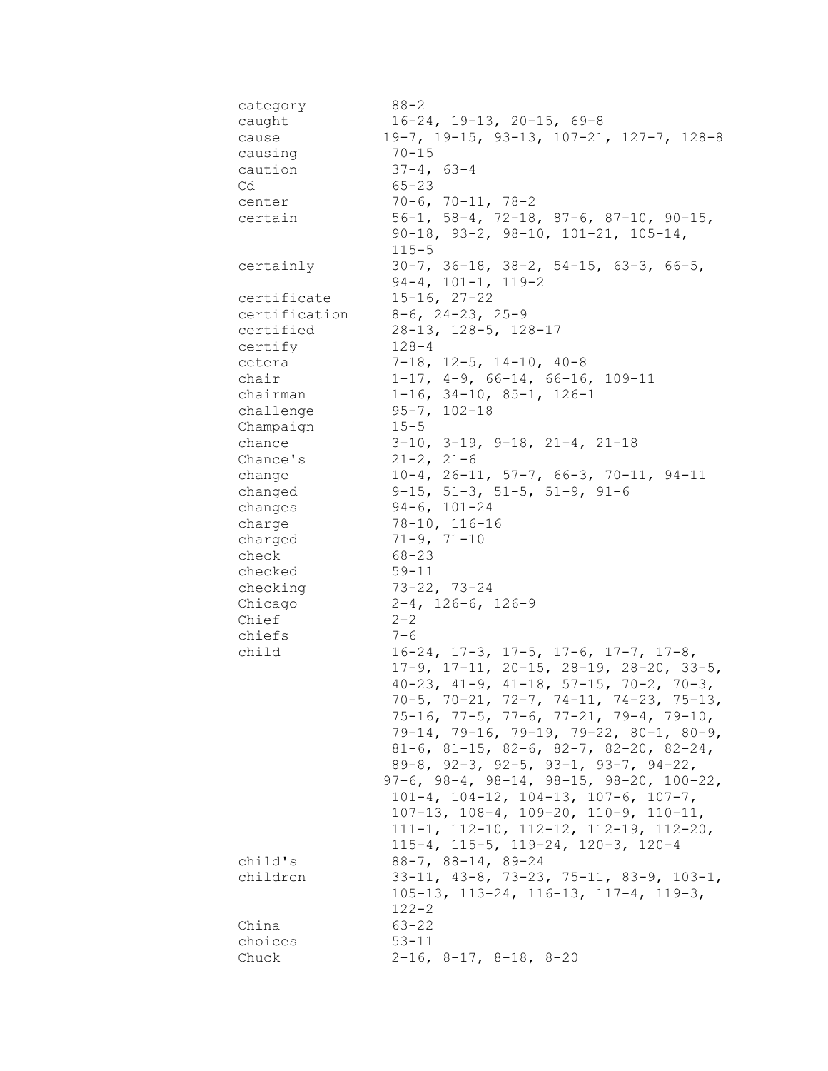| | |
|---|---|
| category | 88-2 |
| caught | 16-24, 19-13, 20-15, 69-8 |
| cause | 19-7, 19-15, 93-13, 107-21, 127-7, 128-8 |
| causing | 70-15 |
| caution | 37-4, 63-4 |
| Cd | 65-23 |
| center | 70-6, 70-11, 78-2 |
| certain | 56-1, 58-4, 72-18, 87-6, 87-10, 90-15, 90-18, 93-2, 98-10, 101-21, 105-14, 115-5 |
| certainly | 30-7, 36-18, 38-2, 54-15, 63-3, 66-5, 94-4, 101-1, 119-2 |
| certificate | 15-16, 27-22 |
| certification | 8-6, 24-23, 25-9 |
| certified | 28-13, 128-5, 128-17 |
| certify | 128-4 |
| cetera | 7-18, 12-5, 14-10, 40-8 |
| chair | 1-17, 4-9, 66-14, 66-16, 109-11 |
| chairman | 1-16, 34-10, 85-1, 126-1 |
| challenge | 95-7, 102-18 |
| Champaign | 15-5 |
| chance | 3-10, 3-19, 9-18, 21-4, 21-18 |
| Chance's | 21-2, 21-6 |
| change | 10-4, 26-11, 57-7, 66-3, 70-11, 94-11 |
| changed | 9-15, 51-3, 51-5, 51-9, 91-6 |
| changes | 94-6, 101-24 |
| charge | 78-10, 116-16 |
| charged | 71-9, 71-10 |
| check | 68-23 |
| checked | 59-11 |
| checking | 73-22, 73-24 |
| Chicago | 2-4, 126-6, 126-9 |
| Chief | 2-2 |
| chiefs | 7-6 |
| child | 16-24, 17-3, 17-5, 17-6, 17-7, 17-8, 17-9, 17-11, 20-15, 28-19, 28-20, 33-5, 40-23, 41-9, 41-18, 57-15, 70-2, 70-3, 70-5, 70-21, 72-7, 74-11, 74-23, 75-13, 75-16, 77-5, 77-6, 77-21, 79-4, 79-10, 79-14, 79-16, 79-19, 79-22, 80-1, 80-9, 81-6, 81-15, 82-6, 82-7, 82-20, 82-24, 89-8, 92-3, 92-5, 93-1, 93-7, 94-22, 97-6, 98-4, 98-14, 98-15, 98-20, 100-22, 101-4, 104-12, 104-13, 107-6, 107-7, 107-13, 108-4, 109-20, 110-9, 110-11, 111-1, 112-10, 112-12, 112-19, 112-20, 115-4, 115-5, 119-24, 120-3, 120-4 |
| child's | 88-7, 88-14, 89-24 |
| children | 33-11, 43-8, 73-23, 75-11, 83-9, 103-1, 105-13, 113-24, 116-13, 117-4, 119-3, 122-2 |
| China | 63-22 |
| choices | 53-11 |
| Chuck | 2-16, 8-17, 8-18, 8-20 |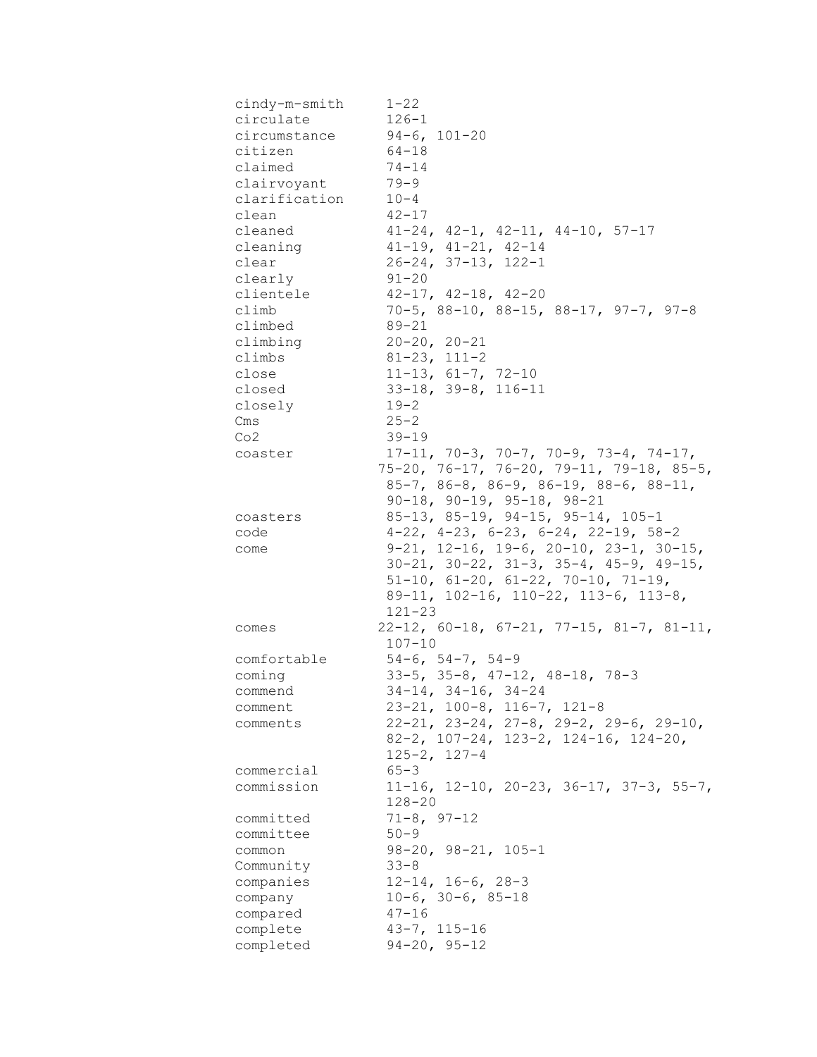| | |
|---|---|
| cindy-m-smith | 1-22 |
| circulate | 126-1 |
| circumstance | 94-6, 101-20 |
| citizen | 64-18 |
| claimed | 74-14 |
| clairvoyant | 79-9 |
| clarification | 10-4 |
| clean | 42-17 |
| cleaned | 41-24, 42-1, 42-11, 44-10, 57-17 |
| cleaning | 41-19, 41-21, 42-14 |
| clear | 26-24, 37-13, 122-1 |
| clearly | 91-20 |
| clientele | 42-17, 42-18, 42-20 |
| climb | 70-5, 88-10, 88-15, 88-17, 97-7, 97-8 |
| climbed | 89-21 |
| climbing | 20-20, 20-21 |
| climbs | 81-23, 111-2 |
| close | 11-13, 61-7, 72-10 |
| closed | 33-18, 39-8, 116-11 |
| closely | 19-2 |
| Cms | 25-2 |
| Co2 | 39-19 |
| coaster | 17-11, 70-3, 70-7, 70-9, 73-4, 74-17, 75-20, 76-17, 76-20, 79-11, 79-18, 85-5, 85-7, 86-8, 86-9, 86-19, 88-6, 88-11, 90-18, 90-19, 95-18, 98-21 |
| coasters | 85-13, 85-19, 94-15, 95-14, 105-1 |
| code | 4-22, 4-23, 6-23, 6-24, 22-19, 58-2 |
| come | 9-21, 12-16, 19-6, 20-10, 23-1, 30-15, 30-21, 30-22, 31-3, 35-4, 45-9, 49-15, 51-10, 61-20, 61-22, 70-10, 71-19, 89-11, 102-16, 110-22, 113-6, 113-8, 121-23 |
| comes | 22-12, 60-18, 67-21, 77-15, 81-7, 81-11, 107-10 |
| comfortable | 54-6, 54-7, 54-9 |
| coming | 33-5, 35-8, 47-12, 48-18, 78-3 |
| commend | 34-14, 34-16, 34-24 |
| comment | 23-21, 100-8, 116-7, 121-8 |
| comments | 22-21, 23-24, 27-8, 29-2, 29-6, 29-10, 82-2, 107-24, 123-2, 124-16, 124-20, 125-2, 127-4 |
| commercial | 65-3 |
| commission | 11-16, 12-10, 20-23, 36-17, 37-3, 55-7, 128-20 |
| committed | 71-8, 97-12 |
| committee | 50-9 |
| common | 98-20, 98-21, 105-1 |
| Community | 33-8 |
| companies | 12-14, 16-6, 28-3 |
| company | 10-6, 30-6, 85-18 |
| compared | 47-16 |
| complete | 43-7, 115-16 |
| completed | 94-20, 95-12 |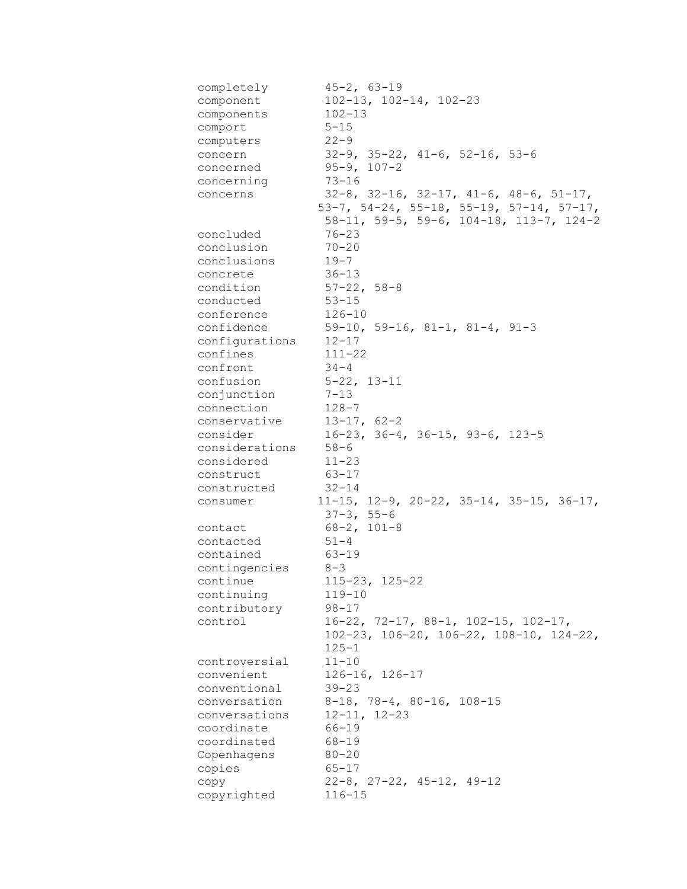| | |
|---|---|
| completely | 45-2, 63-19 |
| component | 102-13, 102-14, 102-23 |
| components | 102-13 |
| comport | 5-15 |
| computers | 22-9 |
| concern | 32-9, 35-22, 41-6, 52-16, 53-6 |
| concerned | 95-9, 107-2 |
| concerning | 73-16 |
| concerns | 32-8, 32-16, 32-17, 41-6, 48-6, 51-17, 53-7, 54-24, 55-18, 55-19, 57-14, 57-17, 58-11, 59-5, 59-6, 104-18, 113-7, 124-2 |
| concluded | 76-23 |
| conclusion | 70-20 |
| conclusions | 19-7 |
| concrete | 36-13 |
| condition | 57-22, 58-8 |
| conducted | 53-15 |
| conference | 126-10 |
| confidence | 59-10, 59-16, 81-1, 81-4, 91-3 |
| configurations | 12-17 |
| confines | 111-22 |
| confront | 34-4 |
| confusion | 5-22, 13-11 |
| conjunction | 7-13 |
| connection | 128-7 |
| conservative | 13-17, 62-2 |
| consider | 16-23, 36-4, 36-15, 93-6, 123-5 |
| considerations | 58-6 |
| considered | 11-23 |
| construct | 63-17 |
| constructed | 32-14 |
| consumer | 11-15, 12-9, 20-22, 35-14, 35-15, 36-17, 37-3, 55-6 |
| contact | 68-2, 101-8 |
| contacted | 51-4 |
| contained | 63-19 |
| contingencies | 8-3 |
| continue | 115-23, 125-22 |
| continuing | 119-10 |
| contributory | 98-17 |
| control | 16-22, 72-17, 88-1, 102-15, 102-17, 102-23, 106-20, 106-22, 108-10, 124-22, 125-1 |
| controversial | 11-10 |
| convenient | 126-16, 126-17 |
| conventional | 39-23 |
| conversation | 8-18, 78-4, 80-16, 108-15 |
| conversations | 12-11, 12-23 |
| coordinate | 66-19 |
| coordinated | 68-19 |
| Copenhagens | 80-20 |
| copies | 65-17 |
| copy | 22-8, 27-22, 45-12, 49-12 |
| copyrighted | 116-15 |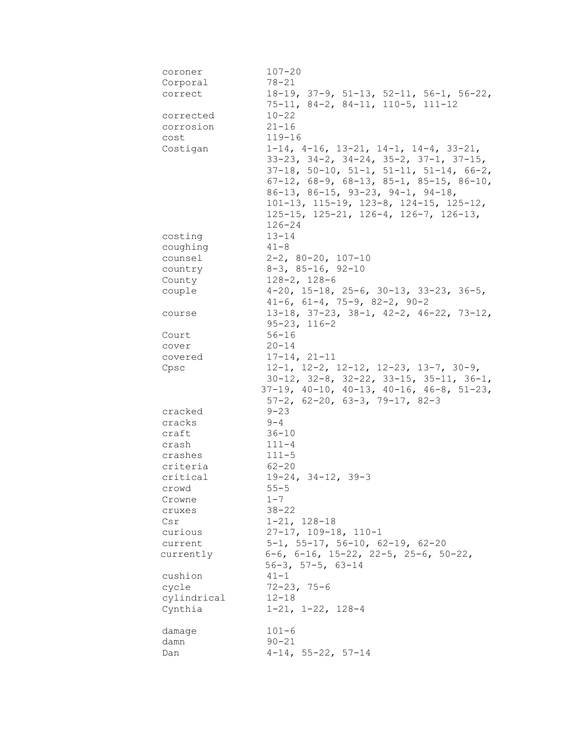| | |
|---|---|
| coroner | 107-20 |
| Corporal | 78-21 |
| correct | 18-19, 37-9, 51-13, 52-11, 56-1, 56-22, 75-11, 84-2, 84-11, 110-5, 111-12 |
| corrected | 10-22 |
| corrosion | 21-16 |
| cost | 119-16 |
| Costigan | 1-14, 4-16, 13-21, 14-1, 14-4, 33-21, 33-23, 34-2, 34-24, 35-2, 37-1, 37-15, 37-18, 50-10, 51-1, 51-11, 51-14, 66-2, 67-12, 68-9, 68-13, 85-1, 85-15, 86-10, 86-13, 86-15, 93-23, 94-1, 94-18, 101-13, 115-19, 123-8, 124-15, 125-12, 125-15, 125-21, 126-4, 126-7, 126-13, 126-24 |
| costing | 13-14 |
| coughing | 41-8 |
| counsel | 2-2, 80-20, 107-10 |
| country | 8-3, 85-16, 92-10 |
| County | 128-2, 128-6 |
| couple | 4-20, 15-18, 25-6, 30-13, 33-23, 36-5, 41-6, 61-4, 75-9, 82-2, 90-2 |
| course | 13-18, 37-23, 38-1, 42-2, 46-22, 73-12, 95-23, 116-2 |
| Court | 56-16 |
| cover | 20-14 |
| covered | 17-14, 21-11 |
| Cpsc | 12-1, 12-2, 12-12, 12-23, 13-7, 30-9, 30-12, 32-8, 32-22, 33-15, 35-11, 36-1, 37-19, 40-10, 40-13, 40-16, 46-8, 51-23, 57-2, 62-20, 63-3, 79-17, 82-3 |
| cracked | 9-23 |
| cracks | 9-4 |
| craft | 36-10 |
| crash | 111-4 |
| crashes | 111-5 |
| criteria | 62-20 |
| critical | 19-24, 34-12, 39-3 |
| crowd | 55-5 |
| Crowne | 1-7 |
| cruxes | 38-22 |
| Csr | 1-21, 128-18 |
| curious | 27-17, 109-18, 110-1 |
| current | 5-1, 55-17, 56-10, 62-19, 62-20 |
| currently | 6-6, 6-16, 15-22, 22-5, 25-6, 50-22, 56-3, 57-5, 63-14 |
| cushion | 41-1 |
| cycle | 72-23, 75-6 |
| cylindrical | 12-18 |
| Cynthia | 1-21, 1-22, 128-4 |
| damage | 101-6 |
| damn | 90-21 |
| Dan | 4-14, 55-22, 57-14 |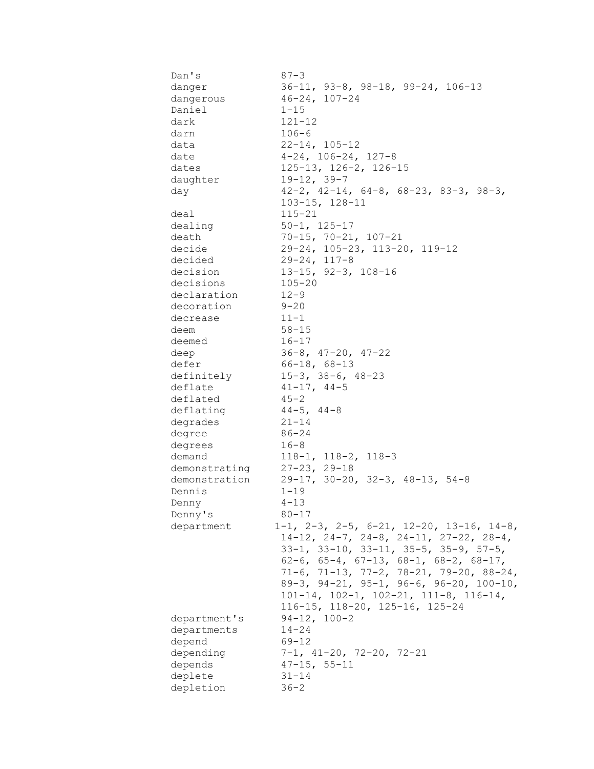Dan's 87-3
danger 36-11, 93-8, 98-18, 99-24, 106-13
dangerous 46-24, 107-24
Daniel 1-15
dark 121-12
darn 106-6
data 22-14, 105-12
date 4-24, 106-24, 127-8
dates 125-13, 126-2, 126-15
daughter 19-12, 39-7
day 42-2, 42-14, 64-8, 68-23, 83-3, 98-3, 103-15, 128-11
deal 115-21
dealing 50-1, 125-17
death 70-15, 70-21, 107-21
decide 29-24, 105-23, 113-20, 119-12
decided 29-24, 117-8
decision 13-15, 92-3, 108-16
decisions 105-20
declaration 12-9
decoration 9-20
decrease 11-1
deem 58-15
deemed 16-17
deep 36-8, 47-20, 47-22
defer 66-18, 68-13
definitely 15-3, 38-6, 48-23
deflate 41-17, 44-5
deflated 45-2
deflating 44-5, 44-8
degrades 21-14
degree 86-24
degrees 16-8
demand 118-1, 118-2, 118-3
demonstrating 27-23, 29-18
demonstration 29-17, 30-20, 32-3, 48-13, 54-8
Dennis 1-19
Denny 4-13
Denny's 80-17
department 1-1, 2-3, 2-5, 6-21, 12-20, 13-16, 14-8, 14-12, 24-7, 24-8, 24-11, 27-22, 28-4, 33-1, 33-10, 33-11, 35-5, 35-9, 57-5, 62-6, 65-4, 67-13, 68-1, 68-2, 68-17, 71-6, 71-13, 77-2, 78-21, 79-20, 88-24, 89-3, 94-21, 95-1, 96-6, 96-20, 100-10, 101-14, 102-1, 102-21, 111-8, 116-14, 116-15, 118-20, 125-16, 125-24
department's 94-12, 100-2
departments 14-24
depend 69-12
depending 7-1, 41-20, 72-20, 72-21
depends 47-15, 55-11
deplete 31-14
depletion 36-2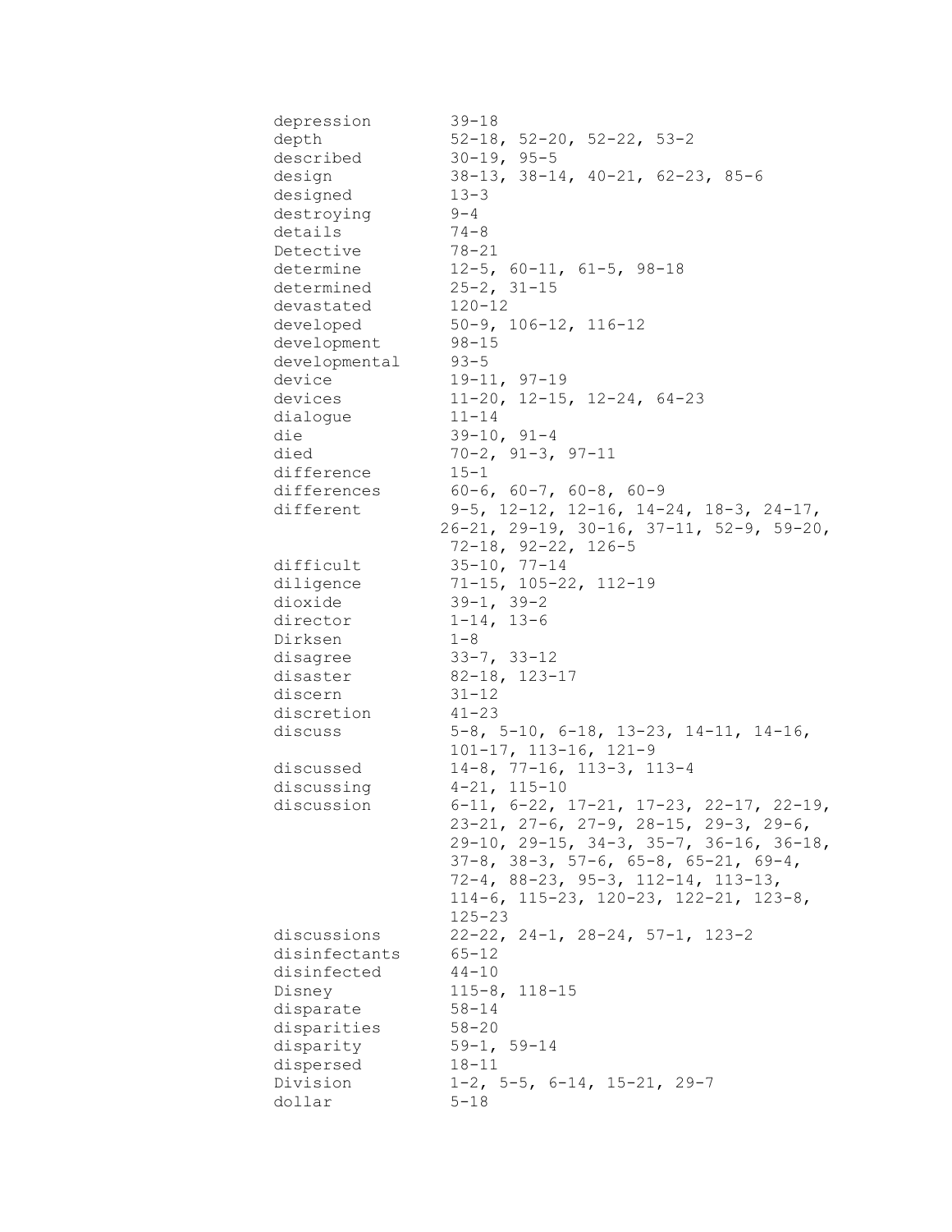| | |
|---|---|
| depression | 39-18 |
| depth | 52-18, 52-20, 52-22, 53-2 |
| described | 30-19, 95-5 |
| design | 38-13, 38-14, 40-21, 62-23, 85-6 |
| designed | 13-3 |
| destroying | 9-4 |
| details | 74-8 |
| Detective | 78-21 |
| determine | 12-5, 60-11, 61-5, 98-18 |
| determined | 25-2, 31-15 |
| devastated | 120-12 |
| developed | 50-9, 106-12, 116-12 |
| development | 98-15 |
| developmental | 93-5 |
| device | 19-11, 97-19 |
| devices | 11-20, 12-15, 12-24, 64-23 |
| dialogue | 11-14 |
| die | 39-10, 91-4 |
| died | 70-2, 91-3, 97-11 |
| difference | 15-1 |
| differences | 60-6, 60-7, 60-8, 60-9 |
| different | 9-5, 12-12, 12-16, 14-24, 18-3, 24-17, 26-21, 29-19, 30-16, 37-11, 52-9, 59-20, 72-18, 92-22, 126-5 |
| difficult | 35-10, 77-14 |
| diligence | 71-15, 105-22, 112-19 |
| dioxide | 39-1, 39-2 |
| director | 1-14, 13-6 |
| Dirksen | 1-8 |
| disagree | 33-7, 33-12 |
| disaster | 82-18, 123-17 |
| discern | 31-12 |
| discretion | 41-23 |
| discuss | 5-8, 5-10, 6-18, 13-23, 14-11, 14-16, 101-17, 113-16, 121-9 |
| discussed | 14-8, 77-16, 113-3, 113-4 |
| discussing | 4-21, 115-10 |
| discussion | 6-11, 6-22, 17-21, 17-23, 22-17, 22-19, 23-21, 27-6, 27-9, 28-15, 29-3, 29-6, 29-10, 29-15, 34-3, 35-7, 36-16, 36-18, 37-8, 38-3, 57-6, 65-8, 65-21, 69-4, 72-4, 88-23, 95-3, 112-14, 113-13, 114-6, 115-23, 120-23, 122-21, 123-8, 125-23 |
| discussions | 22-22, 24-1, 28-24, 57-1, 123-2 |
| disinfectants | 65-12 |
| disinfected | 44-10 |
| Disney | 115-8, 118-15 |
| disparate | 58-14 |
| disparities | 58-20 |
| disparity | 59-1, 59-14 |
| dispersed | 18-11 |
| Division | 1-2, 5-5, 6-14, 15-21, 29-7 |
| dollar | 5-18 |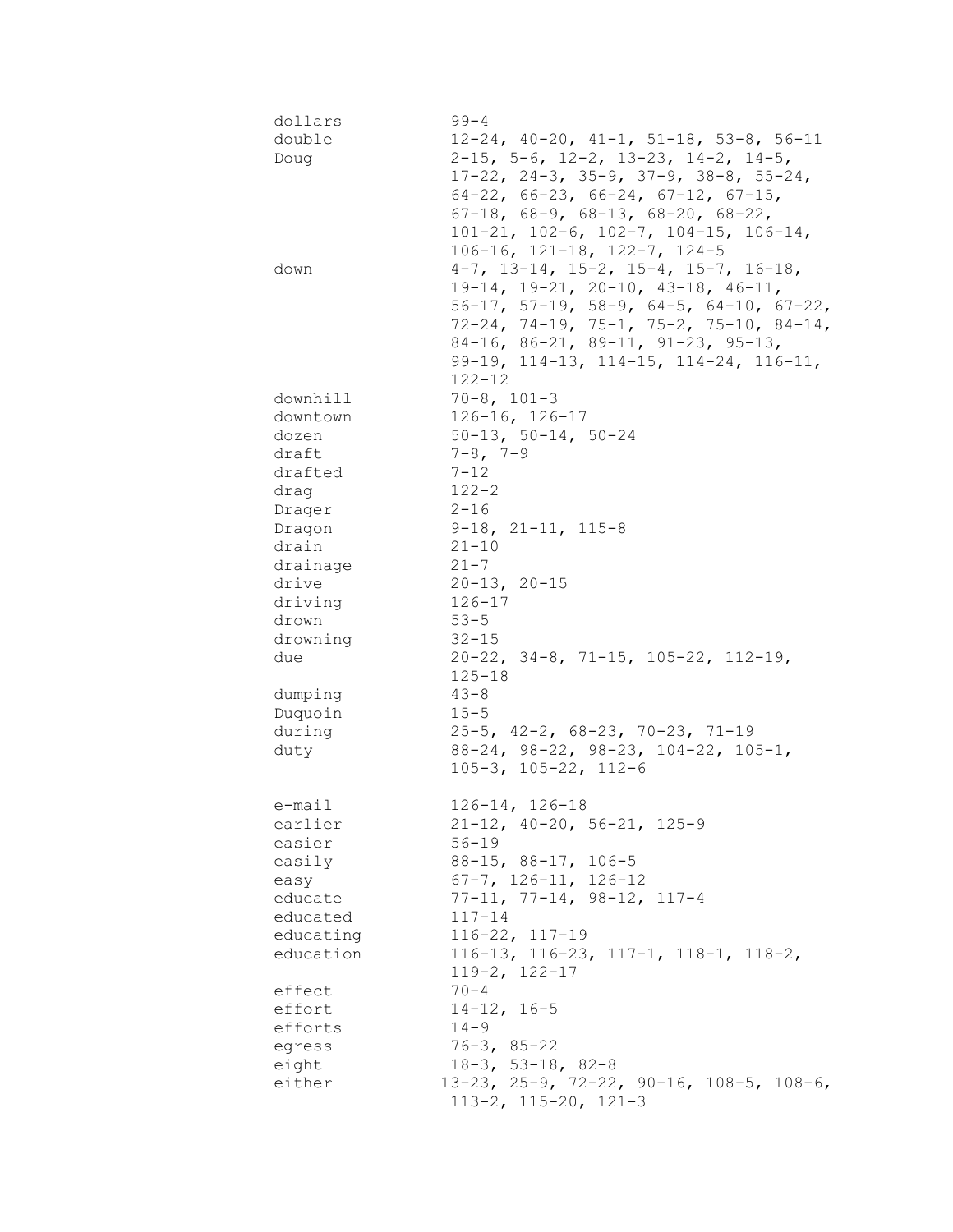| | |
|---|---|
| dollars | 99-4 |
| double | 12-24, 40-20, 41-1, 51-18, 53-8, 56-11 |
| Doug | 2-15, 5-6, 12-2, 13-23, 14-2, 14-5, 17-22, 24-3, 35-9, 37-9, 38-8, 55-24, 64-22, 66-23, 66-24, 67-12, 67-15, 67-18, 68-9, 68-13, 68-20, 68-22, 101-21, 102-6, 102-7, 104-15, 106-14, 106-16, 121-18, 122-7, 124-5 |
| down | 4-7, 13-14, 15-2, 15-4, 15-7, 16-18, 19-14, 19-21, 20-10, 43-18, 46-11, 56-17, 57-19, 58-9, 64-5, 64-10, 67-22, 72-24, 74-19, 75-1, 75-2, 75-10, 84-14, 84-16, 86-21, 89-11, 91-23, 95-13, 99-19, 114-13, 114-15, 114-24, 116-11, 122-12 |
| downhill | 70-8, 101-3 |
| downtown | 126-16, 126-17 |
| dozen | 50-13, 50-14, 50-24 |
| draft | 7-8, 7-9 |
| drafted | 7-12 |
| drag | 122-2 |
| Drager | 2-16 |
| Dragon | 9-18, 21-11, 115-8 |
| drain | 21-10 |
| drainage | 21-7 |
| drive | 20-13, 20-15 |
| driving | 126-17 |
| drown | 53-5 |
| drowning | 32-15 |
| due | 20-22, 34-8, 71-15, 105-22, 112-19, 125-18 |
| dumping | 43-8 |
| Duquoin | 15-5 |
| during | 25-5, 42-2, 68-23, 70-23, 71-19 |
| duty | 88-24, 98-22, 98-23, 104-22, 105-1, 105-3, 105-22, 112-6 |
| | |
| e-mail | 126-14, 126-18 |
| earlier | 21-12, 40-20, 56-21, 125-9 |
| easier | 56-19 |
| easily | 88-15, 88-17, 106-5 |
| easy | 67-7, 126-11, 126-12 |
| educate | 77-11, 77-14, 98-12, 117-4 |
| educated | 117-14 |
| educating | 116-22, 117-19 |
| education | 116-13, 116-23, 117-1, 118-1, 118-2, 119-2, 122-17 |
| effect | 70-4 |
| effort | 14-12, 16-5 |
| efforts | 14-9 |
| egress | 76-3, 85-22 |
| eight | 18-3, 53-18, 82-8 |
| either | 13-23, 25-9, 72-22, 90-16, 108-5, 108-6, 113-2, 115-20, 121-3 |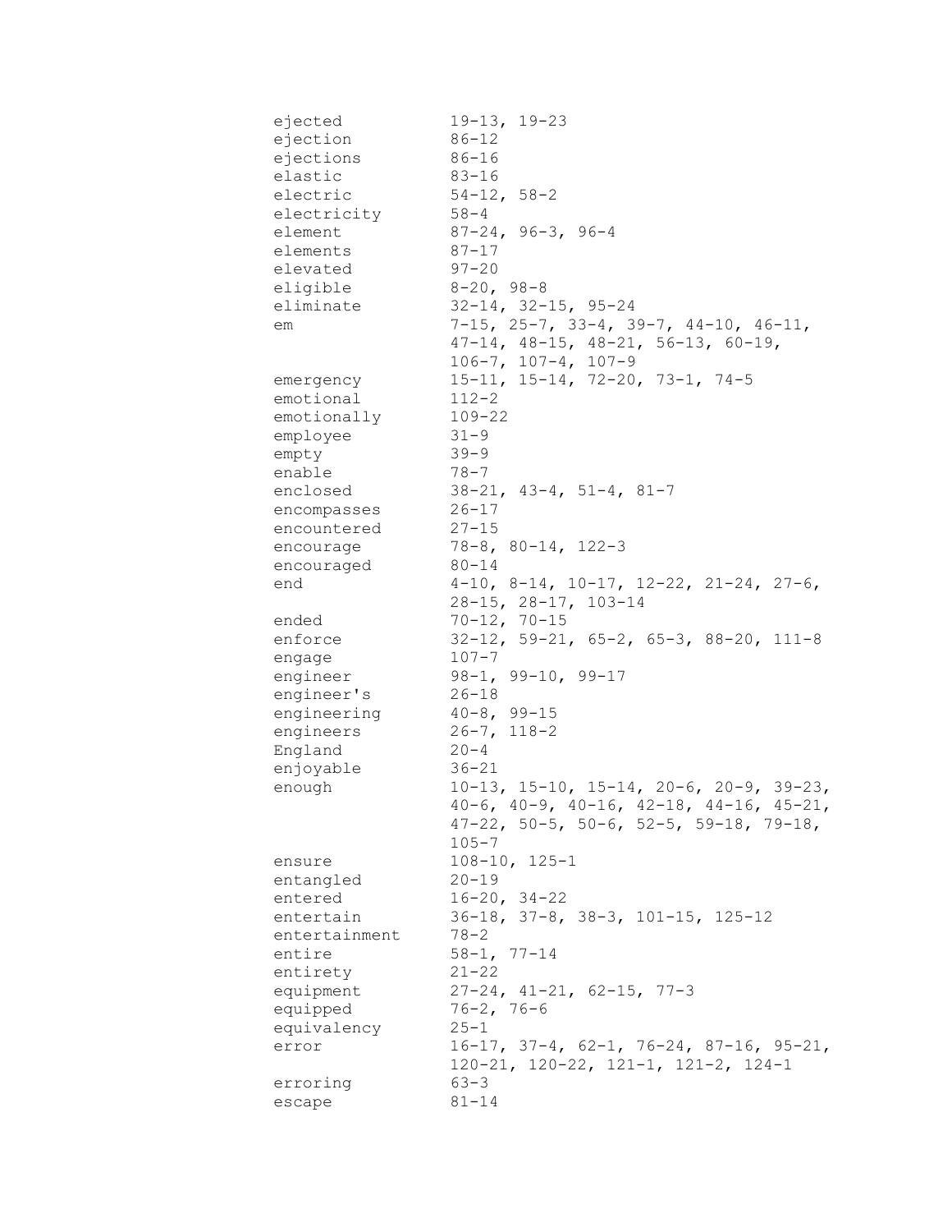ejected 19-13, 19-23
ejection 86-12
ejections 86-16
elastic 83-16
electric 54-12, 58-2
electricity 58-4
element 87-24, 96-3, 96-4
elements 87-17
elevated 97-20
eligible 8-20, 98-8
eliminate 32-14, 32-15, 95-24
em 7-15, 25-7, 33-4, 39-7, 44-10, 46-11, 47-14, 48-15, 48-21, 56-13, 60-19, 106-7, 107-4, 107-9
emergency 15-11, 15-14, 72-20, 73-1, 74-5
emotional 112-2
emotionally 109-22
employee 31-9
empty 39-9
enable 78-7
enclosed 38-21, 43-4, 51-4, 81-7
encompasses 26-17
encountered 27-15
encourage 78-8, 80-14, 122-3
encouraged 80-14
end 4-10, 8-14, 10-17, 12-22, 21-24, 27-6, 28-15, 28-17, 103-14
ended 70-12, 70-15
enforce 32-12, 59-21, 65-2, 65-3, 88-20, 111-8
engage 107-7
engineer 98-1, 99-10, 99-17
engineer's 26-18
engineering 40-8, 99-15
engineers 26-7, 118-2
England 20-4
enjoyable 36-21
enough 10-13, 15-10, 15-14, 20-6, 20-9, 39-23, 40-6, 40-9, 40-16, 42-18, 44-16, 45-21, 47-22, 50-5, 50-6, 52-5, 59-18, 79-18, 105-7
ensure 108-10, 125-1
entangled 20-19
entered 16-20, 34-22
entertain 36-18, 37-8, 38-3, 101-15, 125-12
entertainment 78-2
entire 58-1, 77-14
entirety 21-22
equipment 27-24, 41-21, 62-15, 77-3
equipped 76-2, 76-6
equivalency 25-1
error 16-17, 37-4, 62-1, 76-24, 87-16, 95-21, 120-21, 120-22, 121-1, 121-2, 124-1
erroring 63-3
escape 81-14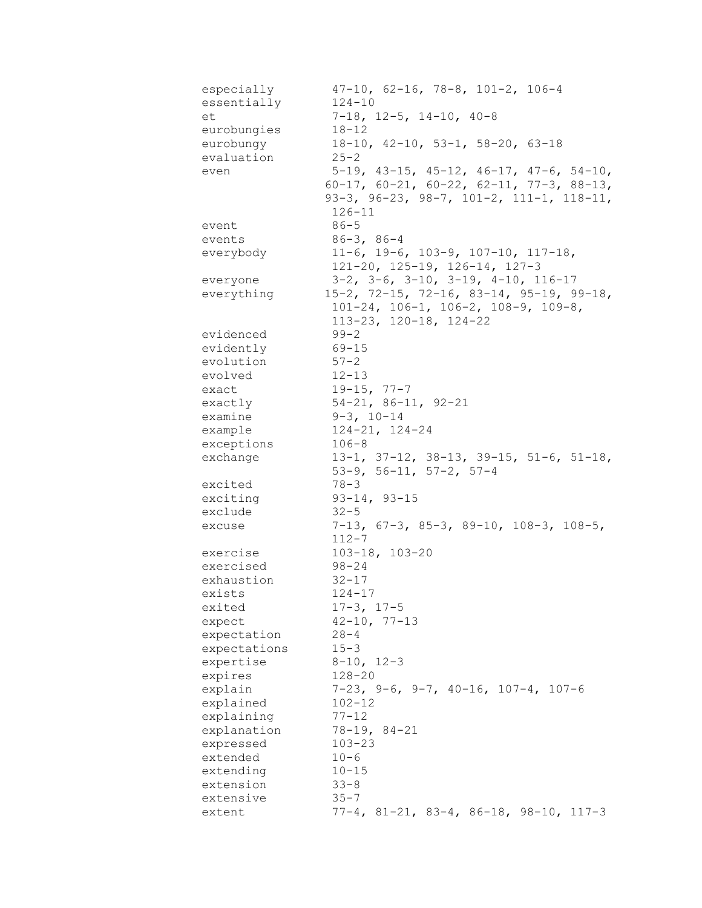| | |
|---|---|
| especially | 47-10, 62-16, 78-8, 101-2, 106-4 |
| essentially | 124-10 |
| et | 7-18, 12-5, 14-10, 40-8 |
| eurobungies | 18-12 |
| eurobungy | 18-10, 42-10, 53-1, 58-20, 63-18 |
| evaluation | 25-2 |
| even | 5-19, 43-15, 45-12, 46-17, 47-6, 54-10, 60-17, 60-21, 60-22, 62-11, 77-3, 88-13, 93-3, 96-23, 98-7, 101-2, 111-1, 118-11, 126-11 |
| event | 86-5 |
| events | 86-3, 86-4 |
| everybody | 11-6, 19-6, 103-9, 107-10, 117-18, 121-20, 125-19, 126-14, 127-3 |
| everyone | 3-2, 3-6, 3-10, 3-19, 4-10, 116-17 |
| everything | 15-2, 72-15, 72-16, 83-14, 95-19, 99-18, 101-24, 106-1, 106-2, 108-9, 109-8, 113-23, 120-18, 124-22 |
| evidenced | 99-2 |
| evidently | 69-15 |
| evolution | 57-2 |
| evolved | 12-13 |
| exact | 19-15, 77-7 |
| exactly | 54-21, 86-11, 92-21 |
| examine | 9-3, 10-14 |
| example | 124-21, 124-24 |
| exceptions | 106-8 |
| exchange | 13-1, 37-12, 38-13, 39-15, 51-6, 51-18, 53-9, 56-11, 57-2, 57-4 |
| excited | 78-3 |
| exciting | 93-14, 93-15 |
| exclude | 32-5 |
| excuse | 7-13, 67-3, 85-3, 89-10, 108-3, 108-5, 112-7 |
| exercise | 103-18, 103-20 |
| exercised | 98-24 |
| exhaustion | 32-17 |
| exists | 124-17 |
| exited | 17-3, 17-5 |
| expect | 42-10, 77-13 |
| expectation | 28-4 |
| expectations | 15-3 |
| expertise | 8-10, 12-3 |
| expires | 128-20 |
| explain | 7-23, 9-6, 9-7, 40-16, 107-4, 107-6 |
| explained | 102-12 |
| explaining | 77-12 |
| explanation | 78-19, 84-21 |
| expressed | 103-23 |
| extended | 10-6 |
| extending | 10-15 |
| extension | 33-8 |
| extensive | 35-7 |
| extent | 77-4, 81-21, 83-4, 86-18, 98-10, 117-3 |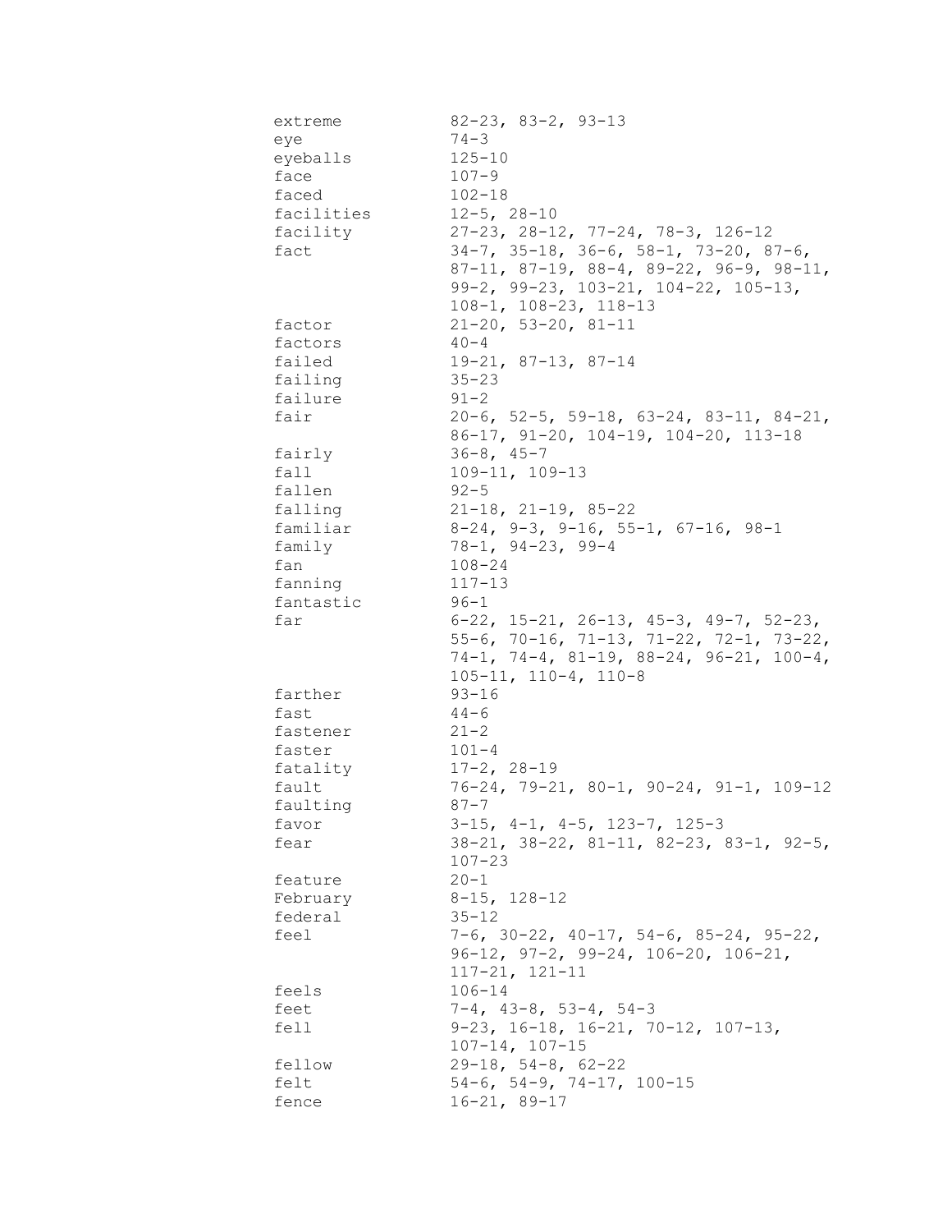| | |
|---|---|
| extreme | 82-23, 83-2, 93-13 |
| eye | 74-3 |
| eyeballs | 125-10 |
| face | 107-9 |
| faced | 102-18 |
| facilities | 12-5, 28-10 |
| facility | 27-23, 28-12, 77-24, 78-3, 126-12 |
| fact | 34-7, 35-18, 36-6, 58-1, 73-20, 87-6, 87-11, 87-19, 88-4, 89-22, 96-9, 98-11, 99-2, 99-23, 103-21, 104-22, 105-13, 108-1, 108-23, 118-13 |
| factor | 21-20, 53-20, 81-11 |
| factors | 40-4 |
| failed | 19-21, 87-13, 87-14 |
| failing | 35-23 |
| failure | 91-2 |
| fair | 20-6, 52-5, 59-18, 63-24, 83-11, 84-21, 86-17, 91-20, 104-19, 104-20, 113-18 |
| fairly | 36-8, 45-7 |
| fall | 109-11, 109-13 |
| fallen | 92-5 |
| falling | 21-18, 21-19, 85-22 |
| familiar | 8-24, 9-3, 9-16, 55-1, 67-16, 98-1 |
| family | 78-1, 94-23, 99-4 |
| fan | 108-24 |
| fanning | 117-13 |
| fantastic | 96-1 |
| far | 6-22, 15-21, 26-13, 45-3, 49-7, 52-23, 55-6, 70-16, 71-13, 71-22, 72-1, 73-22, 74-1, 74-4, 81-19, 88-24, 96-21, 100-4, 105-11, 110-4, 110-8 |
| farther | 93-16 |
| fast | 44-6 |
| fastener | 21-2 |
| faster | 101-4 |
| fatality | 17-2, 28-19 |
| fault | 76-24, 79-21, 80-1, 90-24, 91-1, 109-12 |
| faulting | 87-7 |
| favor | 3-15, 4-1, 4-5, 123-7, 125-3 |
| fear | 38-21, 38-22, 81-11, 82-23, 83-1, 92-5, 107-23 |
| feature | 20-1 |
| February | 8-15, 128-12 |
| federal | 35-12 |
| feel | 7-6, 30-22, 40-17, 54-6, 85-24, 95-22, 96-12, 97-2, 99-24, 106-20, 106-21, 117-21, 121-11 |
| feels | 106-14 |
| feet | 7-4, 43-8, 53-4, 54-3 |
| fell | 9-23, 16-18, 16-21, 70-12, 107-13, 107-14, 107-15 |
| fellow | 29-18, 54-8, 62-22 |
| felt | 54-6, 54-9, 74-17, 100-15 |
| fence | 16-21, 89-17 |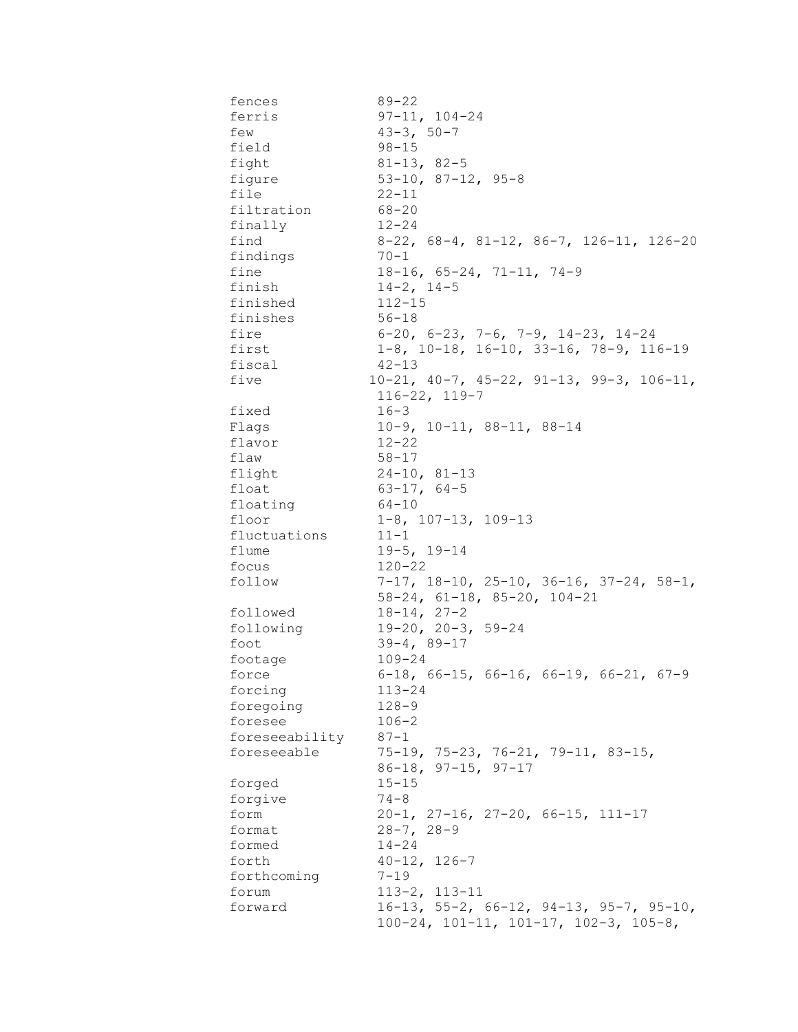| | |
|---|---|
| fences | 89-22 |
| ferris | 97-11, 104-24 |
| few | 43-3, 50-7 |
| field | 98-15 |
| fight | 81-13, 82-5 |
| figure | 53-10, 87-12, 95-8 |
| file | 22-11 |
| filtration | 68-20 |
| finally | 12-24 |
| find | 8-22, 68-4, 81-12, 86-7, 126-11, 126-20 |
| findings | 70-1 |
| fine | 18-16, 65-24, 71-11, 74-9 |
| finish | 14-2, 14-5 |
| finished | 112-15 |
| finishes | 56-18 |
| fire | 6-20, 6-23, 7-6, 7-9, 14-23, 14-24 |
| first | 1-8, 10-18, 16-10, 33-16, 78-9, 116-19 |
| fiscal | 42-13 |
| five | 10-21, 40-7, 45-22, 91-13, 99-3, 106-11, 116-22, 119-7 |
| fixed | 16-3 |
| Flags | 10-9, 10-11, 88-11, 88-14 |
| flavor | 12-22 |
| flaw | 58-17 |
| flight | 24-10, 81-13 |
| float | 63-17, 64-5 |
| floating | 64-10 |
| floor | 1-8, 107-13, 109-13 |
| fluctuations | 11-1 |
| flume | 19-5, 19-14 |
| focus | 120-22 |
| follow | 7-17, 18-10, 25-10, 36-16, 37-24, 58-1, 58-24, 61-18, 85-20, 104-21 |
| followed | 18-14, 27-2 |
| following | 19-20, 20-3, 59-24 |
| foot | 39-4, 89-17 |
| footage | 109-24 |
| force | 6-18, 66-15, 66-16, 66-19, 66-21, 67-9 |
| forcing | 113-24 |
| foregoing | 128-9 |
| foresee | 106-2 |
| foreseeability | 87-1 |
| foreseeable | 75-19, 75-23, 76-21, 79-11, 83-15, 86-18, 97-15, 97-17 |
| forged | 15-15 |
| forgive | 74-8 |
| form | 20-1, 27-16, 27-20, 66-15, 111-17 |
| format | 28-7, 28-9 |
| formed | 14-24 |
| forth | 40-12, 126-7 |
| forthcoming | 7-19 |
| forum | 113-2, 113-11 |
| forward | 16-13, 55-2, 66-12, 94-13, 95-7, 95-10, 100-24, 101-11, 101-17, 102-3, 105-8, |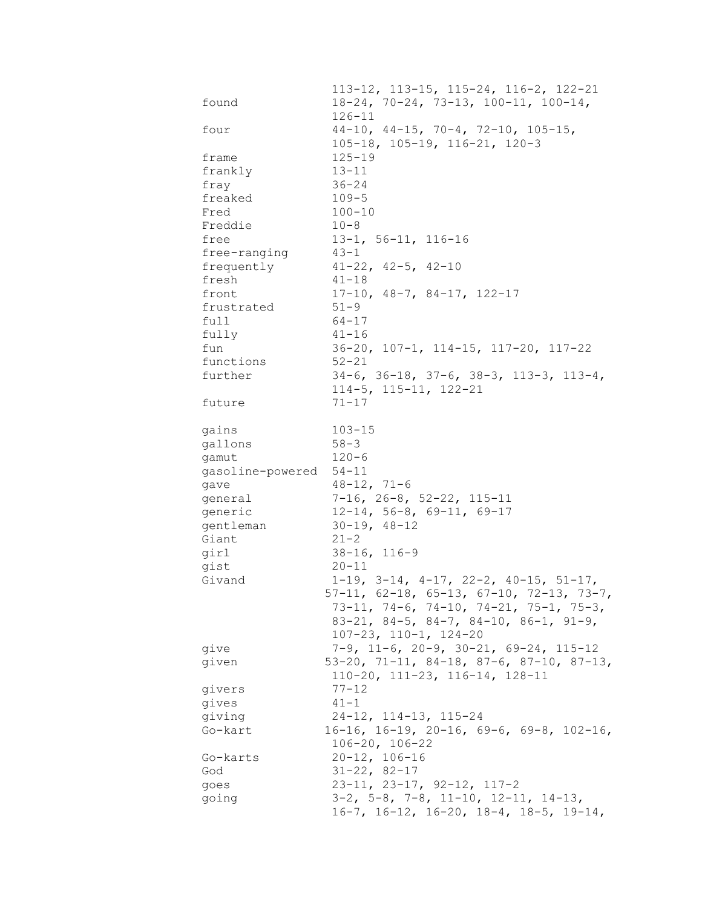113-12, 113-15, 115-24, 116-2, 122-21

| | |
|---|---|
| found | 18-24, 70-24, 73-13, 100-11, 100-14, 126-11 |
| four | 44-10, 44-15, 70-4, 72-10, 105-15, 105-18, 105-19, 116-21, 120-3 |
| frame | 125-19 |
| frankly | 13-11 |
| fray | 36-24 |
| freaked | 109-5 |
| Fred | 100-10 |
| Freddie | 10-8 |
| free | 13-1, 56-11, 116-16 |
| free-ranging | 43-1 |
| frequently | 41-22, 42-5, 42-10 |
| fresh | 41-18 |
| front | 17-10, 48-7, 84-17, 122-17 |
| frustrated | 51-9 |
| full | 64-17 |
| fully | 41-16 |
| fun | 36-20, 107-1, 114-15, 117-20, 117-22 |
| functions | 52-21 |
| further | 34-6, 36-18, 37-6, 38-3, 113-3, 113-4, 114-5, 115-11, 122-21 |
| future | 71-17 |
| | |
| gains | 103-15 |
| gallons | 58-3 |
| gamut | 120-6 |
| gasoline-powered | 54-11 |
| gave | 48-12, 71-6 |
| general | 7-16, 26-8, 52-22, 115-11 |
| generic | 12-14, 56-8, 69-11, 69-17 |
| gentleman | 30-19, 48-12 |
| Giant | 21-2 |
| girl | 38-16, 116-9 |
| gist | 20-11 |
| Givand | 1-19, 3-14, 4-17, 22-2, 40-15, 51-17, 57-11, 62-18, 65-13, 67-10, 72-13, 73-7, 73-11, 74-6, 74-10, 74-21, 75-1, 75-3, 83-21, 84-5, 84-7, 84-10, 86-1, 91-9, 107-23, 110-1, 124-20 |
| give | 7-9, 11-6, 20-9, 30-21, 69-24, 115-12 |
| given | 53-20, 71-11, 84-18, 87-6, 87-10, 87-13, 110-20, 111-23, 116-14, 128-11 |
| givers | 77-12 |
| gives | 41-1 |
| giving | 24-12, 114-13, 115-24 |
| Go-kart | 16-16, 16-19, 20-16, 69-6, 69-8, 102-16, 106-20, 106-22 |
| Go-karts | 20-12, 106-16 |
| God | 31-22, 82-17 |
| goes | 23-11, 23-17, 92-12, 117-2 |
| going | 3-2, 5-8, 7-8, 11-10, 12-11, 14-13, 16-7, 16-12, 16-20, 18-4, 18-5, 19-14, |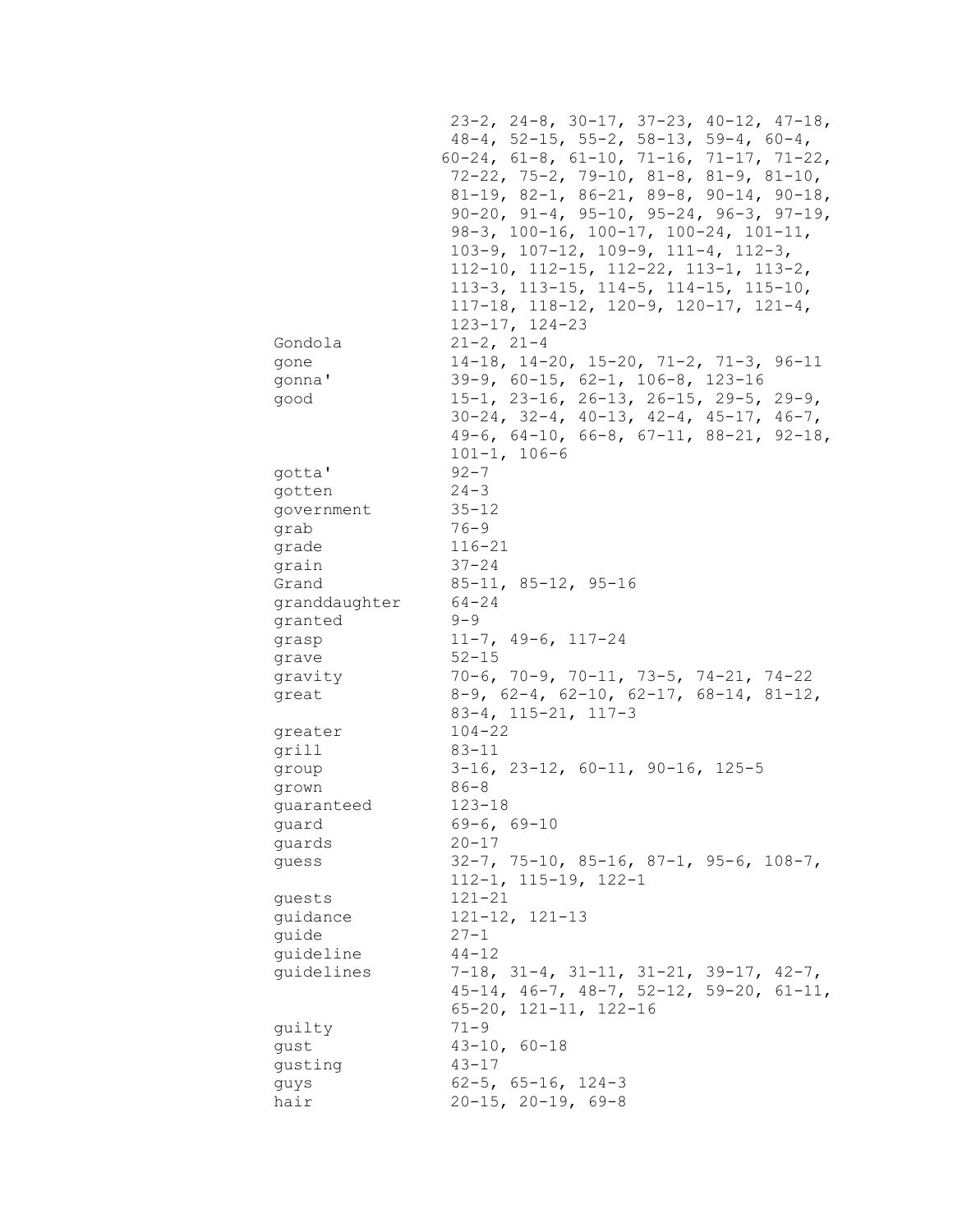| | |
|---|---|
| | 23-2, 24-8, 30-17, 37-23, 40-12, 47-18, 48-4, 52-15, 55-2, 58-13, 59-4, 60-4, 60-24, 61-8, 61-10, 71-16, 71-17, 71-22, 72-22, 75-2, 79-10, 81-8, 81-9, 81-10, 81-19, 82-1, 86-21, 89-8, 90-14, 90-18, 90-20, 91-4, 95-10, 95-24, 96-3, 97-19, 98-3, 100-16, 100-17, 100-24, 101-11, 103-9, 107-12, 109-9, 111-4, 112-3, 112-10, 112-15, 112-22, 113-1, 113-2, 113-3, 113-15, 114-5, 114-15, 115-10, 117-18, 118-12, 120-9, 120-17, 121-4, 123-17, 124-23 |
| Gondola | 21-2, 21-4 |
| gone | 14-18, 14-20, 15-20, 71-2, 71-3, 96-11 |
| gonna' | 39-9, 60-15, 62-1, 106-8, 123-16 |
| good | 15-1, 23-16, 26-13, 26-15, 29-5, 29-9, 30-24, 32-4, 40-13, 42-4, 45-17, 46-7, 49-6, 64-10, 66-8, 67-11, 88-21, 92-18, 101-1, 106-6 |
| gotta' | 92-7 |
| gotten | 24-3 |
| government | 35-12 |
| grab | 76-9 |
| grade | 116-21 |
| grain | 37-24 |
| Grand | 85-11, 85-12, 95-16 |
| granddaughter | 64-24 |
| granted | 9-9 |
| grasp | 11-7, 49-6, 117-24 |
| grave | 52-15 |
| gravity | 70-6, 70-9, 70-11, 73-5, 74-21, 74-22 |
| great | 8-9, 62-4, 62-10, 62-17, 68-14, 81-12, 83-4, 115-21, 117-3 |
| greater | 104-22 |
| grill | 83-11 |
| group | 3-16, 23-12, 60-11, 90-16, 125-5 |
| grown | 86-8 |
| guaranteed | 123-18 |
| guard | 69-6, 69-10 |
| guards | 20-17 |
| guess | 32-7, 75-10, 85-16, 87-1, 95-6, 108-7, 112-1, 115-19, 122-1 |
| guests | 121-21 |
| guidance | 121-12, 121-13 |
| guide | 27-1 |
| guideline | 44-12 |
| guidelines | 7-18, 31-4, 31-11, 31-21, 39-17, 42-7, 45-14, 46-7, 48-7, 52-12, 59-20, 61-11, 65-20, 121-11, 122-16 |
| guilty | 71-9 |
| gust | 43-10, 60-18 |
| gusting | 43-17 |
| guys | 62-5, 65-16, 124-3 |
| hair | 20-15, 20-19, 69-8 |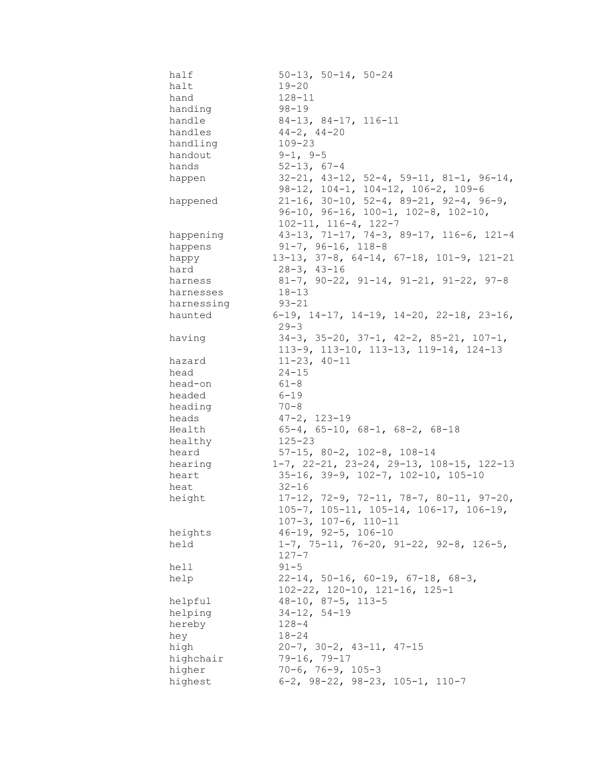| | |
|---|---|
| half | 50-13, 50-14, 50-24 |
| halt | 19-20 |
| hand | 128-11 |
| handing | 98-19 |
| handle | 84-13, 84-17, 116-11 |
| handles | 44-2, 44-20 |
| handling | 109-23 |
| handout | 9-1, 9-5 |
| hands | 52-13, 67-4 |
| happen | 32-21, 43-12, 52-4, 59-11, 81-1, 96-14, 98-12, 104-1, 104-12, 106-2, 109-6 |
| happened | 21-16, 30-10, 52-4, 89-21, 92-4, 96-9, 96-10, 96-16, 100-1, 102-8, 102-10, 102-11, 116-4, 122-7 |
| happening | 43-13, 71-17, 74-3, 89-17, 116-6, 121-4 |
| happens | 91-7, 96-16, 118-8 |
| happy | 13-13, 37-8, 64-14, 67-18, 101-9, 121-21 |
| hard | 28-3, 43-16 |
| harness | 81-7, 90-22, 91-14, 91-21, 91-22, 97-8 |
| harnesses | 18-13 |
| harnessing | 93-21 |
| haunted | 6-19, 14-17, 14-19, 14-20, 22-18, 23-16, 29-3 |
| having | 34-3, 35-20, 37-1, 42-2, 85-21, 107-1, 113-9, 113-10, 113-13, 119-14, 124-13 |
| hazard | 11-23, 40-11 |
| head | 24-15 |
| head-on | 61-8 |
| headed | 6-19 |
| heading | 70-8 |
| heads | 47-2, 123-19 |
| Health | 65-4, 65-10, 68-1, 68-2, 68-18 |
| healthy | 125-23 |
| heard | 57-15, 80-2, 102-8, 108-14 |
| hearing | 1-7, 22-21, 23-24, 29-13, 108-15, 122-13 |
| heart | 35-16, 39-9, 102-7, 102-10, 105-10 |
| heat | 32-16 |
| height | 17-12, 72-9, 72-11, 78-7, 80-11, 97-20, 105-7, 105-11, 105-14, 106-17, 106-19, 107-3, 107-6, 110-11 |
| heights | 46-19, 92-5, 106-10 |
| held | 1-7, 75-11, 76-20, 91-22, 92-8, 126-5, 127-7 |
| hell | 91-5 |
| help | 22-14, 50-16, 60-19, 67-18, 68-3, 102-22, 120-10, 121-16, 125-1 |
| helpful | 48-10, 87-5, 113-5 |
| helping | 34-12, 54-19 |
| hereby | 128-4 |
| hey | 18-24 |
| high | 20-7, 30-2, 43-11, 47-15 |
| highchair | 79-16, 79-17 |
| higher | 70-6, 76-9, 105-3 |
| highest | 6-2, 98-22, 98-23, 105-1, 110-7 |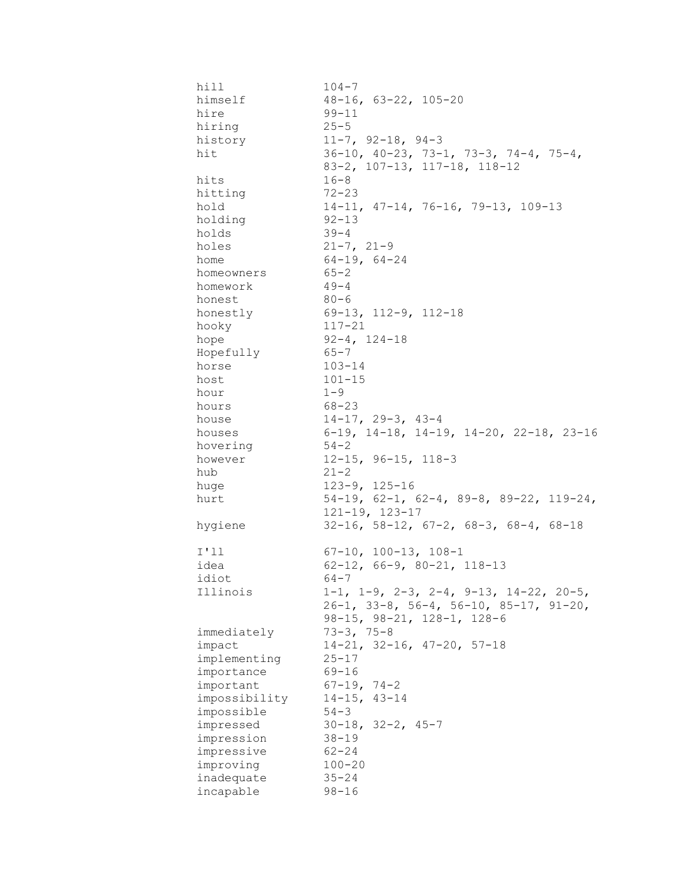| | |
|---|---|
| hill | 104-7 |
| himself | 48-16, 63-22, 105-20 |
| hire | 99-11 |
| hiring | 25-5 |
| history | 11-7, 92-18, 94-3 |
| hit | 36-10, 40-23, 73-1, 73-3, 74-4, 75-4, 83-2, 107-13, 117-18, 118-12 |
| hits | 16-8 |
| hitting | 72-23 |
| hold | 14-11, 47-14, 76-16, 79-13, 109-13 |
| holding | 92-13 |
| holds | 39-4 |
| holes | 21-7, 21-9 |
| home | 64-19, 64-24 |
| homeowners | 65-2 |
| homework | 49-4 |
| honest | 80-6 |
| honestly | 69-13, 112-9, 112-18 |
| hooky | 117-21 |
| hope | 92-4, 124-18 |
| Hopefully | 65-7 |
| horse | 103-14 |
| host | 101-15 |
| hour | 1-9 |
| hours | 68-23 |
| house | 14-17, 29-3, 43-4 |
| houses | 6-19, 14-18, 14-19, 14-20, 22-18, 23-16 |
| hovering | 54-2 |
| however | 12-15, 96-15, 118-3 |
| hub | 21-2 |
| huge | 123-9, 125-16 |
| hurt | 54-19, 62-1, 62-4, 89-8, 89-22, 119-24, 121-19, 123-17 |
| hygiene | 32-16, 58-12, 67-2, 68-3, 68-4, 68-18 |
| | |
| I'll | 67-10, 100-13, 108-1 |
| idea | 62-12, 66-9, 80-21, 118-13 |
| idiot | 64-7 |
| Illinois | 1-1, 1-9, 2-3, 2-4, 9-13, 14-22, 20-5, 26-1, 33-8, 56-4, 56-10, 85-17, 91-20, 98-15, 98-21, 128-1, 128-6 |
| immediately | 73-3, 75-8 |
| impact | 14-21, 32-16, 47-20, 57-18 |
| implementing | 25-17 |
| importance | 69-16 |
| important | 67-19, 74-2 |
| impossibility | 14-15, 43-14 |
| impossible | 54-3 |
| impressed | 30-18, 32-2, 45-7 |
| impression | 38-19 |
| impressive | 62-24 |
| improving | 100-20 |
| inadequate | 35-24 |
| incapable | 98-16 |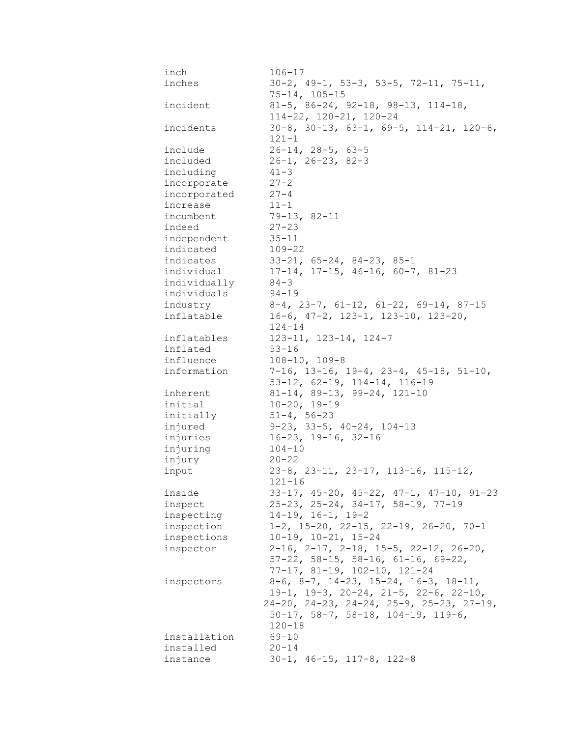| | |
|---|---|
| inch | 106-17 |
| inches | 30-2, 49-1, 53-3, 53-5, 72-11, 75-11, 75-14, 105-15 |
| incident | 81-5, 86-24, 92-18, 98-13, 114-18, 114-22, 120-21, 120-24 |
| incidents | 30-8, 30-13, 63-1, 69-5, 114-21, 120-6, 121-1 |
| include | 26-14, 28-5, 63-5 |
| included | 26-1, 26-23, 82-3 |
| including | 41-3 |
| incorporate | 27-2 |
| incorporated | 27-4 |
| increase | 11-1 |
| incumbent | 79-13, 82-11 |
| indeed | 27-23 |
| independent | 35-11 |
| indicated | 109-22 |
| indicates | 33-21, 65-24, 84-23, 85-1 |
| individual | 17-14, 17-15, 46-16, 60-7, 81-23 |
| individually | 84-3 |
| individuals | 94-19 |
| industry | 8-4, 23-7, 61-12, 61-22, 69-14, 87-15 |
| inflatable | 16-6, 47-2, 123-1, 123-10, 123-20, 124-14 |
| inflatables | 123-11, 123-14, 124-7 |
| inflated | 53-16 |
| influence | 108-10, 109-8 |
| information | 7-16, 13-16, 19-4, 23-4, 45-18, 51-10, 53-12, 62-19, 114-14, 116-19 |
| inherent | 81-14, 89-13, 99-24, 121-10 |
| initial | 10-20, 19-19 |
| initially | 51-4, 56-23 |
| injured | 9-23, 33-5, 40-24, 104-13 |
| injuries | 16-23, 19-16, 32-16 |
| injuring | 104-10 |
| injury | 20-22 |
| input | 23-8, 23-11, 23-17, 113-16, 115-12, 121-16 |
| inside | 33-17, 45-20, 45-22, 47-1, 47-10, 91-23 |
| inspect | 25-23, 25-24, 34-17, 58-19, 77-19 |
| inspecting | 14-19, 16-1, 19-2 |
| inspection | 1-2, 15-20, 22-15, 22-19, 26-20, 70-1 |
| inspections | 10-19, 10-21, 15-24 |
| inspector | 2-16, 2-17, 2-18, 15-5, 22-12, 26-20, 57-22, 58-15, 58-16, 61-16, 69-22, 77-17, 81-19, 102-10, 121-24 |
| inspectors | 8-6, 8-7, 14-23, 15-24, 16-3, 18-11, 19-1, 19-3, 20-24, 21-5, 22-6, 22-10, 24-20, 24-23, 24-24, 25-9, 25-23, 27-19, 50-17, 58-7, 58-18, 104-19, 119-6, 120-18 |
| installation | 69-10 |
| installed | 20-14 |
| instance | 30-1, 46-15, 117-8, 122-8 |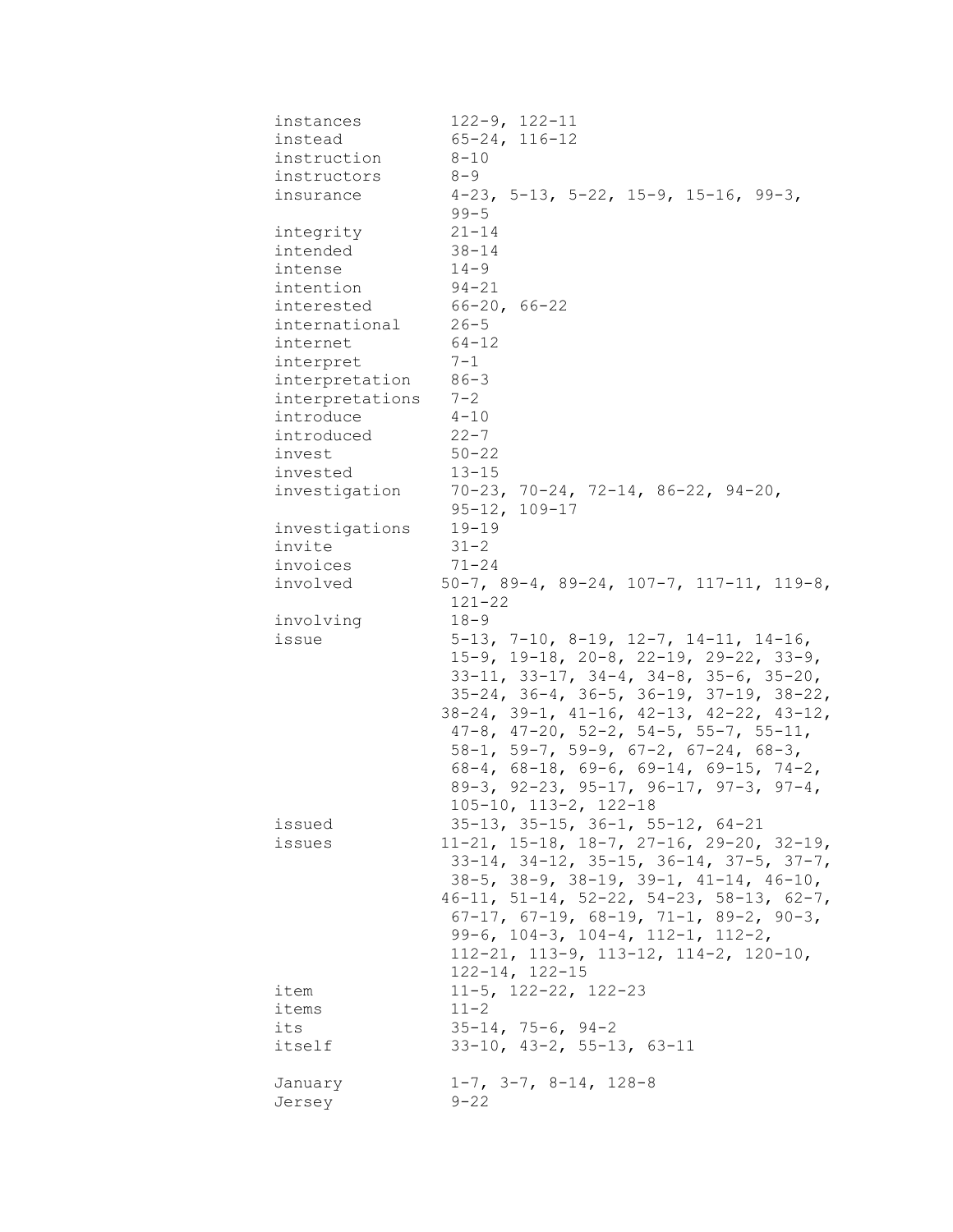| | |
|---|---|
| instances | 122-9, 122-11 |
| instead | 65-24, 116-12 |
| instruction | 8-10 |
| instructors | 8-9 |
| insurance | 4-23, 5-13, 5-22, 15-9, 15-16, 99-3, 99-5 |
| integrity | 21-14 |
| intended | 38-14 |
| intense | 14-9 |
| intention | 94-21 |
| interested | 66-20, 66-22 |
| international | 26-5 |
| internet | 64-12 |
| interpret | 7-1 |
| interpretation | 86-3 |
| interpretations | 7-2 |
| introduce | 4-10 |
| introduced | 22-7 |
| invest | 50-22 |
| invested | 13-15 |
| investigation | 70-23, 70-24, 72-14, 86-22, 94-20, 95-12, 109-17 |
| investigations | 19-19 |
| invite | 31-2 |
| invoices | 71-24 |
| involved | 50-7, 89-4, 89-24, 107-7, 117-11, 119-8, 121-22 |
| involving | 18-9 |
| issue | 5-13, 7-10, 8-19, 12-7, 14-11, 14-16, 15-9, 19-18, 20-8, 22-19, 29-22, 33-9, 33-11, 33-17, 34-4, 34-8, 35-6, 35-20, 35-24, 36-4, 36-5, 36-19, 37-19, 38-22, 38-24, 39-1, 41-16, 42-13, 42-22, 43-12, 47-8, 47-20, 52-2, 54-5, 55-7, 55-11, 58-1, 59-7, 59-9, 67-2, 67-24, 68-3, 68-4, 68-18, 69-6, 69-14, 69-15, 74-2, 89-3, 92-23, 95-17, 96-17, 97-3, 97-4, 105-10, 113-2, 122-18 |
| issued | 35-13, 35-15, 36-1, 55-12, 64-21 |
| issues | 11-21, 15-18, 18-7, 27-16, 29-20, 32-19, 33-14, 34-12, 35-15, 36-14, 37-5, 37-7, 38-5, 38-9, 38-19, 39-1, 41-14, 46-10, 46-11, 51-14, 52-22, 54-23, 58-13, 62-7, 67-17, 67-19, 68-19, 71-1, 89-2, 90-3, 99-6, 104-3, 104-4, 112-1, 112-2, 112-21, 113-9, 113-12, 114-2, 120-10, 122-14, 122-15 |
| item | 11-5, 122-22, 122-23 |
| items | 11-2 |
| its | 35-14, 75-6, 94-2 |
| itself | 33-10, 43-2, 55-13, 63-11 |
| January | 1-7, 3-7, 8-14, 128-8 |
| Jersey | 9-22 |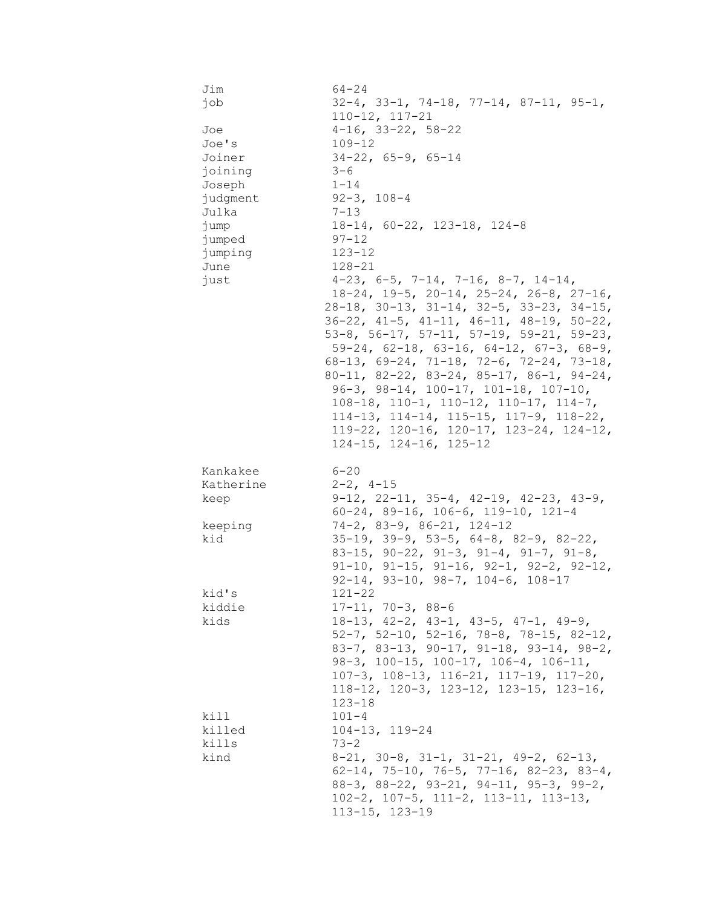| | |
|---|---|
| Jim | 64-24 |
| job | 32-4, 33-1, 74-18, 77-14, 87-11, 95-1, 110-12, 117-21 |
| Joe | 4-16, 33-22, 58-22 |
| Joe's | 109-12 |
| Joiner | 34-22, 65-9, 65-14 |
| joining | 3-6 |
| Joseph | 1-14 |
| judgment | 92-3, 108-4 |
| Julka | 7-13 |
| jump | 18-14, 60-22, 123-18, 124-8 |
| jumped | 97-12 |
| jumping | 123-12 |
| June | 128-21 |
| just | 4-23, 6-5, 7-14, 7-16, 8-7, 14-14, 18-24, 19-5, 20-14, 25-24, 26-8, 27-16, 28-18, 30-13, 31-14, 32-5, 33-23, 34-15, 36-22, 41-5, 41-11, 46-11, 48-19, 50-22, 53-8, 56-17, 57-11, 57-19, 59-21, 59-23, 59-24, 62-18, 63-16, 64-12, 67-3, 68-9, 68-13, 69-24, 71-18, 72-6, 72-24, 73-18, 80-11, 82-22, 83-24, 85-17, 86-1, 94-24, 96-3, 98-14, 100-17, 101-18, 107-10, 108-18, 110-1, 110-12, 110-17, 114-7, 114-13, 114-14, 115-15, 117-9, 118-22, 119-22, 120-16, 120-17, 123-24, 124-12, 124-15, 124-16, 125-12 |
| Kankakee | 6-20 |
| Katherine | 2-2, 4-15 |
| keep | 9-12, 22-11, 35-4, 42-19, 42-23, 43-9, 60-24, 89-16, 106-6, 119-10, 121-4 |
| keeping | 74-2, 83-9, 86-21, 124-12 |
| kid | 35-19, 39-9, 53-5, 64-8, 82-9, 82-22, 83-15, 90-22, 91-3, 91-4, 91-7, 91-8, 91-10, 91-15, 91-16, 92-1, 92-2, 92-12, 92-14, 93-10, 98-7, 104-6, 108-17 |
| kid's | 121-22 |
| kiddie | 17-11, 70-3, 88-6 |
| kids | 18-13, 42-2, 43-1, 43-5, 47-1, 49-9, 52-7, 52-10, 52-16, 78-8, 78-15, 82-12, 83-7, 83-13, 90-17, 91-18, 93-14, 98-2, 98-3, 100-15, 100-17, 106-4, 106-11, 107-3, 108-13, 116-21, 117-19, 117-20, 118-12, 120-3, 123-12, 123-15, 123-16, 123-18 |
| kill | 101-4 |
| killed | 104-13, 119-24 |
| kills | 73-2 |
| kind | 8-21, 30-8, 31-1, 31-21, 49-2, 62-13, 62-14, 75-10, 76-5, 77-16, 82-23, 83-4, 88-3, 88-22, 93-21, 94-11, 95-3, 99-2, 102-2, 107-5, 111-2, 113-11, 113-13, 113-15, 123-19 |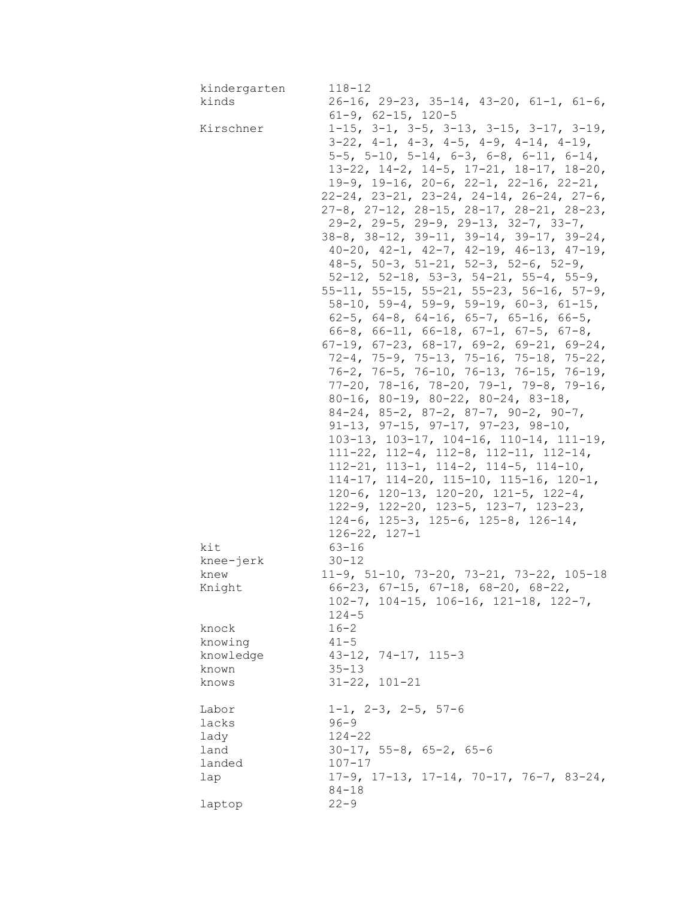kindergarten 118-12

kinds 26-16, 29-23, 35-14, 43-20, 61-1, 61-6, 61-9, 62-15, 120-5

Kirschner 1-15, 3-1, 3-5, 3-13, 3-15, 3-17, 3-19, 3-22, 4-1, 4-3, 4-5, 4-9, 4-14, 4-19, 5-5, 5-10, 5-14, 6-3, 6-8, 6-11, 6-14, 13-22, 14-2, 14-5, 17-21, 18-17, 18-20, 19-9, 19-16, 20-6, 22-1, 22-16, 22-21, 22-24, 23-21, 23-24, 24-14, 26-24, 27-6, 27-8, 27-12, 28-15, 28-17, 28-21, 28-23, 29-2, 29-5, 29-9, 29-13, 32-7, 33-7, 38-8, 38-12, 39-11, 39-14, 39-17, 39-24, 40-20, 42-1, 42-7, 42-19, 46-13, 47-19, 48-5, 50-3, 51-21, 52-3, 52-6, 52-9, 52-12, 52-18, 53-3, 54-21, 55-4, 55-9, 55-11, 55-15, 55-21, 55-23, 56-16, 57-9, 58-10, 59-4, 59-9, 59-19, 60-3, 61-15, 62-5, 64-8, 64-16, 65-7, 65-16, 66-5, 66-8, 66-11, 66-18, 67-1, 67-5, 67-8, 67-19, 67-23, 68-17, 69-2, 69-21, 69-24, 72-4, 75-9, 75-13, 75-16, 75-18, 75-22, 76-2, 76-5, 76-10, 76-13, 76-15, 76-19, 77-20, 78-16, 78-20, 79-1, 79-8, 79-16, 80-16, 80-19, 80-22, 80-24, 83-18, 84-24, 85-2, 87-2, 87-7, 90-2, 90-7, 91-13, 97-15, 97-17, 97-23, 98-10, 103-13, 103-17, 104-16, 110-14, 111-19, 111-22, 112-4, 112-8, 112-11, 112-14, 112-21, 113-1, 114-2, 114-5, 114-10, 114-17, 114-20, 115-10, 115-16, 120-1, 120-6, 120-13, 120-20, 121-5, 122-4, 122-9, 122-20, 123-5, 123-7, 123-23, 124-6, 125-3, 125-6, 125-8, 126-14, 126-22, 127-1

kit 63-16

knee-jerk 30-12

knew 11-9, 51-10, 73-20, 73-21, 73-22, 105-18

Knight 66-23, 67-15, 67-18, 68-20, 68-22, 102-7, 104-15, 106-16, 121-18, 122-7, 124-5

knock 16-2

knowing 41-5

knowledge 43-12, 74-17, 115-3

known 35-13

knows 31-22, 101-21

Labor 1-1, 2-3, 2-5, 57-6

lacks 96-9

lady 124-22

land 30-17, 55-8, 65-2, 65-6

landed 107-17

lap 17-9, 17-13, 17-14, 70-17, 76-7, 83-24, 84-18

laptop 22-9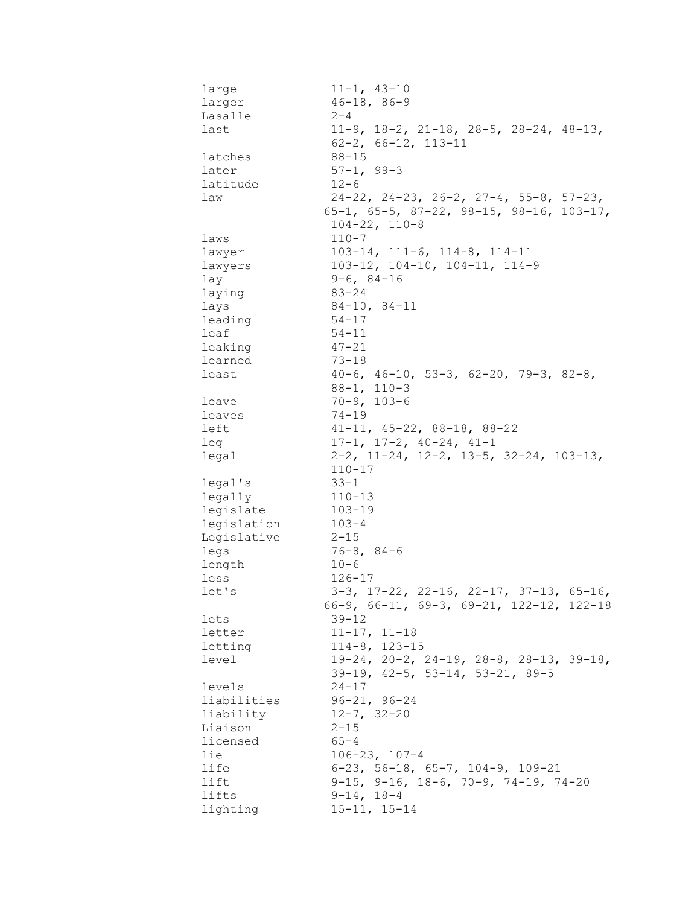| | |
|---|---|
| large | 11-1, 43-10 |
| larger | 46-18, 86-9 |
| Lasalle | 2-4 |
| last | 11-9, 18-2, 21-18, 28-5, 28-24, 48-13, 62-2, 66-12, 113-11 |
| latches | 88-15 |
| later | 57-1, 99-3 |
| latitude | 12-6 |
| law | 24-22, 24-23, 26-2, 27-4, 55-8, 57-23, 65-1, 65-5, 87-22, 98-15, 98-16, 103-17, 104-22, 110-8 |
| laws | 110-7 |
| lawyer | 103-14, 111-6, 114-8, 114-11 |
| lawyers | 103-12, 104-10, 104-11, 114-9 |
| lay | 9-6, 84-16 |
| laying | 83-24 |
| lays | 84-10, 84-11 |
| leading | 54-17 |
| leaf | 54-11 |
| leaking | 47-21 |
| learned | 73-18 |
| least | 40-6, 46-10, 53-3, 62-20, 79-3, 82-8, 88-1, 110-3 |
| leave | 70-9, 103-6 |
| leaves | 74-19 |
| left | 41-11, 45-22, 88-18, 88-22 |
| leg | 17-1, 17-2, 40-24, 41-1 |
| legal | 2-2, 11-24, 12-2, 13-5, 32-24, 103-13, 110-17 |
| legal's | 33-1 |
| legally | 110-13 |
| legislate | 103-19 |
| legislation | 103-4 |
| Legislative | 2-15 |
| legs | 76-8, 84-6 |
| length | 10-6 |
| less | 126-17 |
| let's | 3-3, 17-22, 22-16, 22-17, 37-13, 65-16, 66-9, 66-11, 69-3, 69-21, 122-12, 122-18 |
| lets | 39-12 |
| letter | 11-17, 11-18 |
| letting | 114-8, 123-15 |
| level | 19-24, 20-2, 24-19, 28-8, 28-13, 39-18, 39-19, 42-5, 53-14, 53-21, 89-5 |
| levels | 24-17 |
| liabilities | 96-21, 96-24 |
| liability | 12-7, 32-20 |
| Liaison | 2-15 |
| licensed | 65-4 |
| lie | 106-23, 107-4 |
| life | 6-23, 56-18, 65-7, 104-9, 109-21 |
| lift | 9-15, 9-16, 18-6, 70-9, 74-19, 74-20 |
| lifts | 9-14, 18-4 |
| lighting | 15-11, 15-14 |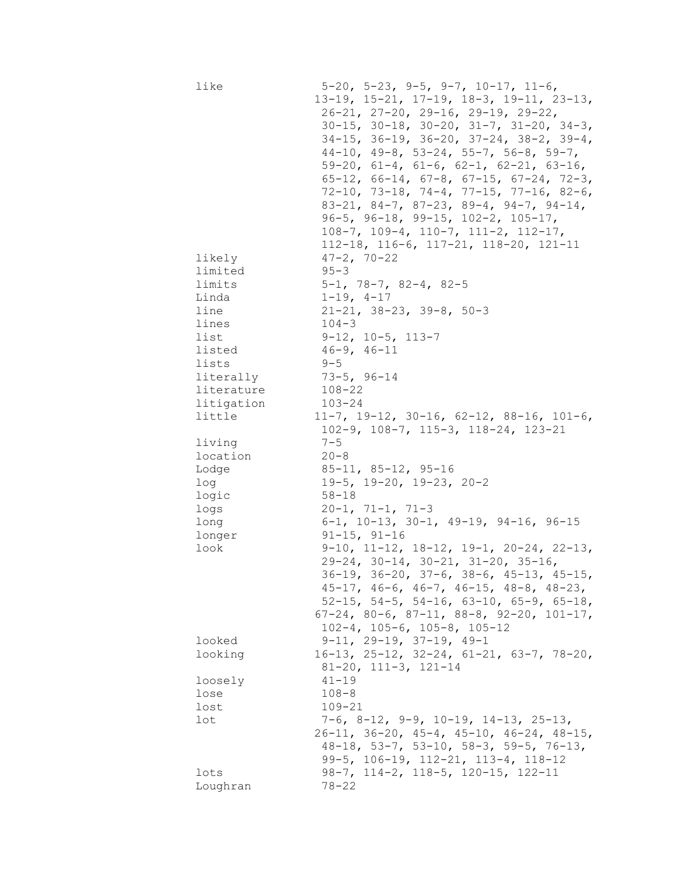| | |
|---|---|
| like | 5-20, 5-23, 9-5, 9-7, 10-17, 11-6, 13-19, 15-21, 17-19, 18-3, 19-11, 23-13, 26-21, 27-20, 29-16, 29-19, 29-22, 30-15, 30-18, 30-20, 31-7, 31-20, 34-3, 34-15, 36-19, 36-20, 37-24, 38-2, 39-4, 44-10, 49-8, 53-24, 55-7, 56-8, 59-7, 59-20, 61-4, 61-6, 62-1, 62-21, 63-16, 65-12, 66-14, 67-8, 67-15, 67-24, 72-3, 72-10, 73-18, 74-4, 77-15, 77-16, 82-6, 83-21, 84-7, 87-23, 89-4, 94-7, 94-14, 96-5, 96-18, 99-15, 102-2, 105-17, 108-7, 109-4, 110-7, 111-2, 112-17, 112-18, 116-6, 117-21, 118-20, 121-11 |
| likely | 47-2, 70-22 |
| limited | 95-3 |
| limits | 5-1, 78-7, 82-4, 82-5 |
| Linda | 1-19, 4-17 |
| line | 21-21, 38-23, 39-8, 50-3 |
| lines | 104-3 |
| list | 9-12, 10-5, 113-7 |
| listed | 46-9, 46-11 |
| lists | 9-5 |
| literally | 73-5, 96-14 |
| literature | 108-22 |
| litigation | 103-24 |
| little | 11-7, 19-12, 30-16, 62-12, 88-16, 101-6, 102-9, 108-7, 115-3, 118-24, 123-21 |
| living | 7-5 |
| location | 20-8 |
| Lodge | 85-11, 85-12, 95-16 |
| log | 19-5, 19-20, 19-23, 20-2 |
| logic | 58-18 |
| logs | 20-1, 71-1, 71-3 |
| long | 6-1, 10-13, 30-1, 49-19, 94-16, 96-15 |
| longer | 91-15, 91-16 |
| look | 9-10, 11-12, 18-12, 19-1, 20-24, 22-13, 29-24, 30-14, 30-21, 31-20, 35-16, 36-19, 36-20, 37-6, 38-6, 45-13, 45-15, 45-17, 46-6, 46-7, 46-15, 48-8, 48-23, 52-15, 54-5, 54-16, 63-10, 65-9, 65-18, 67-24, 80-6, 87-11, 88-8, 92-20, 101-17, 102-4, 105-6, 105-8, 105-12 |
| looked | 9-11, 29-19, 37-19, 49-1 |
| looking | 16-13, 25-12, 32-24, 61-21, 63-7, 78-20, 81-20, 111-3, 121-14 |
| loosely | 41-19 |
| lose | 108-8 |
| lost | 109-21 |
| lot | 7-6, 8-12, 9-9, 10-19, 14-13, 25-13, 26-11, 36-20, 45-4, 45-10, 46-24, 48-15, 48-18, 53-7, 53-10, 58-3, 59-5, 76-13, 99-5, 106-19, 112-21, 113-4, 118-12 |
| lots | 98-7, 114-2, 118-5, 120-15, 122-11 |
| Loughran | 78-22 |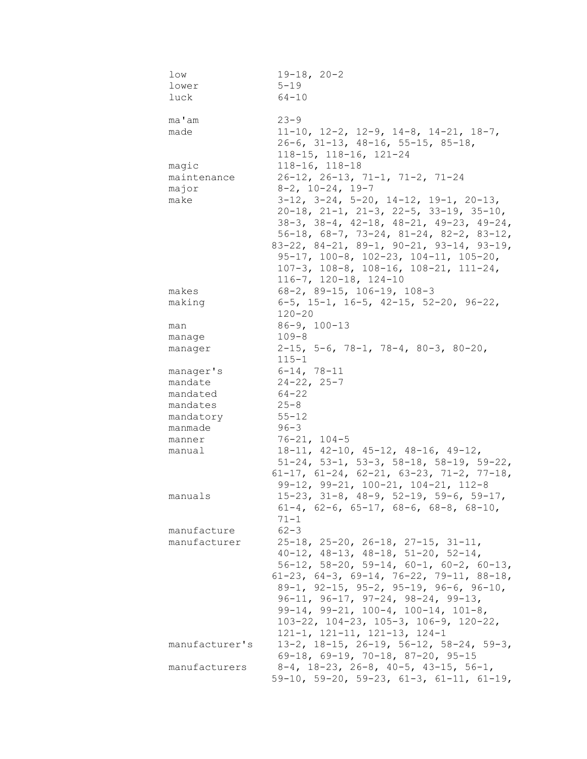| | |
|---|---|
| low | 19-18, 20-2 |
| lower | 5-19 |
| luck | 64-10 |
| | |
| ma'am | 23-9 |
| made | 11-10, 12-2, 12-9, 14-8, 14-21, 18-7, 26-6, 31-13, 48-16, 55-15, 85-18, 118-15, 118-16, 121-24 |
| magic | 118-16, 118-18 |
| maintenance | 26-12, 26-13, 71-1, 71-2, 71-24 |
| major | 8-2, 10-24, 19-7 |
| make | 3-12, 3-24, 5-20, 14-12, 19-1, 20-13, 20-18, 21-1, 21-3, 22-5, 33-19, 35-10, 38-3, 38-4, 42-18, 48-21, 49-23, 49-24, 56-18, 68-7, 73-24, 81-24, 82-2, 83-12, 83-22, 84-21, 89-1, 90-21, 93-14, 93-19, 95-17, 100-8, 102-23, 104-11, 105-20, 107-3, 108-8, 108-16, 108-21, 111-24, 116-7, 120-18, 124-10 |
| makes | 68-2, 89-15, 106-19, 108-3 |
| making | 6-5, 15-1, 16-5, 42-15, 52-20, 96-22, 120-20 |
| man | 86-9, 100-13 |
| manage | 109-8 |
| manager | 2-15, 5-6, 78-1, 78-4, 80-3, 80-20, 115-1 |
| manager's | 6-14, 78-11 |
| mandate | 24-22, 25-7 |
| mandated | 64-22 |
| mandates | 25-8 |
| mandatory | 55-12 |
| manmade | 96-3 |
| manner | 76-21, 104-5 |
| manual | 18-11, 42-10, 45-12, 48-16, 49-12, 51-24, 53-1, 53-3, 58-18, 58-19, 59-22, 61-17, 61-24, 62-21, 63-23, 71-2, 77-18, 99-12, 99-21, 100-21, 104-21, 112-8 |
| manuals | 15-23, 31-8, 48-9, 52-19, 59-6, 59-17, 61-4, 62-6, 65-17, 68-6, 68-8, 68-10, 71-1 |
| manufacture | 62-3 |
| manufacturer | 25-18, 25-20, 26-18, 27-15, 31-11, 40-12, 48-13, 48-18, 51-20, 52-14, 56-12, 58-20, 59-14, 60-1, 60-2, 60-13, 61-23, 64-3, 69-14, 76-22, 79-11, 88-18, 89-1, 92-15, 95-2, 95-19, 96-6, 96-10, 96-11, 96-17, 97-24, 98-24, 99-13, 99-14, 99-21, 100-4, 100-14, 101-8, 103-22, 104-23, 105-3, 106-9, 120-22, 121-1, 121-11, 121-13, 124-1 |
| manufacturer's | 13-2, 18-15, 26-19, 56-12, 58-24, 59-3, 69-18, 69-19, 70-18, 87-20, 95-15 |
| manufacturers | 8-4, 18-23, 26-8, 40-5, 43-15, 56-1, 59-10, 59-20, 59-23, 61-3, 61-11, 61-19, |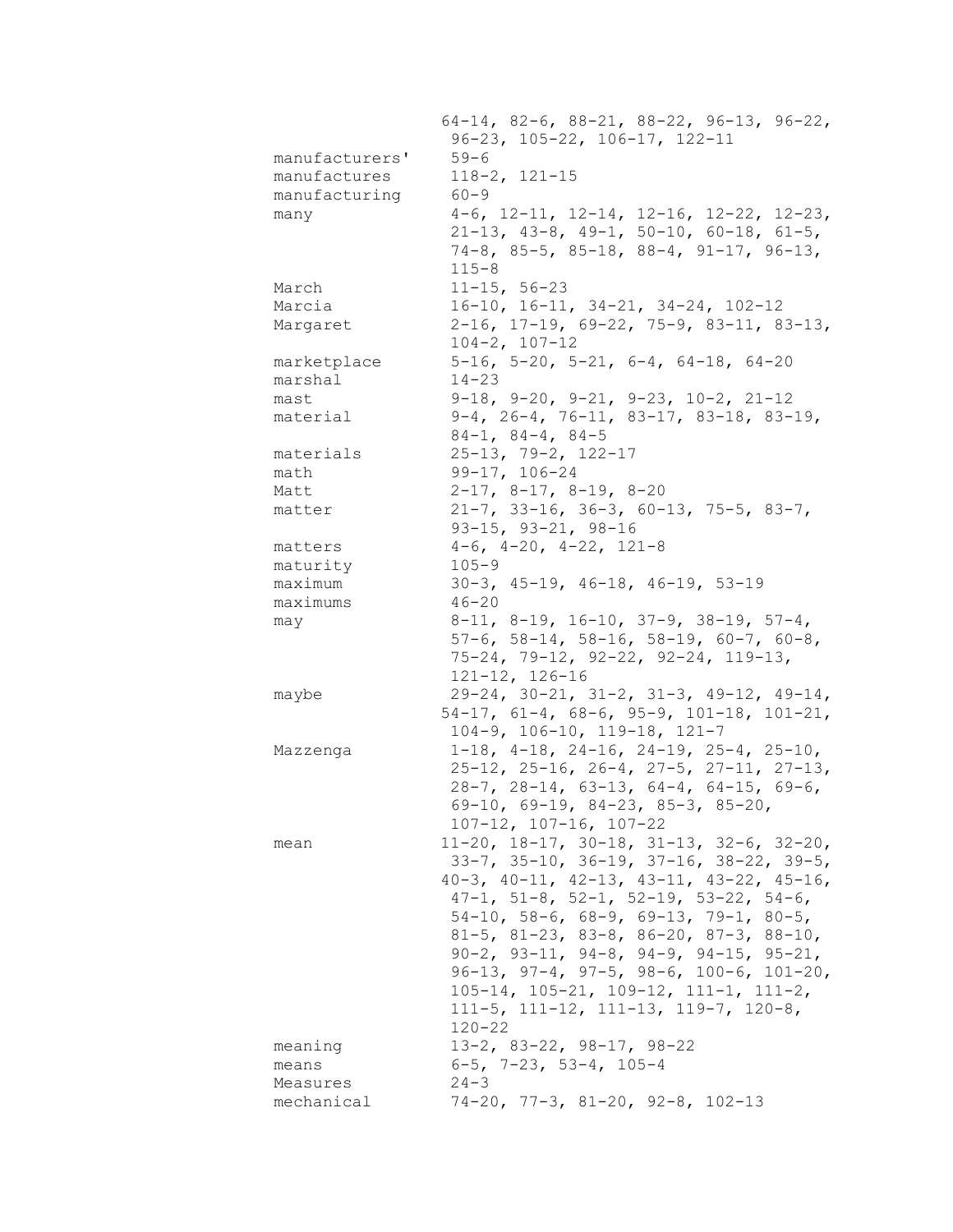64-14, 82-6, 88-21, 88-22, 96-13, 96-22, 96-23, 105-22, 106-17, 122-11

| | |
|---|---|
| manufacturers' | 59-6 |
| manufactures | 118-2, 121-15 |
| manufacturing | 60-9 |
| many | 4-6, 12-11, 12-14, 12-16, 12-22, 12-23, 21-13, 43-8, 49-1, 50-10, 60-18, 61-5, 74-8, 85-5, 85-18, 88-4, 91-17, 96-13, 115-8 |
| March | 11-15, 56-23 |
| Marcia | 16-10, 16-11, 34-21, 34-24, 102-12 |
| Margaret | 2-16, 17-19, 69-22, 75-9, 83-11, 83-13, 104-2, 107-12 |
| marketplace | 5-16, 5-20, 5-21, 6-4, 64-18, 64-20 |
| marshal | 14-23 |
| mast | 9-18, 9-20, 9-21, 9-23, 10-2, 21-12 |
| material | 9-4, 26-4, 76-11, 83-17, 83-18, 83-19, 84-1, 84-4, 84-5 |
| materials | 25-13, 79-2, 122-17 |
| math | 99-17, 106-24 |
| Matt | 2-17, 8-17, 8-19, 8-20 |
| matter | 21-7, 33-16, 36-3, 60-13, 75-5, 83-7, 93-15, 93-21, 98-16 |
| matters | 4-6, 4-20, 4-22, 121-8 |
| maturity | 105-9 |
| maximum | 30-3, 45-19, 46-18, 46-19, 53-19 |
| maximums | 46-20 |
| may | 8-11, 8-19, 16-10, 37-9, 38-19, 57-4, 57-6, 58-14, 58-16, 58-19, 60-7, 60-8, 75-24, 79-12, 92-22, 92-24, 119-13, 121-12, 126-16 |
| maybe | 29-24, 30-21, 31-2, 31-3, 49-12, 49-14, 54-17, 61-4, 68-6, 95-9, 101-18, 101-21, 104-9, 106-10, 119-18, 121-7 |
| Mazzenga | 1-18, 4-18, 24-16, 24-19, 25-4, 25-10, 25-12, 25-16, 26-4, 27-5, 27-11, 27-13, 28-7, 28-14, 63-13, 64-4, 64-15, 69-6, 69-10, 69-19, 84-23, 85-3, 85-20, 107-12, 107-16, 107-22 |
| mean | 11-20, 18-17, 30-18, 31-13, 32-6, 32-20, 33-7, 35-10, 36-19, 37-16, 38-22, 39-5, 40-3, 40-11, 42-13, 43-11, 43-22, 45-16, 47-1, 51-8, 52-1, 52-19, 53-22, 54-6, 54-10, 58-6, 68-9, 69-13, 79-1, 80-5, 81-5, 81-23, 83-8, 86-20, 87-3, 88-10, 90-2, 93-11, 94-8, 94-9, 94-15, 95-21, 96-13, 97-4, 97-5, 98-6, 100-6, 101-20, 105-14, 105-21, 109-12, 111-1, 111-2, 111-5, 111-12, 111-13, 119-7, 120-8, 120-22 |
| meaning | 13-2, 83-22, 98-17, 98-22 |
| means | 6-5, 7-23, 53-4, 105-4 |
| Measures | 24-3 |
| mechanical | 74-20, 77-3, 81-20, 92-8, 102-13 |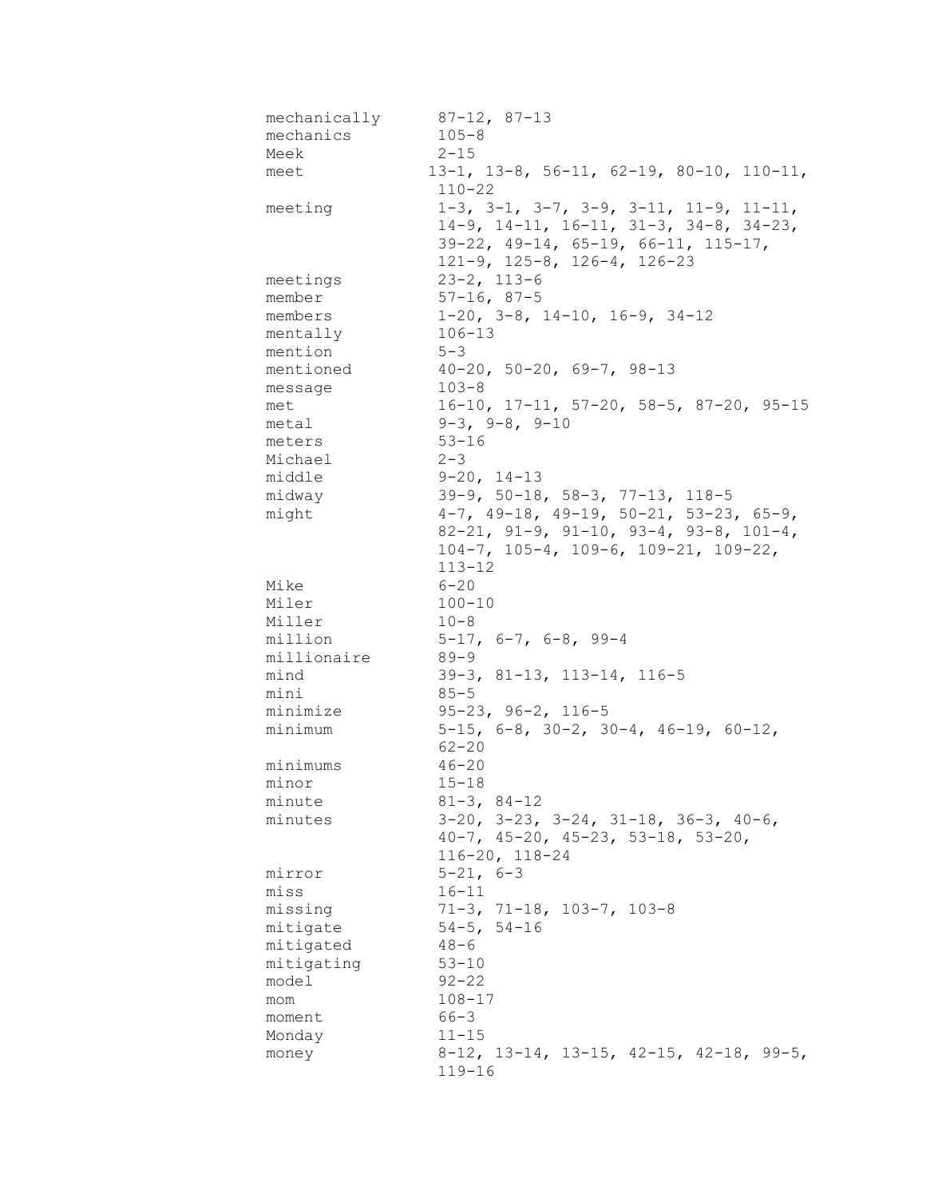| | |
|---|---|
| mechanically | 87-12, 87-13 |
| mechanics | 105-8 |
| Meek | 2-15 |
| meet | 13-1, 13-8, 56-11, 62-19, 80-10, 110-11, 110-22 |
| meeting | 1-3, 3-1, 3-7, 3-9, 3-11, 11-9, 11-11, 14-9, 14-11, 16-11, 31-3, 34-8, 34-23, 39-22, 49-14, 65-19, 66-11, 115-17, 121-9, 125-8, 126-4, 126-23 |
| meetings | 23-2, 113-6 |
| member | 57-16, 87-5 |
| members | 1-20, 3-8, 14-10, 16-9, 34-12 |
| mentally | 106-13 |
| mention | 5-3 |
| mentioned | 40-20, 50-20, 69-7, 98-13 |
| message | 103-8 |
| met | 16-10, 17-11, 57-20, 58-5, 87-20, 95-15 |
| metal | 9-3, 9-8, 9-10 |
| meters | 53-16 |
| Michael | 2-3 |
| middle | 9-20, 14-13 |
| midway | 39-9, 50-18, 58-3, 77-13, 118-5 |
| might | 4-7, 49-18, 49-19, 50-21, 53-23, 65-9, 82-21, 91-9, 91-10, 93-4, 93-8, 101-4, 104-7, 105-4, 109-6, 109-21, 109-22, 113-12 |
| Mike | 6-20 |
| Miler | 100-10 |
| Miller | 10-8 |
| million | 5-17, 6-7, 6-8, 99-4 |
| millionaire | 89-9 |
| mind | 39-3, 81-13, 113-14, 116-5 |
| mini | 85-5 |
| minimize | 95-23, 96-2, 116-5 |
| minimum | 5-15, 6-8, 30-2, 30-4, 46-19, 60-12, 62-20 |
| minimums | 46-20 |
| minor | 15-18 |
| minute | 81-3, 84-12 |
| minutes | 3-20, 3-23, 3-24, 31-18, 36-3, 40-6, 40-7, 45-20, 45-23, 53-18, 53-20, 116-20, 118-24 |
| mirror | 5-21, 6-3 |
| miss | 16-11 |
| missing | 71-3, 71-18, 103-7, 103-8 |
| mitigate | 54-5, 54-16 |
| mitigated | 48-6 |
| mitigating | 53-10 |
| model | 92-22 |
| mom | 108-17 |
| moment | 66-3 |
| Monday | 11-15 |
| money | 8-12, 13-14, 13-15, 42-15, 42-18, 99-5, 119-16 |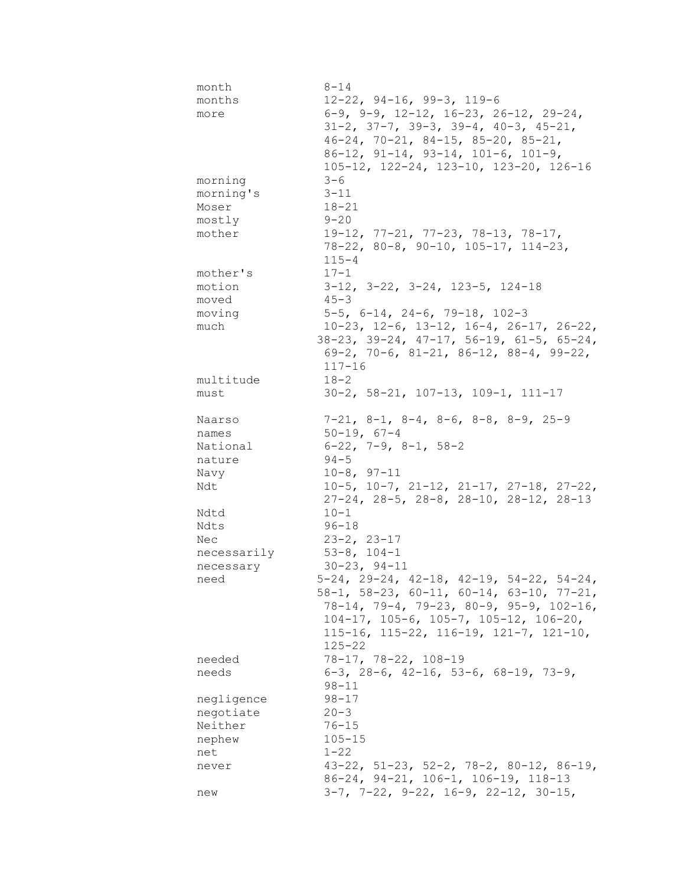month 8-14
months 12-22, 94-16, 99-3, 119-6
more 6-9, 9-9, 12-12, 16-23, 26-12, 29-24, 31-2, 37-7, 39-3, 39-4, 40-3, 45-21, 46-24, 70-21, 84-15, 85-20, 85-21, 86-12, 91-14, 93-14, 101-6, 101-9, 105-12, 122-24, 123-10, 123-20, 126-16
morning 3-6
morning's 3-11
Moser 18-21
mostly 9-20
mother 19-12, 77-21, 77-23, 78-13, 78-17, 78-22, 80-8, 90-10, 105-17, 114-23, 115-4
mother's 17-1
motion 3-12, 3-22, 3-24, 123-5, 124-18
moved 45-3
moving 5-5, 6-14, 24-6, 79-18, 102-3
much 10-23, 12-6, 13-12, 16-4, 26-17, 26-22, 38-23, 39-24, 47-17, 56-19, 61-5, 65-24, 69-2, 70-6, 81-21, 86-12, 88-4, 99-22, 117-16
multitude 18-2
must 30-2, 58-21, 107-13, 109-1, 111-17

Naarso 7-21, 8-1, 8-4, 8-6, 8-8, 8-9, 25-9
names 50-19, 67-4
National 6-22, 7-9, 8-1, 58-2
nature 94-5
Navy 10-8, 97-11
Ndt 10-5, 10-7, 21-12, 21-17, 27-18, 27-22, 27-24, 28-5, 28-8, 28-10, 28-12, 28-13
Ndtd 10-1
Ndts 96-18
Nec 23-2, 23-17
necessarily 53-8, 104-1
necessary 30-23, 94-11
need 5-24, 29-24, 42-18, 42-19, 54-22, 54-24, 58-1, 58-23, 60-11, 60-14, 63-10, 77-21, 78-14, 79-4, 79-23, 80-9, 95-9, 102-16, 104-17, 105-6, 105-7, 105-12, 106-20, 115-16, 115-22, 116-19, 121-7, 121-10, 125-22
needed 78-17, 78-22, 108-19
needs 6-3, 28-6, 42-16, 53-6, 68-19, 73-9, 98-11
negligence 98-17
negotiate 20-3
Neither 76-15
nephew 105-15
net 1-22
never 43-22, 51-23, 52-2, 78-2, 80-12, 86-19, 86-24, 94-21, 106-1, 106-19, 118-13
new 3-7, 7-22, 9-22, 16-9, 22-12, 30-15,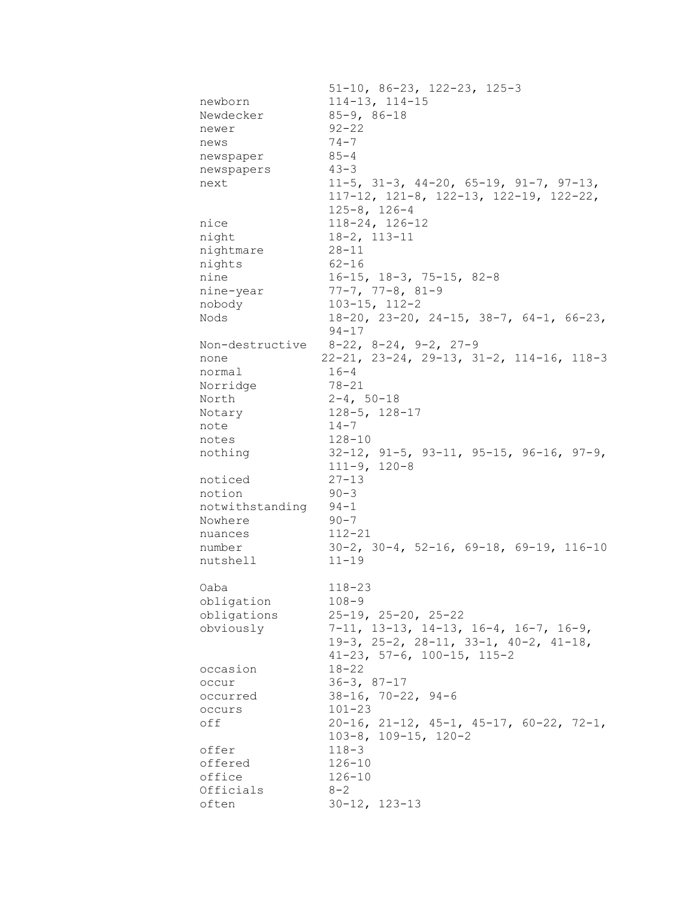51-10, 86-23, 122-23, 125-3

| | |
|---|---|
| newborn | 114-13, 114-15 |
| Newdecker | 85-9, 86-18 |
| newer | 92-22 |
| news | 74-7 |
| newspaper | 85-4 |
| newspapers | 43-3 |
| next | 11-5, 31-3, 44-20, 65-19, 91-7, 97-13, 117-12, 121-8, 122-13, 122-19, 122-22, 125-8, 126-4 |
| nice | 118-24, 126-12 |
| night | 18-2, 113-11 |
| nightmare | 28-11 |
| nights | 62-16 |
| nine | 16-15, 18-3, 75-15, 82-8 |
| nine-year | 77-7, 77-8, 81-9 |
| nobody | 103-15, 112-2 |
| Nods | 18-20, 23-20, 24-15, 38-7, 64-1, 66-23, 94-17 |
| Non-destructive | 8-22, 8-24, 9-2, 27-9 |
| none | 22-21, 23-24, 29-13, 31-2, 114-16, 118-3 |
| normal | 16-4 |
| Norridge | 78-21 |
| North | 2-4, 50-18 |
| Notary | 128-5, 128-17 |
| note | 14-7 |
| notes | 128-10 |
| nothing | 32-12, 91-5, 93-11, 95-15, 96-16, 97-9, 111-9, 120-8 |
| noticed | 27-13 |
| notion | 90-3 |
| notwithstanding | 94-1 |
| Nowhere | 90-7 |
| nuances | 112-21 |
| number | 30-2, 30-4, 52-16, 69-18, 69-19, 116-10 |
| nutshell | 11-19 |
| | |
| Oaba | 118-23 |
| obligation | 108-9 |
| obligations | 25-19, 25-20, 25-22 |
| obviously | 7-11, 13-13, 14-13, 16-4, 16-7, 16-9, 19-3, 25-2, 28-11, 33-1, 40-2, 41-18, 41-23, 57-6, 100-15, 115-2 |
| occasion | 18-22 |
| occur | 36-3, 87-17 |
| occurred | 38-16, 70-22, 94-6 |
| occurs | 101-23 |
| off | 20-16, 21-12, 45-1, 45-17, 60-22, 72-1, 103-8, 109-15, 120-2 |
| offer | 118-3 |
| offered | 126-10 |
| office | 126-10 |
| Officials | 8-2 |
| often | 30-12, 123-13 |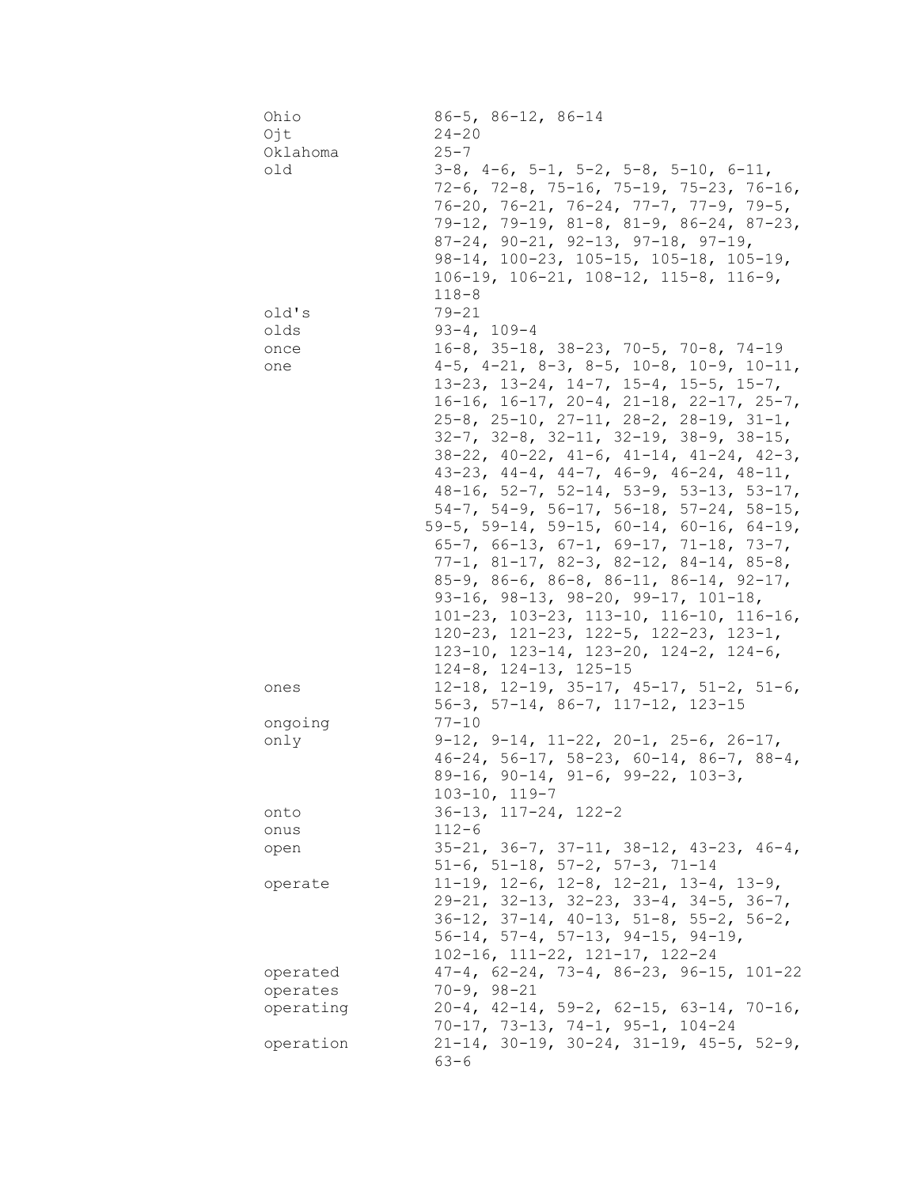| | |
|---|---|
| Ohio | 86-5, 86-12, 86-14 |
| Ojt | 24-20 |
| Oklahoma | 25-7 |
| old | 3-8, 4-6, 5-1, 5-2, 5-8, 5-10, 6-11, 72-6, 72-8, 75-16, 75-19, 75-23, 76-16, 76-20, 76-21, 76-24, 77-7, 77-9, 79-5, 79-12, 79-19, 81-8, 81-9, 86-24, 87-23, 87-24, 90-21, 92-13, 97-18, 97-19, 98-14, 100-23, 105-15, 105-18, 105-19, 106-19, 106-21, 108-12, 115-8, 116-9, 118-8 |
| old's | 79-21 |
| olds | 93-4, 109-4 |
| once | 16-8, 35-18, 38-23, 70-5, 70-8, 74-19 |
| one | 4-5, 4-21, 8-3, 8-5, 10-8, 10-9, 10-11, 13-23, 13-24, 14-7, 15-4, 15-5, 15-7, 16-16, 16-17, 20-4, 21-18, 22-17, 25-7, 25-8, 25-10, 27-11, 28-2, 28-19, 31-1, 32-7, 32-8, 32-11, 32-19, 38-9, 38-15, 38-22, 40-22, 41-6, 41-14, 41-24, 42-3, 43-23, 44-4, 44-7, 46-9, 46-24, 48-11, 48-16, 52-7, 52-14, 53-9, 53-13, 53-17, 54-7, 54-9, 56-17, 56-18, 57-24, 58-15, 59-5, 59-14, 59-15, 60-14, 60-16, 64-19, 65-7, 66-13, 67-1, 69-17, 71-18, 73-7, 77-1, 81-17, 82-3, 82-12, 84-14, 85-8, 85-9, 86-6, 86-8, 86-11, 86-14, 92-17, 93-16, 98-13, 98-20, 99-17, 101-18, 101-23, 103-23, 113-10, 116-10, 116-16, 120-23, 121-23, 122-5, 122-23, 123-1, 123-10, 123-14, 123-20, 124-2, 124-6, 124-8, 124-13, 125-15 |
| ones | 12-18, 12-19, 35-17, 45-17, 51-2, 51-6, 56-3, 57-14, 86-7, 117-12, 123-15 |
| ongoing | 77-10 |
| only | 9-12, 9-14, 11-22, 20-1, 25-6, 26-17, 46-24, 56-17, 58-23, 60-14, 86-7, 88-4, 89-16, 90-14, 91-6, 99-22, 103-3, 103-10, 119-7 |
| onto | 36-13, 117-24, 122-2 |
| onus | 112-6 |
| open | 35-21, 36-7, 37-11, 38-12, 43-23, 46-4, 51-6, 51-18, 57-2, 57-3, 71-14 |
| operate | 11-19, 12-6, 12-8, 12-21, 13-4, 13-9, 29-21, 32-13, 32-23, 33-4, 34-5, 36-7, 36-12, 37-14, 40-13, 51-8, 55-2, 56-2, 56-14, 57-4, 57-13, 94-15, 94-19, 102-16, 111-22, 121-17, 122-24 |
| operated | 47-4, 62-24, 73-4, 86-23, 96-15, 101-22 |
| operates | 70-9, 98-21 |
| operating | 20-4, 42-14, 59-2, 62-15, 63-14, 70-16, 70-17, 73-13, 74-1, 95-1, 104-24 |
| operation | 21-14, 30-19, 30-24, 31-19, 45-5, 52-9, 63-6 |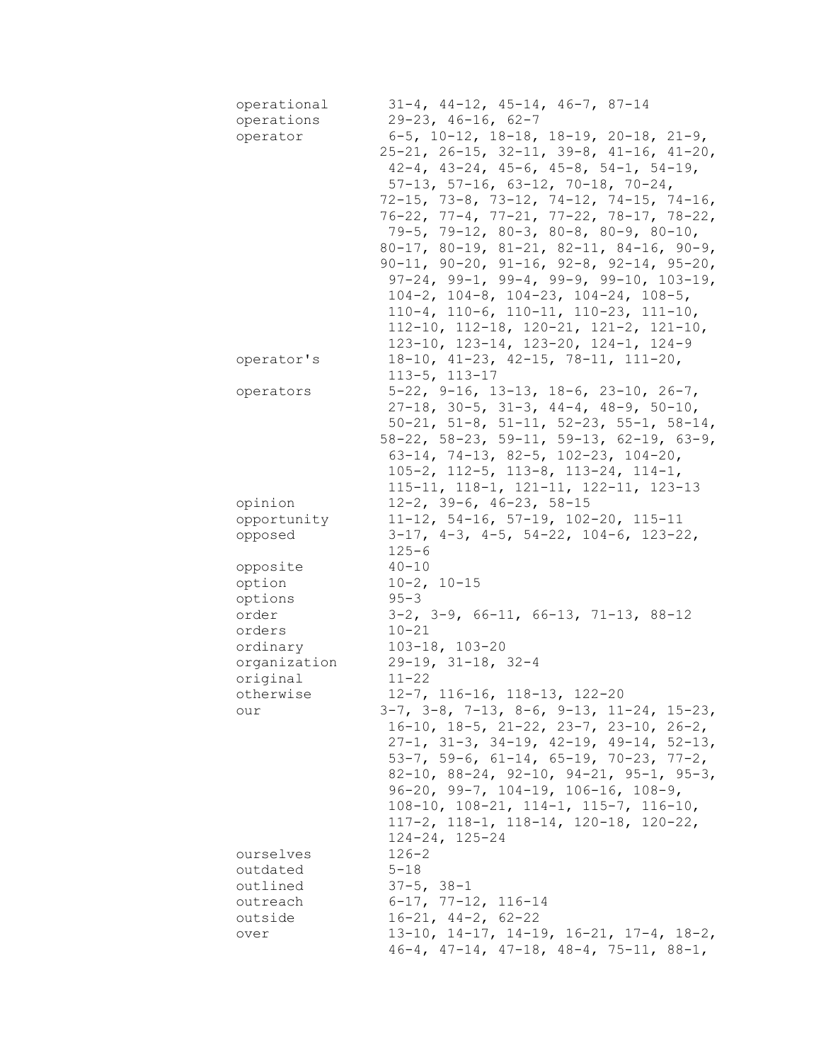| | |
|---|---|
| operational | 31-4, 44-12, 45-14, 46-7, 87-14 |
| operations | 29-23, 46-16, 62-7 |
| operator | 6-5, 10-12, 18-18, 18-19, 20-18, 21-9, 25-21, 26-15, 32-11, 39-8, 41-16, 41-20, 42-4, 43-24, 45-6, 45-8, 54-1, 54-19, 57-13, 57-16, 63-12, 70-18, 70-24, 72-15, 73-8, 73-12, 74-12, 74-15, 74-16, 76-22, 77-4, 77-21, 77-22, 78-17, 78-22, 79-5, 79-12, 80-3, 80-8, 80-9, 80-10, 80-17, 80-19, 81-21, 82-11, 84-16, 90-9, 90-11, 90-20, 91-16, 92-8, 92-14, 95-20, 97-24, 99-1, 99-4, 99-9, 99-10, 103-19, 104-2, 104-8, 104-23, 104-24, 108-5, 110-4, 110-6, 110-11, 110-23, 111-10, 112-10, 112-18, 120-21, 121-2, 121-10, 123-10, 123-14, 123-20, 124-1, 124-9 |
| operator's | 18-10, 41-23, 42-15, 78-11, 111-20, 113-5, 113-17 |
| operators | 5-22, 9-16, 13-13, 18-6, 23-10, 26-7, 27-18, 30-5, 31-3, 44-4, 48-9, 50-10, 50-21, 51-8, 51-11, 52-23, 55-1, 58-14, 58-22, 58-23, 59-11, 59-13, 62-19, 63-9, 63-14, 74-13, 82-5, 102-23, 104-20, 105-2, 112-5, 113-8, 113-24, 114-1, 115-11, 118-1, 121-11, 122-11, 123-13 |
| opinion | 12-2, 39-6, 46-23, 58-15 |
| opportunity | 11-12, 54-16, 57-19, 102-20, 115-11 |
| opposed | 3-17, 4-3, 4-5, 54-22, 104-6, 123-22, 125-6 |
| opposite | 40-10 |
| option | 10-2, 10-15 |
| options | 95-3 |
| order | 3-2, 3-9, 66-11, 66-13, 71-13, 88-12 |
| orders | 10-21 |
| ordinary | 103-18, 103-20 |
| organization | 29-19, 31-18, 32-4 |
| original | 11-22 |
| otherwise | 12-7, 116-16, 118-13, 122-20 |
| our | 3-7, 3-8, 7-13, 8-6, 9-13, 11-24, 15-23, 16-10, 18-5, 21-22, 23-7, 23-10, 26-2, 27-1, 31-3, 34-19, 42-19, 49-14, 52-13, 53-7, 59-6, 61-14, 65-19, 70-23, 77-2, 82-10, 88-24, 92-10, 94-21, 95-1, 95-3, 96-20, 99-7, 104-19, 106-16, 108-9, 108-10, 108-21, 114-1, 115-7, 116-10, 117-2, 118-1, 118-14, 120-18, 120-22, 124-24, 125-24 |
| ourselves | 126-2 |
| outdated | 5-18 |
| outlined | 37-5, 38-1 |
| outreach | 6-17, 77-12, 116-14 |
| outside | 16-21, 44-2, 62-22 |
| over | 13-10, 14-17, 14-19, 16-21, 17-4, 18-2, 46-4, 47-14, 47-18, 48-4, 75-11, 88-1, |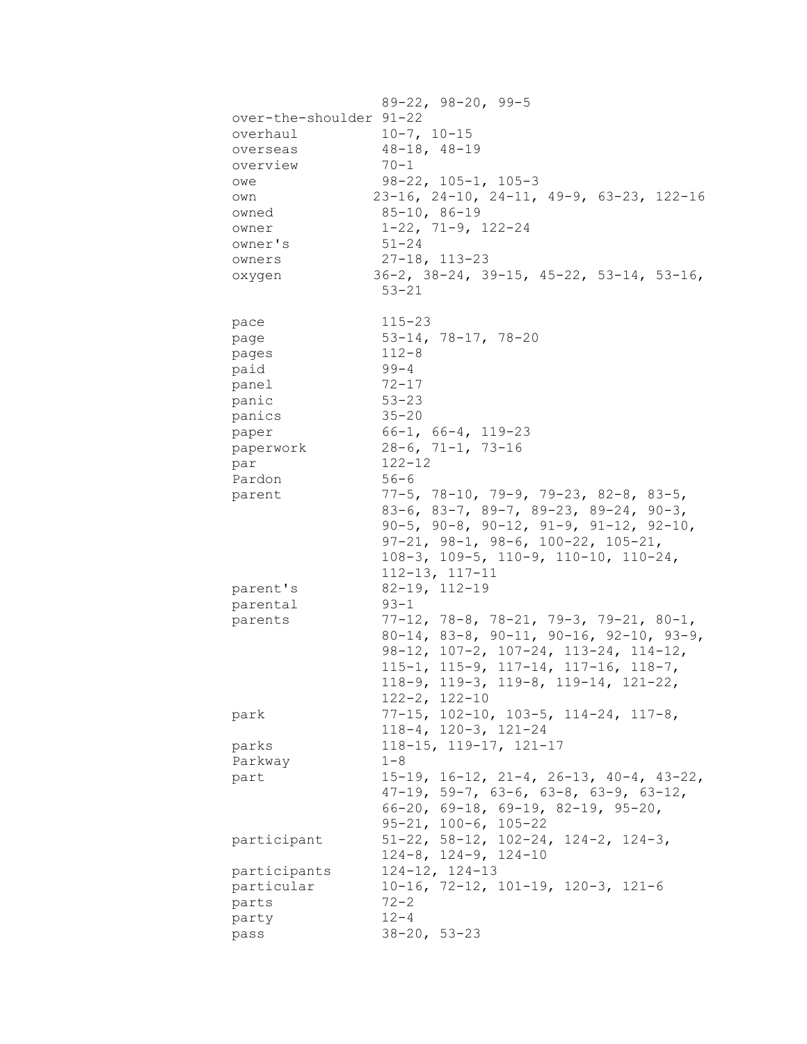89-22, 98-20, 99-5

over-the-shoulder 91-22
overhaul 10-7, 10-15
overseas 48-18, 48-19
overview 70-1
owe 98-22, 105-1, 105-3
own 23-16, 24-10, 24-11, 49-9, 63-23, 122-16
owned 85-10, 86-19
owner 1-22, 71-9, 122-24
owner's 51-24
owners 27-18, 113-23
oxygen 36-2, 38-24, 39-15, 45-22, 53-14, 53-16, 53-21

pace 115-23
page 53-14, 78-17, 78-20
pages 112-8
paid 99-4
panel 72-17
panic 53-23
panics 35-20
paper 66-1, 66-4, 119-23
paperwork 28-6, 71-1, 73-16
par 122-12
Pardon 56-6
parent 77-5, 78-10, 79-9, 79-23, 82-8, 83-5, 83-6, 83-7, 89-7, 89-23, 89-24, 90-3, 90-5, 90-8, 90-12, 91-9, 91-12, 92-10, 97-21, 98-1, 98-6, 100-22, 105-21, 108-3, 109-5, 110-9, 110-10, 110-24, 112-13, 117-11
parent's 82-19, 112-19
parental 93-1
parents 77-12, 78-8, 78-21, 79-3, 79-21, 80-1, 80-14, 83-8, 90-11, 90-16, 92-10, 93-9, 98-12, 107-2, 107-24, 113-24, 114-12, 115-1, 115-9, 117-14, 117-16, 118-7, 118-9, 119-3, 119-8, 119-14, 121-22, 122-2, 122-10
park 77-15, 102-10, 103-5, 114-24, 117-8, 118-4, 120-3, 121-24
parks 118-15, 119-17, 121-17
Parkway 1-8
part 15-19, 16-12, 21-4, 26-13, 40-4, 43-22, 47-19, 59-7, 63-6, 63-8, 63-9, 63-12, 66-20, 69-18, 69-19, 82-19, 95-20, 95-21, 100-6, 105-22
participant 51-22, 58-12, 102-24, 124-2, 124-3, 124-8, 124-9, 124-10
participants 124-12, 124-13
particular 10-16, 72-12, 101-19, 120-3, 121-6
parts 72-2
party 12-4
pass 38-20, 53-23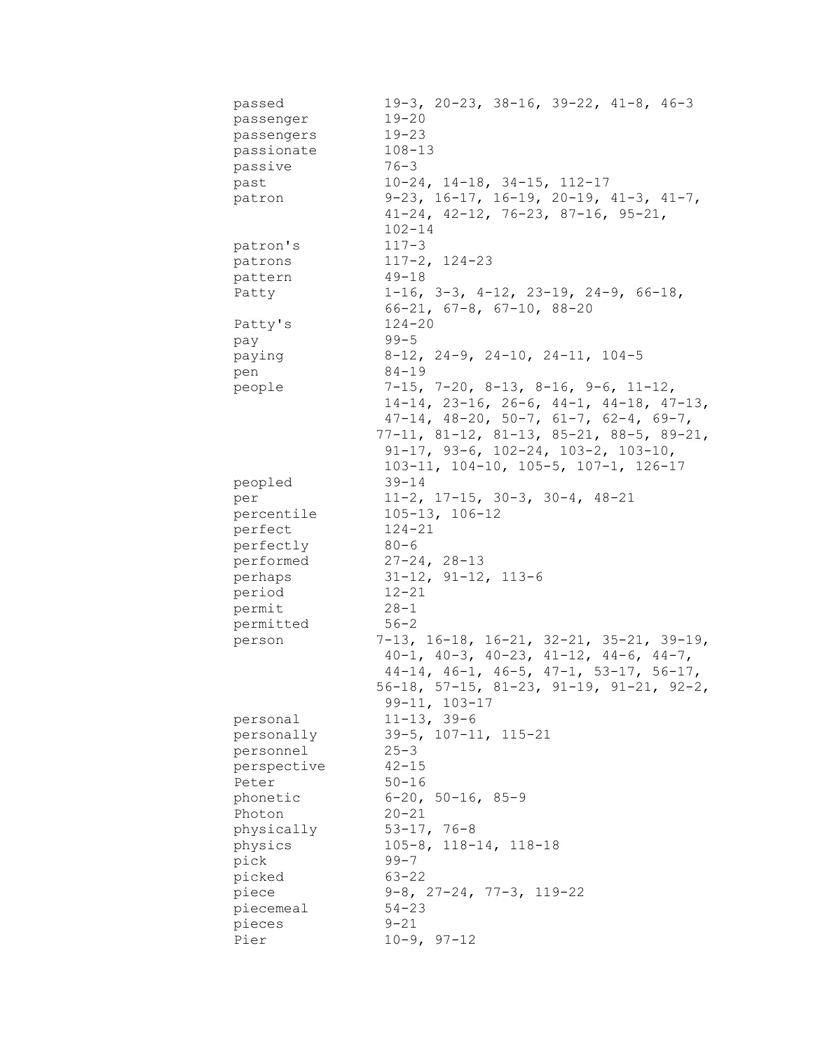| | |
|---|---|
| passed | 19-3, 20-23, 38-16, 39-22, 41-8, 46-3 |
| passenger | 19-20 |
| passengers | 19-23 |
| passionate | 108-13 |
| passive | 76-3 |
| past | 10-24, 14-18, 34-15, 112-17 |
| patron | 9-23, 16-17, 16-19, 20-19, 41-3, 41-7, 41-24, 42-12, 76-23, 87-16, 95-21, 102-14 |
| patron's | 117-3 |
| patrons | 117-2, 124-23 |
| pattern | 49-18 |
| Patty | 1-16, 3-3, 4-12, 23-19, 24-9, 66-18, 66-21, 67-8, 67-10, 88-20 |
| Patty's | 124-20 |
| pay | 99-5 |
| paying | 8-12, 24-9, 24-10, 24-11, 104-5 |
| pen | 84-19 |
| people | 7-15, 7-20, 8-13, 8-16, 9-6, 11-12, 14-14, 23-16, 26-6, 44-1, 44-18, 47-13, 47-14, 48-20, 50-7, 61-7, 62-4, 69-7, 77-11, 81-12, 81-13, 85-21, 88-5, 89-21, 91-17, 93-6, 102-24, 103-2, 103-10, 103-11, 104-10, 105-5, 107-1, 126-17 |
| peopled | 39-14 |
| per | 11-2, 17-15, 30-3, 30-4, 48-21 |
| percentile | 105-13, 106-12 |
| perfect | 124-21 |
| perfectly | 80-6 |
| performed | 27-24, 28-13 |
| perhaps | 31-12, 91-12, 113-6 |
| period | 12-21 |
| permit | 28-1 |
| permitted | 56-2 |
| person | 7-13, 16-18, 16-21, 32-21, 35-21, 39-19, 40-1, 40-3, 40-23, 41-12, 44-6, 44-7, 44-14, 46-1, 46-5, 47-1, 53-17, 56-17, 56-18, 57-15, 81-23, 91-19, 91-21, 92-2, 99-11, 103-17 |
| personal | 11-13, 39-6 |
| personally | 39-5, 107-11, 115-21 |
| personnel | 25-3 |
| perspective | 42-15 |
| Peter | 50-16 |
| phonetic | 6-20, 50-16, 85-9 |
| Photon | 20-21 |
| physically | 53-17, 76-8 |
| physics | 105-8, 118-14, 118-18 |
| pick | 99-7 |
| picked | 63-22 |
| piece | 9-8, 27-24, 77-3, 119-22 |
| piecemeal | 54-23 |
| pieces | 9-21 |
| Pier | 10-9, 97-12 |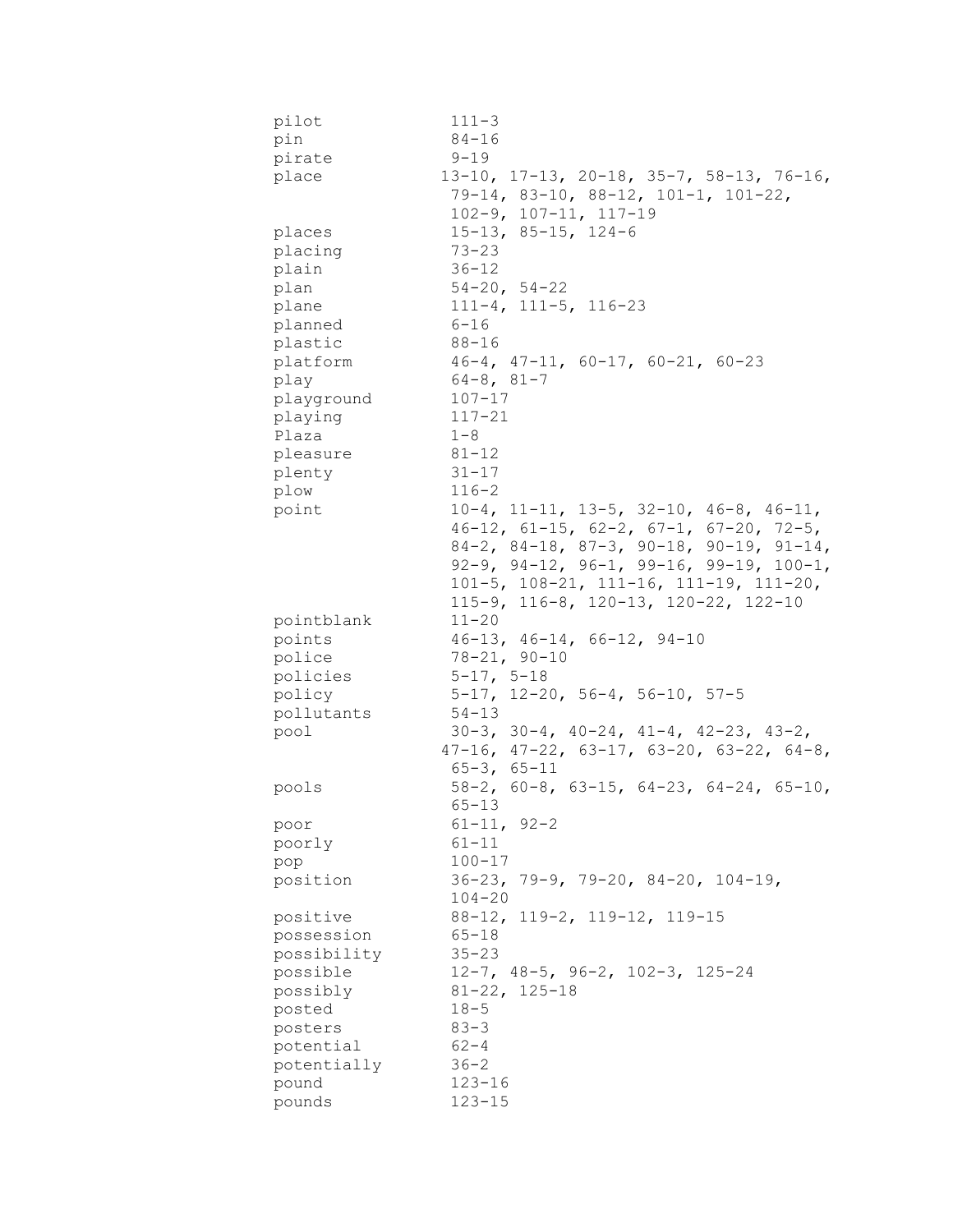| | |
|---|---|
| pilot | 111-3 |
| pin | 84-16 |
| pirate | 9-19 |
| place | 13-10, 17-13, 20-18, 35-7, 58-13, 76-16, 79-14, 83-10, 88-12, 101-1, 101-22, 102-9, 107-11, 117-19 |
| places | 15-13, 85-15, 124-6 |
| placing | 73-23 |
| plain | 36-12 |
| plan | 54-20, 54-22 |
| plane | 111-4, 111-5, 116-23 |
| planned | 6-16 |
| plastic | 88-16 |
| platform | 46-4, 47-11, 60-17, 60-21, 60-23 |
| play | 64-8, 81-7 |
| playground | 107-17 |
| playing | 117-21 |
| Plaza | 1-8 |
| pleasure | 81-12 |
| plenty | 31-17 |
| plow | 116-2 |
| point | 10-4, 11-11, 13-5, 32-10, 46-8, 46-11, 46-12, 61-15, 62-2, 67-1, 67-20, 72-5, 84-2, 84-18, 87-3, 90-18, 90-19, 91-14, 92-9, 94-12, 96-1, 99-16, 99-19, 100-1, 101-5, 108-21, 111-16, 111-19, 111-20, 115-9, 116-8, 120-13, 120-22, 122-10 |
| pointblank | 11-20 |
| points | 46-13, 46-14, 66-12, 94-10 |
| police | 78-21, 90-10 |
| policies | 5-17, 5-18 |
| policy | 5-17, 12-20, 56-4, 56-10, 57-5 |
| pollutants | 54-13 |
| pool | 30-3, 30-4, 40-24, 41-4, 42-23, 43-2, 47-16, 47-22, 63-17, 63-20, 63-22, 64-8, 65-3, 65-11 |
| pools | 58-2, 60-8, 63-15, 64-23, 64-24, 65-10, 65-13 |
| poor | 61-11, 92-2 |
| poorly | 61-11 |
| pop | 100-17 |
| position | 36-23, 79-9, 79-20, 84-20, 104-19, 104-20 |
| positive | 88-12, 119-2, 119-12, 119-15 |
| possession | 65-18 |
| possibility | 35-23 |
| possible | 12-7, 48-5, 96-2, 102-3, 125-24 |
| possibly | 81-22, 125-18 |
| posted | 18-5 |
| posters | 83-3 |
| potential | 62-4 |
| potentially | 36-2 |
| pound | 123-16 |
| pounds | 123-15 |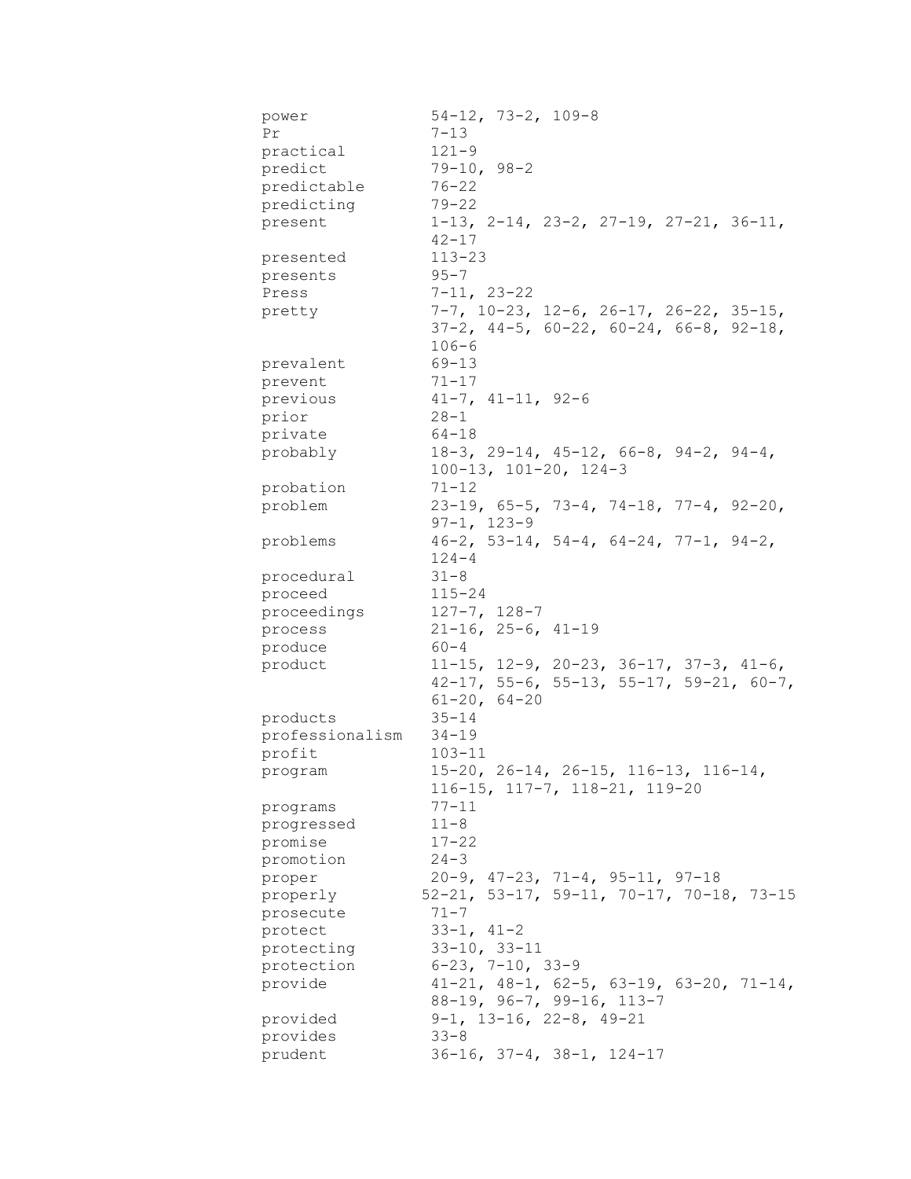| | |
|---|---|
| power | 54-12, 73-2, 109-8 |
| Pr | 7-13 |
| practical | 121-9 |
| predict | 79-10, 98-2 |
| predictable | 76-22 |
| predicting | 79-22 |
| present | 1-13, 2-14, 23-2, 27-19, 27-21, 36-11, 42-17 |
| presented | 113-23 |
| presents | 95-7 |
| Press | 7-11, 23-22 |
| pretty | 7-7, 10-23, 12-6, 26-17, 26-22, 35-15, 37-2, 44-5, 60-22, 60-24, 66-8, 92-18, 106-6 |
| prevalent | 69-13 |
| prevent | 71-17 |
| previous | 41-7, 41-11, 92-6 |
| prior | 28-1 |
| private | 64-18 |
| probably | 18-3, 29-14, 45-12, 66-8, 94-2, 94-4, 100-13, 101-20, 124-3 |
| probation | 71-12 |
| problem | 23-19, 65-5, 73-4, 74-18, 77-4, 92-20, 97-1, 123-9 |
| problems | 46-2, 53-14, 54-4, 64-24, 77-1, 94-2, 124-4 |
| procedural | 31-8 |
| proceed | 115-24 |
| proceedings | 127-7, 128-7 |
| process | 21-16, 25-6, 41-19 |
| produce | 60-4 |
| product | 11-15, 12-9, 20-23, 36-17, 37-3, 41-6, 42-17, 55-6, 55-13, 55-17, 59-21, 60-7, 61-20, 64-20 |
| products | 35-14 |
| professionalism | 34-19 |
| profit | 103-11 |
| program | 15-20, 26-14, 26-15, 116-13, 116-14, 116-15, 117-7, 118-21, 119-20 |
| programs | 77-11 |
| progressed | 11-8 |
| promise | 17-22 |
| promotion | 24-3 |
| proper | 20-9, 47-23, 71-4, 95-11, 97-18 |
| properly | 52-21, 53-17, 59-11, 70-17, 70-18, 73-15 |
| prosecute | 71-7 |
| protect | 33-1, 41-2 |
| protecting | 33-10, 33-11 |
| protection | 6-23, 7-10, 33-9 |
| provide | 41-21, 48-1, 62-5, 63-19, 63-20, 71-14, 88-19, 96-7, 99-16, 113-7 |
| provided | 9-1, 13-16, 22-8, 49-21 |
| provides | 33-8 |
| prudent | 36-16, 37-4, 38-1, 124-17 |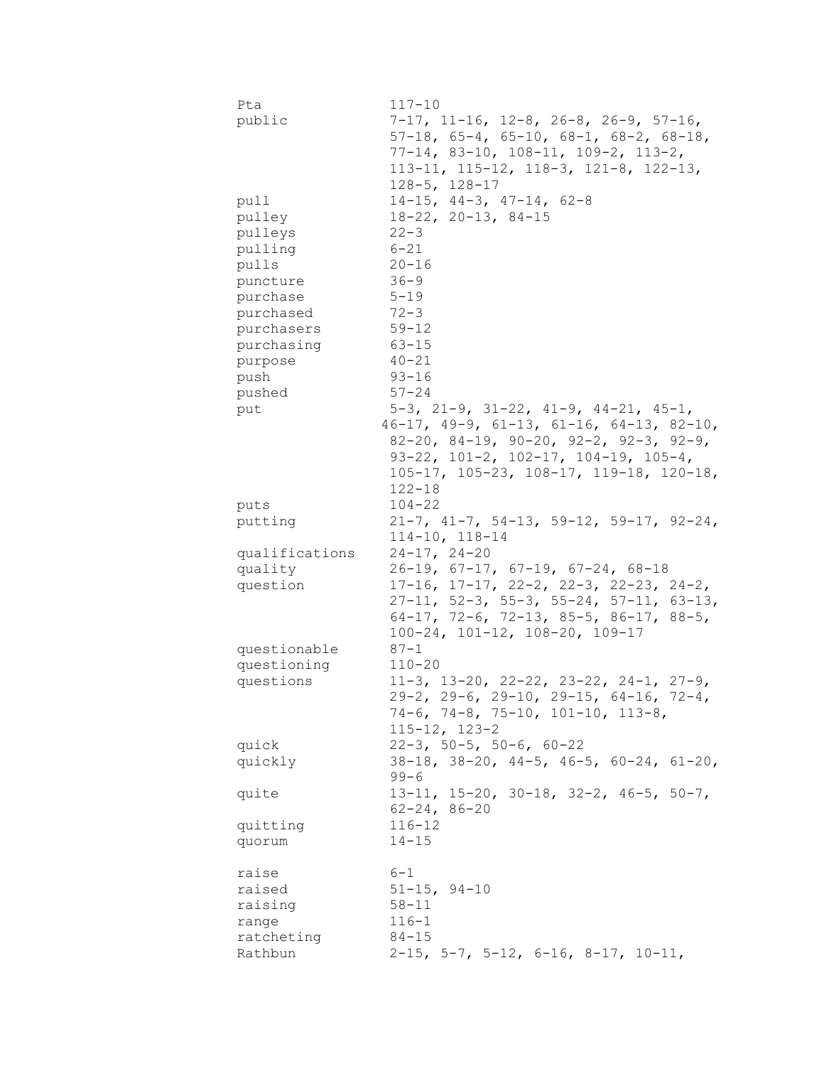| | |
|---|---|
| Pta | 117-10 |
| public | 7-17, 11-16, 12-8, 26-8, 26-9, 57-16, 57-18, 65-4, 65-10, 68-1, 68-2, 68-18, 77-14, 83-10, 108-11, 109-2, 113-2, 113-11, 115-12, 118-3, 121-8, 122-13, 128-5, 128-17 |
| pull | 14-15, 44-3, 47-14, 62-8 |
| pulley | 18-22, 20-13, 84-15 |
| pulleys | 22-3 |
| pulling | 6-21 |
| pulls | 20-16 |
| puncture | 36-9 |
| purchase | 5-19 |
| purchased | 72-3 |
| purchasers | 59-12 |
| purchasing | 63-15 |
| purpose | 40-21 |
| push | 93-16 |
| pushed | 57-24 |
| put | 5-3, 21-9, 31-22, 41-9, 44-21, 45-1, 46-17, 49-9, 61-13, 61-16, 64-13, 82-10, 82-20, 84-19, 90-20, 92-2, 92-3, 92-9, 93-22, 101-2, 102-17, 104-19, 105-4, 105-17, 105-23, 108-17, 119-18, 120-18, 122-18 |
| puts | 104-22 |
| putting | 21-7, 41-7, 54-13, 59-12, 59-17, 92-24, 114-10, 118-14 |
| qualifications | 24-17, 24-20 |
| quality | 26-19, 67-17, 67-19, 67-24, 68-18 |
| question | 17-16, 17-17, 22-2, 22-3, 22-23, 24-2, 27-11, 52-3, 55-3, 55-24, 57-11, 63-13, 64-17, 72-6, 72-13, 85-5, 86-17, 88-5, 100-24, 101-12, 108-20, 109-17 |
| questionable | 87-1 |
| questioning | 110-20 |
| questions | 11-3, 13-20, 22-22, 23-22, 24-1, 27-9, 29-2, 29-6, 29-10, 29-15, 64-16, 72-4, 74-6, 74-8, 75-10, 101-10, 113-8, 115-12, 123-2 |
| quick | 22-3, 50-5, 50-6, 60-22 |
| quickly | 38-18, 38-20, 44-5, 46-5, 60-24, 61-20, 99-6 |
| quite | 13-11, 15-20, 30-18, 32-2, 46-5, 50-7, 62-24, 86-20 |
| quitting | 116-12 |
| quorum | 14-15 |
| raise | 6-1 |
| raised | 51-15, 94-10 |
| raising | 58-11 |
| range | 116-1 |
| ratcheting | 84-15 |
| Rathbun | 2-15, 5-7, 5-12, 6-16, 8-17, 10-11, |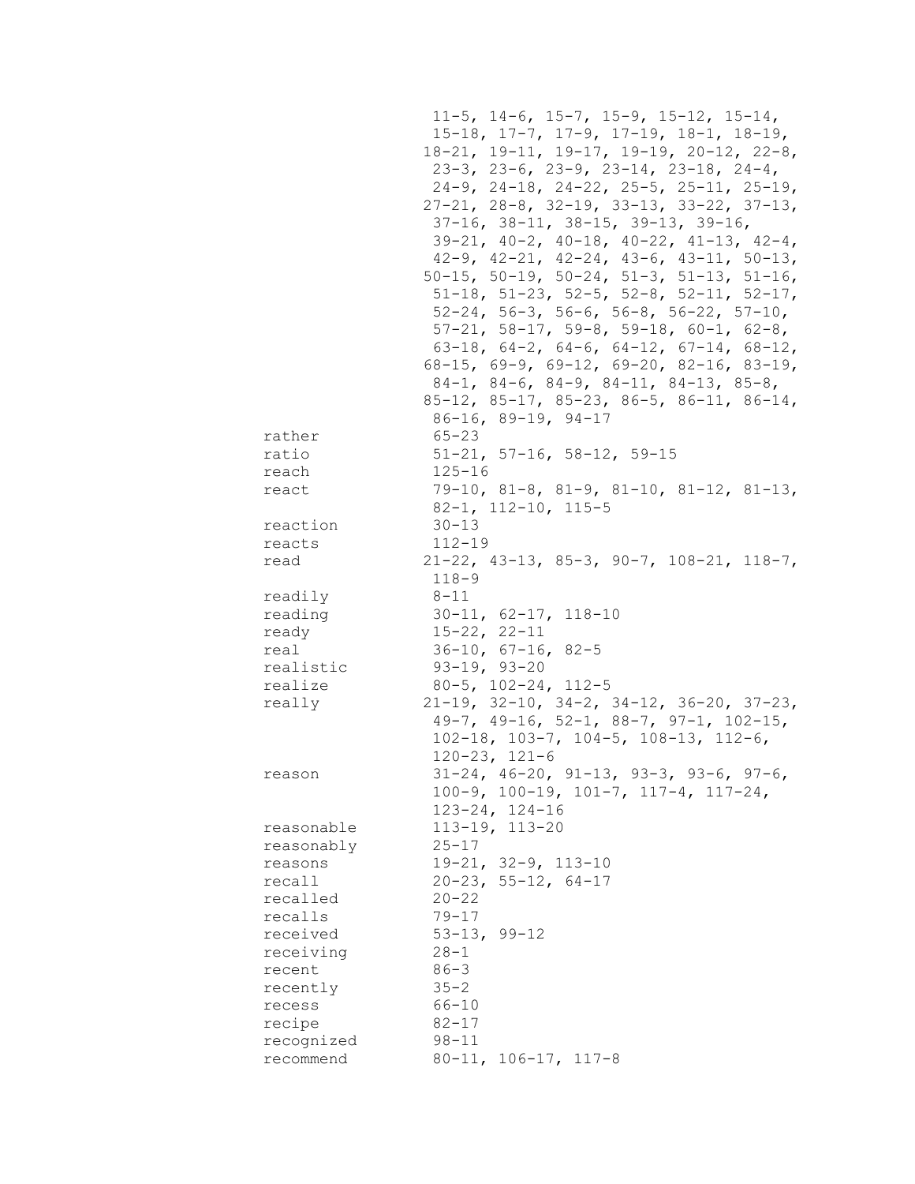11-5, 14-6, 15-7, 15-9, 15-12, 15-14, 15-18, 17-7, 17-9, 17-19, 18-1, 18-19, 18-21, 19-11, 19-17, 19-19, 20-12, 22-8, 23-3, 23-6, 23-9, 23-14, 23-18, 24-4, 24-9, 24-18, 24-22, 25-5, 25-11, 25-19, 27-21, 28-8, 32-19, 33-13, 33-22, 37-13, 37-16, 38-11, 38-15, 39-13, 39-16, 39-21, 40-2, 40-18, 40-22, 41-13, 42-4, 42-9, 42-21, 42-24, 43-6, 43-11, 50-13, 50-15, 50-19, 50-24, 51-3, 51-13, 51-16, 51-18, 51-23, 52-5, 52-8, 52-11, 52-17, 52-24, 56-3, 56-6, 56-8, 56-22, 57-10, 57-21, 58-17, 59-8, 59-18, 60-1, 62-8, 63-18, 64-2, 64-6, 64-12, 67-14, 68-12, 68-15, 69-9, 69-12, 69-20, 82-16, 83-19, 84-1, 84-6, 84-9, 84-11, 84-13, 85-8, 85-12, 85-17, 85-23, 86-5, 86-11, 86-14, 86-16, 89-19, 94-17

rather 65-23
ratio 51-21, 57-16, 58-12, 59-15
reach 125-16
react 79-10, 81-8, 81-9, 81-10, 81-12, 81-13, 82-1, 112-10, 115-5
reaction 30-13
reacts 112-19
read 21-22, 43-13, 85-3, 90-7, 108-21, 118-7, 118-9
readily 8-11
reading 30-11, 62-17, 118-10
ready 15-22, 22-11
real 36-10, 67-16, 82-5
realistic 93-19, 93-20
realize 80-5, 102-24, 112-5
really 21-19, 32-10, 34-2, 34-12, 36-20, 37-23, 49-7, 49-16, 52-1, 88-7, 97-1, 102-15, 102-18, 103-7, 104-5, 108-13, 112-6, 120-23, 121-6
reason 31-24, 46-20, 91-13, 93-3, 93-6, 97-6, 100-9, 100-19, 101-7, 117-4, 117-24, 123-24, 124-16
reasonable 113-19, 113-20
reasonably 25-17
reasons 19-21, 32-9, 113-10
recall 20-23, 55-12, 64-17
recalled 20-22
recalls 79-17
received 53-13, 99-12
receiving 28-1
recent 86-3
recently 35-2
recess 66-10
recipe 82-17
recognized 98-11
recommend 80-11, 106-17, 117-8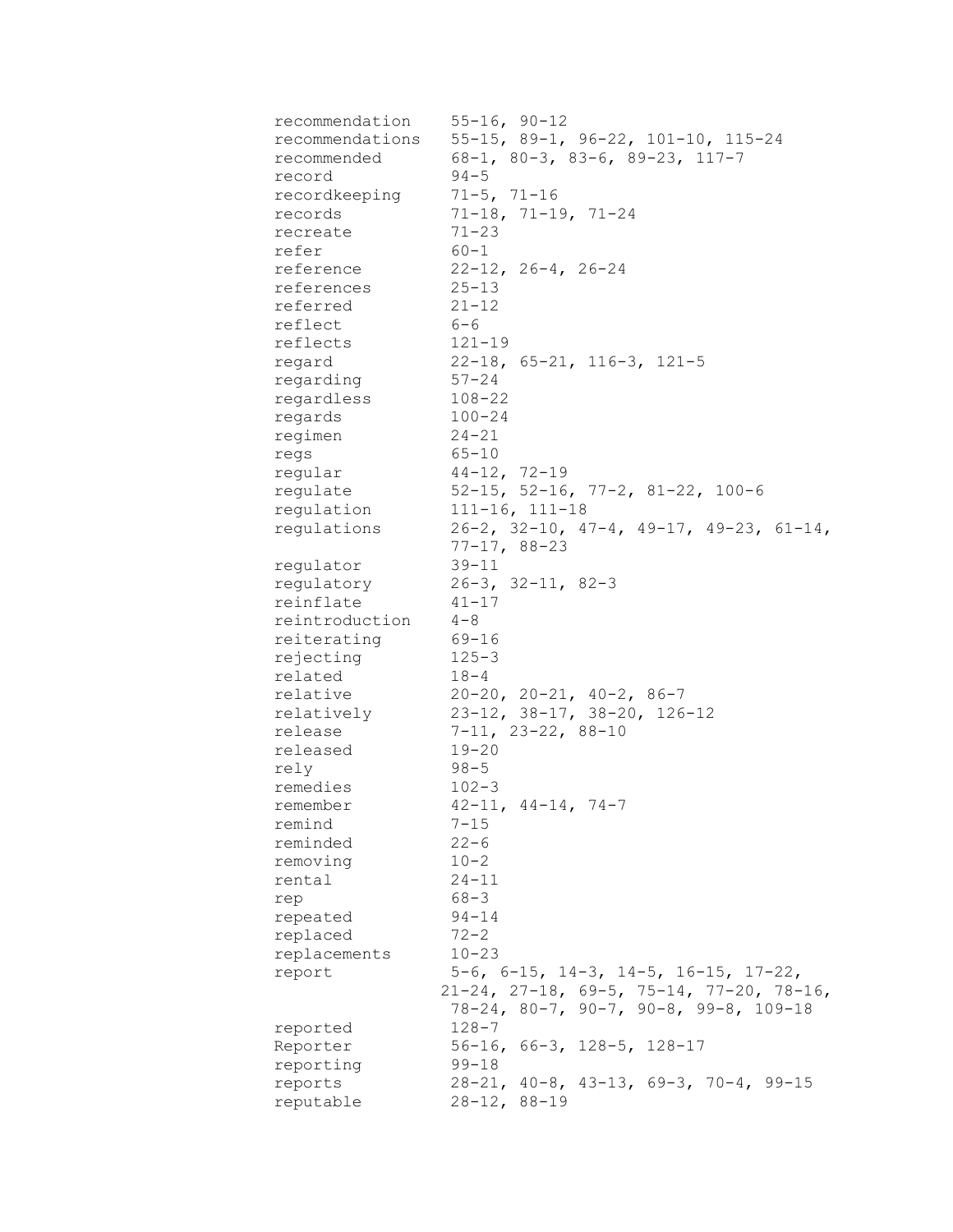recommendation    55-16, 90-12
recommendations   55-15, 89-1, 96-22, 101-10, 115-24
recommended       68-1, 80-3, 83-6, 89-23, 117-7
record            94-5
recordkeeping     71-5, 71-16
records           71-18, 71-19, 71-24
recreate          71-23
refer             60-1
reference         22-12, 26-4, 26-24
references        25-13
referred          21-12
reflect           6-6
reflects          121-19
regard            22-18, 65-21, 116-3, 121-5
regarding         57-24
regardless        108-22
regards           100-24
regimen           24-21
regs              65-10
regular           44-12, 72-19
regulate          52-15, 52-16, 77-2, 81-22, 100-6
regulation        111-16, 111-18
regulations       26-2, 32-10, 47-4, 49-17, 49-23, 61-14, 77-17, 88-23
regulator         39-11
regulatory        26-3, 32-11, 82-3
reinflate         41-17
reintroduction    4-8
reiterating       69-16
rejecting         125-3
related           18-4
relative          20-20, 20-21, 40-2, 86-7
relatively        23-12, 38-17, 38-20, 126-12
release           7-11, 23-22, 88-10
released          19-20
rely              98-5
remedies          102-3
remember          42-11, 44-14, 74-7
remind            7-15
reminded          22-6
removing          10-2
rental            24-11
rep               68-3
repeated          94-14
replaced          72-2
replacements      10-23
report            5-6, 6-15, 14-3, 14-5, 16-15, 17-22, 21-24, 27-18, 69-5, 75-14, 77-20, 78-16, 78-24, 80-7, 90-7, 90-8, 99-8, 109-18
reported          128-7
Reporter          56-16, 66-3, 128-5, 128-17
reporting         99-18
reports           28-21, 40-8, 43-13, 69-3, 70-4, 99-15
reputable         28-12, 88-19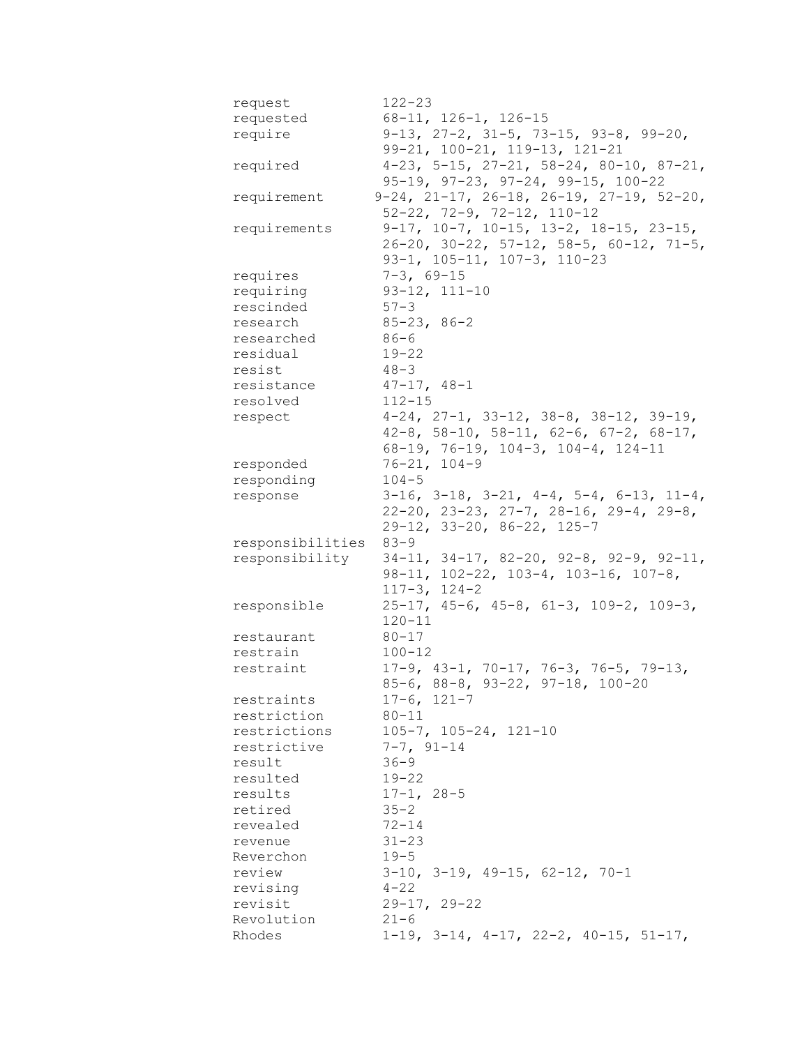| | |
|---|---|
| request | 122-23 |
| requested | 68-11, 126-1, 126-15 |
| require | 9-13, 27-2, 31-5, 73-15, 93-8, 99-20, 99-21, 100-21, 119-13, 121-21 |
| required | 4-23, 5-15, 27-21, 58-24, 80-10, 87-21, 95-19, 97-23, 97-24, 99-15, 100-22 |
| requirement | 9-24, 21-17, 26-18, 26-19, 27-19, 52-20, 52-22, 72-9, 72-12, 110-12 |
| requirements | 9-17, 10-7, 10-15, 13-2, 18-15, 23-15, 26-20, 30-22, 57-12, 58-5, 60-12, 71-5, 93-1, 105-11, 107-3, 110-23 |
| requires | 7-3, 69-15 |
| requiring | 93-12, 111-10 |
| rescinded | 57-3 |
| research | 85-23, 86-2 |
| researched | 86-6 |
| residual | 19-22 |
| resist | 48-3 |
| resistance | 47-17, 48-1 |
| resolved | 112-15 |
| respect | 4-24, 27-1, 33-12, 38-8, 38-12, 39-19, 42-8, 58-10, 58-11, 62-6, 67-2, 68-17, 68-19, 76-19, 104-3, 104-4, 124-11 |
| responded | 76-21, 104-9 |
| responding | 104-5 |
| response | 3-16, 3-18, 3-21, 4-4, 5-4, 6-13, 11-4, 22-20, 23-23, 27-7, 28-16, 29-4, 29-8, 29-12, 33-20, 86-22, 125-7 |
| responsibilities | 83-9 |
| responsibility | 34-11, 34-17, 82-20, 92-8, 92-9, 92-11, 98-11, 102-22, 103-4, 103-16, 107-8, 117-3, 124-2 |
| responsible | 25-17, 45-6, 45-8, 61-3, 109-2, 109-3, 120-11 |
| restaurant | 80-17 |
| restrain | 100-12 |
| restraint | 17-9, 43-1, 70-17, 76-3, 76-5, 79-13, 85-6, 88-8, 93-22, 97-18, 100-20 |
| restraints | 17-6, 121-7 |
| restriction | 80-11 |
| restrictions | 105-7, 105-24, 121-10 |
| restrictive | 7-7, 91-14 |
| result | 36-9 |
| resulted | 19-22 |
| results | 17-1, 28-5 |
| retired | 35-2 |
| revealed | 72-14 |
| revenue | 31-23 |
| Reverchon | 19-5 |
| review | 3-10, 3-19, 49-15, 62-12, 70-1 |
| revising | 4-22 |
| revisit | 29-17, 29-22 |
| Revolution | 21-6 |
| Rhodes | 1-19, 3-14, 4-17, 22-2, 40-15, 51-17, |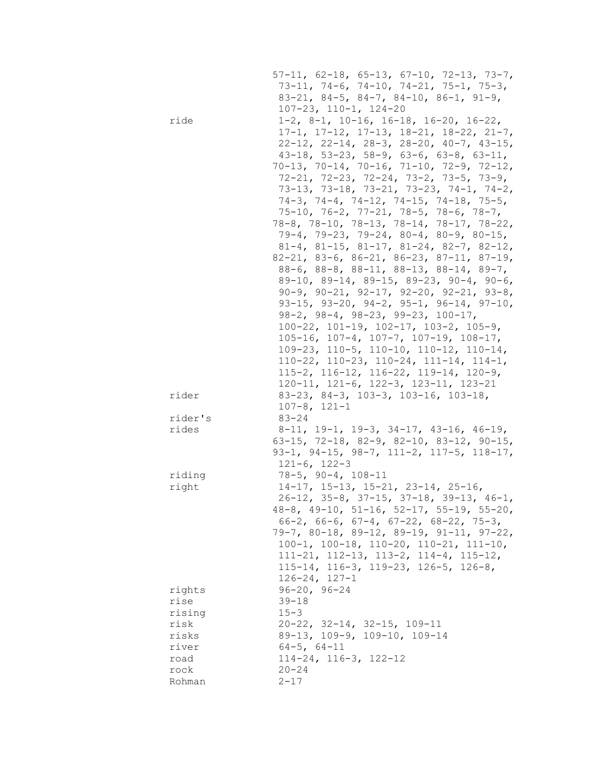57-11, 62-18, 65-13, 67-10, 72-13, 73-7, 73-11, 74-6, 74-10, 74-21, 75-1, 75-3, 83-21, 84-5, 84-7, 84-10, 86-1, 91-9, 107-23, 110-1, 124-20

ride 1-2, 8-1, 10-16, 16-18, 16-20, 16-22, 17-1, 17-12, 17-13, 18-21, 18-22, 21-7, 22-12, 22-14, 28-3, 28-20, 40-7, 43-15, 43-18, 53-23, 58-9, 63-6, 63-8, 63-11, 70-13, 70-14, 70-16, 71-10, 72-9, 72-12, 72-21, 72-23, 72-24, 73-2, 73-5, 73-9, 73-13, 73-18, 73-21, 73-23, 74-1, 74-2, 74-3, 74-4, 74-12, 74-15, 74-18, 75-5, 75-10, 76-2, 77-21, 78-5, 78-6, 78-7, 78-8, 78-10, 78-13, 78-14, 78-17, 78-22, 79-4, 79-23, 79-24, 80-4, 80-9, 80-15, 81-4, 81-15, 81-17, 81-24, 82-7, 82-12, 82-21, 83-6, 86-21, 86-23, 87-11, 87-19, 88-6, 88-8, 88-11, 88-13, 88-14, 89-7, 89-10, 89-14, 89-15, 89-23, 90-4, 90-6, 90-9, 90-21, 92-17, 92-20, 92-21, 93-8, 93-15, 93-20, 94-2, 95-1, 96-14, 97-10, 98-2, 98-4, 98-23, 99-23, 100-17, 100-22, 101-19, 102-17, 103-2, 105-9, 105-16, 107-4, 107-7, 107-19, 108-17, 109-23, 110-5, 110-10, 110-12, 110-14, 110-22, 110-23, 110-24, 111-14, 114-1, 115-2, 116-12, 116-22, 119-14, 120-9, 120-11, 121-6, 122-3, 123-11, 123-21

rider 83-23, 84-3, 103-3, 103-16, 103-18, 107-8, 121-1

rider's 83-24

rides 8-11, 19-1, 19-3, 34-17, 43-16, 46-19, 63-15, 72-18, 82-9, 82-10, 83-12, 90-15, 93-1, 94-15, 98-7, 111-2, 117-5, 118-17, 121-6, 122-3

riding 78-5, 90-4, 108-11

right 14-17, 15-13, 15-21, 23-14, 25-16, 26-12, 35-8, 37-15, 37-18, 39-13, 46-1, 48-8, 49-10, 51-16, 52-17, 55-19, 55-20, 66-2, 66-6, 67-4, 67-22, 68-22, 75-3, 79-7, 80-18, 89-12, 89-19, 91-11, 97-22, 100-1, 100-18, 110-20, 110-21, 111-10, 111-21, 112-13, 113-2, 114-4, 115-12, 115-14, 116-3, 119-23, 126-5, 126-8, 126-24, 127-1

rights 96-20, 96-24

rise 39-18

rising 15-3

risk 20-22, 32-14, 32-15, 109-11

risks 89-13, 109-9, 109-10, 109-14

river 64-5, 64-11

road 114-24, 116-3, 122-12

rock 20-24

Rohman 2-17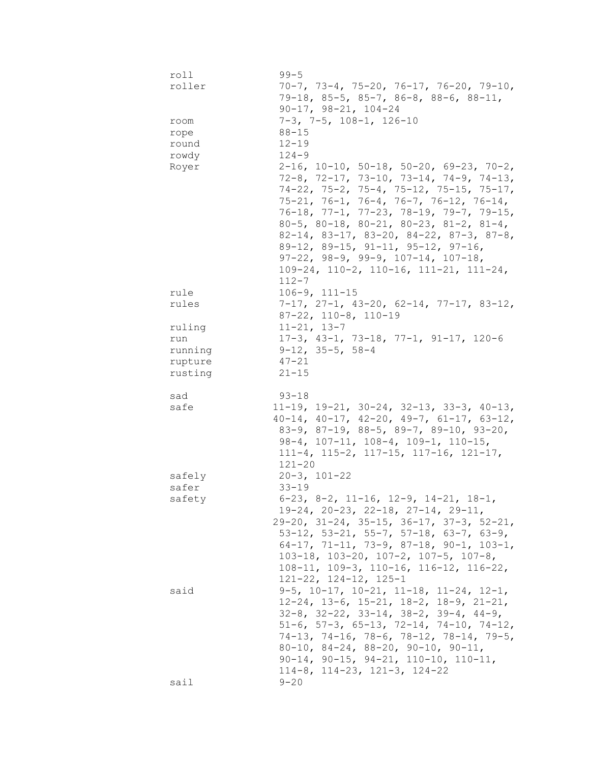roll 99-5

roller 70-7, 73-4, 75-20, 76-17, 76-20, 79-10, 79-18, 85-5, 85-7, 86-8, 88-6, 88-11, 90-17, 98-21, 104-24

room 7-3, 7-5, 108-1, 126-10

rope 88-15

round 12-19

rowdy 124-9

Royer 2-16, 10-10, 50-18, 50-20, 69-23, 70-2, 72-8, 72-17, 73-10, 73-14, 74-9, 74-13, 74-22, 75-2, 75-4, 75-12, 75-15, 75-17, 75-21, 76-1, 76-4, 76-7, 76-12, 76-14, 76-18, 77-1, 77-23, 78-19, 79-7, 79-15, 80-5, 80-18, 80-21, 80-23, 81-2, 81-4, 82-14, 83-17, 83-20, 84-22, 87-3, 87-8, 89-12, 89-15, 91-11, 95-12, 97-16, 97-22, 98-9, 99-9, 107-14, 107-18, 109-24, 110-2, 110-16, 111-21, 111-24, 112-7

rule 106-9, 111-15

rules 7-17, 27-1, 43-20, 62-14, 77-17, 83-12, 87-22, 110-8, 110-19

ruling 11-21, 13-7

run 17-3, 43-1, 73-18, 77-1, 91-17, 120-6

running 9-12, 35-5, 58-4

rupture 47-21

rusting 21-15

sad 93-18

safe 11-19, 19-21, 30-24, 32-13, 33-3, 40-13, 40-14, 40-17, 42-20, 49-7, 61-17, 63-12, 83-9, 87-19, 88-5, 89-7, 89-10, 93-20, 98-4, 107-11, 108-4, 109-1, 110-15, 111-4, 115-2, 117-15, 117-16, 121-17, 121-20

safely 20-3, 101-22

safer 33-19

safety 6-23, 8-2, 11-16, 12-9, 14-21, 18-1, 19-24, 20-23, 22-18, 27-14, 29-11, 29-20, 31-24, 35-15, 36-17, 37-3, 52-21, 53-12, 53-21, 55-7, 57-18, 63-7, 63-9, 64-17, 71-11, 73-9, 87-18, 90-1, 103-1, 103-18, 103-20, 107-2, 107-5, 107-8, 108-11, 109-3, 110-16, 116-12, 116-22, 121-22, 124-12, 125-1

said 9-5, 10-17, 10-21, 11-18, 11-24, 12-1, 12-24, 13-6, 15-21, 18-2, 18-9, 21-21, 32-8, 32-22, 33-14, 38-2, 39-4, 44-9, 51-6, 57-3, 65-13, 72-14, 74-10, 74-12, 74-13, 74-16, 78-6, 78-12, 78-14, 79-5, 80-10, 84-24, 88-20, 90-10, 90-11, 90-14, 90-15, 94-21, 110-10, 110-11, 114-8, 114-23, 121-3, 124-22

sail 9-20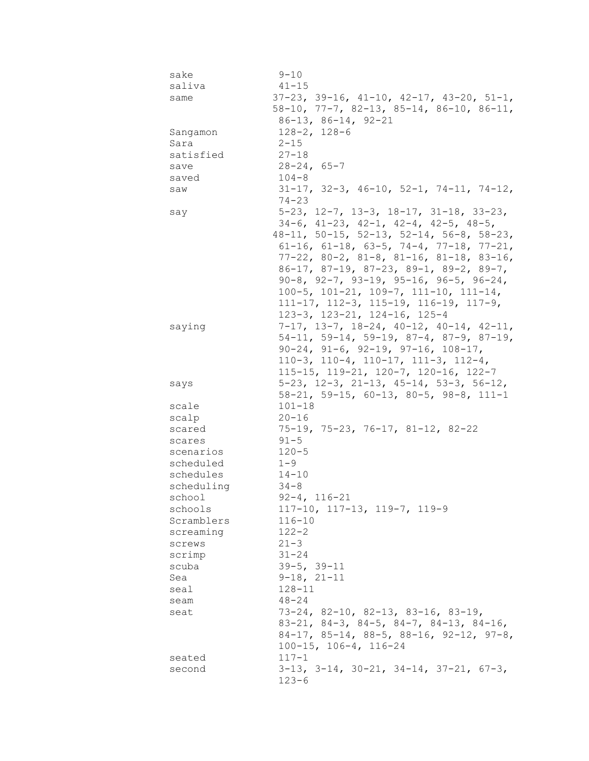| | |
|---|---|
| sake | 9-10 |
| saliva | 41-15 |
| same | 37-23, 39-16, 41-10, 42-17, 43-20, 51-1, 58-10, 77-7, 82-13, 85-14, 86-10, 86-11, 86-13, 86-14, 92-21 |
| Sangamon | 128-2, 128-6 |
| Sara | 2-15 |
| satisfied | 27-18 |
| save | 28-24, 65-7 |
| saved | 104-8 |
| saw | 31-17, 32-3, 46-10, 52-1, 74-11, 74-12, 74-23 |
| say | 5-23, 12-7, 13-3, 18-17, 31-18, 33-23, 34-6, 41-23, 42-1, 42-4, 42-5, 48-5, 48-11, 50-15, 52-13, 52-14, 56-8, 58-23, 61-16, 61-18, 63-5, 74-4, 77-18, 77-21, 77-22, 80-2, 81-8, 81-16, 81-18, 83-16, 86-17, 87-19, 87-23, 89-1, 89-2, 89-7, 90-8, 92-7, 93-19, 95-16, 96-5, 96-24, 100-5, 101-21, 109-7, 111-10, 111-14, 111-17, 112-3, 115-19, 116-19, 117-9, 123-3, 123-21, 124-16, 125-4 |
| saying | 7-17, 13-7, 18-24, 40-12, 40-14, 42-11, 54-11, 59-14, 59-19, 87-4, 87-9, 87-19, 90-24, 91-6, 92-19, 97-16, 108-17, 110-3, 110-4, 110-17, 111-3, 112-4, 115-15, 119-21, 120-7, 120-16, 122-7 |
| says | 5-23, 12-3, 21-13, 45-14, 53-3, 56-12, 58-21, 59-15, 60-13, 80-5, 98-8, 111-1 |
| scale | 101-18 |
| scalp | 20-16 |
| scared | 75-19, 75-23, 76-17, 81-12, 82-22 |
| scares | 91-5 |
| scenarios | 120-5 |
| scheduled | 1-9 |
| schedules | 14-10 |
| scheduling | 34-8 |
| school | 92-4, 116-21 |
| schools | 117-10, 117-13, 119-7, 119-9 |
| Scramblers | 116-10 |
| screaming | 122-2 |
| screws | 21-3 |
| scrimp | 31-24 |
| scuba | 39-5, 39-11 |
| Sea | 9-18, 21-11 |
| seal | 128-11 |
| seam | 48-24 |
| seat | 73-24, 82-10, 82-13, 83-16, 83-19, 83-21, 84-3, 84-5, 84-7, 84-13, 84-16, 84-17, 85-14, 88-5, 88-16, 92-12, 97-8, 100-15, 106-4, 116-24 |
| seated | 117-1 |
| second | 3-13, 3-14, 30-21, 34-14, 37-21, 67-3, 123-6 |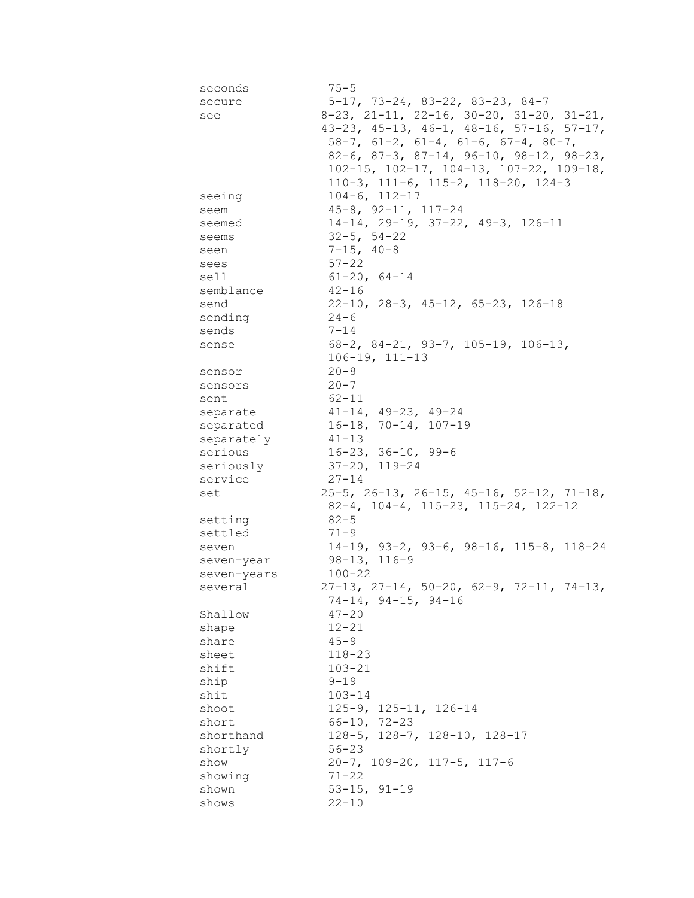seconds 75-5
secure 5-17, 73-24, 83-22, 83-23, 84-7
see 8-23, 21-11, 22-16, 30-20, 31-20, 31-21, 43-23, 45-13, 46-1, 48-16, 57-16, 57-17, 58-7, 61-2, 61-4, 61-6, 67-4, 80-7, 82-6, 87-3, 87-14, 96-10, 98-12, 98-23, 102-15, 102-17, 104-13, 107-22, 109-18, 110-3, 111-6, 115-2, 118-20, 124-3
seeing 104-6, 112-17
seem 45-8, 92-11, 117-24
seemed 14-14, 29-19, 37-22, 49-3, 126-11
seems 32-5, 54-22
seen 7-15, 40-8
sees 57-22
sell 61-20, 64-14
semblance 42-16
send 22-10, 28-3, 45-12, 65-23, 126-18
sending 24-6
sends 7-14
sense 68-2, 84-21, 93-7, 105-19, 106-13, 106-19, 111-13
sensor 20-8
sensors 20-7
sent 62-11
separate 41-14, 49-23, 49-24
separated 16-18, 70-14, 107-19
separately 41-13
serious 16-23, 36-10, 99-6
seriously 37-20, 119-24
service 27-14
set 25-5, 26-13, 26-15, 45-16, 52-12, 71-18, 82-4, 104-4, 115-23, 115-24, 122-12
setting 82-5
settled 71-9
seven 14-19, 93-2, 93-6, 98-16, 115-8, 118-24
seven-year 98-13, 116-9
seven-years 100-22
several 27-13, 27-14, 50-20, 62-9, 72-11, 74-13, 74-14, 94-15, 94-16
Shallow 47-20
shape 12-21
share 45-9
sheet 118-23
shift 103-21
ship 9-19
shit 103-14
shoot 125-9, 125-11, 126-14
short 66-10, 72-23
shorthand 128-5, 128-7, 128-10, 128-17
shortly 56-23
show 20-7, 109-20, 117-5, 117-6
showing 71-22
shown 53-15, 91-19
shows 22-10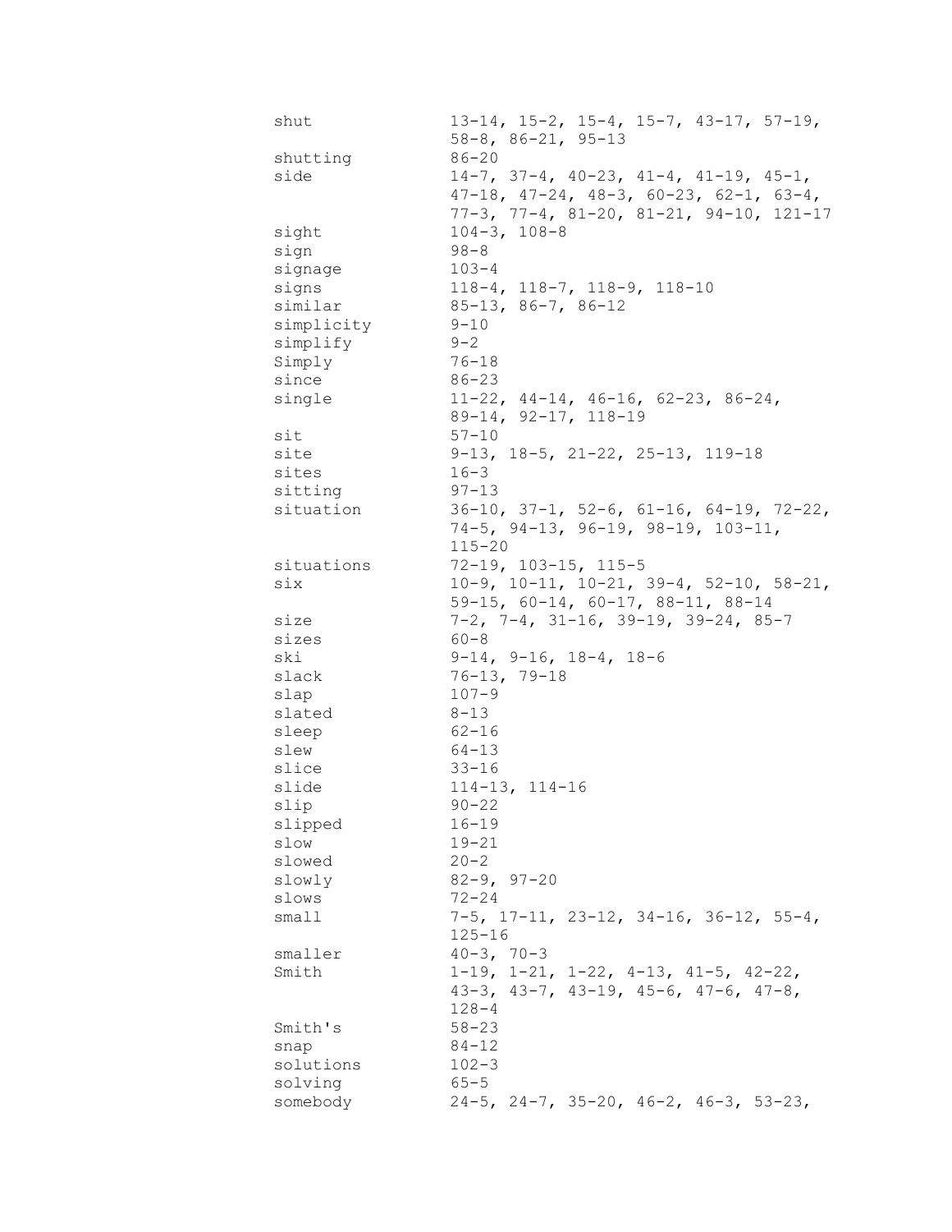| | |
|---|---|
| shut | 13-14, 15-2, 15-4, 15-7, 43-17, 57-19, 58-8, 86-21, 95-13 |
| shutting | 86-20 |
| side | 14-7, 37-4, 40-23, 41-4, 41-19, 45-1, 47-18, 47-24, 48-3, 60-23, 62-1, 63-4, 77-3, 77-4, 81-20, 81-21, 94-10, 121-17 |
| sight | 104-3, 108-8 |
| sign | 98-8 |
| signage | 103-4 |
| signs | 118-4, 118-7, 118-9, 118-10 |
| similar | 85-13, 86-7, 86-12 |
| simplicity | 9-10 |
| simplify | 9-2 |
| Simply | 76-18 |
| since | 86-23 |
| single | 11-22, 44-14, 46-16, 62-23, 86-24, 89-14, 92-17, 118-19 |
| sit | 57-10 |
| site | 9-13, 18-5, 21-22, 25-13, 119-18 |
| sites | 16-3 |
| sitting | 97-13 |
| situation | 36-10, 37-1, 52-6, 61-16, 64-19, 72-22, 74-5, 94-13, 96-19, 98-19, 103-11, 115-20 |
| situations | 72-19, 103-15, 115-5 |
| six | 10-9, 10-11, 10-21, 39-4, 52-10, 58-21, 59-15, 60-14, 60-17, 88-11, 88-14 |
| size | 7-2, 7-4, 31-16, 39-19, 39-24, 85-7 |
| sizes | 60-8 |
| ski | 9-14, 9-16, 18-4, 18-6 |
| slack | 76-13, 79-18 |
| slap | 107-9 |
| slated | 8-13 |
| sleep | 62-16 |
| slew | 64-13 |
| slice | 33-16 |
| slide | 114-13, 114-16 |
| slip | 90-22 |
| slipped | 16-19 |
| slow | 19-21 |
| slowed | 20-2 |
| slowly | 82-9, 97-20 |
| slows | 72-24 |
| small | 7-5, 17-11, 23-12, 34-16, 36-12, 55-4, 125-16 |
| smaller | 40-3, 70-3 |
| Smith | 1-19, 1-21, 1-22, 4-13, 41-5, 42-22, 43-3, 43-7, 43-19, 45-6, 47-6, 47-8, 128-4 |
| Smith's | 58-23 |
| snap | 84-12 |
| solutions | 102-3 |
| solving | 65-5 |
| somebody | 24-5, 24-7, 35-20, 46-2, 46-3, 53-23, |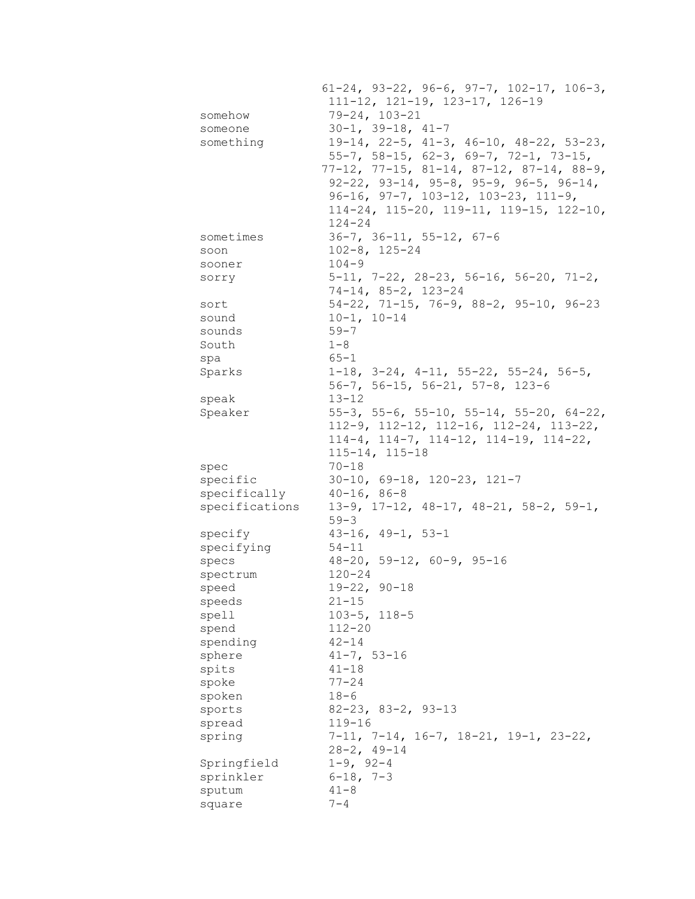61-24, 93-22, 96-6, 97-7, 102-17, 106-3, 111-12, 121-19, 123-17, 126-19

| | |
|---|---|
| somehow | 79-24, 103-21 |
| someone | 30-1, 39-18, 41-7 |
| something | 19-14, 22-5, 41-3, 46-10, 48-22, 53-23, 55-7, 58-15, 62-3, 69-7, 72-1, 73-15, 77-12, 77-15, 81-14, 87-12, 87-14, 88-9, 92-22, 93-14, 95-8, 95-9, 96-5, 96-14, 96-16, 97-7, 103-12, 103-23, 111-9, 114-24, 115-20, 119-11, 119-15, 122-10, 124-24 |
| sometimes | 36-7, 36-11, 55-12, 67-6 |
| soon | 102-8, 125-24 |
| sooner | 104-9 |
| sorry | 5-11, 7-22, 28-23, 56-16, 56-20, 71-2, 74-14, 85-2, 123-24 |
| sort | 54-22, 71-15, 76-9, 88-2, 95-10, 96-23 |
| sound | 10-1, 10-14 |
| sounds | 59-7 |
| South | 1-8 |
| spa | 65-1 |
| Sparks | 1-18, 3-24, 4-11, 55-22, 55-24, 56-5, 56-7, 56-15, 56-21, 57-8, 123-6 |
| speak | 13-12 |
| Speaker | 55-3, 55-6, 55-10, 55-14, 55-20, 64-22, 112-9, 112-12, 112-16, 112-24, 113-22, 114-4, 114-7, 114-12, 114-19, 114-22, 115-14, 115-18 |
| spec | 70-18 |
| specific | 30-10, 69-18, 120-23, 121-7 |
| specifically | 40-16, 86-8 |
| specifications | 13-9, 17-12, 48-17, 48-21, 58-2, 59-1, 59-3 |
| specify | 43-16, 49-1, 53-1 |
| specifying | 54-11 |
| specs | 48-20, 59-12, 60-9, 95-16 |
| spectrum | 120-24 |
| speed | 19-22, 90-18 |
| speeds | 21-15 |
| spell | 103-5, 118-5 |
| spend | 112-20 |
| spending | 42-14 |
| sphere | 41-7, 53-16 |
| spits | 41-18 |
| spoke | 77-24 |
| spoken | 18-6 |
| sports | 82-23, 83-2, 93-13 |
| spread | 119-16 |
| spring | 7-11, 7-14, 16-7, 18-21, 19-1, 23-22, 28-2, 49-14 |
| Springfield | 1-9, 92-4 |
| sprinkler | 6-18, 7-3 |
| sputum | 41-8 |
| square | 7-4 |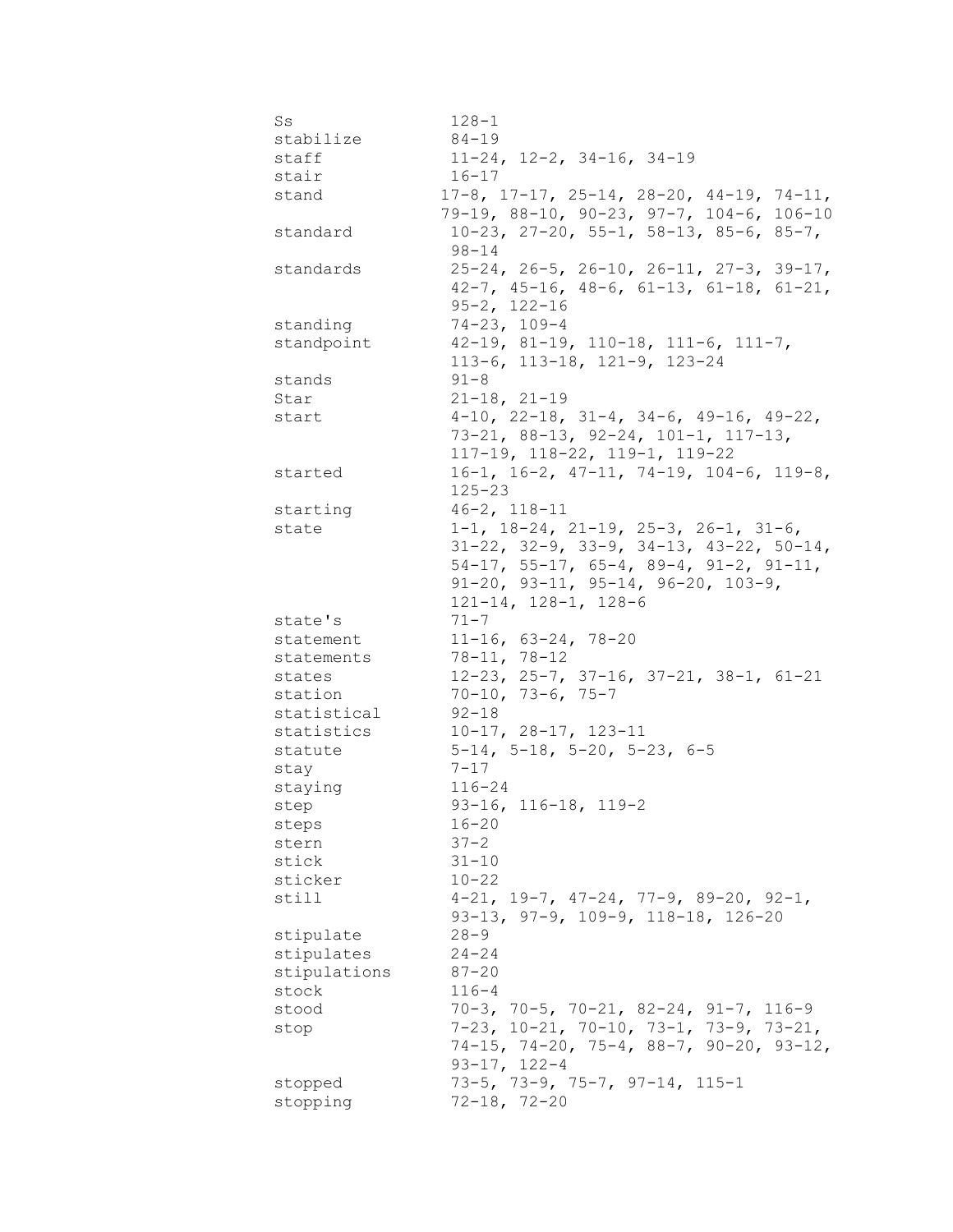Ss 128-1
stabilize 84-19
staff 11-24, 12-2, 34-16, 34-19
stair 16-17
stand 17-8, 17-17, 25-14, 28-20, 44-19, 74-11, 79-19, 88-10, 90-23, 97-7, 104-6, 106-10
standard 10-23, 27-20, 55-1, 58-13, 85-6, 85-7, 98-14
standards 25-24, 26-5, 26-10, 26-11, 27-3, 39-17, 42-7, 45-16, 48-6, 61-13, 61-18, 61-21, 95-2, 122-16
standing 74-23, 109-4
standpoint 42-19, 81-19, 110-18, 111-6, 111-7, 113-6, 113-18, 121-9, 123-24
stands 91-8
Star 21-18, 21-19
start 4-10, 22-18, 31-4, 34-6, 49-16, 49-22, 73-21, 88-13, 92-24, 101-1, 117-13, 117-19, 118-22, 119-1, 119-22
started 16-1, 16-2, 47-11, 74-19, 104-6, 119-8, 125-23
starting 46-2, 118-11
state 1-1, 18-24, 21-19, 25-3, 26-1, 31-6, 31-22, 32-9, 33-9, 34-13, 43-22, 50-14, 54-17, 55-17, 65-4, 89-4, 91-2, 91-11, 91-20, 93-11, 95-14, 96-20, 103-9, 121-14, 128-1, 128-6
state's 71-7
statement 11-16, 63-24, 78-20
statements 78-11, 78-12
states 12-23, 25-7, 37-16, 37-21, 38-1, 61-21
station 70-10, 73-6, 75-7
statistical 92-18
statistics 10-17, 28-17, 123-11
statute 5-14, 5-18, 5-20, 5-23, 6-5
stay 7-17
staying 116-24
step 93-16, 116-18, 119-2
steps 16-20
stern 37-2
stick 31-10
sticker 10-22
still 4-21, 19-7, 47-24, 77-9, 89-20, 92-1, 93-13, 97-9, 109-9, 118-18, 126-20
stipulate 28-9
stipulates 24-24
stipulations 87-20
stock 116-4
stood 70-3, 70-5, 70-21, 82-24, 91-7, 116-9
stop 7-23, 10-21, 70-10, 73-1, 73-9, 73-21, 74-15, 74-20, 75-4, 88-7, 90-20, 93-12, 93-17, 122-4
stopped 73-5, 73-9, 75-7, 97-14, 115-1
stopping 72-18, 72-20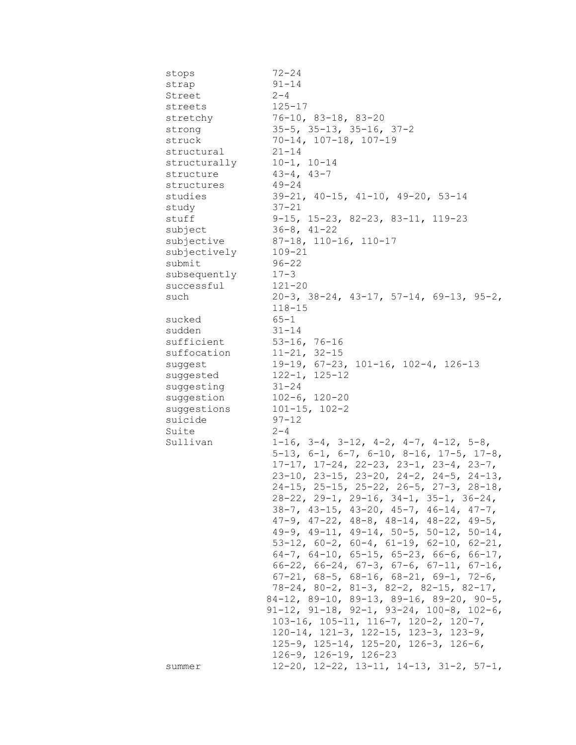| | |
|---|---|
| stops | 72-24 |
| strap | 91-14 |
| Street | 2-4 |
| streets | 125-17 |
| stretchy | 76-10, 83-18, 83-20 |
| strong | 35-5, 35-13, 35-16, 37-2 |
| struck | 70-14, 107-18, 107-19 |
| structural | 21-14 |
| structurally | 10-1, 10-14 |
| structure | 43-4, 43-7 |
| structures | 49-24 |
| studies | 39-21, 40-15, 41-10, 49-20, 53-14 |
| study | 37-21 |
| stuff | 9-15, 15-23, 82-23, 83-11, 119-23 |
| subject | 36-8, 41-22 |
| subjective | 87-18, 110-16, 110-17 |
| subjectively | 109-21 |
| submit | 96-22 |
| subsequently | 17-3 |
| successful | 121-20 |
| such | 20-3, 38-24, 43-17, 57-14, 69-13, 95-2, 118-15 |
| sucked | 65-1 |
| sudden | 31-14 |
| sufficient | 53-16, 76-16 |
| suffocation | 11-21, 32-15 |
| suggest | 19-19, 67-23, 101-16, 102-4, 126-13 |
| suggested | 122-1, 125-12 |
| suggesting | 31-24 |
| suggestion | 102-6, 120-20 |
| suggestions | 101-15, 102-2 |
| suicide | 97-12 |
| Suite | 2-4 |
| Sullivan | 1-16, 3-4, 3-12, 4-2, 4-7, 4-12, 5-8, 5-13, 6-1, 6-7, 6-10, 8-16, 17-5, 17-8, 17-17, 17-24, 22-23, 23-1, 23-4, 23-7, 23-10, 23-15, 23-20, 24-2, 24-5, 24-13, 24-15, 25-15, 25-22, 26-5, 27-3, 28-18, 28-22, 29-1, 29-16, 34-1, 35-1, 36-24, 38-7, 43-15, 43-20, 45-7, 46-14, 47-7, 47-9, 47-22, 48-8, 48-14, 48-22, 49-5, 49-9, 49-11, 49-14, 50-5, 50-12, 50-14, 53-12, 60-2, 60-4, 61-19, 62-10, 62-21, 64-7, 64-10, 65-15, 65-23, 66-6, 66-17, 66-22, 66-24, 67-3, 67-6, 67-11, 67-16, 67-21, 68-5, 68-16, 68-21, 69-1, 72-6, 78-24, 80-2, 81-3, 82-2, 82-15, 82-17, 84-12, 89-10, 89-13, 89-16, 89-20, 90-5, 91-12, 91-18, 92-1, 93-24, 100-8, 102-6, 103-16, 105-11, 116-7, 120-2, 120-7, 120-14, 121-3, 122-15, 123-3, 123-9, 125-9, 125-14, 125-20, 126-3, 126-6, 126-9, 126-19, 126-23 |
| summer | 12-20, 12-22, 13-11, 14-13, 31-2, 57-1, |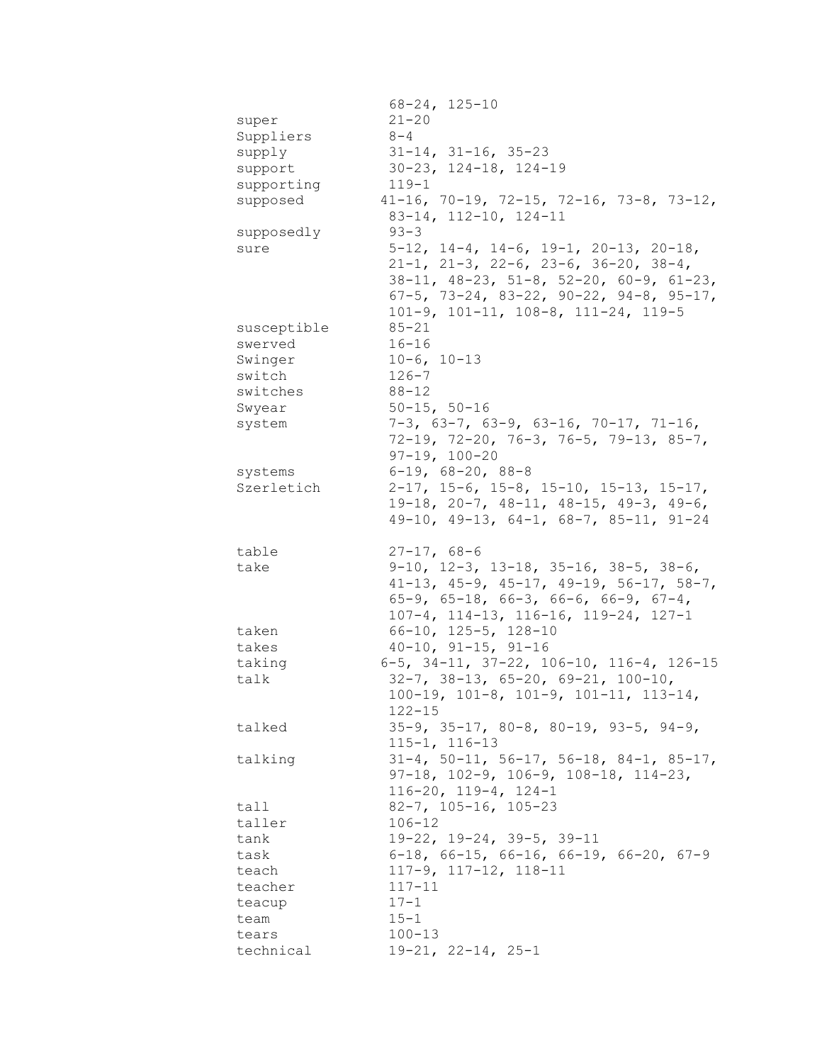68-24, 125-10

| | |
|---|---|
| super | 21-20 |
| Suppliers | 8-4 |
| supply | 31-14, 31-16, 35-23 |
| support | 30-23, 124-18, 124-19 |
| supporting | 119-1 |
| supposed | 41-16, 70-19, 72-15, 72-16, 73-8, 73-12, 83-14, 112-10, 124-11 |
| supposedly | 93-3 |
| sure | 5-12, 14-4, 14-6, 19-1, 20-13, 20-18, 21-1, 21-3, 22-6, 23-6, 36-20, 38-4, 38-11, 48-23, 51-8, 52-20, 60-9, 61-23, 67-5, 73-24, 83-22, 90-22, 94-8, 95-17, 101-9, 101-11, 108-8, 111-24, 119-5 |
| susceptible | 85-21 |
| swerved | 16-16 |
| Swinger | 10-6, 10-13 |
| switch | 126-7 |
| switches | 88-12 |
| Swyear | 50-15, 50-16 |
| system | 7-3, 63-7, 63-9, 63-16, 70-17, 71-16, 72-19, 72-20, 76-3, 76-5, 79-13, 85-7, 97-19, 100-20 |
| systems | 6-19, 68-20, 88-8 |
| Szerletich | 2-17, 15-6, 15-8, 15-10, 15-13, 15-17, 19-18, 20-7, 48-11, 48-15, 49-3, 49-6, 49-10, 49-13, 64-1, 68-7, 85-11, 91-24 |
| | |
| table | 27-17, 68-6 |
| take | 9-10, 12-3, 13-18, 35-16, 38-5, 38-6, 41-13, 45-9, 45-17, 49-19, 56-17, 58-7, 65-9, 65-18, 66-3, 66-6, 66-9, 67-4, 107-4, 114-13, 116-16, 119-24, 127-1 |
| taken | 66-10, 125-5, 128-10 |
| takes | 40-10, 91-15, 91-16 |
| taking | 6-5, 34-11, 37-22, 106-10, 116-4, 126-15 |
| talk | 32-7, 38-13, 65-20, 69-21, 100-10, 100-19, 101-8, 101-9, 101-11, 113-14, 122-15 |
| talked | 35-9, 35-17, 80-8, 80-19, 93-5, 94-9, 115-1, 116-13 |
| talking | 31-4, 50-11, 56-17, 56-18, 84-1, 85-17, 97-18, 102-9, 106-9, 108-18, 114-23, 116-20, 119-4, 124-1 |
| tall | 82-7, 105-16, 105-23 |
| taller | 106-12 |
| tank | 19-22, 19-24, 39-5, 39-11 |
| task | 6-18, 66-15, 66-16, 66-19, 66-20, 67-9 |
| teach | 117-9, 117-12, 118-11 |
| teacher | 117-11 |
| teacup | 17-1 |
| team | 15-1 |
| tears | 100-13 |
| technical | 19-21, 22-14, 25-1 |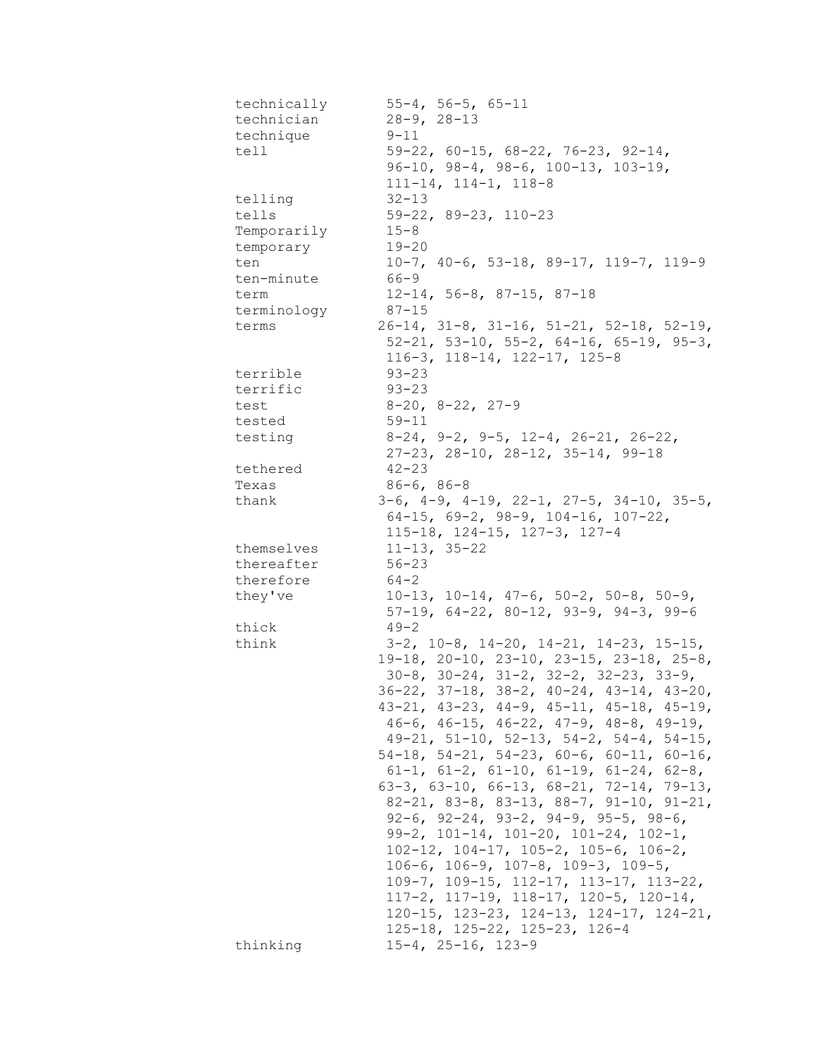technically 55-4, 56-5, 65-11
technician 28-9, 28-13
technique 9-11
tell 59-22, 60-15, 68-22, 76-23, 92-14, 96-10, 98-4, 98-6, 100-13, 103-19, 111-14, 114-1, 118-8
telling 32-13
tells 59-22, 89-23, 110-23
Temporarily 15-8
temporary 19-20
ten 10-7, 40-6, 53-18, 89-17, 119-7, 119-9
ten-minute 66-9
term 12-14, 56-8, 87-15, 87-18
terminology 87-15
terms 26-14, 31-8, 31-16, 51-21, 52-18, 52-19, 52-21, 53-10, 55-2, 64-16, 65-19, 95-3, 116-3, 118-14, 122-17, 125-8
terrible 93-23
terrific 93-23
test 8-20, 8-22, 27-9
tested 59-11
testing 8-24, 9-2, 9-5, 12-4, 26-21, 26-22, 27-23, 28-10, 28-12, 35-14, 99-18
tethered 42-23
Texas 86-6, 86-8
thank 3-6, 4-9, 4-19, 22-1, 27-5, 34-10, 35-5, 64-15, 69-2, 98-9, 104-16, 107-22, 115-18, 124-15, 127-3, 127-4
themselves 11-13, 35-22
thereafter 56-23
therefore 64-2
they've 10-13, 10-14, 47-6, 50-2, 50-8, 50-9, 57-19, 64-22, 80-12, 93-9, 94-3, 99-6
thick 49-2
think 3-2, 10-8, 14-20, 14-21, 14-23, 15-15, 19-18, 20-10, 23-10, 23-15, 23-18, 25-8, 30-8, 30-24, 31-2, 32-2, 32-23, 33-9, 36-22, 37-18, 38-2, 40-24, 43-14, 43-20, 43-21, 43-23, 44-9, 45-11, 45-18, 45-19, 46-6, 46-15, 46-22, 47-9, 48-8, 49-19, 49-21, 51-10, 52-13, 54-2, 54-4, 54-15, 54-18, 54-21, 54-23, 60-6, 60-11, 60-16, 61-1, 61-2, 61-10, 61-19, 61-24, 62-8, 63-3, 63-10, 66-13, 68-21, 72-14, 79-13, 82-21, 83-8, 83-13, 88-7, 91-10, 91-21, 92-6, 92-24, 93-2, 94-9, 95-5, 98-6, 99-2, 101-14, 101-20, 101-24, 102-1, 102-12, 104-17, 105-2, 105-6, 106-2, 106-6, 106-9, 107-8, 109-3, 109-5, 109-7, 109-15, 112-17, 113-17, 113-22, 117-2, 117-19, 118-17, 120-5, 120-14, 120-15, 123-23, 124-13, 124-17, 124-21, 125-18, 125-22, 125-23, 126-4
thinking 15-4, 25-16, 123-9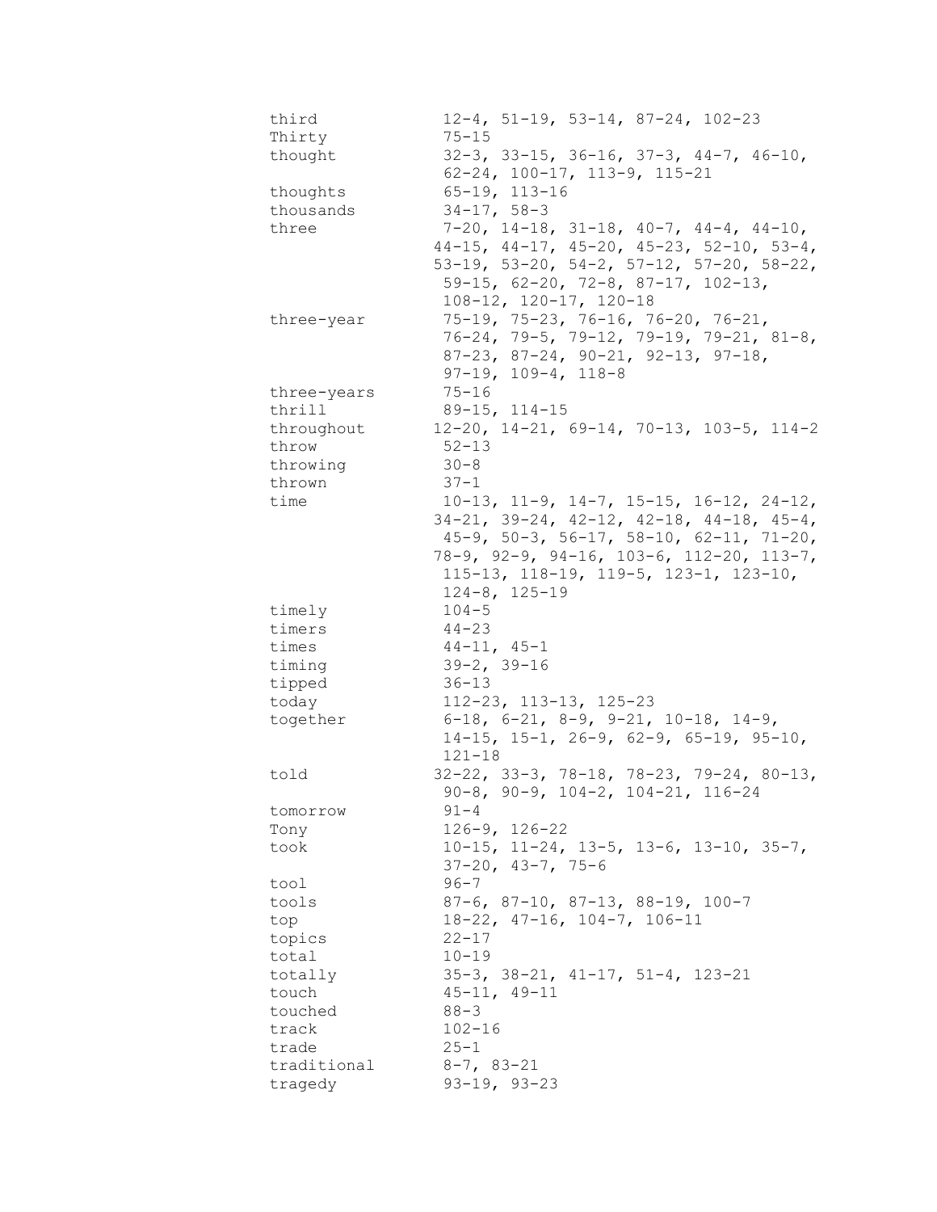| | |
|---|---|
| third | 12-4, 51-19, 53-14, 87-24, 102-23 |
| Thirty | 75-15 |
| thought | 32-3, 33-15, 36-16, 37-3, 44-7, 46-10, 62-24, 100-17, 113-9, 115-21 |
| thoughts | 65-19, 113-16 |
| thousands | 34-17, 58-3 |
| three | 7-20, 14-18, 31-18, 40-7, 44-4, 44-10, 44-15, 44-17, 45-20, 45-23, 52-10, 53-4, 53-19, 53-20, 54-2, 57-12, 57-20, 58-22, 59-15, 62-20, 72-8, 87-17, 102-13, 108-12, 120-17, 120-18 |
| three-year | 75-19, 75-23, 76-16, 76-20, 76-21, 76-24, 79-5, 79-12, 79-19, 79-21, 81-8, 87-23, 87-24, 90-21, 92-13, 97-18, 97-19, 109-4, 118-8 |
| three-years | 75-16 |
| thrill | 89-15, 114-15 |
| throughout | 12-20, 14-21, 69-14, 70-13, 103-5, 114-2 |
| throw | 52-13 |
| throwing | 30-8 |
| thrown | 37-1 |
| time | 10-13, 11-9, 14-7, 15-15, 16-12, 24-12, 34-21, 39-24, 42-12, 42-18, 44-18, 45-4, 45-9, 50-3, 56-17, 58-10, 62-11, 71-20, 78-9, 92-9, 94-16, 103-6, 112-20, 113-7, 115-13, 118-19, 119-5, 123-1, 123-10, 124-8, 125-19 |
| timely | 104-5 |
| timers | 44-23 |
| times | 44-11, 45-1 |
| timing | 39-2, 39-16 |
| tipped | 36-13 |
| today | 112-23, 113-13, 125-23 |
| together | 6-18, 6-21, 8-9, 9-21, 10-18, 14-9, 14-15, 15-1, 26-9, 62-9, 65-19, 95-10, 121-18 |
| told | 32-22, 33-3, 78-18, 78-23, 79-24, 80-13, 90-8, 90-9, 104-2, 104-21, 116-24 |
| tomorrow | 91-4 |
| Tony | 126-9, 126-22 |
| took | 10-15, 11-24, 13-5, 13-6, 13-10, 35-7, 37-20, 43-7, 75-6 |
| tool | 96-7 |
| tools | 87-6, 87-10, 87-13, 88-19, 100-7 |
| top | 18-22, 47-16, 104-7, 106-11 |
| topics | 22-17 |
| total | 10-19 |
| totally | 35-3, 38-21, 41-17, 51-4, 123-21 |
| touch | 45-11, 49-11 |
| touched | 88-3 |
| track | 102-16 |
| trade | 25-1 |
| traditional | 8-7, 83-21 |
| tragedy | 93-19, 93-23 |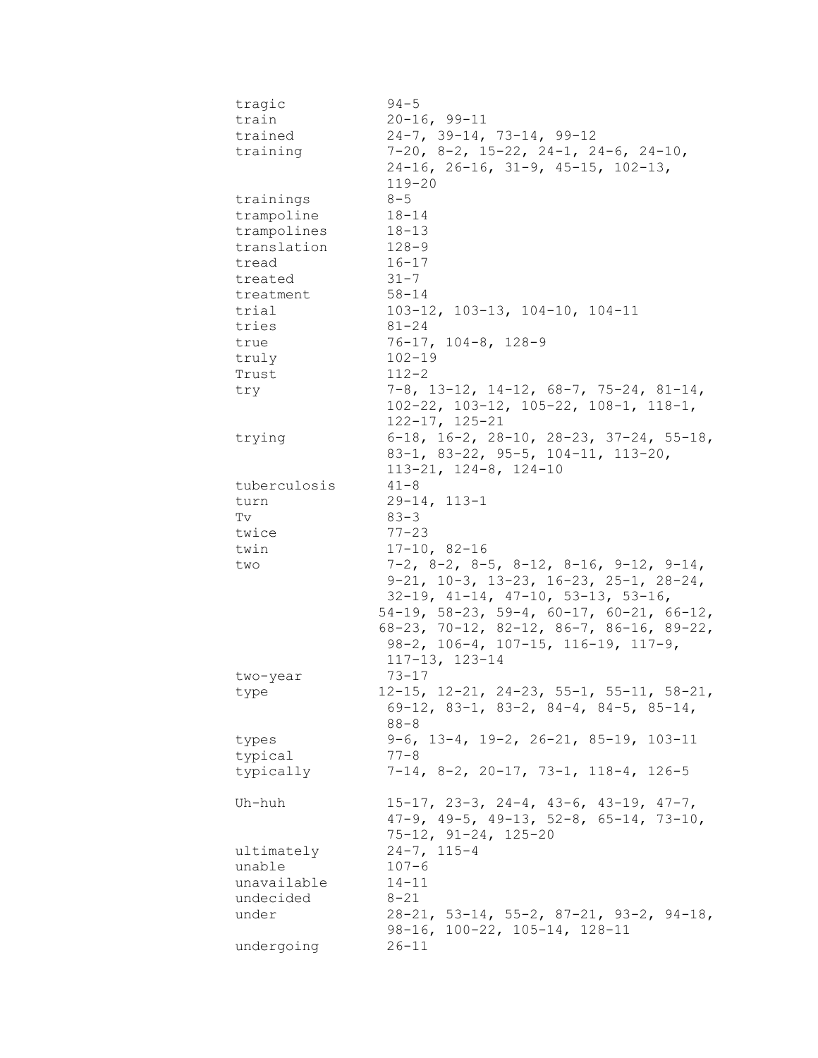| | |
|---|---|
| tragic | 94-5 |
| train | 20-16, 99-11 |
| trained | 24-7, 39-14, 73-14, 99-12 |
| training | 7-20, 8-2, 15-22, 24-1, 24-6, 24-10, 24-16, 26-16, 31-9, 45-15, 102-13, 119-20 |
| trainings | 8-5 |
| trampoline | 18-14 |
| trampolines | 18-13 |
| translation | 128-9 |
| tread | 16-17 |
| treated | 31-7 |
| treatment | 58-14 |
| trial | 103-12, 103-13, 104-10, 104-11 |
| tries | 81-24 |
| true | 76-17, 104-8, 128-9 |
| truly | 102-19 |
| Trust | 112-2 |
| try | 7-8, 13-12, 14-12, 68-7, 75-24, 81-14, 102-22, 103-12, 105-22, 108-1, 118-1, 122-17, 125-21 |
| trying | 6-18, 16-2, 28-10, 28-23, 37-24, 55-18, 83-1, 83-22, 95-5, 104-11, 113-20, 113-21, 124-8, 124-10 |
| tuberculosis | 41-8 |
| turn | 29-14, 113-1 |
| Tv | 83-3 |
| twice | 77-23 |
| twin | 17-10, 82-16 |
| two | 7-2, 8-2, 8-5, 8-12, 8-16, 9-12, 9-14, 9-21, 10-3, 13-23, 16-23, 25-1, 28-24, 32-19, 41-14, 47-10, 53-13, 53-16, 54-19, 58-23, 59-4, 60-17, 60-21, 66-12, 68-23, 70-12, 82-12, 86-7, 86-16, 89-22, 98-2, 106-4, 107-15, 116-19, 117-9, 117-13, 123-14 |
| two-year | 73-17 |
| type | 12-15, 12-21, 24-23, 55-1, 55-11, 58-21, 69-12, 83-1, 83-2, 84-4, 84-5, 85-14, 88-8 |
| types | 9-6, 13-4, 19-2, 26-21, 85-19, 103-11 |
| typical | 77-8 |
| typically | 7-14, 8-2, 20-17, 73-1, 118-4, 126-5 |
| Uh-huh | 15-17, 23-3, 24-4, 43-6, 43-19, 47-7, 47-9, 49-5, 49-13, 52-8, 65-14, 73-10, 75-12, 91-24, 125-20 |
| ultimately | 24-7, 115-4 |
| unable | 107-6 |
| unavailable | 14-11 |
| undecided | 8-21 |
| under | 28-21, 53-14, 55-2, 87-21, 93-2, 94-18, 98-16, 100-22, 105-14, 128-11 |
| undergoing | 26-11 |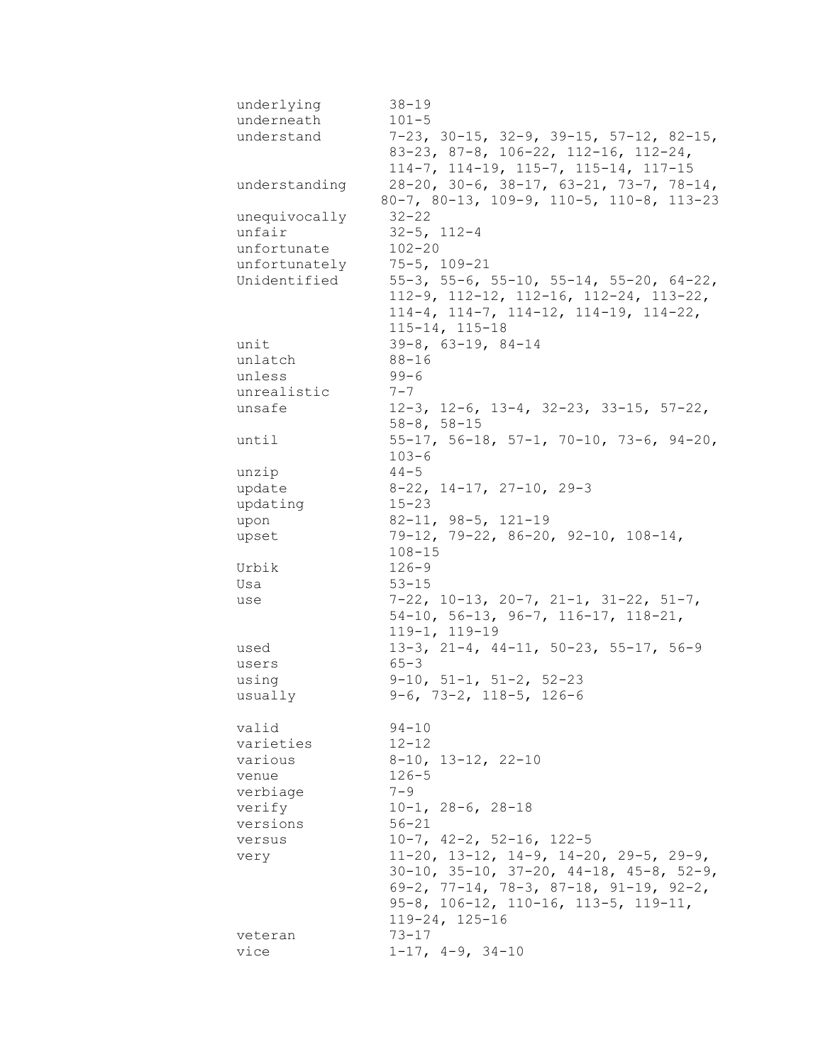underlying 38-19
underneath 101-5
understand 7-23, 30-15, 32-9, 39-15, 57-12, 82-15, 83-23, 87-8, 106-22, 112-16, 112-24, 114-7, 114-19, 115-7, 115-14, 117-15
understanding 28-20, 30-6, 38-17, 63-21, 73-7, 78-14, 80-7, 80-13, 109-9, 110-5, 110-8, 113-23
unequivocally 32-22
unfair 32-5, 112-4
unfortunate 102-20
unfortunately 75-5, 109-21
Unidentified 55-3, 55-6, 55-10, 55-14, 55-20, 64-22, 112-9, 112-12, 112-16, 112-24, 113-22, 114-4, 114-7, 114-12, 114-19, 114-22, 115-14, 115-18
unit 39-8, 63-19, 84-14
unlatch 88-16
unless 99-6
unrealistic 7-7
unsafe 12-3, 12-6, 13-4, 32-23, 33-15, 57-22, 58-8, 58-15
until 55-17, 56-18, 57-1, 70-10, 73-6, 94-20, 103-6
unzip 44-5
update 8-22, 14-17, 27-10, 29-3
updating 15-23
upon 82-11, 98-5, 121-19
upset 79-12, 79-22, 86-20, 92-10, 108-14, 108-15
Urbik 126-9
Usa 53-15
use 7-22, 10-13, 20-7, 21-1, 31-22, 51-7, 54-10, 56-13, 96-7, 116-17, 118-21, 119-1, 119-19
used 13-3, 21-4, 44-11, 50-23, 55-17, 56-9
users 65-3
using 9-10, 51-1, 51-2, 52-23
usually 9-6, 73-2, 118-5, 126-6

valid 94-10
varieties 12-12
various 8-10, 13-12, 22-10
venue 126-5
verbiage 7-9
verify 10-1, 28-6, 28-18
versions 56-21
versus 10-7, 42-2, 52-16, 122-5
very 11-20, 13-12, 14-9, 14-20, 29-5, 29-9, 30-10, 35-10, 37-20, 44-18, 45-8, 52-9, 69-2, 77-14, 78-3, 87-18, 91-19, 92-2, 95-8, 106-12, 110-16, 113-5, 119-11, 119-24, 125-16
veteran 73-17
vice 1-17, 4-9, 34-10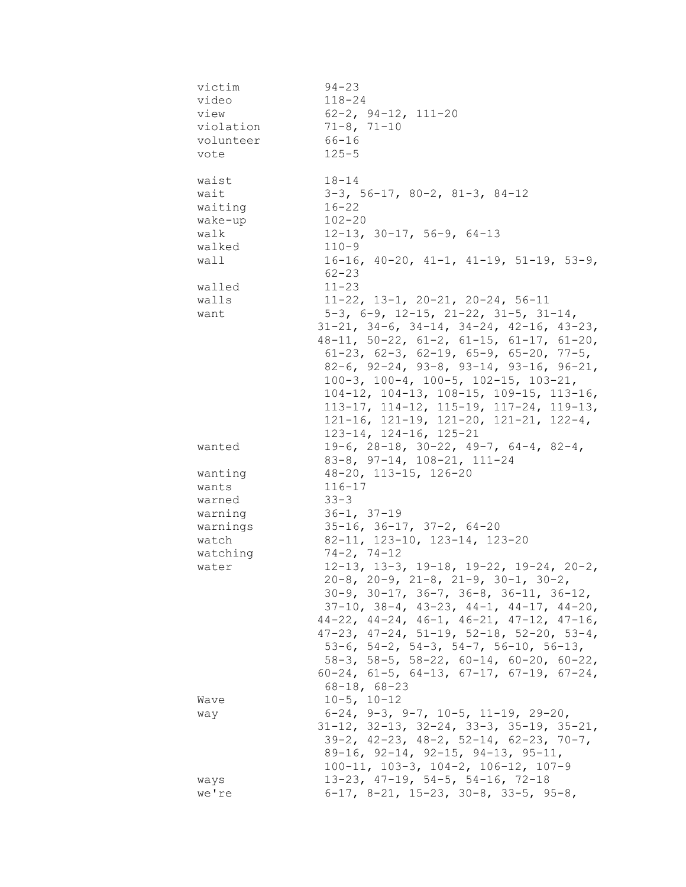victim 94-23
video 118-24
view 62-2, 94-12, 111-20
violation 71-8, 71-10
volunteer 66-16
vote 125-5

waist 18-14
wait 3-3, 56-17, 80-2, 81-3, 84-12
waiting 16-22
wake-up 102-20
walk 12-13, 30-17, 56-9, 64-13
walked 110-9
wall 16-16, 40-20, 41-1, 41-19, 51-19, 53-9, 62-23
walled 11-23
walls 11-22, 13-1, 20-21, 20-24, 56-11
want 5-3, 6-9, 12-15, 21-22, 31-5, 31-14, 31-21, 34-6, 34-14, 34-24, 42-16, 43-23, 48-11, 50-22, 61-2, 61-15, 61-17, 61-20, 61-23, 62-3, 62-19, 65-9, 65-20, 77-5, 82-6, 92-24, 93-8, 93-14, 93-16, 96-21, 100-3, 100-4, 100-5, 102-15, 103-21, 104-12, 104-13, 108-15, 109-15, 113-16, 113-17, 114-12, 115-19, 117-24, 119-13, 121-16, 121-19, 121-20, 121-21, 122-4, 123-14, 124-16, 125-21
wanted 19-6, 28-18, 30-22, 49-7, 64-4, 82-4, 83-8, 97-14, 108-21, 111-24
wanting 48-20, 113-15, 126-20
wants 116-17
warned 33-3
warning 36-1, 37-19
warnings 35-16, 36-17, 37-2, 64-20
watch 82-11, 123-10, 123-14, 123-20
watching 74-2, 74-12
water 12-13, 13-3, 19-18, 19-22, 19-24, 20-2, 20-8, 20-9, 21-8, 21-9, 30-1, 30-2, 30-9, 30-17, 36-7, 36-8, 36-11, 36-12, 37-10, 38-4, 43-23, 44-1, 44-17, 44-20, 44-22, 44-24, 46-1, 46-21, 47-12, 47-16, 47-23, 47-24, 51-19, 52-18, 52-20, 53-4, 53-6, 54-2, 54-3, 54-7, 56-10, 56-13, 58-3, 58-5, 58-22, 60-14, 60-20, 60-22, 60-24, 61-5, 64-13, 67-17, 67-19, 67-24, 68-18, 68-23
Wave 10-5, 10-12
way 6-24, 9-3, 9-7, 10-5, 11-19, 29-20, 31-12, 32-13, 32-24, 33-3, 35-19, 35-21, 39-2, 42-23, 48-2, 52-14, 62-23, 70-7, 89-16, 92-14, 92-15, 94-13, 95-11, 100-11, 103-3, 104-2, 106-12, 107-9
ways 13-23, 47-19, 54-5, 54-16, 72-18
we're 6-17, 8-21, 15-23, 30-8, 33-5, 95-8,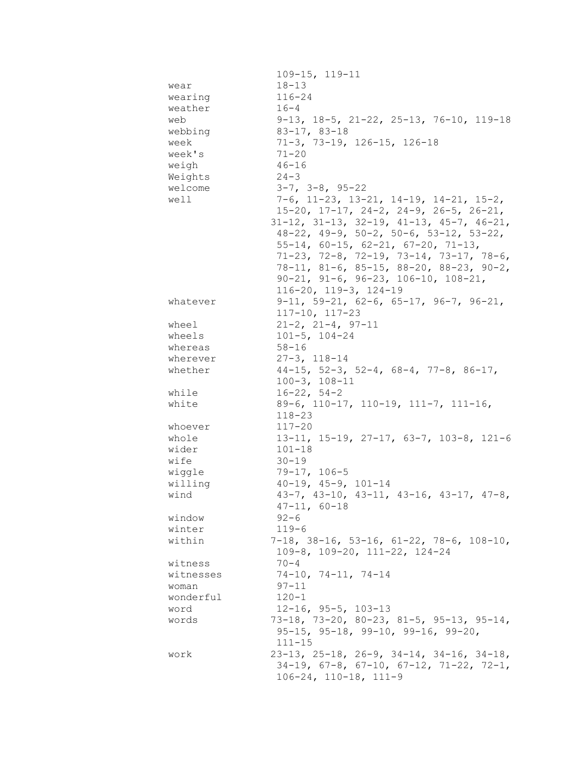109-15, 119-11

| | |
|---|---|
| wear | 18-13 |
| wearing | 116-24 |
| weather | 16-4 |
| web | 9-13, 18-5, 21-22, 25-13, 76-10, 119-18 |
| webbing | 83-17, 83-18 |
| week | 71-3, 73-19, 126-15, 126-18 |
| week's | 71-20 |
| weigh | 46-16 |
| Weights | 24-3 |
| welcome | 3-7, 3-8, 95-22 |
| well | 7-6, 11-23, 13-21, 14-19, 14-21, 15-2, 15-20, 17-17, 24-2, 24-9, 26-5, 26-21, 31-12, 31-13, 32-19, 41-13, 45-7, 46-21, 48-22, 49-9, 50-2, 50-6, 53-12, 53-22, 55-14, 60-15, 62-21, 67-20, 71-13, 71-23, 72-8, 72-19, 73-14, 73-17, 78-6, 78-11, 81-6, 85-15, 88-20, 88-23, 90-2, 90-21, 91-6, 96-23, 106-10, 108-21, 116-20, 119-3, 124-19 |
| whatever | 9-11, 59-21, 62-6, 65-17, 96-7, 96-21, 117-10, 117-23 |
| wheel | 21-2, 21-4, 97-11 |
| wheels | 101-5, 104-24 |
| whereas | 58-16 |
| wherever | 27-3, 118-14 |
| whether | 44-15, 52-3, 52-4, 68-4, 77-8, 86-17, 100-3, 108-11 |
| while | 16-22, 54-2 |
| white | 89-6, 110-17, 110-19, 111-7, 111-16, 118-23 |
| whoever | 117-20 |
| whole | 13-11, 15-19, 27-17, 63-7, 103-8, 121-6 |
| wider | 101-18 |
| wife | 30-19 |
| wiggle | 79-17, 106-5 |
| willing | 40-19, 45-9, 101-14 |
| wind | 43-7, 43-10, 43-11, 43-16, 43-17, 47-8, 47-11, 60-18 |
| window | 92-6 |
| winter | 119-6 |
| within | 7-18, 38-16, 53-16, 61-22, 78-6, 108-10, 109-8, 109-20, 111-22, 124-24 |
| witness | 70-4 |
| witnesses | 74-10, 74-11, 74-14 |
| woman | 97-11 |
| wonderful | 120-1 |
| word | 12-16, 95-5, 103-13 |
| words | 73-18, 73-20, 80-23, 81-5, 95-13, 95-14, 95-15, 95-18, 99-10, 99-16, 99-20, 111-15 |
| work | 23-13, 25-18, 26-9, 34-14, 34-16, 34-18, 34-19, 67-8, 67-10, 67-12, 71-22, 72-1, 106-24, 110-18, 111-9 |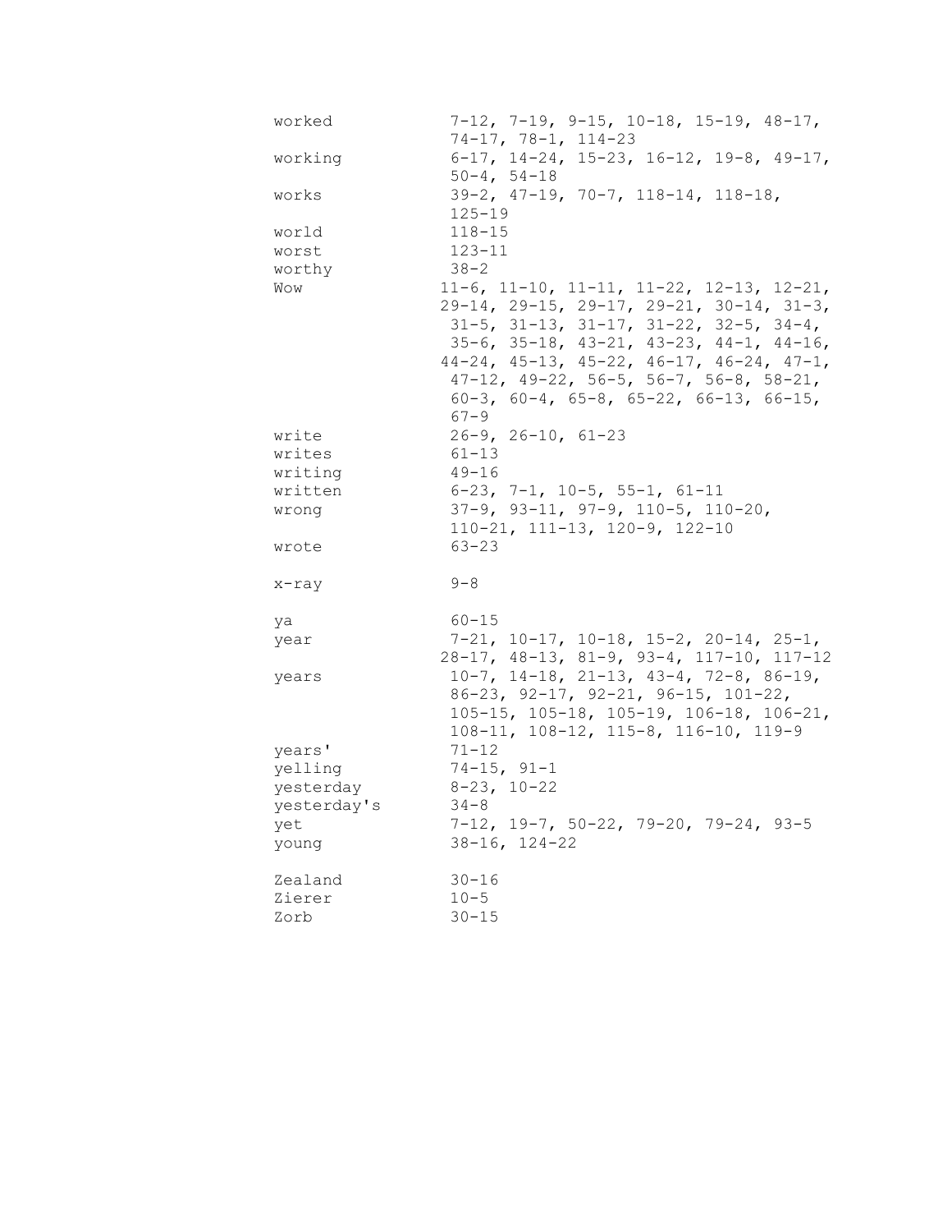| | |
|---|---|
| worked | 7-12, 7-19, 9-15, 10-18, 15-19, 48-17, 74-17, 78-1, 114-23 |
| working | 6-17, 14-24, 15-23, 16-12, 19-8, 49-17, 50-4, 54-18 |
| works | 39-2, 47-19, 70-7, 118-14, 118-18, 125-19 |
| world | 118-15 |
| worst | 123-11 |
| worthy | 38-2 |
| Wow | 11-6, 11-10, 11-11, 11-22, 12-13, 12-21, 29-14, 29-15, 29-17, 29-21, 30-14, 31-3, 31-5, 31-13, 31-17, 31-22, 32-5, 34-4, 35-6, 35-18, 43-21, 43-23, 44-1, 44-16, 44-24, 45-13, 45-22, 46-17, 46-24, 47-1, 47-12, 49-22, 56-5, 56-7, 56-8, 58-21, 60-3, 60-4, 65-8, 65-22, 66-13, 66-15, 67-9 |
| write | 26-9, 26-10, 61-23 |
| writes | 61-13 |
| writing | 49-16 |
| written | 6-23, 7-1, 10-5, 55-1, 61-11 |
| wrong | 37-9, 93-11, 97-9, 110-5, 110-20, 110-21, 111-13, 120-9, 122-10 |
| wrote | 63-23 |
| x-ray | 9-8 |
| ya | 60-15 |
| year | 7-21, 10-17, 10-18, 15-2, 20-14, 25-1, 28-17, 48-13, 81-9, 93-4, 117-10, 117-12 |
| years | 10-7, 14-18, 21-13, 43-4, 72-8, 86-19, 86-23, 92-17, 92-21, 96-15, 101-22, 105-15, 105-18, 105-19, 106-18, 106-21, 108-11, 108-12, 115-8, 116-10, 119-9 |
| years' | 71-12 |
| yelling | 74-15, 91-1 |
| yesterday | 8-23, 10-22 |
| yesterday's | 34-8 |
| yet | 7-12, 19-7, 50-22, 79-20, 79-24, 93-5 |
| young | 38-16, 124-22 |
| Zealand | 30-16 |
| Zierer | 10-5 |
| Zorb | 30-15 |